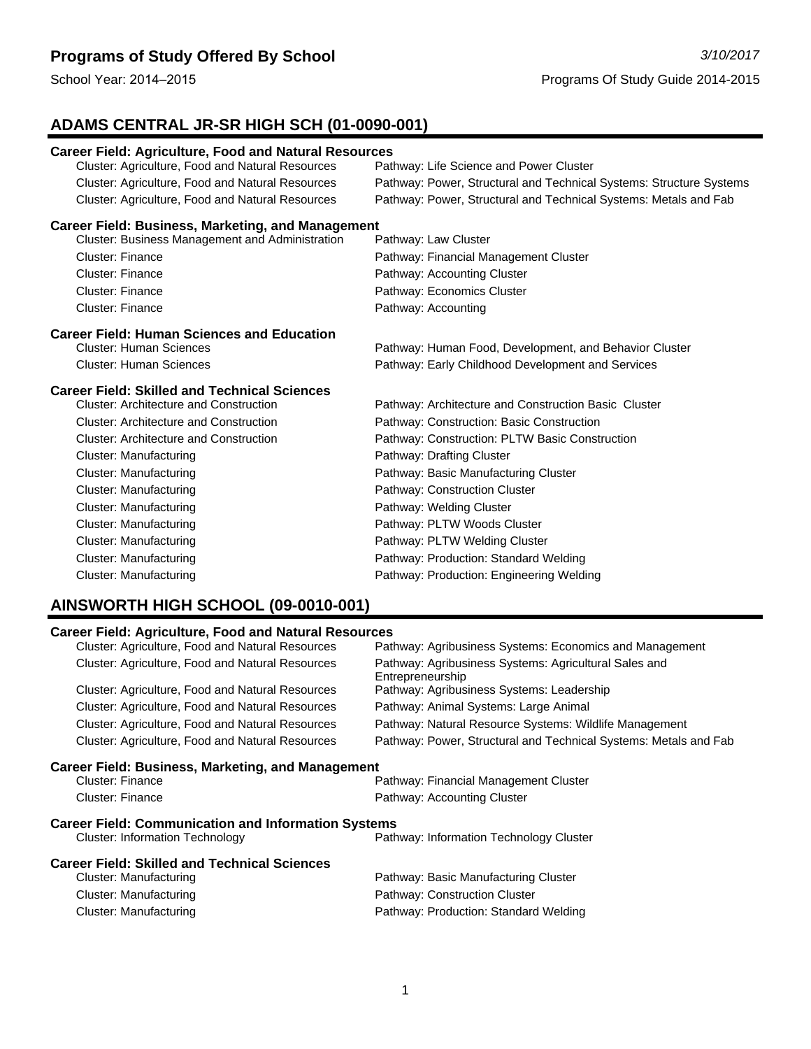# Programs of Study Offered By School

*3/10/2017*

School Year: 2014–2015

Programs Of Study Guide 2014-2015

## ADAMS CENTRAL JR-SR HIGH SCH (01-0090-001)

### Career Field: Agriculture, Food and Natural Resources

| Cluster | Pathway |
|---|---|
| Cluster: Agriculture, Food and Natural Resources | Pathway: Life Science and Power Cluster |
| Cluster: Agriculture, Food and Natural Resources | Pathway: Power, Structural and Technical Systems: Structure Systems |
| Cluster: Agriculture, Food and Natural Resources | Pathway: Power, Structural and Technical Systems: Metals and Fab |

### Career Field: Business, Marketing, and Management

| Cluster | Pathway |
|---|---|
| Cluster: Business Management and Administration | Pathway: Law Cluster |
| Cluster: Finance | Pathway: Financial Management Cluster |
| Cluster: Finance | Pathway: Accounting Cluster |
| Cluster: Finance | Pathway: Economics Cluster |
| Cluster: Finance | Pathway: Accounting |

### Career Field: Human Sciences and Education

| Cluster | Pathway |
|---|---|
| Cluster: Human Sciences | Pathway: Human Food, Development, and Behavior Cluster |
| Cluster: Human Sciences | Pathway: Early Childhood Development and Services |

### Career Field: Skilled and Technical Sciences

| Cluster | Pathway |
|---|---|
| Cluster: Architecture and Construction | Pathway: Architecture and Construction Basic Cluster |
| Cluster: Architecture and Construction | Pathway: Construction: Basic Construction |
| Cluster: Architecture and Construction | Pathway: Construction: PLTW Basic Construction |
| Cluster: Manufacturing | Pathway: Drafting Cluster |
| Cluster: Manufacturing | Pathway: Basic Manufacturing Cluster |
| Cluster: Manufacturing | Pathway: Construction Cluster |
| Cluster: Manufacturing | Pathway: Welding Cluster |
| Cluster: Manufacturing | Pathway: PLTW Woods Cluster |
| Cluster: Manufacturing | Pathway: PLTW Welding Cluster |
| Cluster: Manufacturing | Pathway: Production: Standard Welding |
| Cluster: Manufacturing | Pathway: Production: Engineering Welding |

## AINSWORTH HIGH SCHOOL (09-0010-001)

### Career Field: Agriculture, Food and Natural Resources

| Cluster | Pathway |
|---|---|
| Cluster: Agriculture, Food and Natural Resources | Pathway: Agribusiness Systems: Economics and Management |
| Cluster: Agriculture, Food and Natural Resources | Pathway: Agribusiness Systems: Agricultural Sales and Entrepreneurship |
| Cluster: Agriculture, Food and Natural Resources | Pathway: Agribusiness Systems: Leadership |
| Cluster: Agriculture, Food and Natural Resources | Pathway: Animal Systems: Large Animal |
| Cluster: Agriculture, Food and Natural Resources | Pathway: Natural Resource Systems: Wildlife Management |
| Cluster: Agriculture, Food and Natural Resources | Pathway: Power, Structural and Technical Systems: Metals and Fab |

### Career Field: Business, Marketing, and Management

| Cluster | Pathway |
|---|---|
| Cluster: Finance | Pathway: Financial Management Cluster |
| Cluster: Finance | Pathway: Accounting Cluster |

### Career Field: Communication and Information Systems

| Cluster | Pathway |
|---|---|
| Cluster: Information Technology | Pathway: Information Technology Cluster |

### Career Field: Skilled and Technical Sciences

| Cluster | Pathway |
|---|---|
| Cluster: Manufacturing | Pathway: Basic Manufacturing Cluster |
| Cluster: Manufacturing | Pathway: Construction Cluster |
| Cluster: Manufacturing | Pathway: Production: Standard Welding |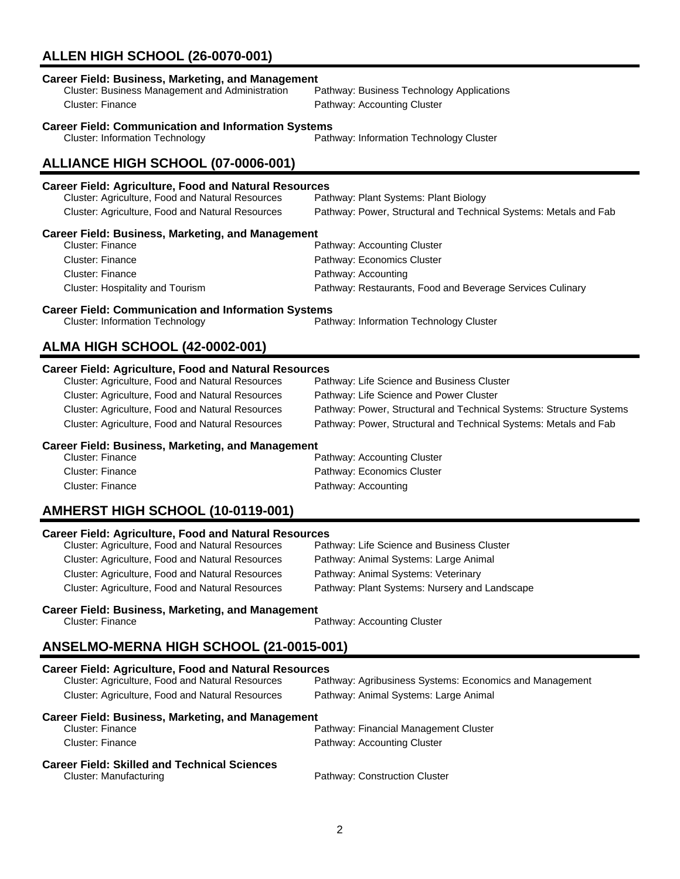## ALLEN HIGH SCHOOL (26-0070-001)

**Career Field: Business, Marketing, and Management**

| Cluster | Pathway |
|---|---|
| Cluster: Business Management and Administration | Pathway: Business Technology Applications |
| Cluster: Finance | Pathway: Accounting Cluster |

**Career Field: Communication and Information Systems**

| Cluster | Pathway |
|---|---|
| Cluster: Information Technology | Pathway: Information Technology Cluster |

## ALLIANCE HIGH SCHOOL (07-0006-001)

**Career Field: Agriculture, Food and Natural Resources**

| Cluster | Pathway |
|---|---|
| Cluster: Agriculture, Food and Natural Resources | Pathway: Plant Systems: Plant Biology |
| Cluster: Agriculture, Food and Natural Resources | Pathway: Power, Structural and Technical Systems: Metals and Fab |

**Career Field: Business, Marketing, and Management**

| Cluster | Pathway |
|---|---|
| Cluster: Finance | Pathway: Accounting Cluster |
| Cluster: Finance | Pathway: Economics Cluster |
| Cluster: Finance | Pathway: Accounting |
| Cluster: Hospitality and Tourism | Pathway: Restaurants, Food and Beverage Services Culinary |

**Career Field: Communication and Information Systems**

| Cluster | Pathway |
|---|---|
| Cluster: Information Technology | Pathway: Information Technology Cluster |

## ALMA HIGH SCHOOL (42-0002-001)

**Career Field: Agriculture, Food and Natural Resources**

| Cluster | Pathway |
|---|---|
| Cluster: Agriculture, Food and Natural Resources | Pathway: Life Science and Business Cluster |
| Cluster: Agriculture, Food and Natural Resources | Pathway: Life Science and Power Cluster |
| Cluster: Agriculture, Food and Natural Resources | Pathway: Power, Structural and Technical Systems: Structure Systems |
| Cluster: Agriculture, Food and Natural Resources | Pathway: Power, Structural and Technical Systems: Metals and Fab |

**Career Field: Business, Marketing, and Management**

| Cluster | Pathway |
|---|---|
| Cluster: Finance | Pathway: Accounting Cluster |
| Cluster: Finance | Pathway: Economics Cluster |
| Cluster: Finance | Pathway: Accounting |

## AMHERST HIGH SCHOOL (10-0119-001)

**Career Field: Agriculture, Food and Natural Resources**

| Cluster | Pathway |
|---|---|
| Cluster: Agriculture, Food and Natural Resources | Pathway: Life Science and Business Cluster |
| Cluster: Agriculture, Food and Natural Resources | Pathway: Animal Systems: Large Animal |
| Cluster: Agriculture, Food and Natural Resources | Pathway: Animal Systems: Veterinary |
| Cluster: Agriculture, Food and Natural Resources | Pathway: Plant Systems: Nursery and Landscape |

**Career Field: Business, Marketing, and Management**

| Cluster | Pathway |
|---|---|
| Cluster: Finance | Pathway: Accounting Cluster |

## ANSELMO-MERNA HIGH SCHOOL (21-0015-001)

**Career Field: Agriculture, Food and Natural Resources**

| Cluster | Pathway |
|---|---|
| Cluster: Agriculture, Food and Natural Resources | Pathway: Agribusiness Systems: Economics and Management |
| Cluster: Agriculture, Food and Natural Resources | Pathway: Animal Systems: Large Animal |

**Career Field: Business, Marketing, and Management**

| Cluster | Pathway |
|---|---|
| Cluster: Finance | Pathway: Financial Management Cluster |
| Cluster: Finance | Pathway: Accounting Cluster |

**Career Field: Skilled and Technical Sciences**

| Cluster | Pathway |
|---|---|
| Cluster: Manufacturing | Pathway: Construction Cluster |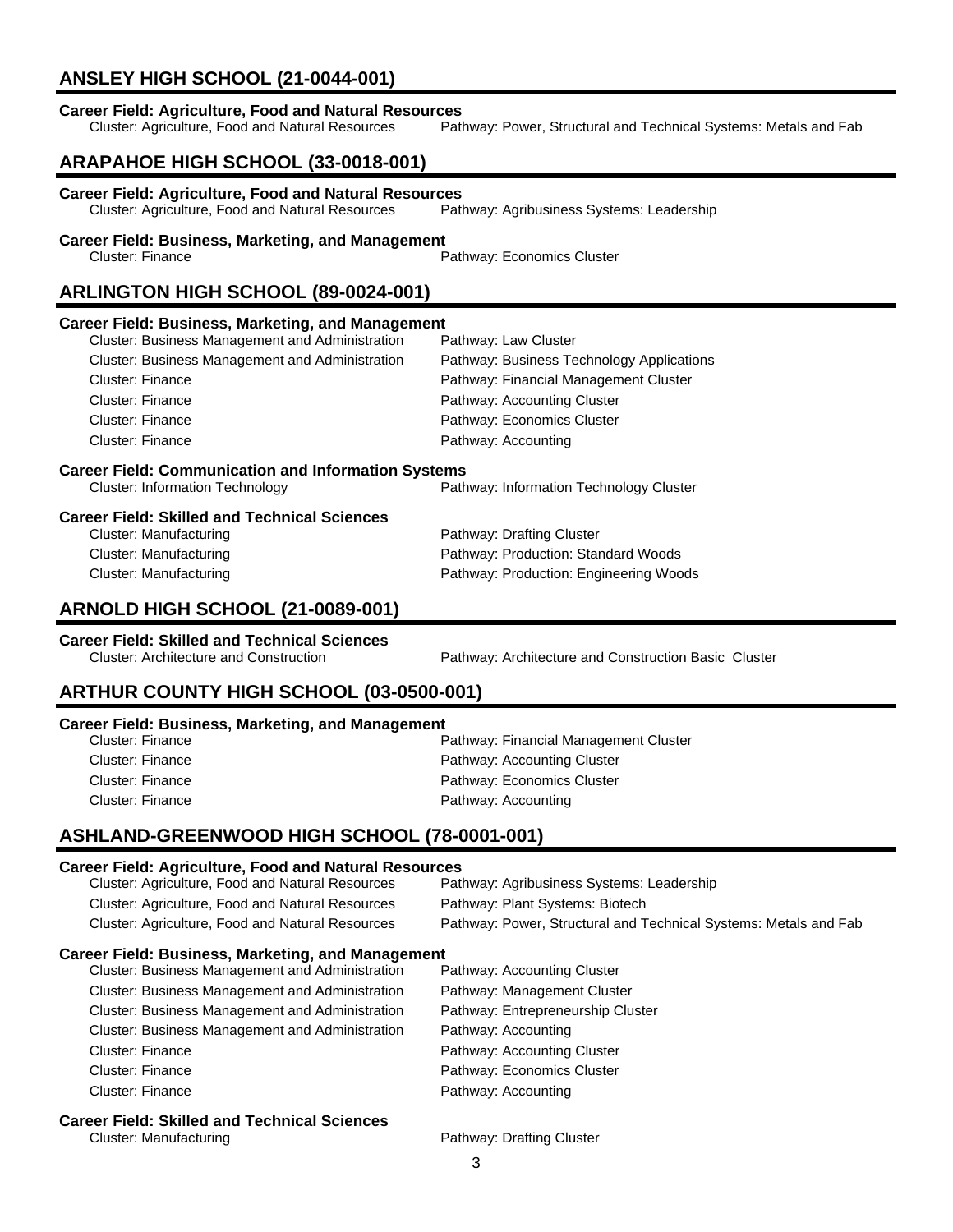## ANSLEY HIGH SCHOOL (21-0044-001)

**Career Field: Agriculture, Food and Natural Resources**

| Cluster | Pathway |
|---|---|
| Cluster: Agriculture, Food and Natural Resources | Pathway: Power, Structural and Technical Systems: Metals and Fab |

## ARAPAHOE HIGH SCHOOL (33-0018-001)

**Career Field: Agriculture, Food and Natural Resources**

| Cluster | Pathway |
|---|---|
| Cluster: Agriculture, Food and Natural Resources | Pathway: Agribusiness Systems: Leadership |

**Career Field: Business, Marketing, and Management**

| Cluster | Pathway |
|---|---|
| Cluster: Finance | Pathway: Economics Cluster |

## ARLINGTON HIGH SCHOOL (89-0024-001)

**Career Field: Business, Marketing, and Management**

| Cluster | Pathway |
|---|---|
| Cluster: Business Management and Administration | Pathway: Law Cluster |
| Cluster: Business Management and Administration | Pathway: Business Technology Applications |
| Cluster: Finance | Pathway: Financial Management Cluster |
| Cluster: Finance | Pathway: Accounting Cluster |
| Cluster: Finance | Pathway: Economics Cluster |
| Cluster: Finance | Pathway: Accounting |

**Career Field: Communication and Information Systems**

| Cluster | Pathway |
|---|---|
| Cluster: Information Technology | Pathway: Information Technology Cluster |

**Career Field: Skilled and Technical Sciences**

| Cluster | Pathway |
|---|---|
| Cluster: Manufacturing | Pathway: Drafting Cluster |
| Cluster: Manufacturing | Pathway: Production: Standard Woods |
| Cluster: Manufacturing | Pathway: Production: Engineering Woods |

## ARNOLD HIGH SCHOOL (21-0089-001)

**Career Field: Skilled and Technical Sciences**

| Cluster | Pathway |
|---|---|
| Cluster: Architecture and Construction | Pathway: Architecture and Construction Basic Cluster |

## ARTHUR COUNTY HIGH SCHOOL (03-0500-001)

**Career Field: Business, Marketing, and Management**

| Cluster | Pathway |
|---|---|
| Cluster: Finance | Pathway: Financial Management Cluster |
| Cluster: Finance | Pathway: Accounting Cluster |
| Cluster: Finance | Pathway: Economics Cluster |
| Cluster: Finance | Pathway: Accounting |

## ASHLAND-GREENWOOD HIGH SCHOOL (78-0001-001)

**Career Field: Agriculture, Food and Natural Resources**

| Cluster | Pathway |
|---|---|
| Cluster: Agriculture, Food and Natural Resources | Pathway: Agribusiness Systems: Leadership |
| Cluster: Agriculture, Food and Natural Resources | Pathway: Plant Systems: Biotech |
| Cluster: Agriculture, Food and Natural Resources | Pathway: Power, Structural and Technical Systems: Metals and Fab |

**Career Field: Business, Marketing, and Management**

| Cluster | Pathway |
|---|---|
| Cluster: Business Management and Administration | Pathway: Accounting Cluster |
| Cluster: Business Management and Administration | Pathway: Management Cluster |
| Cluster: Business Management and Administration | Pathway: Entrepreneurship Cluster |
| Cluster: Business Management and Administration | Pathway: Accounting |
| Cluster: Finance | Pathway: Accounting Cluster |
| Cluster: Finance | Pathway: Economics Cluster |
| Cluster: Finance | Pathway: Accounting |

**Career Field: Skilled and Technical Sciences**

| Cluster | Pathway |
|---|---|
| Cluster: Manufacturing | Pathway: Drafting Cluster |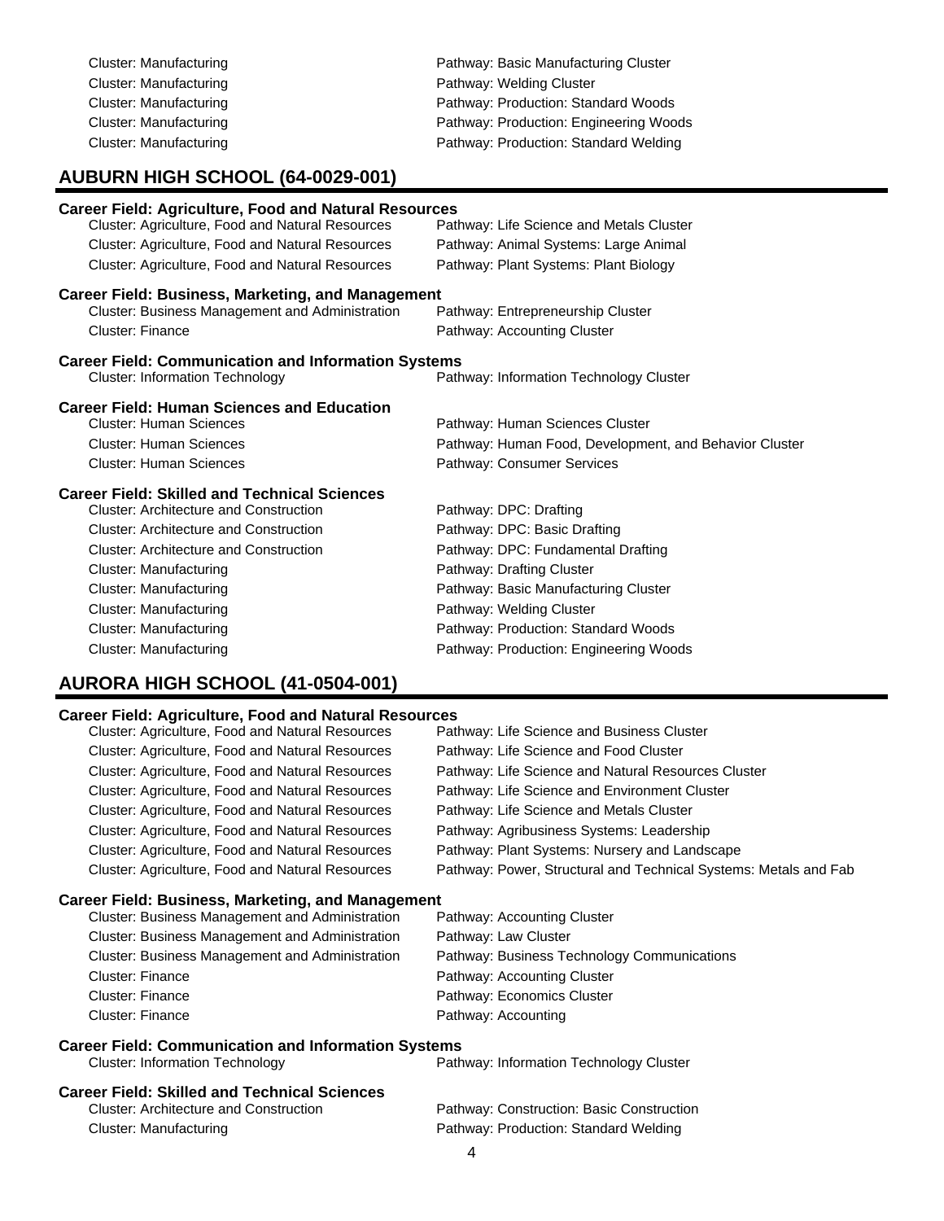Cluster: Manufacturing — Pathway: Basic Manufacturing Cluster
Cluster: Manufacturing — Pathway: Welding Cluster
Cluster: Manufacturing — Pathway: Production: Standard Woods
Cluster: Manufacturing — Pathway: Production: Engineering Woods
Cluster: Manufacturing — Pathway: Production: Standard Welding

## AUBURN HIGH SCHOOL (64-0029-001)

**Career Field: Agriculture, Food and Natural Resources**

| Cluster | Pathway |
|---|---|
| Cluster: Agriculture, Food and Natural Resources | Pathway: Life Science and Metals Cluster |
| Cluster: Agriculture, Food and Natural Resources | Pathway: Animal Systems: Large Animal |
| Cluster: Agriculture, Food and Natural Resources | Pathway: Plant Systems: Plant Biology |

**Career Field: Business, Marketing, and Management**

| Cluster | Pathway |
|---|---|
| Cluster: Business Management and Administration | Pathway: Entrepreneurship Cluster |
| Cluster: Finance | Pathway: Accounting Cluster |

**Career Field: Communication and Information Systems**

| Cluster | Pathway |
|---|---|
| Cluster: Information Technology | Pathway: Information Technology Cluster |

**Career Field: Human Sciences and Education**

| Cluster | Pathway |
|---|---|
| Cluster: Human Sciences | Pathway: Human Sciences Cluster |
| Cluster: Human Sciences | Pathway: Human Food, Development, and Behavior Cluster |
| Cluster: Human Sciences | Pathway: Consumer Services |

**Career Field: Skilled and Technical Sciences**

| Cluster | Pathway |
|---|---|
| Cluster: Architecture and Construction | Pathway: DPC: Drafting |
| Cluster: Architecture and Construction | Pathway: DPC: Basic Drafting |
| Cluster: Architecture and Construction | Pathway: DPC: Fundamental Drafting |
| Cluster: Manufacturing | Pathway: Drafting Cluster |
| Cluster: Manufacturing | Pathway: Basic Manufacturing Cluster |
| Cluster: Manufacturing | Pathway: Welding Cluster |
| Cluster: Manufacturing | Pathway: Production: Standard Woods |
| Cluster: Manufacturing | Pathway: Production: Engineering Woods |

## AURORA HIGH SCHOOL (41-0504-001)

**Career Field: Agriculture, Food and Natural Resources**

| Cluster | Pathway |
|---|---|
| Cluster: Agriculture, Food and Natural Resources | Pathway: Life Science and Business Cluster |
| Cluster: Agriculture, Food and Natural Resources | Pathway: Life Science and Food Cluster |
| Cluster: Agriculture, Food and Natural Resources | Pathway: Life Science and Natural Resources Cluster |
| Cluster: Agriculture, Food and Natural Resources | Pathway: Life Science and Environment Cluster |
| Cluster: Agriculture, Food and Natural Resources | Pathway: Life Science and Metals Cluster |
| Cluster: Agriculture, Food and Natural Resources | Pathway: Agribusiness Systems: Leadership |
| Cluster: Agriculture, Food and Natural Resources | Pathway: Plant Systems: Nursery and Landscape |
| Cluster: Agriculture, Food and Natural Resources | Pathway: Power, Structural and Technical Systems: Metals and Fab |

**Career Field: Business, Marketing, and Management**

| Cluster | Pathway |
|---|---|
| Cluster: Business Management and Administration | Pathway: Accounting Cluster |
| Cluster: Business Management and Administration | Pathway: Law Cluster |
| Cluster: Business Management and Administration | Pathway: Business Technology Communications |
| Cluster: Finance | Pathway: Accounting Cluster |
| Cluster: Finance | Pathway: Economics Cluster |
| Cluster: Finance | Pathway: Accounting |

**Career Field: Communication and Information Systems**

| Cluster | Pathway |
|---|---|
| Cluster: Information Technology | Pathway: Information Technology Cluster |

**Career Field: Skilled and Technical Sciences**

| Cluster | Pathway |
|---|---|
| Cluster: Architecture and Construction | Pathway: Construction: Basic Construction |
| Cluster: Manufacturing | Pathway: Production: Standard Welding |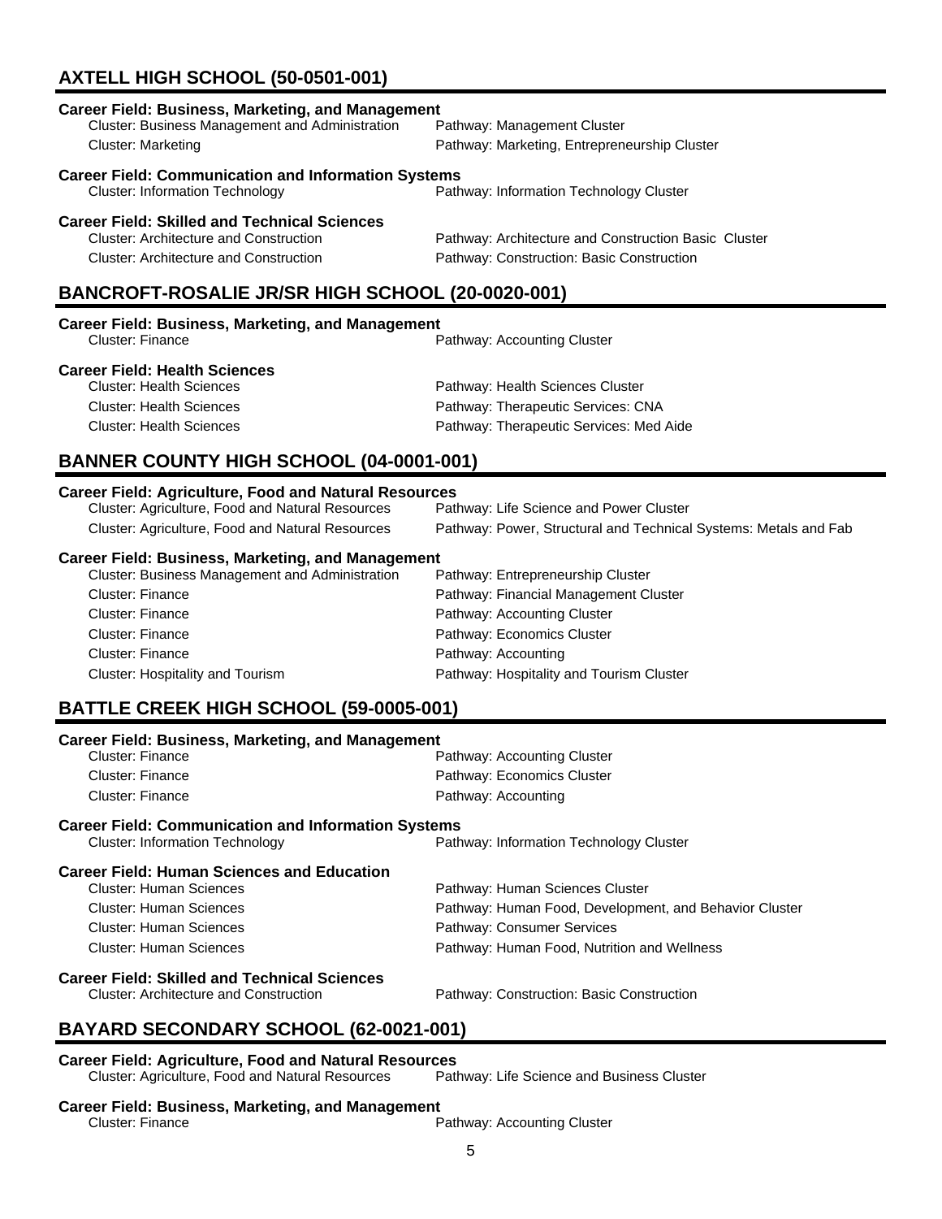## AXTELL HIGH SCHOOL (50-0501-001)

**Career Field: Business, Marketing, and Management**

| Cluster | Pathway |
|---|---|
| Cluster: Business Management and Administration | Pathway: Management Cluster |
| Cluster: Marketing | Pathway: Marketing, Entrepreneurship Cluster |

**Career Field: Communication and Information Systems**

| Cluster | Pathway |
|---|---|
| Cluster: Information Technology | Pathway: Information Technology Cluster |

**Career Field: Skilled and Technical Sciences**

| Cluster | Pathway |
|---|---|
| Cluster: Architecture and Construction | Pathway: Architecture and Construction Basic Cluster |
| Cluster: Architecture and Construction | Pathway: Construction: Basic Construction |

## BANCROFT-ROSALIE JR/SR HIGH SCHOOL (20-0020-001)

**Career Field: Business, Marketing, and Management**

| Cluster | Pathway |
|---|---|
| Cluster: Finance | Pathway: Accounting Cluster |

**Career Field: Health Sciences**

| Cluster | Pathway |
|---|---|
| Cluster: Health Sciences | Pathway: Health Sciences Cluster |
| Cluster: Health Sciences | Pathway: Therapeutic Services: CNA |
| Cluster: Health Sciences | Pathway: Therapeutic Services: Med Aide |

## BANNER COUNTY HIGH SCHOOL (04-0001-001)

**Career Field: Agriculture, Food and Natural Resources**

| Cluster | Pathway |
|---|---|
| Cluster: Agriculture, Food and Natural Resources | Pathway: Life Science and Power Cluster |
| Cluster: Agriculture, Food and Natural Resources | Pathway: Power, Structural and Technical Systems: Metals and Fab |

**Career Field: Business, Marketing, and Management**

| Cluster | Pathway |
|---|---|
| Cluster: Business Management and Administration | Pathway: Entrepreneurship Cluster |
| Cluster: Finance | Pathway: Financial Management Cluster |
| Cluster: Finance | Pathway: Accounting Cluster |
| Cluster: Finance | Pathway: Economics Cluster |
| Cluster: Finance | Pathway: Accounting |
| Cluster: Hospitality and Tourism | Pathway: Hospitality and Tourism Cluster |

## BATTLE CREEK HIGH SCHOOL (59-0005-001)

**Career Field: Business, Marketing, and Management**

| Cluster | Pathway |
|---|---|
| Cluster: Finance | Pathway: Accounting Cluster |
| Cluster: Finance | Pathway: Economics Cluster |
| Cluster: Finance | Pathway: Accounting |

**Career Field: Communication and Information Systems**

| Cluster | Pathway |
|---|---|
| Cluster: Information Technology | Pathway: Information Technology Cluster |

**Career Field: Human Sciences and Education**

| Cluster | Pathway |
|---|---|
| Cluster: Human Sciences | Pathway: Human Sciences Cluster |
| Cluster: Human Sciences | Pathway: Human Food, Development, and Behavior Cluster |
| Cluster: Human Sciences | Pathway: Consumer Services |
| Cluster: Human Sciences | Pathway: Human Food, Nutrition and Wellness |

**Career Field: Skilled and Technical Sciences**

| Cluster | Pathway |
|---|---|
| Cluster: Architecture and Construction | Pathway: Construction: Basic Construction |

## BAYARD SECONDARY SCHOOL (62-0021-001)

**Career Field: Agriculture, Food and Natural Resources**

| Cluster | Pathway |
|---|---|
| Cluster: Agriculture, Food and Natural Resources | Pathway: Life Science and Business Cluster |

**Career Field: Business, Marketing, and Management**

| Cluster | Pathway |
|---|---|
| Cluster: Finance | Pathway: Accounting Cluster |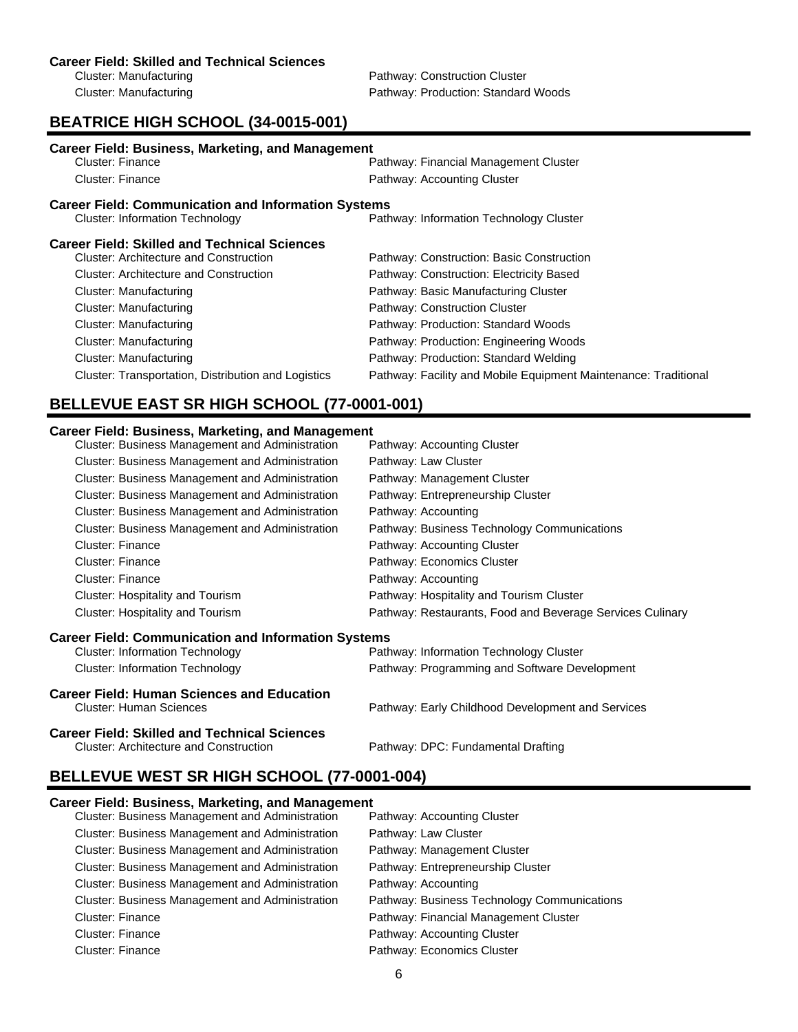**Career Field: Skilled and Technical Sciences**

| Cluster | Pathway |
|---|---|
| Cluster: Manufacturing | Pathway: Construction Cluster |
| Cluster: Manufacturing | Pathway: Production: Standard Woods |

## BEATRICE HIGH SCHOOL (34-0015-001)

**Career Field: Business, Marketing, and Management**

| Cluster | Pathway |
|---|---|
| Cluster: Finance | Pathway: Financial Management Cluster |
| Cluster: Finance | Pathway: Accounting Cluster |

**Career Field: Communication and Information Systems**

| Cluster | Pathway |
|---|---|
| Cluster: Information Technology | Pathway: Information Technology Cluster |

**Career Field: Skilled and Technical Sciences**

| Cluster | Pathway |
|---|---|
| Cluster: Architecture and Construction | Pathway: Construction: Basic Construction |
| Cluster: Architecture and Construction | Pathway: Construction: Electricity Based |
| Cluster: Manufacturing | Pathway: Basic Manufacturing Cluster |
| Cluster: Manufacturing | Pathway: Construction Cluster |
| Cluster: Manufacturing | Pathway: Production: Standard Woods |
| Cluster: Manufacturing | Pathway: Production: Engineering Woods |
| Cluster: Manufacturing | Pathway: Production: Standard Welding |
| Cluster: Transportation, Distribution and Logistics | Pathway: Facility and Mobile Equipment Maintenance: Traditional |

## BELLEVUE EAST SR HIGH SCHOOL (77-0001-001)

**Career Field: Business, Marketing, and Management**

| Cluster | Pathway |
|---|---|
| Cluster: Business Management and Administration | Pathway: Accounting Cluster |
| Cluster: Business Management and Administration | Pathway: Law Cluster |
| Cluster: Business Management and Administration | Pathway: Management Cluster |
| Cluster: Business Management and Administration | Pathway: Entrepreneurship Cluster |
| Cluster: Business Management and Administration | Pathway: Accounting |
| Cluster: Business Management and Administration | Pathway: Business Technology Communications |
| Cluster: Finance | Pathway: Accounting Cluster |
| Cluster: Finance | Pathway: Economics Cluster |
| Cluster: Finance | Pathway: Accounting |
| Cluster: Hospitality and Tourism | Pathway: Hospitality and Tourism Cluster |
| Cluster: Hospitality and Tourism | Pathway: Restaurants, Food and Beverage Services Culinary |

**Career Field: Communication and Information Systems**

| Cluster | Pathway |
|---|---|
| Cluster: Information Technology | Pathway: Information Technology Cluster |
| Cluster: Information Technology | Pathway: Programming and Software Development |

**Career Field: Human Sciences and Education**

| Cluster | Pathway |
|---|---|
| Cluster: Human Sciences | Pathway: Early Childhood Development and Services |

**Career Field: Skilled and Technical Sciences**

| Cluster | Pathway |
|---|---|
| Cluster: Architecture and Construction | Pathway: DPC: Fundamental Drafting |

## BELLEVUE WEST SR HIGH SCHOOL (77-0001-004)

**Career Field: Business, Marketing, and Management**

| Cluster | Pathway |
|---|---|
| Cluster: Business Management and Administration | Pathway: Accounting Cluster |
| Cluster: Business Management and Administration | Pathway: Law Cluster |
| Cluster: Business Management and Administration | Pathway: Management Cluster |
| Cluster: Business Management and Administration | Pathway: Entrepreneurship Cluster |
| Cluster: Business Management and Administration | Pathway: Accounting |
| Cluster: Business Management and Administration | Pathway: Business Technology Communications |
| Cluster: Finance | Pathway: Financial Management Cluster |
| Cluster: Finance | Pathway: Accounting Cluster |
| Cluster: Finance | Pathway: Economics Cluster |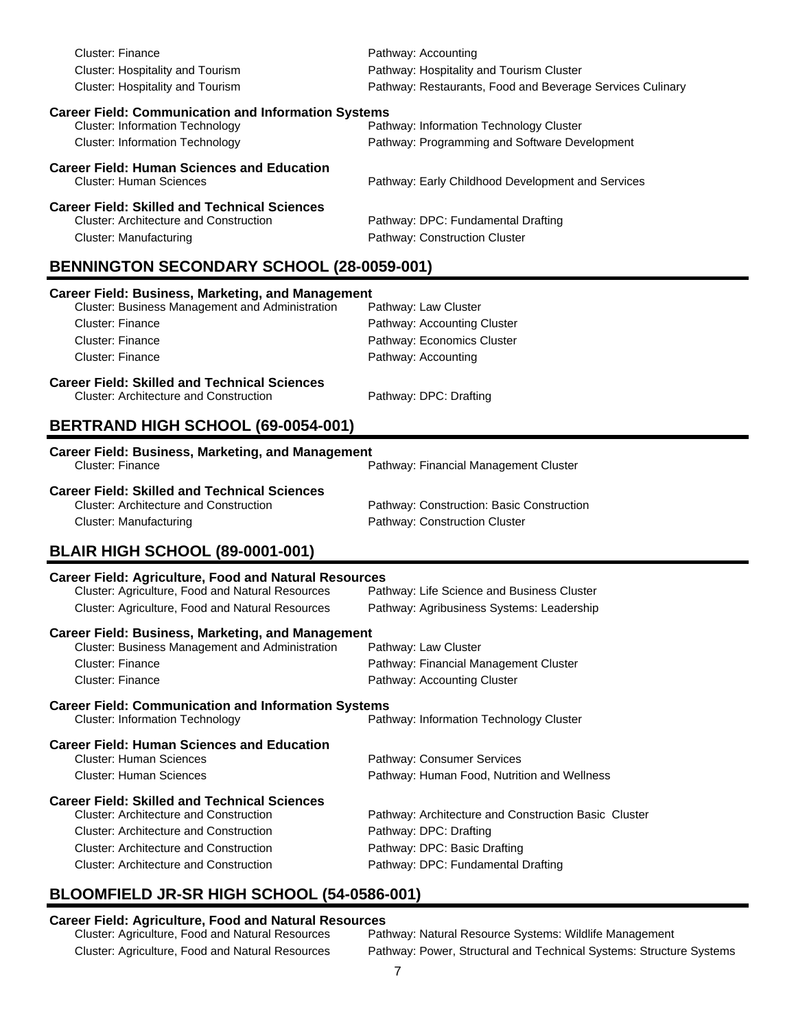| Cluster | Pathway |
|---|---|
| Cluster: Finance | Pathway: Accounting |
| Cluster: Hospitality and Tourism | Pathway: Hospitality and Tourism Cluster |
| Cluster: Hospitality and Tourism | Pathway: Restaurants, Food and Beverage Services Culinary |

**Career Field: Communication and Information Systems**

| Cluster | Pathway |
|---|---|
| Cluster: Information Technology | Pathway: Information Technology Cluster |
| Cluster: Information Technology | Pathway: Programming and Software Development |

**Career Field: Human Sciences and Education**

| Cluster | Pathway |
|---|---|
| Cluster: Human Sciences | Pathway: Early Childhood Development and Services |

**Career Field: Skilled and Technical Sciences**

| Cluster | Pathway |
|---|---|
| Cluster: Architecture and Construction | Pathway: DPC: Fundamental Drafting |
| Cluster: Manufacturing | Pathway: Construction Cluster |

## BENNINGTON SECONDARY SCHOOL (28-0059-001)

**Career Field: Business, Marketing, and Management**

| Cluster | Pathway |
|---|---|
| Cluster: Business Management and Administration | Pathway: Law Cluster |
| Cluster: Finance | Pathway: Accounting Cluster |
| Cluster: Finance | Pathway: Economics Cluster |
| Cluster: Finance | Pathway: Accounting |

**Career Field: Skilled and Technical Sciences**

| Cluster | Pathway |
|---|---|
| Cluster: Architecture and Construction | Pathway: DPC: Drafting |

## BERTRAND HIGH SCHOOL (69-0054-001)

**Career Field: Business, Marketing, and Management**

| Cluster | Pathway |
|---|---|
| Cluster: Finance | Pathway: Financial Management Cluster |

**Career Field: Skilled and Technical Sciences**

| Cluster | Pathway |
|---|---|
| Cluster: Architecture and Construction | Pathway: Construction: Basic Construction |
| Cluster: Manufacturing | Pathway: Construction Cluster |

## BLAIR HIGH SCHOOL (89-0001-001)

**Career Field: Agriculture, Food and Natural Resources**

| Cluster | Pathway |
|---|---|
| Cluster: Agriculture, Food and Natural Resources | Pathway: Life Science and Business Cluster |
| Cluster: Agriculture, Food and Natural Resources | Pathway: Agribusiness Systems: Leadership |

**Career Field: Business, Marketing, and Management**

| Cluster | Pathway |
|---|---|
| Cluster: Business Management and Administration | Pathway: Law Cluster |
| Cluster: Finance | Pathway: Financial Management Cluster |
| Cluster: Finance | Pathway: Accounting Cluster |

**Career Field: Communication and Information Systems**

| Cluster | Pathway |
|---|---|
| Cluster: Information Technology | Pathway: Information Technology Cluster |

**Career Field: Human Sciences and Education**

| Cluster | Pathway |
|---|---|
| Cluster: Human Sciences | Pathway: Consumer Services |
| Cluster: Human Sciences | Pathway: Human Food, Nutrition and Wellness |

**Career Field: Skilled and Technical Sciences**

| Cluster | Pathway |
|---|---|
| Cluster: Architecture and Construction | Pathway: Architecture and Construction Basic Cluster |
| Cluster: Architecture and Construction | Pathway: DPC: Drafting |
| Cluster: Architecture and Construction | Pathway: DPC: Basic Drafting |
| Cluster: Architecture and Construction | Pathway: DPC: Fundamental Drafting |

## BLOOMFIELD JR-SR HIGH SCHOOL (54-0586-001)

**Career Field: Agriculture, Food and Natural Resources**

| Cluster | Pathway |
|---|---|
| Cluster: Agriculture, Food and Natural Resources | Pathway: Natural Resource Systems: Wildlife Management |
| Cluster: Agriculture, Food and Natural Resources | Pathway: Power, Structural and Technical Systems: Structure Systems |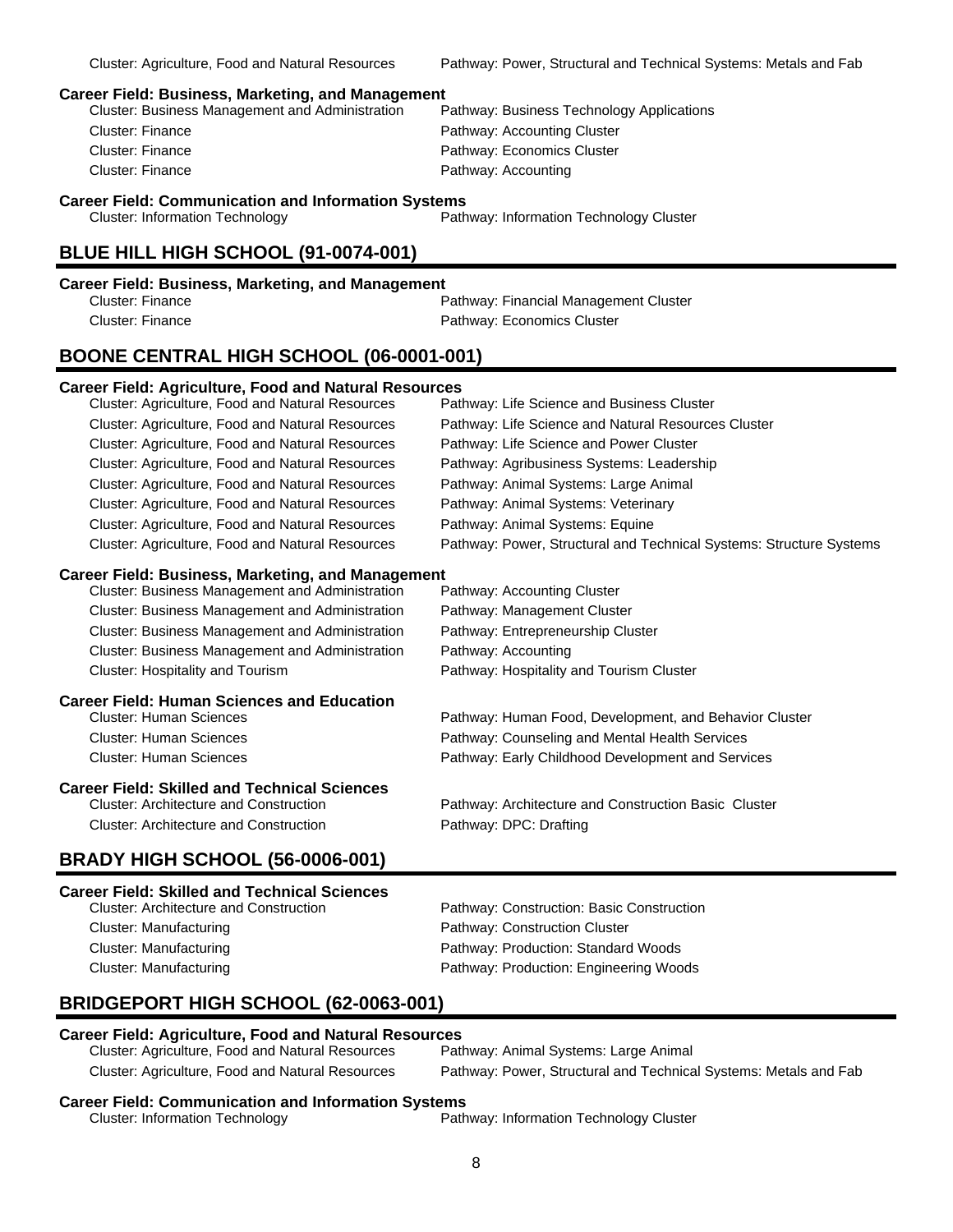Cluster: Agriculture, Food and Natural Resources — Pathway: Power, Structural and Technical Systems: Metals and Fab

**Career Field: Business, Marketing, and Management**

| Cluster | Pathway |
| --- | --- |
| Cluster: Business Management and Administration | Pathway: Business Technology Applications |
| Cluster: Finance | Pathway: Accounting Cluster |
| Cluster: Finance | Pathway: Economics Cluster |
| Cluster: Finance | Pathway: Accounting |

**Career Field: Communication and Information Systems**

| Cluster | Pathway |
| --- | --- |
| Cluster: Information Technology | Pathway: Information Technology Cluster |

## BLUE HILL HIGH SCHOOL (91-0074-001)

**Career Field: Business, Marketing, and Management**

| Cluster | Pathway |
| --- | --- |
| Cluster: Finance | Pathway: Financial Management Cluster |
| Cluster: Finance | Pathway: Economics Cluster |

## BOONE CENTRAL HIGH SCHOOL (06-0001-001)

**Career Field: Agriculture, Food and Natural Resources**

| Cluster | Pathway |
| --- | --- |
| Cluster: Agriculture, Food and Natural Resources | Pathway: Life Science and Business Cluster |
| Cluster: Agriculture, Food and Natural Resources | Pathway: Life Science and Natural Resources Cluster |
| Cluster: Agriculture, Food and Natural Resources | Pathway: Life Science and Power Cluster |
| Cluster: Agriculture, Food and Natural Resources | Pathway: Agribusiness Systems: Leadership |
| Cluster: Agriculture, Food and Natural Resources | Pathway: Animal Systems: Large Animal |
| Cluster: Agriculture, Food and Natural Resources | Pathway: Animal Systems: Veterinary |
| Cluster: Agriculture, Food and Natural Resources | Pathway: Animal Systems: Equine |
| Cluster: Agriculture, Food and Natural Resources | Pathway: Power, Structural and Technical Systems: Structure Systems |

**Career Field: Business, Marketing, and Management**

| Cluster | Pathway |
| --- | --- |
| Cluster: Business Management and Administration | Pathway: Accounting Cluster |
| Cluster: Business Management and Administration | Pathway: Management Cluster |
| Cluster: Business Management and Administration | Pathway: Entrepreneurship Cluster |
| Cluster: Business Management and Administration | Pathway: Accounting |
| Cluster: Hospitality and Tourism | Pathway: Hospitality and Tourism Cluster |

**Career Field: Human Sciences and Education**

| Cluster | Pathway |
| --- | --- |
| Cluster: Human Sciences | Pathway: Human Food, Development, and Behavior Cluster |
| Cluster: Human Sciences | Pathway: Counseling and Mental Health Services |
| Cluster: Human Sciences | Pathway: Early Childhood Development and Services |

**Career Field: Skilled and Technical Sciences**

| Cluster | Pathway |
| --- | --- |
| Cluster: Architecture and Construction | Pathway: Architecture and Construction Basic Cluster |
| Cluster: Architecture and Construction | Pathway: DPC: Drafting |

## BRADY HIGH SCHOOL (56-0006-001)

**Career Field: Skilled and Technical Sciences**

| Cluster | Pathway |
| --- | --- |
| Cluster: Architecture and Construction | Pathway: Construction: Basic Construction |
| Cluster: Manufacturing | Pathway: Construction Cluster |
| Cluster: Manufacturing | Pathway: Production: Standard Woods |
| Cluster: Manufacturing | Pathway: Production: Engineering Woods |

## BRIDGEPORT HIGH SCHOOL (62-0063-001)

**Career Field: Agriculture, Food and Natural Resources**

| Cluster | Pathway |
| --- | --- |
| Cluster: Agriculture, Food and Natural Resources | Pathway: Animal Systems: Large Animal |
| Cluster: Agriculture, Food and Natural Resources | Pathway: Power, Structural and Technical Systems: Metals and Fab |

**Career Field: Communication and Information Systems**

| Cluster | Pathway |
| --- | --- |
| Cluster: Information Technology | Pathway: Information Technology Cluster |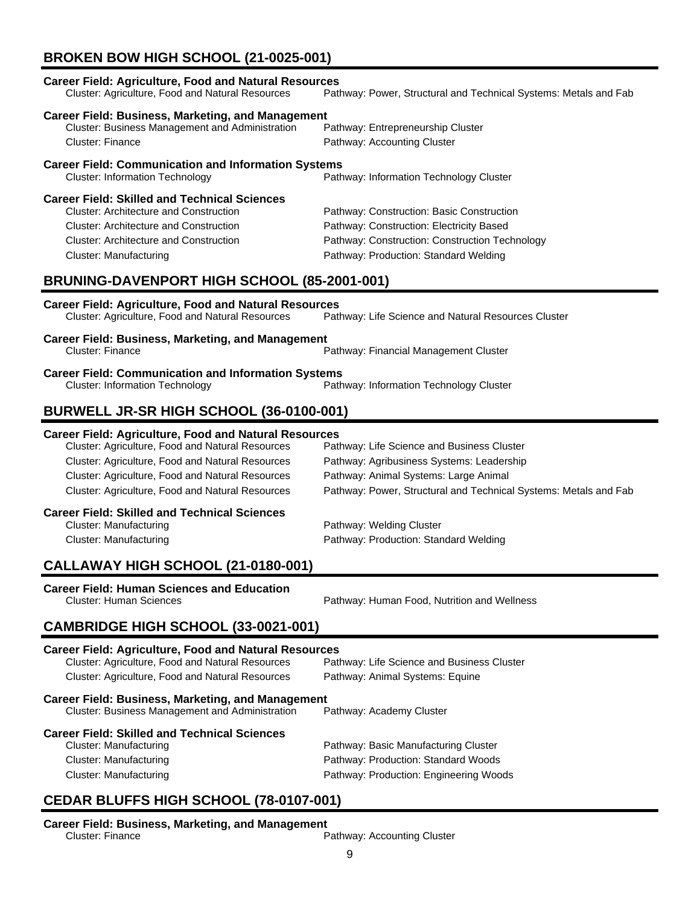## BROKEN BOW HIGH SCHOOL (21-0025-001)

**Career Field: Agriculture, Food and Natural Resources**

Cluster: Agriculture, Food and Natural Resources — Pathway: Power, Structural and Technical Systems: Metals and Fab

**Career Field: Business, Marketing, and Management**

Cluster: Business Management and Administration — Pathway: Entrepreneurship Cluster

Cluster: Finance — Pathway: Accounting Cluster

**Career Field: Communication and Information Systems**

Cluster: Information Technology — Pathway: Information Technology Cluster

**Career Field: Skilled and Technical Sciences**

Cluster: Architecture and Construction — Pathway: Construction: Basic Construction

Cluster: Architecture and Construction — Pathway: Construction: Electricity Based

Cluster: Architecture and Construction — Pathway: Construction: Construction Technology

Cluster: Manufacturing — Pathway: Production: Standard Welding

## BRUNING-DAVENPORT HIGH SCHOOL (85-2001-001)

**Career Field: Agriculture, Food and Natural Resources**

Cluster: Agriculture, Food and Natural Resources — Pathway: Life Science and Natural Resources Cluster

**Career Field: Business, Marketing, and Management**

Cluster: Finance — Pathway: Financial Management Cluster

**Career Field: Communication and Information Systems**

Cluster: Information Technology — Pathway: Information Technology Cluster

## BURWELL JR-SR HIGH SCHOOL (36-0100-001)

**Career Field: Agriculture, Food and Natural Resources**

Cluster: Agriculture, Food and Natural Resources — Pathway: Life Science and Business Cluster

Cluster: Agriculture, Food and Natural Resources — Pathway: Agribusiness Systems: Leadership

Cluster: Agriculture, Food and Natural Resources — Pathway: Animal Systems: Large Animal

Cluster: Agriculture, Food and Natural Resources — Pathway: Power, Structural and Technical Systems: Metals and Fab

**Career Field: Skilled and Technical Sciences**

Cluster: Manufacturing — Pathway: Welding Cluster

Cluster: Manufacturing — Pathway: Production: Standard Welding

## CALLAWAY HIGH SCHOOL (21-0180-001)

**Career Field: Human Sciences and Education**

Cluster: Human Sciences — Pathway: Human Food, Nutrition and Wellness

## CAMBRIDGE HIGH SCHOOL (33-0021-001)

**Career Field: Agriculture, Food and Natural Resources**

Cluster: Agriculture, Food and Natural Resources — Pathway: Life Science and Business Cluster

Cluster: Agriculture, Food and Natural Resources — Pathway: Animal Systems: Equine

**Career Field: Business, Marketing, and Management**

Cluster: Business Management and Administration — Pathway: Academy Cluster

**Career Field: Skilled and Technical Sciences**

Cluster: Manufacturing — Pathway: Basic Manufacturing Cluster

Cluster: Manufacturing — Pathway: Production: Standard Woods

Cluster: Manufacturing — Pathway: Production: Engineering Woods

## CEDAR BLUFFS HIGH SCHOOL (78-0107-001)

**Career Field: Business, Marketing, and Management**

Cluster: Finance — Pathway: Accounting Cluster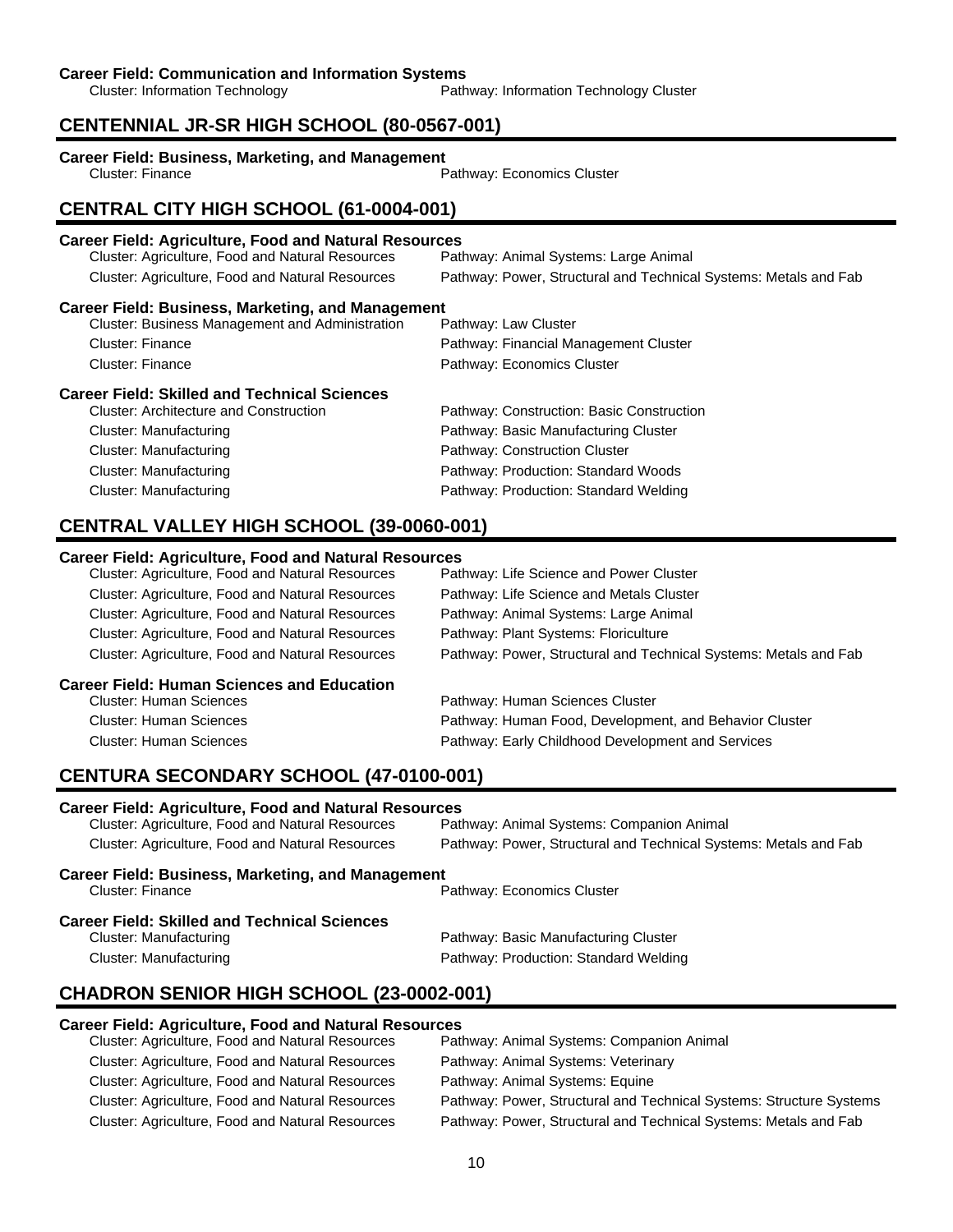**Career Field: Communication and Information Systems**

| Cluster | Pathway |
|---|---|
| Cluster: Information Technology | Pathway: Information Technology Cluster |

## CENTENNIAL JR-SR HIGH SCHOOL (80-0567-001)

**Career Field: Business, Marketing, and Management**

| Cluster | Pathway |
|---|---|
| Cluster: Finance | Pathway: Economics Cluster |

## CENTRAL CITY HIGH SCHOOL (61-0004-001)

**Career Field: Agriculture, Food and Natural Resources**

| Cluster | Pathway |
|---|---|
| Cluster: Agriculture, Food and Natural Resources | Pathway: Animal Systems: Large Animal |
| Cluster: Agriculture, Food and Natural Resources | Pathway: Power, Structural and Technical Systems: Metals and Fab |

**Career Field: Business, Marketing, and Management**

| Cluster | Pathway |
|---|---|
| Cluster: Business Management and Administration | Pathway: Law Cluster |
| Cluster: Finance | Pathway: Financial Management Cluster |
| Cluster: Finance | Pathway: Economics Cluster |

**Career Field: Skilled and Technical Sciences**

| Cluster | Pathway |
|---|---|
| Cluster: Architecture and Construction | Pathway: Construction: Basic Construction |
| Cluster: Manufacturing | Pathway: Basic Manufacturing Cluster |
| Cluster: Manufacturing | Pathway: Construction Cluster |
| Cluster: Manufacturing | Pathway: Production: Standard Woods |
| Cluster: Manufacturing | Pathway: Production: Standard Welding |

## CENTRAL VALLEY HIGH SCHOOL (39-0060-001)

**Career Field: Agriculture, Food and Natural Resources**

| Cluster | Pathway |
|---|---|
| Cluster: Agriculture, Food and Natural Resources | Pathway: Life Science and Power Cluster |
| Cluster: Agriculture, Food and Natural Resources | Pathway: Life Science and Metals Cluster |
| Cluster: Agriculture, Food and Natural Resources | Pathway: Animal Systems: Large Animal |
| Cluster: Agriculture, Food and Natural Resources | Pathway: Plant Systems: Floriculture |
| Cluster: Agriculture, Food and Natural Resources | Pathway: Power, Structural and Technical Systems: Metals and Fab |

**Career Field: Human Sciences and Education**

| Cluster | Pathway |
|---|---|
| Cluster: Human Sciences | Pathway: Human Sciences Cluster |
| Cluster: Human Sciences | Pathway: Human Food, Development, and Behavior Cluster |
| Cluster: Human Sciences | Pathway: Early Childhood Development and Services |

## CENTURA SECONDARY SCHOOL (47-0100-001)

**Career Field: Agriculture, Food and Natural Resources**

| Cluster | Pathway |
|---|---|
| Cluster: Agriculture, Food and Natural Resources | Pathway: Animal Systems: Companion Animal |
| Cluster: Agriculture, Food and Natural Resources | Pathway: Power, Structural and Technical Systems: Metals and Fab |

**Career Field: Business, Marketing, and Management**

| Cluster | Pathway |
|---|---|
| Cluster: Finance | Pathway: Economics Cluster |

**Career Field: Skilled and Technical Sciences**

| Cluster | Pathway |
|---|---|
| Cluster: Manufacturing | Pathway: Basic Manufacturing Cluster |
| Cluster: Manufacturing | Pathway: Production: Standard Welding |

## CHADRON SENIOR HIGH SCHOOL (23-0002-001)

**Career Field: Agriculture, Food and Natural Resources**

| Cluster | Pathway |
|---|---|
| Cluster: Agriculture, Food and Natural Resources | Pathway: Animal Systems: Companion Animal |
| Cluster: Agriculture, Food and Natural Resources | Pathway: Animal Systems: Veterinary |
| Cluster: Agriculture, Food and Natural Resources | Pathway: Animal Systems: Equine |
| Cluster: Agriculture, Food and Natural Resources | Pathway: Power, Structural and Technical Systems: Structure Systems |
| Cluster: Agriculture, Food and Natural Resources | Pathway: Power, Structural and Technical Systems: Metals and Fab |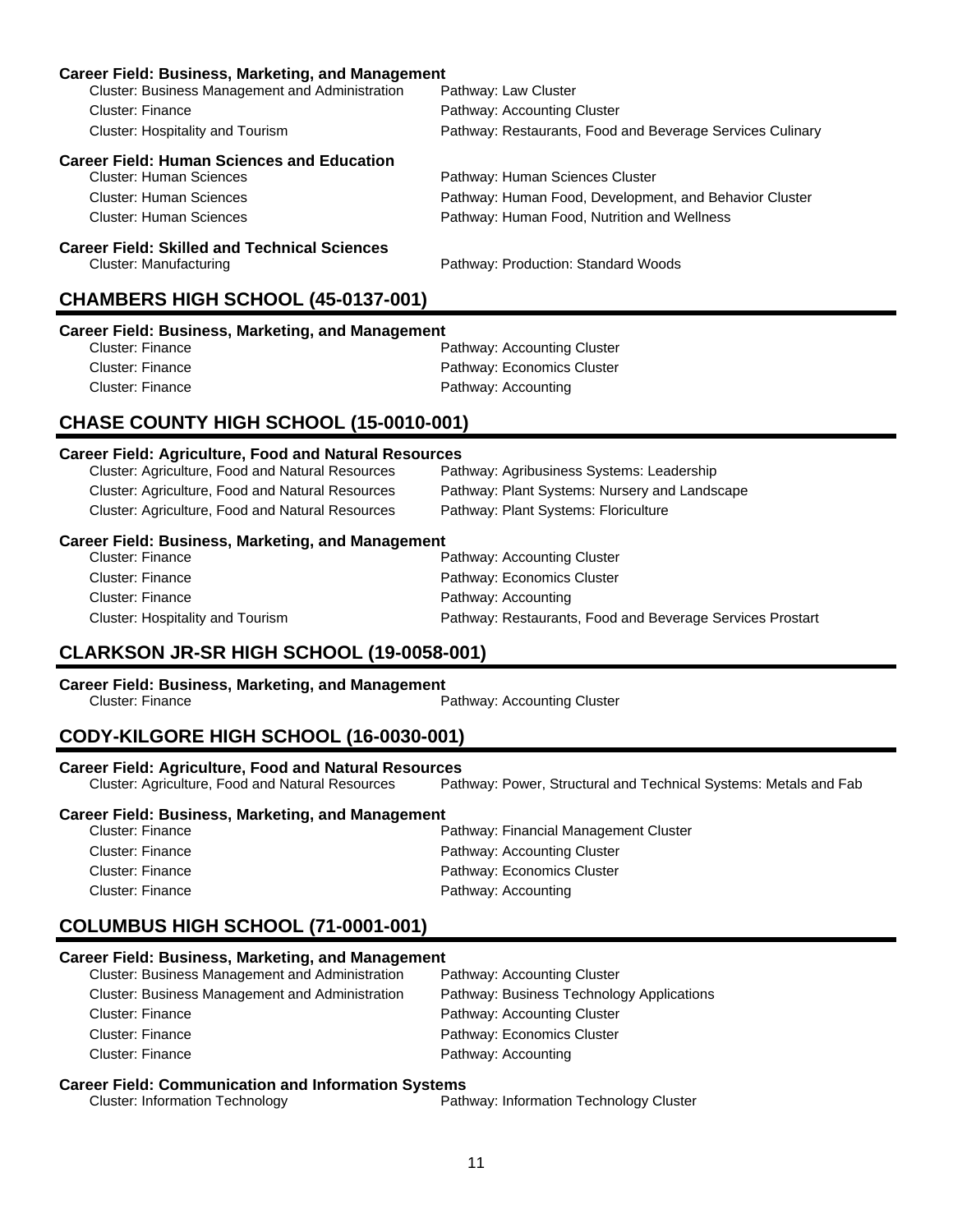**Career Field: Business, Marketing, and Management**

| Cluster | Pathway |
|---|---|
| Cluster: Business Management and Administration | Pathway: Law Cluster |
| Cluster: Finance | Pathway: Accounting Cluster |
| Cluster: Hospitality and Tourism | Pathway: Restaurants, Food and Beverage Services Culinary |

**Career Field: Human Sciences and Education**

| Cluster | Pathway |
|---|---|
| Cluster: Human Sciences | Pathway: Human Sciences Cluster |
| Cluster: Human Sciences | Pathway: Human Food, Development, and Behavior Cluster |
| Cluster: Human Sciences | Pathway: Human Food, Nutrition and Wellness |

**Career Field: Skilled and Technical Sciences**

| Cluster | Pathway |
|---|---|
| Cluster: Manufacturing | Pathway: Production: Standard Woods |

## CHAMBERS HIGH SCHOOL (45-0137-001)

**Career Field: Business, Marketing, and Management**

| Cluster | Pathway |
|---|---|
| Cluster: Finance | Pathway: Accounting Cluster |
| Cluster: Finance | Pathway: Economics Cluster |
| Cluster: Finance | Pathway: Accounting |

## CHASE COUNTY HIGH SCHOOL (15-0010-001)

**Career Field: Agriculture, Food and Natural Resources**

| Cluster | Pathway |
|---|---|
| Cluster: Agriculture, Food and Natural Resources | Pathway: Agribusiness Systems: Leadership |
| Cluster: Agriculture, Food and Natural Resources | Pathway: Plant Systems: Nursery and Landscape |
| Cluster: Agriculture, Food and Natural Resources | Pathway: Plant Systems: Floriculture |

**Career Field: Business, Marketing, and Management**

| Cluster | Pathway |
|---|---|
| Cluster: Finance | Pathway: Accounting Cluster |
| Cluster: Finance | Pathway: Economics Cluster |
| Cluster: Finance | Pathway: Accounting |
| Cluster: Hospitality and Tourism | Pathway: Restaurants, Food and Beverage Services Prostart |

## CLARKSON JR-SR HIGH SCHOOL (19-0058-001)

**Career Field: Business, Marketing, and Management**

| Cluster | Pathway |
|---|---|
| Cluster: Finance | Pathway: Accounting Cluster |

## CODY-KILGORE HIGH SCHOOL (16-0030-001)

**Career Field: Agriculture, Food and Natural Resources**

| Cluster | Pathway |
|---|---|
| Cluster: Agriculture, Food and Natural Resources | Pathway: Power, Structural and Technical Systems: Metals and Fab |

**Career Field: Business, Marketing, and Management**

| Cluster | Pathway |
|---|---|
| Cluster: Finance | Pathway: Financial Management Cluster |
| Cluster: Finance | Pathway: Accounting Cluster |
| Cluster: Finance | Pathway: Economics Cluster |
| Cluster: Finance | Pathway: Accounting |

## COLUMBUS HIGH SCHOOL (71-0001-001)

**Career Field: Business, Marketing, and Management**

| Cluster | Pathway |
|---|---|
| Cluster: Business Management and Administration | Pathway: Accounting Cluster |
| Cluster: Business Management and Administration | Pathway: Business Technology Applications |
| Cluster: Finance | Pathway: Accounting Cluster |
| Cluster: Finance | Pathway: Economics Cluster |
| Cluster: Finance | Pathway: Accounting |

**Career Field: Communication and Information Systems**

| Cluster | Pathway |
|---|---|
| Cluster: Information Technology | Pathway: Information Technology Cluster |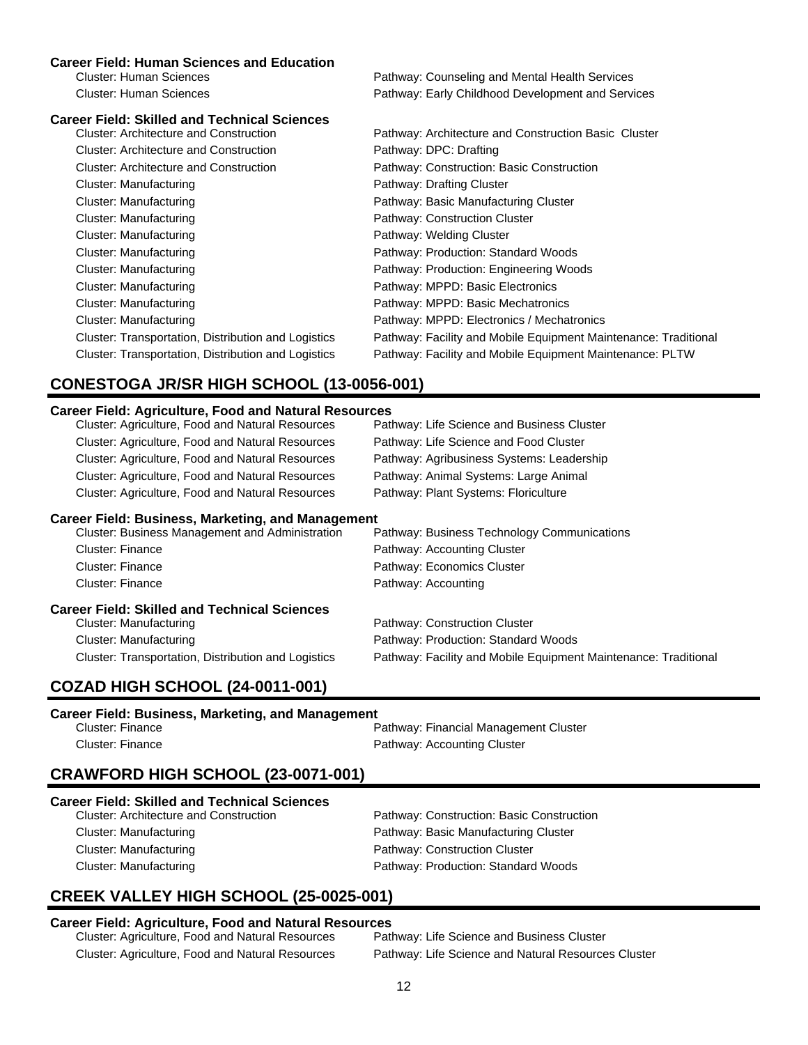**Career Field: Human Sciences and Education**

| Cluster | Pathway |
|---|---|
| Cluster: Human Sciences | Pathway: Counseling and Mental Health Services |
| Cluster: Human Sciences | Pathway: Early Childhood Development and Services |

**Career Field: Skilled and Technical Sciences**

| Cluster | Pathway |
|---|---|
| Cluster: Architecture and Construction | Pathway: Architecture and Construction Basic Cluster |
| Cluster: Architecture and Construction | Pathway: DPC: Drafting |
| Cluster: Architecture and Construction | Pathway: Construction: Basic Construction |
| Cluster: Manufacturing | Pathway: Drafting Cluster |
| Cluster: Manufacturing | Pathway: Basic Manufacturing Cluster |
| Cluster: Manufacturing | Pathway: Construction Cluster |
| Cluster: Manufacturing | Pathway: Welding Cluster |
| Cluster: Manufacturing | Pathway: Production: Standard Woods |
| Cluster: Manufacturing | Pathway: Production: Engineering Woods |
| Cluster: Manufacturing | Pathway: MPPD: Basic Electronics |
| Cluster: Manufacturing | Pathway: MPPD: Basic Mechatronics |
| Cluster: Manufacturing | Pathway: MPPD: Electronics / Mechatronics |
| Cluster: Transportation, Distribution and Logistics | Pathway: Facility and Mobile Equipment Maintenance: Traditional |
| Cluster: Transportation, Distribution and Logistics | Pathway: Facility and Mobile Equipment Maintenance: PLTW |

## CONESTOGA JR/SR HIGH SCHOOL (13-0056-001)

**Career Field: Agriculture, Food and Natural Resources**

| Cluster | Pathway |
|---|---|
| Cluster: Agriculture, Food and Natural Resources | Pathway: Life Science and Business Cluster |
| Cluster: Agriculture, Food and Natural Resources | Pathway: Life Science and Food Cluster |
| Cluster: Agriculture, Food and Natural Resources | Pathway: Agribusiness Systems: Leadership |
| Cluster: Agriculture, Food and Natural Resources | Pathway: Animal Systems: Large Animal |
| Cluster: Agriculture, Food and Natural Resources | Pathway: Plant Systems: Floriculture |

**Career Field: Business, Marketing, and Management**

| Cluster | Pathway |
|---|---|
| Cluster: Business Management and Administration | Pathway: Business Technology Communications |
| Cluster: Finance | Pathway: Accounting Cluster |
| Cluster: Finance | Pathway: Economics Cluster |
| Cluster: Finance | Pathway: Accounting |

**Career Field: Skilled and Technical Sciences**

| Cluster | Pathway |
|---|---|
| Cluster: Manufacturing | Pathway: Construction Cluster |
| Cluster: Manufacturing | Pathway: Production: Standard Woods |
| Cluster: Transportation, Distribution and Logistics | Pathway: Facility and Mobile Equipment Maintenance: Traditional |

## COZAD HIGH SCHOOL (24-0011-001)

**Career Field: Business, Marketing, and Management**

| Cluster | Pathway |
|---|---|
| Cluster: Finance | Pathway: Financial Management Cluster |
| Cluster: Finance | Pathway: Accounting Cluster |

## CRAWFORD HIGH SCHOOL (23-0071-001)

**Career Field: Skilled and Technical Sciences**

| Cluster | Pathway |
|---|---|
| Cluster: Architecture and Construction | Pathway: Construction: Basic Construction |
| Cluster: Manufacturing | Pathway: Basic Manufacturing Cluster |
| Cluster: Manufacturing | Pathway: Construction Cluster |
| Cluster: Manufacturing | Pathway: Production: Standard Woods |

## CREEK VALLEY HIGH SCHOOL (25-0025-001)

**Career Field: Agriculture, Food and Natural Resources**

| Cluster | Pathway |
|---|---|
| Cluster: Agriculture, Food and Natural Resources | Pathway: Life Science and Business Cluster |
| Cluster: Agriculture, Food and Natural Resources | Pathway: Life Science and Natural Resources Cluster |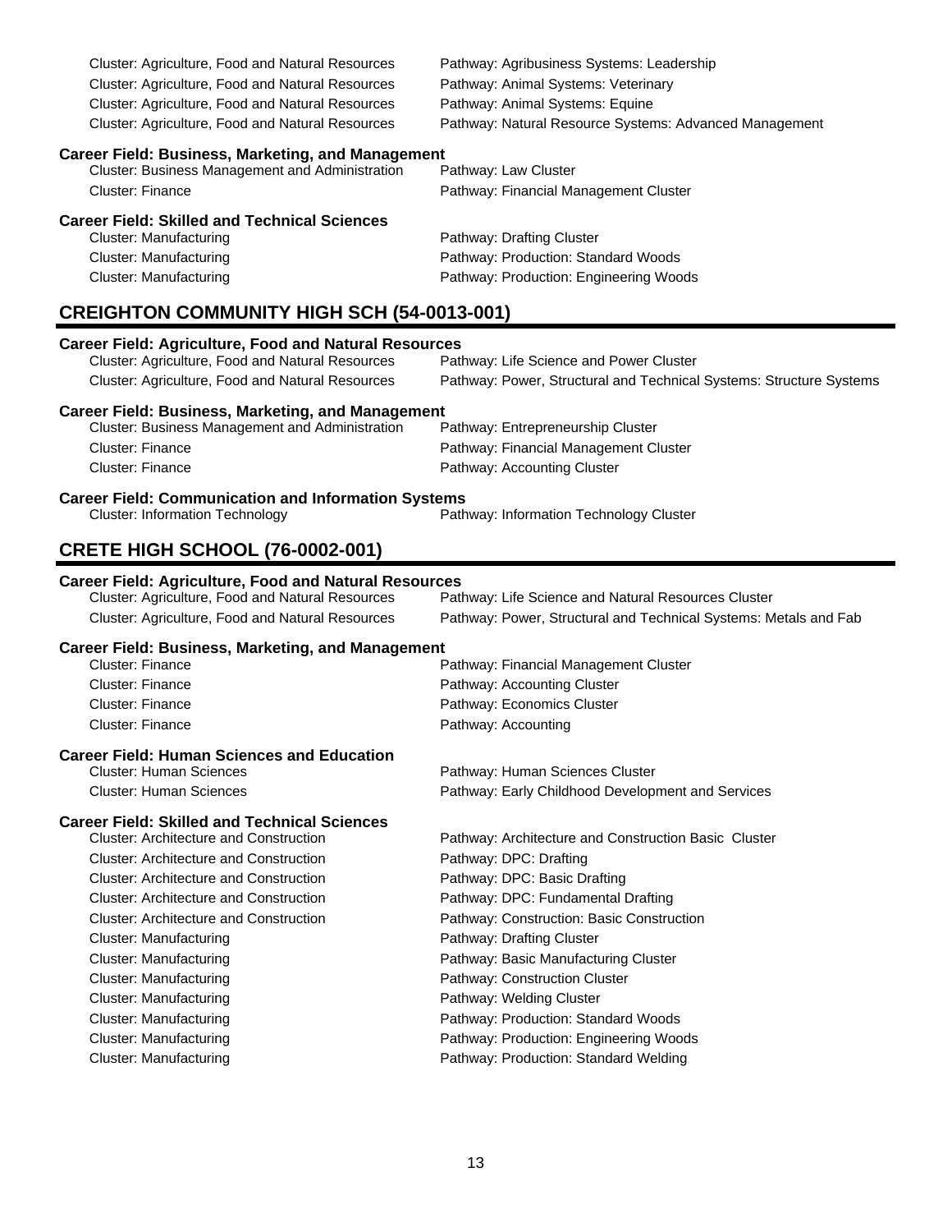Cluster: Agriculture, Food and Natural Resources — Pathway: Agribusiness Systems: Leadership
Cluster: Agriculture, Food and Natural Resources — Pathway: Animal Systems: Veterinary
Cluster: Agriculture, Food and Natural Resources — Pathway: Animal Systems: Equine
Cluster: Agriculture, Food and Natural Resources — Pathway: Natural Resource Systems: Advanced Management

**Career Field: Business, Marketing, and Management**

Cluster: Business Management and Administration — Pathway: Law Cluster
Cluster: Finance — Pathway: Financial Management Cluster

**Career Field: Skilled and Technical Sciences**

Cluster: Manufacturing — Pathway: Drafting Cluster
Cluster: Manufacturing — Pathway: Production: Standard Woods
Cluster: Manufacturing — Pathway: Production: Engineering Woods

## CREIGHTON COMMUNITY HIGH SCH (54-0013-001)

**Career Field: Agriculture, Food and Natural Resources**

Cluster: Agriculture, Food and Natural Resources — Pathway: Life Science and Power Cluster
Cluster: Agriculture, Food and Natural Resources — Pathway: Power, Structural and Technical Systems: Structure Systems

**Career Field: Business, Marketing, and Management**

Cluster: Business Management and Administration — Pathway: Entrepreneurship Cluster
Cluster: Finance — Pathway: Financial Management Cluster
Cluster: Finance — Pathway: Accounting Cluster

**Career Field: Communication and Information Systems**

Cluster: Information Technology — Pathway: Information Technology Cluster

## CRETE HIGH SCHOOL (76-0002-001)

**Career Field: Agriculture, Food and Natural Resources**

Cluster: Agriculture, Food and Natural Resources — Pathway: Life Science and Natural Resources Cluster
Cluster: Agriculture, Food and Natural Resources — Pathway: Power, Structural and Technical Systems: Metals and Fab

**Career Field: Business, Marketing, and Management**

Cluster: Finance — Pathway: Financial Management Cluster
Cluster: Finance — Pathway: Accounting Cluster
Cluster: Finance — Pathway: Economics Cluster
Cluster: Finance — Pathway: Accounting

**Career Field: Human Sciences and Education**

Cluster: Human Sciences — Pathway: Human Sciences Cluster
Cluster: Human Sciences — Pathway: Early Childhood Development and Services

**Career Field: Skilled and Technical Sciences**

Cluster: Architecture and Construction — Pathway: Architecture and Construction Basic Cluster
Cluster: Architecture and Construction — Pathway: DPC: Drafting
Cluster: Architecture and Construction — Pathway: DPC: Basic Drafting
Cluster: Architecture and Construction — Pathway: DPC: Fundamental Drafting
Cluster: Architecture and Construction — Pathway: Construction: Basic Construction
Cluster: Manufacturing — Pathway: Drafting Cluster
Cluster: Manufacturing — Pathway: Basic Manufacturing Cluster
Cluster: Manufacturing — Pathway: Construction Cluster
Cluster: Manufacturing — Pathway: Welding Cluster
Cluster: Manufacturing — Pathway: Production: Standard Woods
Cluster: Manufacturing — Pathway: Production: Engineering Woods
Cluster: Manufacturing — Pathway: Production: Standard Welding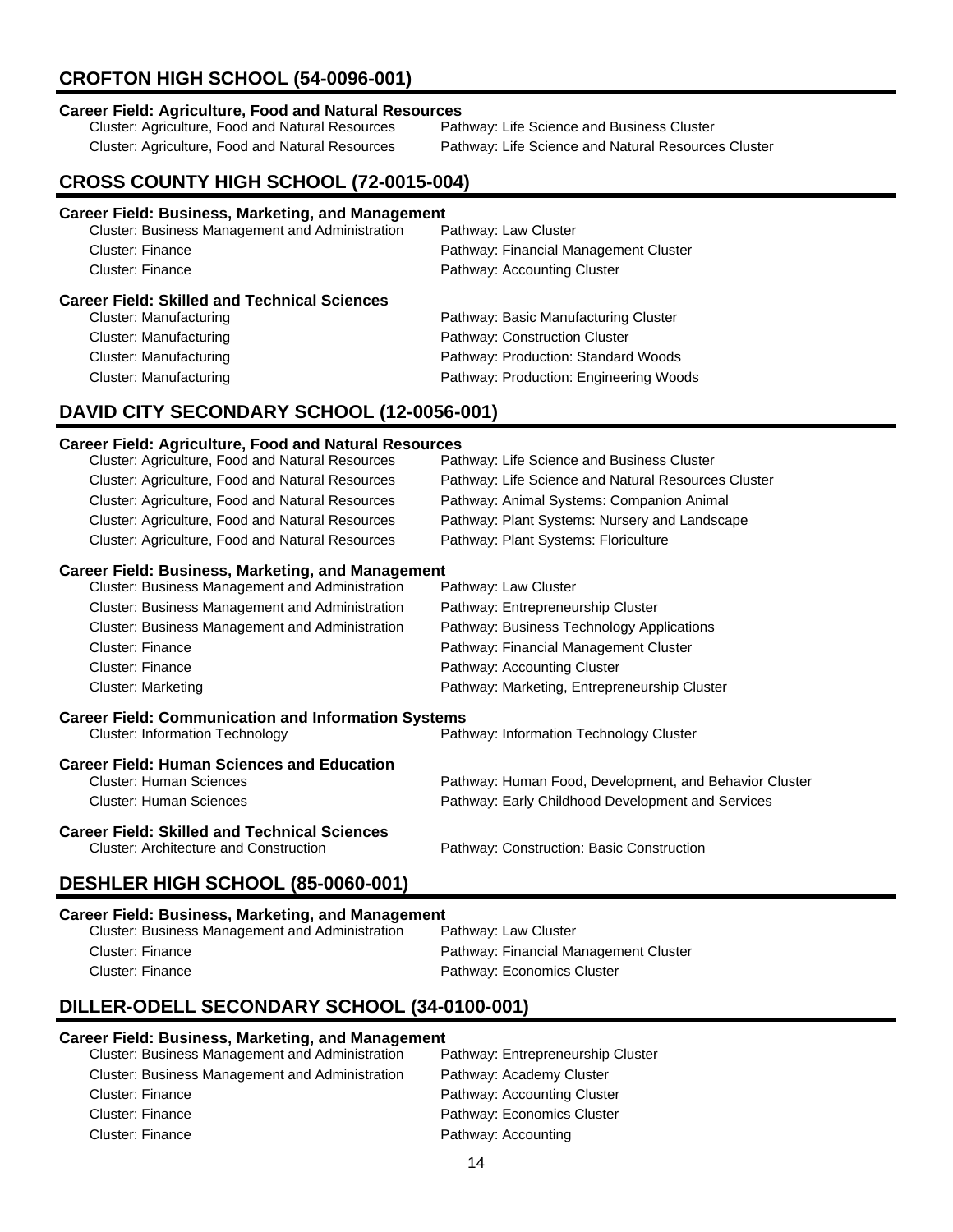## CROFTON HIGH SCHOOL (54-0096-001)

### Career Field: Agriculture, Food and Natural Resources

| Cluster | Pathway |
|---|---|
| Cluster: Agriculture, Food and Natural Resources | Pathway: Life Science and Business Cluster |
| Cluster: Agriculture, Food and Natural Resources | Pathway: Life Science and Natural Resources Cluster |

## CROSS COUNTY HIGH SCHOOL (72-0015-004)

### Career Field: Business, Marketing, and Management

| Cluster | Pathway |
|---|---|
| Cluster: Business Management and Administration | Pathway: Law Cluster |
| Cluster: Finance | Pathway: Financial Management Cluster |
| Cluster: Finance | Pathway: Accounting Cluster |

### Career Field: Skilled and Technical Sciences

| Cluster | Pathway |
|---|---|
| Cluster: Manufacturing | Pathway: Basic Manufacturing Cluster |
| Cluster: Manufacturing | Pathway: Construction Cluster |
| Cluster: Manufacturing | Pathway: Production: Standard Woods |
| Cluster: Manufacturing | Pathway: Production: Engineering Woods |

## DAVID CITY SECONDARY SCHOOL (12-0056-001)

### Career Field: Agriculture, Food and Natural Resources

| Cluster | Pathway |
|---|---|
| Cluster: Agriculture, Food and Natural Resources | Pathway: Life Science and Business Cluster |
| Cluster: Agriculture, Food and Natural Resources | Pathway: Life Science and Natural Resources Cluster |
| Cluster: Agriculture, Food and Natural Resources | Pathway: Animal Systems: Companion Animal |
| Cluster: Agriculture, Food and Natural Resources | Pathway: Plant Systems: Nursery and Landscape |
| Cluster: Agriculture, Food and Natural Resources | Pathway: Plant Systems: Floriculture |

### Career Field: Business, Marketing, and Management

| Cluster | Pathway |
|---|---|
| Cluster: Business Management and Administration | Pathway: Law Cluster |
| Cluster: Business Management and Administration | Pathway: Entrepreneurship Cluster |
| Cluster: Business Management and Administration | Pathway: Business Technology Applications |
| Cluster: Finance | Pathway: Financial Management Cluster |
| Cluster: Finance | Pathway: Accounting Cluster |
| Cluster: Marketing | Pathway: Marketing, Entrepreneurship Cluster |

### Career Field: Communication and Information Systems

| Cluster | Pathway |
|---|---|
| Cluster: Information Technology | Pathway: Information Technology Cluster |

### Career Field: Human Sciences and Education

| Cluster | Pathway |
|---|---|
| Cluster: Human Sciences | Pathway: Human Food, Development, and Behavior Cluster |
| Cluster: Human Sciences | Pathway: Early Childhood Development and Services |

### Career Field: Skilled and Technical Sciences

| Cluster | Pathway |
|---|---|
| Cluster: Architecture and Construction | Pathway: Construction: Basic Construction |

## DESHLER HIGH SCHOOL (85-0060-001)

### Career Field: Business, Marketing, and Management

| Cluster | Pathway |
|---|---|
| Cluster: Business Management and Administration | Pathway: Law Cluster |
| Cluster: Finance | Pathway: Financial Management Cluster |
| Cluster: Finance | Pathway: Economics Cluster |

## DILLER-ODELL SECONDARY SCHOOL (34-0100-001)

### Career Field: Business, Marketing, and Management

| Cluster | Pathway |
|---|---|
| Cluster: Business Management and Administration | Pathway: Entrepreneurship Cluster |
| Cluster: Business Management and Administration | Pathway: Academy Cluster |
| Cluster: Finance | Pathway: Accounting Cluster |
| Cluster: Finance | Pathway: Economics Cluster |
| Cluster: Finance | Pathway: Accounting |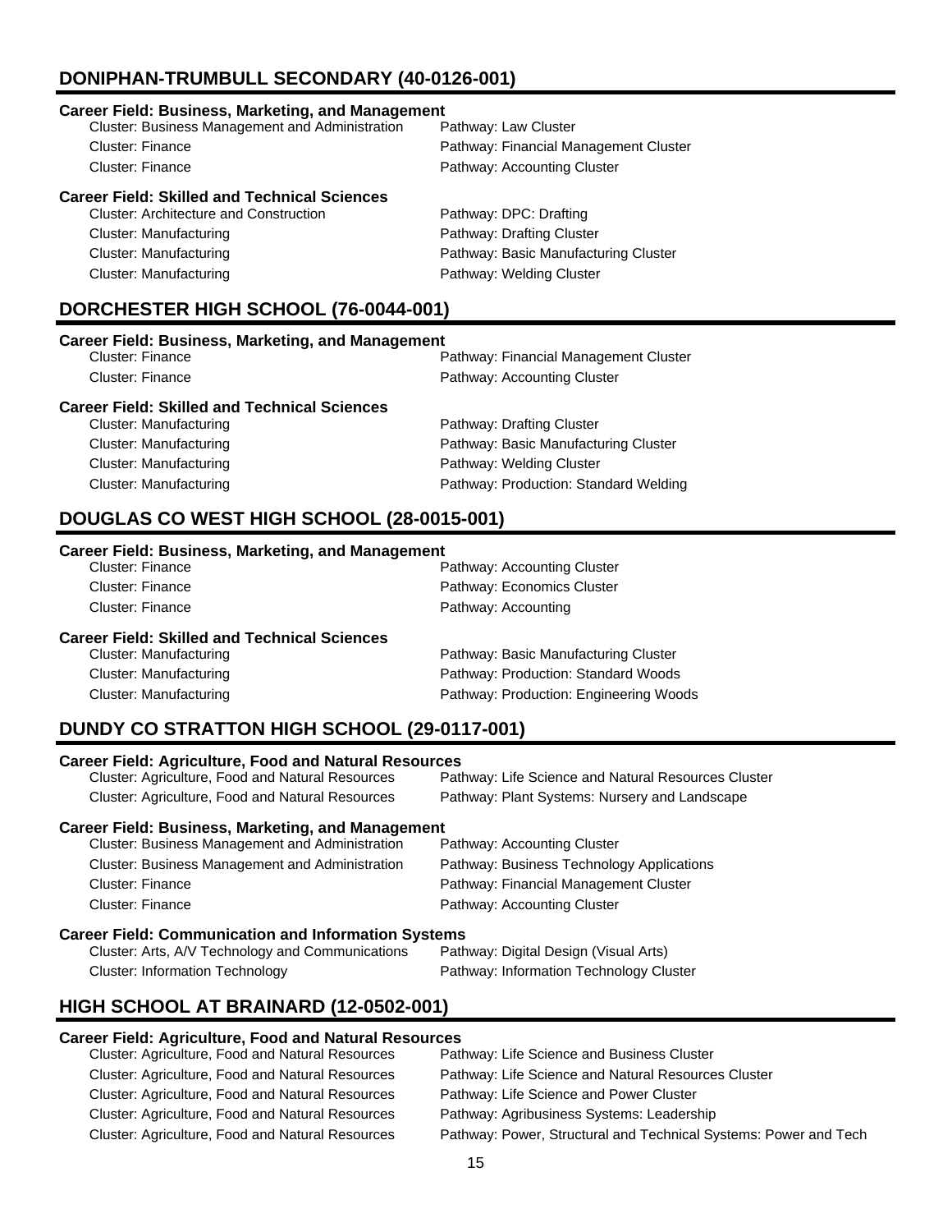## DONIPHAN-TRUMBULL SECONDARY (40-0126-001)

### Career Field: Business, Marketing, and Management

| Cluster | Pathway |
|---|---|
| Cluster: Business Management and Administration | Pathway: Law Cluster |
| Cluster: Finance | Pathway: Financial Management Cluster |
| Cluster: Finance | Pathway: Accounting Cluster |

### Career Field: Skilled and Technical Sciences

| Cluster | Pathway |
|---|---|
| Cluster: Architecture and Construction | Pathway: DPC: Drafting |
| Cluster: Manufacturing | Pathway: Drafting Cluster |
| Cluster: Manufacturing | Pathway: Basic Manufacturing Cluster |
| Cluster: Manufacturing | Pathway: Welding Cluster |

## DORCHESTER HIGH SCHOOL (76-0044-001)

### Career Field: Business, Marketing, and Management

| Cluster | Pathway |
|---|---|
| Cluster: Finance | Pathway: Financial Management Cluster |
| Cluster: Finance | Pathway: Accounting Cluster |

### Career Field: Skilled and Technical Sciences

| Cluster | Pathway |
|---|---|
| Cluster: Manufacturing | Pathway: Drafting Cluster |
| Cluster: Manufacturing | Pathway: Basic Manufacturing Cluster |
| Cluster: Manufacturing | Pathway: Welding Cluster |
| Cluster: Manufacturing | Pathway: Production: Standard Welding |

## DOUGLAS CO WEST HIGH SCHOOL (28-0015-001)

### Career Field: Business, Marketing, and Management

| Cluster | Pathway |
|---|---|
| Cluster: Finance | Pathway: Accounting Cluster |
| Cluster: Finance | Pathway: Economics Cluster |
| Cluster: Finance | Pathway: Accounting |

### Career Field: Skilled and Technical Sciences

| Cluster | Pathway |
|---|---|
| Cluster: Manufacturing | Pathway: Basic Manufacturing Cluster |
| Cluster: Manufacturing | Pathway: Production: Standard Woods |
| Cluster: Manufacturing | Pathway: Production: Engineering Woods |

## DUNDY CO STRATTON HIGH SCHOOL (29-0117-001)

### Career Field: Agriculture, Food and Natural Resources

| Cluster | Pathway |
|---|---|
| Cluster: Agriculture, Food and Natural Resources | Pathway: Life Science and Natural Resources Cluster |
| Cluster: Agriculture, Food and Natural Resources | Pathway: Plant Systems: Nursery and Landscape |

### Career Field: Business, Marketing, and Management

| Cluster | Pathway |
|---|---|
| Cluster: Business Management and Administration | Pathway: Accounting Cluster |
| Cluster: Business Management and Administration | Pathway: Business Technology Applications |
| Cluster: Finance | Pathway: Financial Management Cluster |
| Cluster: Finance | Pathway: Accounting Cluster |

### Career Field: Communication and Information Systems

| Cluster | Pathway |
|---|---|
| Cluster: Arts, A/V Technology and Communications | Pathway: Digital Design (Visual Arts) |
| Cluster: Information Technology | Pathway: Information Technology Cluster |

## HIGH SCHOOL AT BRAINARD (12-0502-001)

### Career Field: Agriculture, Food and Natural Resources

| Cluster | Pathway |
|---|---|
| Cluster: Agriculture, Food and Natural Resources | Pathway: Life Science and Business Cluster |
| Cluster: Agriculture, Food and Natural Resources | Pathway: Life Science and Natural Resources Cluster |
| Cluster: Agriculture, Food and Natural Resources | Pathway: Life Science and Power Cluster |
| Cluster: Agriculture, Food and Natural Resources | Pathway: Agribusiness Systems: Leadership |
| Cluster: Agriculture, Food and Natural Resources | Pathway: Power, Structural and Technical Systems: Power and Tech |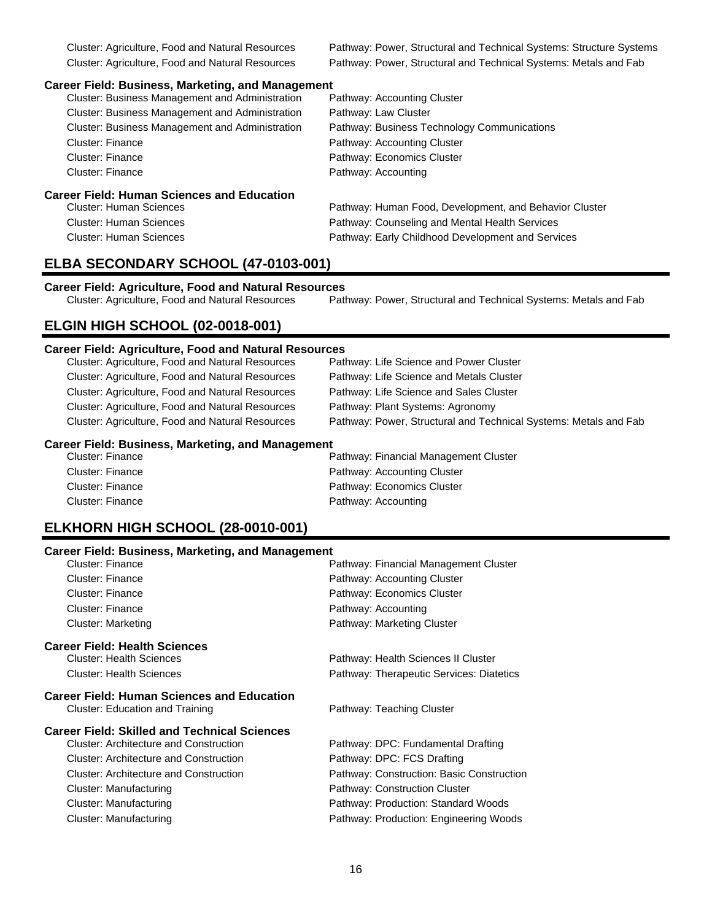| Cluster | Pathway |
| --- | --- |
| Cluster: Agriculture, Food and Natural Resources | Pathway: Power, Structural and Technical Systems: Structure Systems |
| Cluster: Agriculture, Food and Natural Resources | Pathway: Power, Structural and Technical Systems: Metals and Fab |

### Career Field: Business, Marketing, and Management

| Cluster | Pathway |
| --- | --- |
| Cluster: Business Management and Administration | Pathway: Accounting Cluster |
| Cluster: Business Management and Administration | Pathway: Law Cluster |
| Cluster: Business Management and Administration | Pathway: Business Technology Communications |
| Cluster: Finance | Pathway: Accounting Cluster |
| Cluster: Finance | Pathway: Economics Cluster |
| Cluster: Finance | Pathway: Accounting |

### Career Field: Human Sciences and Education

| Cluster | Pathway |
| --- | --- |
| Cluster: Human Sciences | Pathway: Human Food, Development, and Behavior Cluster |
| Cluster: Human Sciences | Pathway: Counseling and Mental Health Services |
| Cluster: Human Sciences | Pathway: Early Childhood Development and Services |

## ELBA SECONDARY SCHOOL (47-0103-001)

### Career Field: Agriculture, Food and Natural Resources

| Cluster | Pathway |
| --- | --- |
| Cluster: Agriculture, Food and Natural Resources | Pathway: Power, Structural and Technical Systems: Metals and Fab |

## ELGIN HIGH SCHOOL (02-0018-001)

### Career Field: Agriculture, Food and Natural Resources

| Cluster | Pathway |
| --- | --- |
| Cluster: Agriculture, Food and Natural Resources | Pathway: Life Science and Power Cluster |
| Cluster: Agriculture, Food and Natural Resources | Pathway: Life Science and Metals Cluster |
| Cluster: Agriculture, Food and Natural Resources | Pathway: Life Science and Sales Cluster |
| Cluster: Agriculture, Food and Natural Resources | Pathway: Plant Systems: Agronomy |
| Cluster: Agriculture, Food and Natural Resources | Pathway: Power, Structural and Technical Systems: Metals and Fab |

### Career Field: Business, Marketing, and Management

| Cluster | Pathway |
| --- | --- |
| Cluster: Finance | Pathway: Financial Management Cluster |
| Cluster: Finance | Pathway: Accounting Cluster |
| Cluster: Finance | Pathway: Economics Cluster |
| Cluster: Finance | Pathway: Accounting |

## ELKHORN HIGH SCHOOL (28-0010-001)

### Career Field: Business, Marketing, and Management

| Cluster | Pathway |
| --- | --- |
| Cluster: Finance | Pathway: Financial Management Cluster |
| Cluster: Finance | Pathway: Accounting Cluster |
| Cluster: Finance | Pathway: Economics Cluster |
| Cluster: Finance | Pathway: Accounting |
| Cluster: Marketing | Pathway: Marketing Cluster |

### Career Field: Health Sciences

| Cluster | Pathway |
| --- | --- |
| Cluster: Health Sciences | Pathway: Health Sciences II Cluster |
| Cluster: Health Sciences | Pathway: Therapeutic Services: Diatetics |

### Career Field: Human Sciences and Education

| Cluster | Pathway |
| --- | --- |
| Cluster: Education and Training | Pathway: Teaching Cluster |

### Career Field: Skilled and Technical Sciences

| Cluster | Pathway |
| --- | --- |
| Cluster: Architecture and Construction | Pathway: DPC: Fundamental Drafting |
| Cluster: Architecture and Construction | Pathway: DPC: FCS Drafting |
| Cluster: Architecture and Construction | Pathway: Construction: Basic Construction |
| Cluster: Manufacturing | Pathway: Construction Cluster |
| Cluster: Manufacturing | Pathway: Production: Standard Woods |
| Cluster: Manufacturing | Pathway: Production: Engineering Woods |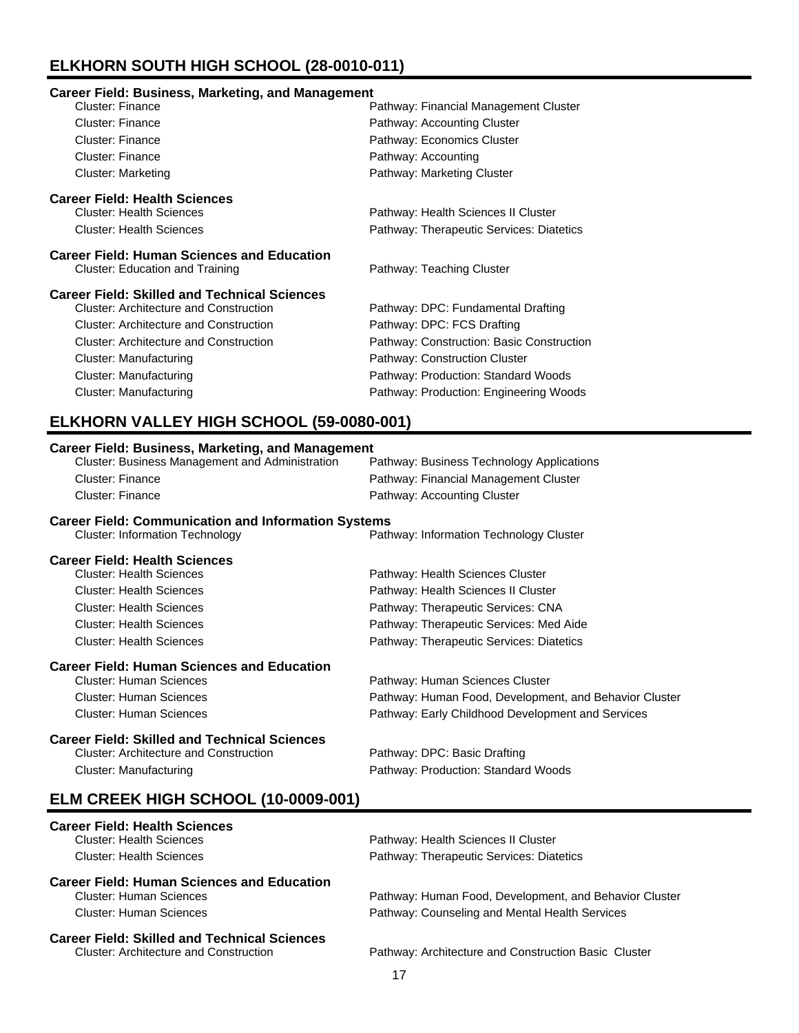## ELKHORN SOUTH HIGH SCHOOL (28-0010-011)

**Career Field: Business, Marketing, and Management**

| Cluster | Pathway |
|---|---|
| Cluster: Finance | Pathway: Financial Management Cluster |
| Cluster: Finance | Pathway: Accounting Cluster |
| Cluster: Finance | Pathway: Economics Cluster |
| Cluster: Finance | Pathway: Accounting |
| Cluster: Marketing | Pathway: Marketing Cluster |

**Career Field: Health Sciences**

| Cluster | Pathway |
|---|---|
| Cluster: Health Sciences | Pathway: Health Sciences II Cluster |
| Cluster: Health Sciences | Pathway: Therapeutic Services: Diatetics |

**Career Field: Human Sciences and Education**

| Cluster | Pathway |
|---|---|
| Cluster: Education and Training | Pathway: Teaching Cluster |

**Career Field: Skilled and Technical Sciences**

| Cluster | Pathway |
|---|---|
| Cluster: Architecture and Construction | Pathway: DPC: Fundamental Drafting |
| Cluster: Architecture and Construction | Pathway: DPC: FCS Drafting |
| Cluster: Architecture and Construction | Pathway: Construction: Basic Construction |
| Cluster: Manufacturing | Pathway: Construction Cluster |
| Cluster: Manufacturing | Pathway: Production: Standard Woods |
| Cluster: Manufacturing | Pathway: Production: Engineering Woods |

## ELKHORN VALLEY HIGH SCHOOL (59-0080-001)

**Career Field: Business, Marketing, and Management**

| Cluster | Pathway |
|---|---|
| Cluster: Business Management and Administration | Pathway: Business Technology Applications |
| Cluster: Finance | Pathway: Financial Management Cluster |
| Cluster: Finance | Pathway: Accounting Cluster |

**Career Field: Communication and Information Systems**

| Cluster | Pathway |
|---|---|
| Cluster: Information Technology | Pathway: Information Technology Cluster |

**Career Field: Health Sciences**

| Cluster | Pathway |
|---|---|
| Cluster: Health Sciences | Pathway: Health Sciences Cluster |
| Cluster: Health Sciences | Pathway: Health Sciences II Cluster |
| Cluster: Health Sciences | Pathway: Therapeutic Services: CNA |
| Cluster: Health Sciences | Pathway: Therapeutic Services: Med Aide |
| Cluster: Health Sciences | Pathway: Therapeutic Services: Diatetics |

**Career Field: Human Sciences and Education**

| Cluster | Pathway |
|---|---|
| Cluster: Human Sciences | Pathway: Human Sciences Cluster |
| Cluster: Human Sciences | Pathway: Human Food, Development, and Behavior Cluster |
| Cluster: Human Sciences | Pathway: Early Childhood Development and Services |

**Career Field: Skilled and Technical Sciences**

| Cluster | Pathway |
|---|---|
| Cluster: Architecture and Construction | Pathway: DPC: Basic Drafting |
| Cluster: Manufacturing | Pathway: Production: Standard Woods |

## ELM CREEK HIGH SCHOOL (10-0009-001)

**Career Field: Health Sciences**

| Cluster | Pathway |
|---|---|
| Cluster: Health Sciences | Pathway: Health Sciences II Cluster |
| Cluster: Health Sciences | Pathway: Therapeutic Services: Diatetics |

**Career Field: Human Sciences and Education**

| Cluster | Pathway |
|---|---|
| Cluster: Human Sciences | Pathway: Human Food, Development, and Behavior Cluster |
| Cluster: Human Sciences | Pathway: Counseling and Mental Health Services |

**Career Field: Skilled and Technical Sciences**

| Cluster | Pathway |
|---|---|
| Cluster: Architecture and Construction | Pathway: Architecture and Construction Basic Cluster |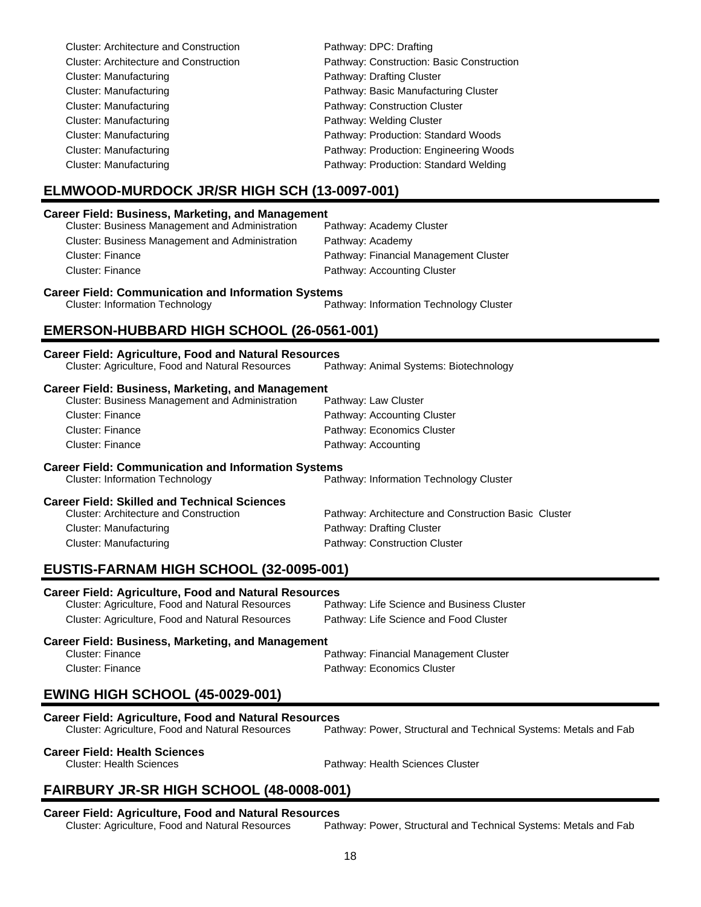Cluster: Architecture and Construction — Pathway: DPC: Drafting
Cluster: Architecture and Construction — Pathway: Construction: Basic Construction
Cluster: Manufacturing — Pathway: Drafting Cluster
Cluster: Manufacturing — Pathway: Basic Manufacturing Cluster
Cluster: Manufacturing — Pathway: Construction Cluster
Cluster: Manufacturing — Pathway: Welding Cluster
Cluster: Manufacturing — Pathway: Production: Standard Woods
Cluster: Manufacturing — Pathway: Production: Engineering Woods
Cluster: Manufacturing — Pathway: Production: Standard Welding

## ELMWOOD-MURDOCK JR/SR HIGH SCH (13-0097-001)

**Career Field: Business, Marketing, and Management**

Cluster: Business Management and Administration — Pathway: Academy Cluster
Cluster: Business Management and Administration — Pathway: Academy
Cluster: Finance — Pathway: Financial Management Cluster
Cluster: Finance — Pathway: Accounting Cluster

**Career Field: Communication and Information Systems**

Cluster: Information Technology — Pathway: Information Technology Cluster

## EMERSON-HUBBARD HIGH SCHOOL (26-0561-001)

**Career Field: Agriculture, Food and Natural Resources**

Cluster: Agriculture, Food and Natural Resources — Pathway: Animal Systems: Biotechnology

**Career Field: Business, Marketing, and Management**

Cluster: Business Management and Administration — Pathway: Law Cluster
Cluster: Finance — Pathway: Accounting Cluster
Cluster: Finance — Pathway: Economics Cluster
Cluster: Finance — Pathway: Accounting

**Career Field: Communication and Information Systems**

Cluster: Information Technology — Pathway: Information Technology Cluster

**Career Field: Skilled and Technical Sciences**

Cluster: Architecture and Construction — Pathway: Architecture and Construction Basic Cluster
Cluster: Manufacturing — Pathway: Drafting Cluster
Cluster: Manufacturing — Pathway: Construction Cluster

## EUSTIS-FARNAM HIGH SCHOOL (32-0095-001)

**Career Field: Agriculture, Food and Natural Resources**

Cluster: Agriculture, Food and Natural Resources — Pathway: Life Science and Business Cluster
Cluster: Agriculture, Food and Natural Resources — Pathway: Life Science and Food Cluster

**Career Field: Business, Marketing, and Management**

Cluster: Finance — Pathway: Financial Management Cluster
Cluster: Finance — Pathway: Economics Cluster

## EWING HIGH SCHOOL (45-0029-001)

**Career Field: Agriculture, Food and Natural Resources**

Cluster: Agriculture, Food and Natural Resources — Pathway: Power, Structural and Technical Systems: Metals and Fab

**Career Field: Health Sciences**

Cluster: Health Sciences — Pathway: Health Sciences Cluster

## FAIRBURY JR-SR HIGH SCHOOL (48-0008-001)

**Career Field: Agriculture, Food and Natural Resources**

Cluster: Agriculture, Food and Natural Resources — Pathway: Power, Structural and Technical Systems: Metals and Fab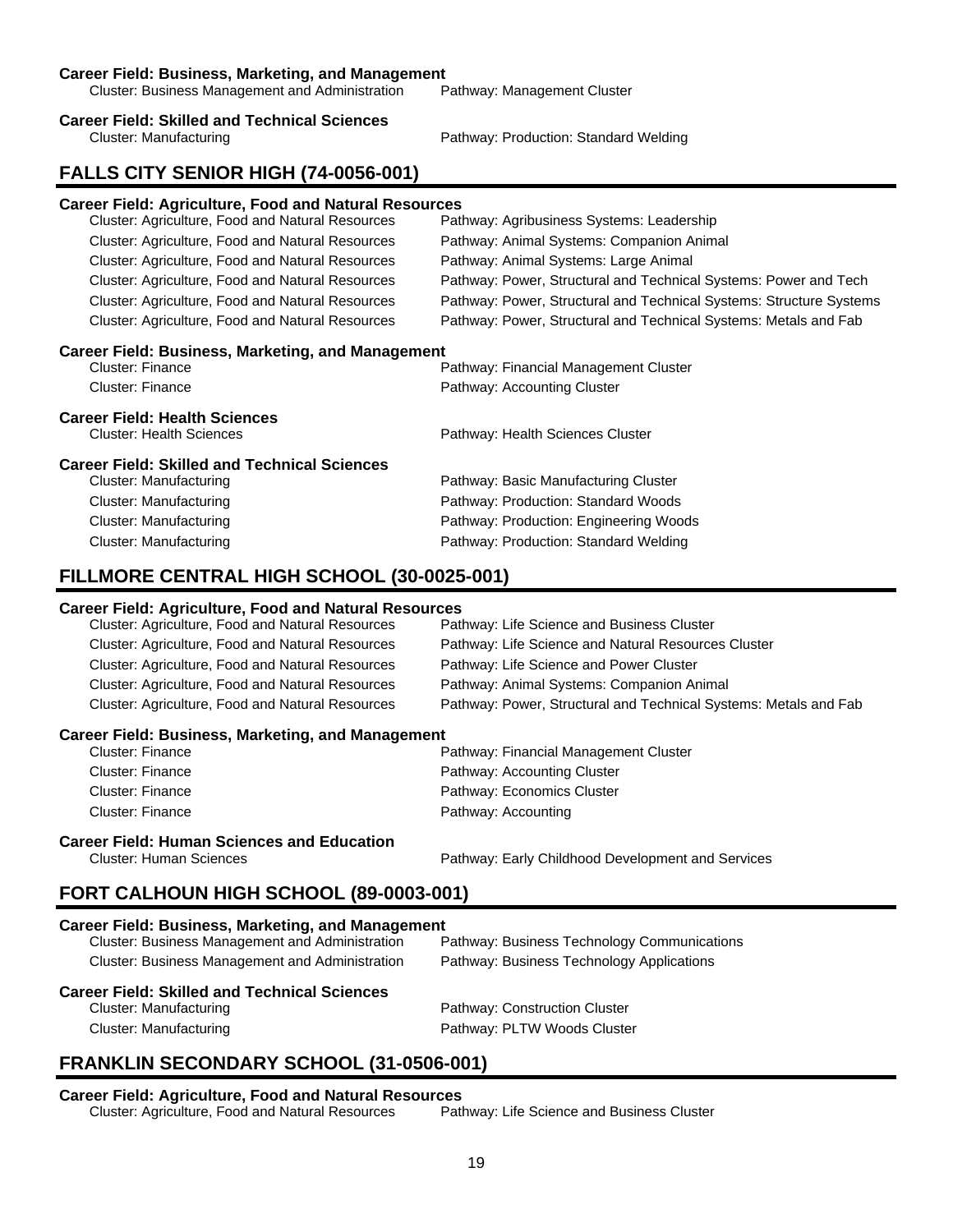**Career Field: Business, Marketing, and Management**

Cluster: Business Management and Administration — Pathway: Management Cluster

**Career Field: Skilled and Technical Sciences**

Cluster: Manufacturing — Pathway: Production: Standard Welding

## FALLS CITY SENIOR HIGH (74-0056-001)

**Career Field: Agriculture, Food and Natural Resources**

| Cluster | Pathway |
|---|---|
| Cluster: Agriculture, Food and Natural Resources | Pathway: Agribusiness Systems: Leadership |
| Cluster: Agriculture, Food and Natural Resources | Pathway: Animal Systems: Companion Animal |
| Cluster: Agriculture, Food and Natural Resources | Pathway: Animal Systems: Large Animal |
| Cluster: Agriculture, Food and Natural Resources | Pathway: Power, Structural and Technical Systems: Power and Tech |
| Cluster: Agriculture, Food and Natural Resources | Pathway: Power, Structural and Technical Systems: Structure Systems |
| Cluster: Agriculture, Food and Natural Resources | Pathway: Power, Structural and Technical Systems: Metals and Fab |

**Career Field: Business, Marketing, and Management**

| Cluster | Pathway |
|---|---|
| Cluster: Finance | Pathway: Financial Management Cluster |
| Cluster: Finance | Pathway: Accounting Cluster |

**Career Field: Health Sciences**

Cluster: Health Sciences — Pathway: Health Sciences Cluster

**Career Field: Skilled and Technical Sciences**

| Cluster | Pathway |
|---|---|
| Cluster: Manufacturing | Pathway: Basic Manufacturing Cluster |
| Cluster: Manufacturing | Pathway: Production: Standard Woods |
| Cluster: Manufacturing | Pathway: Production: Engineering Woods |
| Cluster: Manufacturing | Pathway: Production: Standard Welding |

## FILLMORE CENTRAL HIGH SCHOOL (30-0025-001)

**Career Field: Agriculture, Food and Natural Resources**

| Cluster | Pathway |
|---|---|
| Cluster: Agriculture, Food and Natural Resources | Pathway: Life Science and Business Cluster |
| Cluster: Agriculture, Food and Natural Resources | Pathway: Life Science and Natural Resources Cluster |
| Cluster: Agriculture, Food and Natural Resources | Pathway: Life Science and Power Cluster |
| Cluster: Agriculture, Food and Natural Resources | Pathway: Animal Systems: Companion Animal |
| Cluster: Agriculture, Food and Natural Resources | Pathway: Power, Structural and Technical Systems: Metals and Fab |

**Career Field: Business, Marketing, and Management**

| Cluster | Pathway |
|---|---|
| Cluster: Finance | Pathway: Financial Management Cluster |
| Cluster: Finance | Pathway: Accounting Cluster |
| Cluster: Finance | Pathway: Economics Cluster |
| Cluster: Finance | Pathway: Accounting |

**Career Field: Human Sciences and Education**

Cluster: Human Sciences — Pathway: Early Childhood Development and Services

## FORT CALHOUN HIGH SCHOOL (89-0003-001)

**Career Field: Business, Marketing, and Management**

| Cluster | Pathway |
|---|---|
| Cluster: Business Management and Administration | Pathway: Business Technology Communications |
| Cluster: Business Management and Administration | Pathway: Business Technology Applications |

**Career Field: Skilled and Technical Sciences**

| Cluster | Pathway |
|---|---|
| Cluster: Manufacturing | Pathway: Construction Cluster |
| Cluster: Manufacturing | Pathway: PLTW Woods Cluster |

## FRANKLIN SECONDARY SCHOOL (31-0506-001)

**Career Field: Agriculture, Food and Natural Resources**

Cluster: Agriculture, Food and Natural Resources — Pathway: Life Science and Business Cluster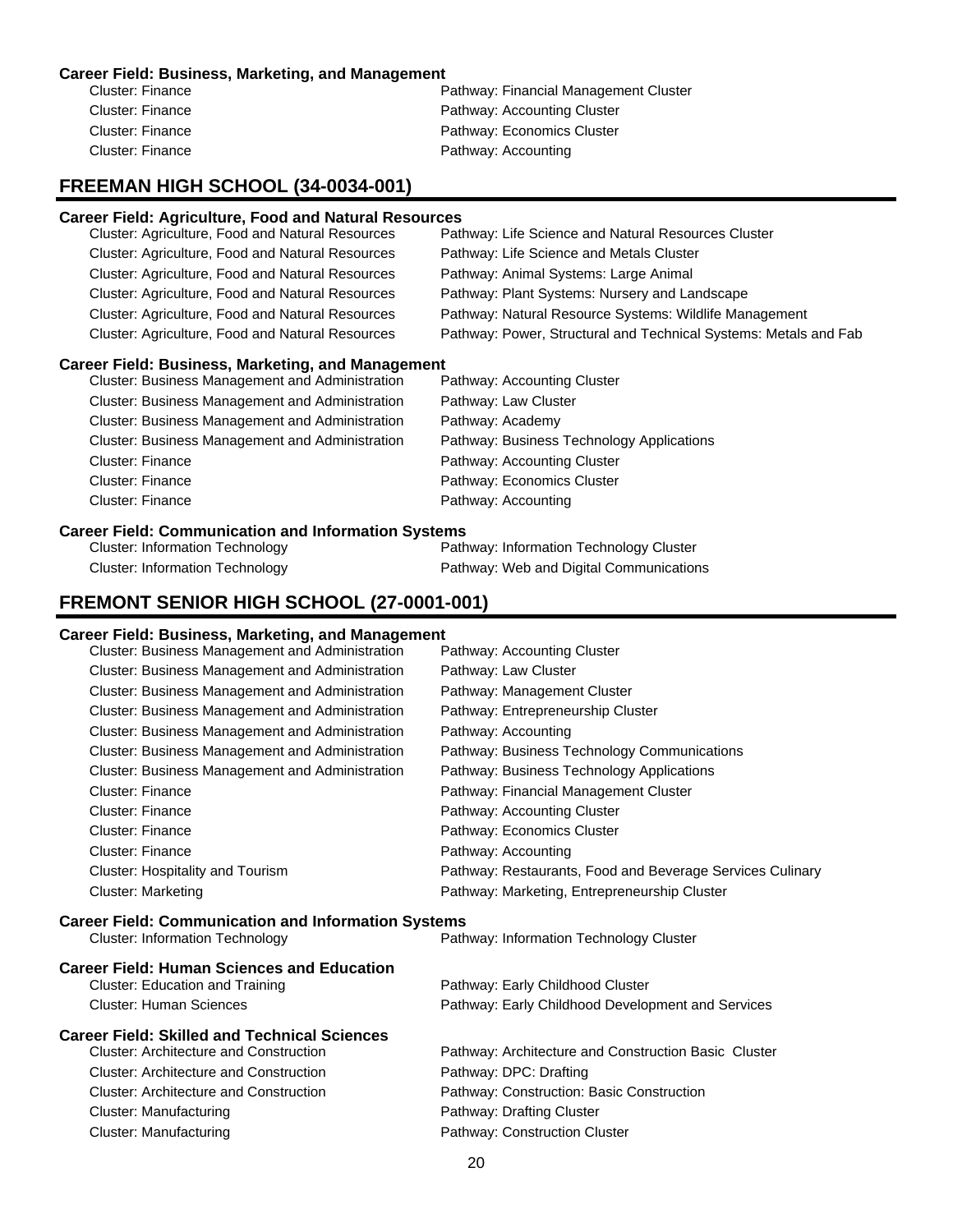#### Career Field: Business, Marketing, and Management

| Cluster | Pathway |
|---|---|
| Cluster: Finance | Pathway: Financial Management Cluster |
| Cluster: Finance | Pathway: Accounting Cluster |
| Cluster: Finance | Pathway: Economics Cluster |
| Cluster: Finance | Pathway: Accounting |

## FREEMAN HIGH SCHOOL (34-0034-001)

#### Career Field: Agriculture, Food and Natural Resources

| Cluster | Pathway |
|---|---|
| Cluster: Agriculture, Food and Natural Resources | Pathway: Life Science and Natural Resources Cluster |
| Cluster: Agriculture, Food and Natural Resources | Pathway: Life Science and Metals Cluster |
| Cluster: Agriculture, Food and Natural Resources | Pathway: Animal Systems: Large Animal |
| Cluster: Agriculture, Food and Natural Resources | Pathway: Plant Systems: Nursery and Landscape |
| Cluster: Agriculture, Food and Natural Resources | Pathway: Natural Resource Systems: Wildlife Management |
| Cluster: Agriculture, Food and Natural Resources | Pathway: Power, Structural and Technical Systems: Metals and Fab |

#### Career Field: Business, Marketing, and Management

| Cluster | Pathway |
|---|---|
| Cluster: Business Management and Administration | Pathway: Accounting Cluster |
| Cluster: Business Management and Administration | Pathway: Law Cluster |
| Cluster: Business Management and Administration | Pathway: Academy |
| Cluster: Business Management and Administration | Pathway: Business Technology Applications |
| Cluster: Finance | Pathway: Accounting Cluster |
| Cluster: Finance | Pathway: Economics Cluster |
| Cluster: Finance | Pathway: Accounting |

#### Career Field: Communication and Information Systems

| Cluster | Pathway |
|---|---|
| Cluster: Information Technology | Pathway: Information Technology Cluster |
| Cluster: Information Technology | Pathway: Web and Digital Communications |

## FREMONT SENIOR HIGH SCHOOL (27-0001-001)

#### Career Field: Business, Marketing, and Management

| Cluster | Pathway |
|---|---|
| Cluster: Business Management and Administration | Pathway: Accounting Cluster |
| Cluster: Business Management and Administration | Pathway: Law Cluster |
| Cluster: Business Management and Administration | Pathway: Management Cluster |
| Cluster: Business Management and Administration | Pathway: Entrepreneurship Cluster |
| Cluster: Business Management and Administration | Pathway: Accounting |
| Cluster: Business Management and Administration | Pathway: Business Technology Communications |
| Cluster: Business Management and Administration | Pathway: Business Technology Applications |
| Cluster: Finance | Pathway: Financial Management Cluster |
| Cluster: Finance | Pathway: Accounting Cluster |
| Cluster: Finance | Pathway: Economics Cluster |
| Cluster: Finance | Pathway: Accounting |
| Cluster: Hospitality and Tourism | Pathway: Restaurants, Food and Beverage Services Culinary |
| Cluster: Marketing | Pathway: Marketing, Entrepreneurship Cluster |

#### Career Field: Communication and Information Systems

| Cluster | Pathway |
|---|---|
| Cluster: Information Technology | Pathway: Information Technology Cluster |

#### Career Field: Human Sciences and Education

| Cluster | Pathway |
|---|---|
| Cluster: Education and Training | Pathway: Early Childhood Cluster |
| Cluster: Human Sciences | Pathway: Early Childhood Development and Services |

#### Career Field: Skilled and Technical Sciences

| Cluster | Pathway |
|---|---|
| Cluster: Architecture and Construction | Pathway: Architecture and Construction Basic Cluster |
| Cluster: Architecture and Construction | Pathway: DPC: Drafting |
| Cluster: Architecture and Construction | Pathway: Construction: Basic Construction |
| Cluster: Manufacturing | Pathway: Drafting Cluster |
| Cluster: Manufacturing | Pathway: Construction Cluster |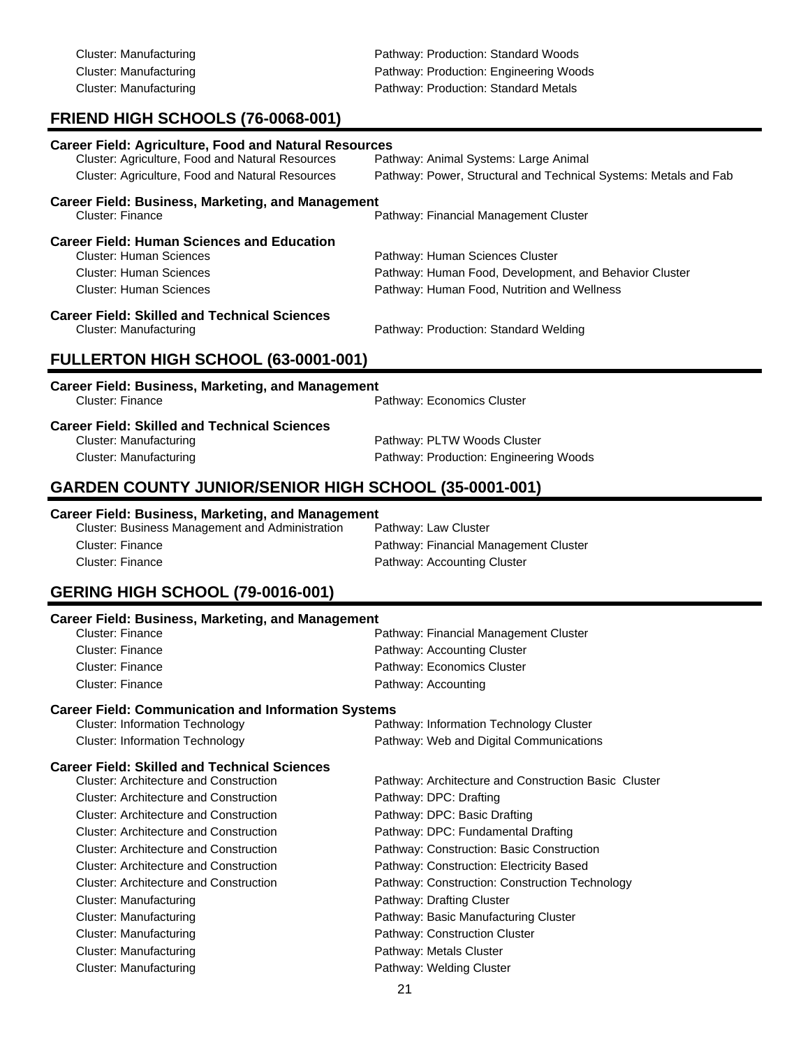Cluster: Manufacturing — Pathway: Production: Standard Woods
Cluster: Manufacturing — Pathway: Production: Engineering Woods
Cluster: Manufacturing — Pathway: Production: Standard Metals

## FRIEND HIGH SCHOOLS (76-0068-001)

**Career Field: Agriculture, Food and Natural Resources**

| Cluster | Pathway |
|---|---|
| Cluster: Agriculture, Food and Natural Resources | Pathway: Animal Systems: Large Animal |
| Cluster: Agriculture, Food and Natural Resources | Pathway: Power, Structural and Technical Systems: Metals and Fab |

**Career Field: Business, Marketing, and Management**

| Cluster | Pathway |
|---|---|
| Cluster: Finance | Pathway: Financial Management Cluster |

**Career Field: Human Sciences and Education**

| Cluster | Pathway |
|---|---|
| Cluster: Human Sciences | Pathway: Human Sciences Cluster |
| Cluster: Human Sciences | Pathway: Human Food, Development, and Behavior Cluster |
| Cluster: Human Sciences | Pathway: Human Food, Nutrition and Wellness |

**Career Field: Skilled and Technical Sciences**

| Cluster | Pathway |
|---|---|
| Cluster: Manufacturing | Pathway: Production: Standard Welding |

## FULLERTON HIGH SCHOOL (63-0001-001)

**Career Field: Business, Marketing, and Management**

| Cluster | Pathway |
|---|---|
| Cluster: Finance | Pathway: Economics Cluster |

**Career Field: Skilled and Technical Sciences**

| Cluster | Pathway |
|---|---|
| Cluster: Manufacturing | Pathway: PLTW Woods Cluster |
| Cluster: Manufacturing | Pathway: Production: Engineering Woods |

## GARDEN COUNTY JUNIOR/SENIOR HIGH SCHOOL (35-0001-001)

**Career Field: Business, Marketing, and Management**

| Cluster | Pathway |
|---|---|
| Cluster: Business Management and Administration | Pathway: Law Cluster |
| Cluster: Finance | Pathway: Financial Management Cluster |
| Cluster: Finance | Pathway: Accounting Cluster |

## GERING HIGH SCHOOL (79-0016-001)

**Career Field: Business, Marketing, and Management**

| Cluster | Pathway |
|---|---|
| Cluster: Finance | Pathway: Financial Management Cluster |
| Cluster: Finance | Pathway: Accounting Cluster |
| Cluster: Finance | Pathway: Economics Cluster |
| Cluster: Finance | Pathway: Accounting |

**Career Field: Communication and Information Systems**

| Cluster | Pathway |
|---|---|
| Cluster: Information Technology | Pathway: Information Technology Cluster |
| Cluster: Information Technology | Pathway: Web and Digital Communications |

**Career Field: Skilled and Technical Sciences**

| Cluster | Pathway |
|---|---|
| Cluster: Architecture and Construction | Pathway: Architecture and Construction Basic Cluster |
| Cluster: Architecture and Construction | Pathway: DPC: Drafting |
| Cluster: Architecture and Construction | Pathway: DPC: Basic Drafting |
| Cluster: Architecture and Construction | Pathway: DPC: Fundamental Drafting |
| Cluster: Architecture and Construction | Pathway: Construction: Basic Construction |
| Cluster: Architecture and Construction | Pathway: Construction: Electricity Based |
| Cluster: Architecture and Construction | Pathway: Construction: Construction Technology |
| Cluster: Manufacturing | Pathway: Drafting Cluster |
| Cluster: Manufacturing | Pathway: Basic Manufacturing Cluster |
| Cluster: Manufacturing | Pathway: Construction Cluster |
| Cluster: Manufacturing | Pathway: Metals Cluster |
| Cluster: Manufacturing | Pathway: Welding Cluster |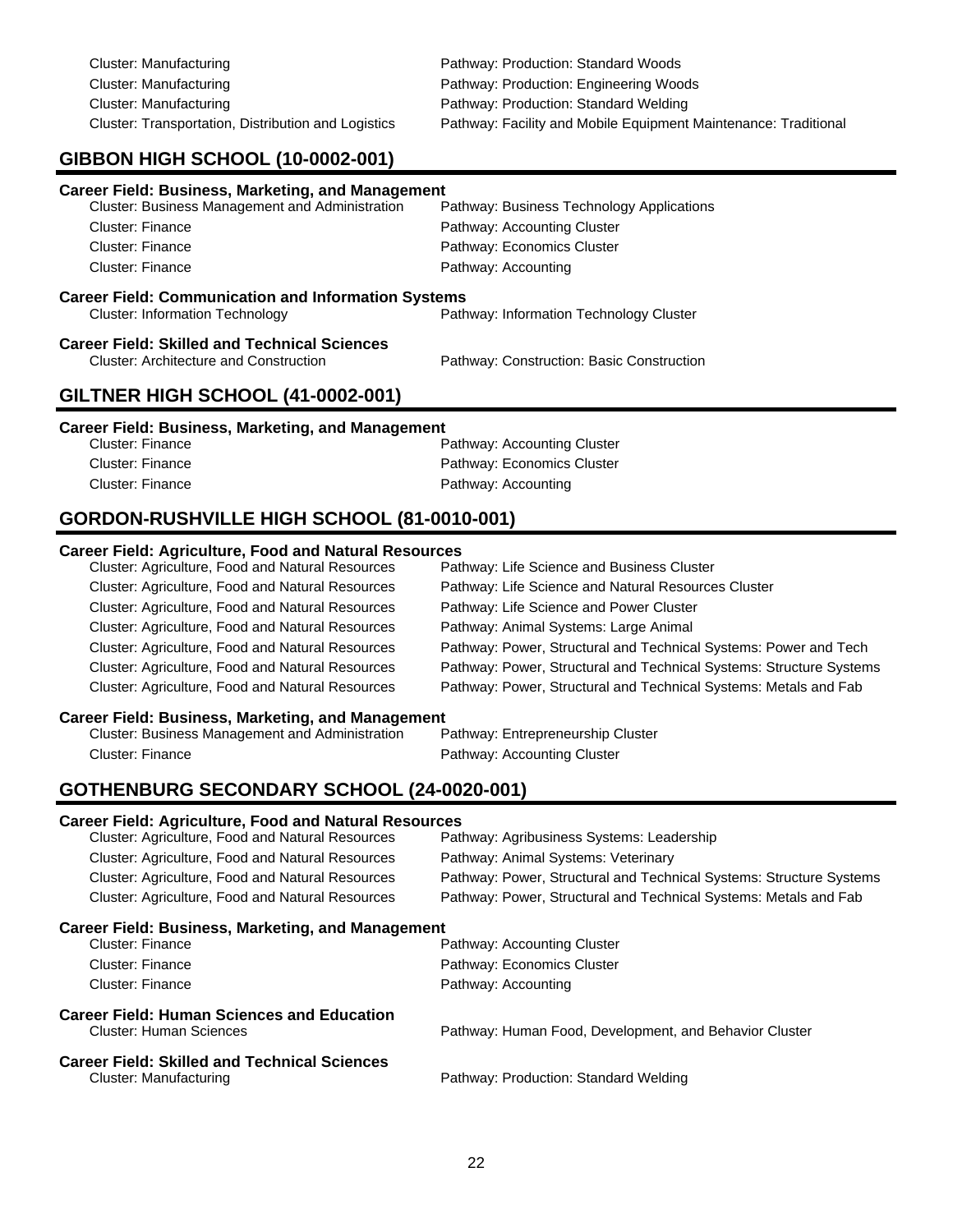Cluster: Manufacturing | Pathway: Production: Standard Woods
Cluster: Manufacturing | Pathway: Production: Engineering Woods
Cluster: Manufacturing | Pathway: Production: Standard Welding
Cluster: Transportation, Distribution and Logistics | Pathway: Facility and Mobile Equipment Maintenance: Traditional

## GIBBON HIGH SCHOOL (10-0002-001)

**Career Field: Business, Marketing, and Management**

| Cluster | Pathway |
|---|---|
| Cluster: Business Management and Administration | Pathway: Business Technology Applications |
| Cluster: Finance | Pathway: Accounting Cluster |
| Cluster: Finance | Pathway: Economics Cluster |
| Cluster: Finance | Pathway: Accounting |

**Career Field: Communication and Information Systems**

| Cluster | Pathway |
|---|---|
| Cluster: Information Technology | Pathway: Information Technology Cluster |

**Career Field: Skilled and Technical Sciences**

| Cluster | Pathway |
|---|---|
| Cluster: Architecture and Construction | Pathway: Construction: Basic Construction |

## GILTNER HIGH SCHOOL (41-0002-001)

**Career Field: Business, Marketing, and Management**

| Cluster | Pathway |
|---|---|
| Cluster: Finance | Pathway: Accounting Cluster |
| Cluster: Finance | Pathway: Economics Cluster |
| Cluster: Finance | Pathway: Accounting |

## GORDON-RUSHVILLE HIGH SCHOOL (81-0010-001)

**Career Field: Agriculture, Food and Natural Resources**

| Cluster | Pathway |
|---|---|
| Cluster: Agriculture, Food and Natural Resources | Pathway: Life Science and Business Cluster |
| Cluster: Agriculture, Food and Natural Resources | Pathway: Life Science and Natural Resources Cluster |
| Cluster: Agriculture, Food and Natural Resources | Pathway: Life Science and Power Cluster |
| Cluster: Agriculture, Food and Natural Resources | Pathway: Animal Systems: Large Animal |
| Cluster: Agriculture, Food and Natural Resources | Pathway: Power, Structural and Technical Systems: Power and Tech |
| Cluster: Agriculture, Food and Natural Resources | Pathway: Power, Structural and Technical Systems: Structure Systems |
| Cluster: Agriculture, Food and Natural Resources | Pathway: Power, Structural and Technical Systems: Metals and Fab |

**Career Field: Business, Marketing, and Management**

| Cluster | Pathway |
|---|---|
| Cluster: Business Management and Administration | Pathway: Entrepreneurship Cluster |
| Cluster: Finance | Pathway: Accounting Cluster |

## GOTHENBURG SECONDARY SCHOOL (24-0020-001)

**Career Field: Agriculture, Food and Natural Resources**

| Cluster | Pathway |
|---|---|
| Cluster: Agriculture, Food and Natural Resources | Pathway: Agribusiness Systems: Leadership |
| Cluster: Agriculture, Food and Natural Resources | Pathway: Animal Systems: Veterinary |
| Cluster: Agriculture, Food and Natural Resources | Pathway: Power, Structural and Technical Systems: Structure Systems |
| Cluster: Agriculture, Food and Natural Resources | Pathway: Power, Structural and Technical Systems: Metals and Fab |

**Career Field: Business, Marketing, and Management**

| Cluster | Pathway |
|---|---|
| Cluster: Finance | Pathway: Accounting Cluster |
| Cluster: Finance | Pathway: Economics Cluster |
| Cluster: Finance | Pathway: Accounting |

**Career Field: Human Sciences and Education**

| Cluster | Pathway |
|---|---|
| Cluster: Human Sciences | Pathway: Human Food, Development, and Behavior Cluster |

**Career Field: Skilled and Technical Sciences**

| Cluster | Pathway |
|---|---|
| Cluster: Manufacturing | Pathway: Production: Standard Welding |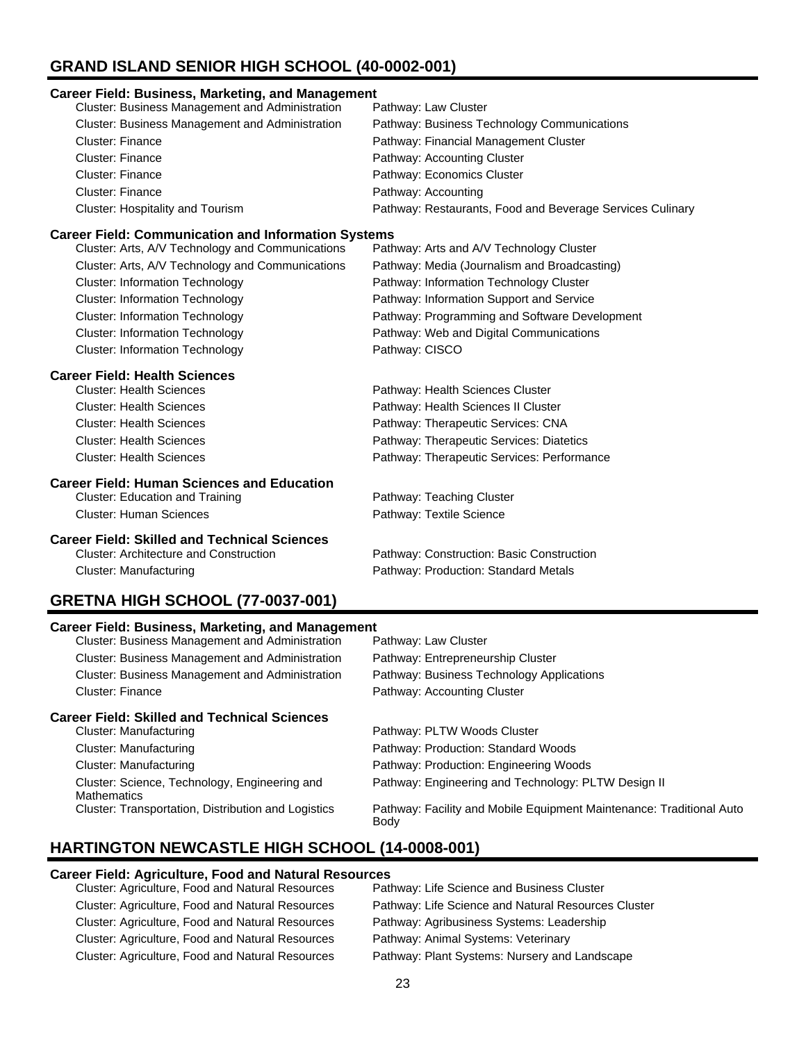## GRAND ISLAND SENIOR HIGH SCHOOL (40-0002-001)

### Career Field: Business, Marketing, and Management

| Cluster | Pathway |
|---|---|
| Cluster: Business Management and Administration | Pathway: Law Cluster |
| Cluster: Business Management and Administration | Pathway: Business Technology Communications |
| Cluster: Finance | Pathway: Financial Management Cluster |
| Cluster: Finance | Pathway: Accounting Cluster |
| Cluster: Finance | Pathway: Economics Cluster |
| Cluster: Finance | Pathway: Accounting |
| Cluster: Hospitality and Tourism | Pathway: Restaurants, Food and Beverage Services Culinary |

### Career Field: Communication and Information Systems

| Cluster | Pathway |
|---|---|
| Cluster: Arts, A/V Technology and Communications | Pathway: Arts and A/V Technology Cluster |
| Cluster: Arts, A/V Technology and Communications | Pathway: Media (Journalism and Broadcasting) |
| Cluster: Information Technology | Pathway: Information Technology Cluster |
| Cluster: Information Technology | Pathway: Information Support and Service |
| Cluster: Information Technology | Pathway: Programming and Software Development |
| Cluster: Information Technology | Pathway: Web and Digital Communications |
| Cluster: Information Technology | Pathway: CISCO |

### Career Field: Health Sciences

| Cluster | Pathway |
|---|---|
| Cluster: Health Sciences | Pathway: Health Sciences Cluster |
| Cluster: Health Sciences | Pathway: Health Sciences II Cluster |
| Cluster: Health Sciences | Pathway: Therapeutic Services: CNA |
| Cluster: Health Sciences | Pathway: Therapeutic Services: Diatetics |
| Cluster: Health Sciences | Pathway: Therapeutic Services: Performance |

### Career Field: Human Sciences and Education

| Cluster | Pathway |
|---|---|
| Cluster: Education and Training | Pathway: Teaching Cluster |
| Cluster: Human Sciences | Pathway: Textile Science |

### Career Field: Skilled and Technical Sciences

| Cluster | Pathway |
|---|---|
| Cluster: Architecture and Construction | Pathway: Construction: Basic Construction |
| Cluster: Manufacturing | Pathway: Production: Standard Metals |

## GRETNA HIGH SCHOOL (77-0037-001)

### Career Field: Business, Marketing, and Management

| Cluster | Pathway |
|---|---|
| Cluster: Business Management and Administration | Pathway: Law Cluster |
| Cluster: Business Management and Administration | Pathway: Entrepreneurship Cluster |
| Cluster: Business Management and Administration | Pathway: Business Technology Applications |
| Cluster: Finance | Pathway: Accounting Cluster |

### Career Field: Skilled and Technical Sciences

| Cluster | Pathway |
|---|---|
| Cluster: Manufacturing | Pathway: PLTW Woods Cluster |
| Cluster: Manufacturing | Pathway: Production: Standard Woods |
| Cluster: Manufacturing | Pathway: Production: Engineering Woods |
| Cluster: Science, Technology, Engineering and Mathematics | Pathway: Engineering and Technology: PLTW Design II |
| Cluster: Transportation, Distribution and Logistics | Pathway: Facility and Mobile Equipment Maintenance: Traditional Auto Body |

## HARTINGTON NEWCASTLE HIGH SCHOOL (14-0008-001)

### Career Field: Agriculture, Food and Natural Resources

| Cluster | Pathway |
|---|---|
| Cluster: Agriculture, Food and Natural Resources | Pathway: Life Science and Business Cluster |
| Cluster: Agriculture, Food and Natural Resources | Pathway: Life Science and Natural Resources Cluster |
| Cluster: Agriculture, Food and Natural Resources | Pathway: Agribusiness Systems: Leadership |
| Cluster: Agriculture, Food and Natural Resources | Pathway: Animal Systems: Veterinary |
| Cluster: Agriculture, Food and Natural Resources | Pathway: Plant Systems: Nursery and Landscape |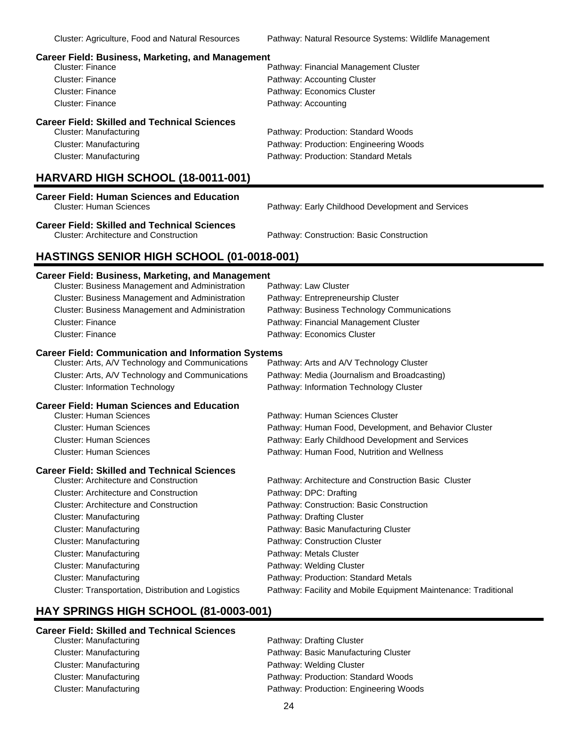Cluster: Agriculture, Food and Natural Resources | Pathway: Natural Resource Systems: Wildlife Management

**Career Field: Business, Marketing, and Management**

| Cluster | Pathway |
|---|---|
| Cluster: Finance | Pathway: Financial Management Cluster |
| Cluster: Finance | Pathway: Accounting Cluster |
| Cluster: Finance | Pathway: Economics Cluster |
| Cluster: Finance | Pathway: Accounting |

**Career Field: Skilled and Technical Sciences**

| Cluster | Pathway |
|---|---|
| Cluster: Manufacturing | Pathway: Production: Standard Woods |
| Cluster: Manufacturing | Pathway: Production: Engineering Woods |
| Cluster: Manufacturing | Pathway: Production: Standard Metals |

## HARVARD HIGH SCHOOL (18-0011-001)

**Career Field: Human Sciences and Education**

| Cluster | Pathway |
|---|---|
| Cluster: Human Sciences | Pathway: Early Childhood Development and Services |

**Career Field: Skilled and Technical Sciences**

| Cluster | Pathway |
|---|---|
| Cluster: Architecture and Construction | Pathway: Construction: Basic Construction |

## HASTINGS SENIOR HIGH SCHOOL (01-0018-001)

**Career Field: Business, Marketing, and Management**

| Cluster | Pathway |
|---|---|
| Cluster: Business Management and Administration | Pathway: Law Cluster |
| Cluster: Business Management and Administration | Pathway: Entrepreneurship Cluster |
| Cluster: Business Management and Administration | Pathway: Business Technology Communications |
| Cluster: Finance | Pathway: Financial Management Cluster |
| Cluster: Finance | Pathway: Economics Cluster |

**Career Field: Communication and Information Systems**

| Cluster | Pathway |
|---|---|
| Cluster: Arts, A/V Technology and Communications | Pathway: Arts and A/V Technology Cluster |
| Cluster: Arts, A/V Technology and Communications | Pathway: Media (Journalism and Broadcasting) |
| Cluster: Information Technology | Pathway: Information Technology Cluster |

**Career Field: Human Sciences and Education**

| Cluster | Pathway |
|---|---|
| Cluster: Human Sciences | Pathway: Human Sciences Cluster |
| Cluster: Human Sciences | Pathway: Human Food, Development, and Behavior Cluster |
| Cluster: Human Sciences | Pathway: Early Childhood Development and Services |
| Cluster: Human Sciences | Pathway: Human Food, Nutrition and Wellness |

**Career Field: Skilled and Technical Sciences**

| Cluster | Pathway |
|---|---|
| Cluster: Architecture and Construction | Pathway: Architecture and Construction Basic Cluster |
| Cluster: Architecture and Construction | Pathway: DPC: Drafting |
| Cluster: Architecture and Construction | Pathway: Construction: Basic Construction |
| Cluster: Manufacturing | Pathway: Drafting Cluster |
| Cluster: Manufacturing | Pathway: Basic Manufacturing Cluster |
| Cluster: Manufacturing | Pathway: Construction Cluster |
| Cluster: Manufacturing | Pathway: Metals Cluster |
| Cluster: Manufacturing | Pathway: Welding Cluster |
| Cluster: Manufacturing | Pathway: Production: Standard Metals |
| Cluster: Transportation, Distribution and Logistics | Pathway: Facility and Mobile Equipment Maintenance: Traditional |

## HAY SPRINGS HIGH SCHOOL (81-0003-001)

**Career Field: Skilled and Technical Sciences**

| Cluster | Pathway |
|---|---|
| Cluster: Manufacturing | Pathway: Drafting Cluster |
| Cluster: Manufacturing | Pathway: Basic Manufacturing Cluster |
| Cluster: Manufacturing | Pathway: Welding Cluster |
| Cluster: Manufacturing | Pathway: Production: Standard Woods |
| Cluster: Manufacturing | Pathway: Production: Engineering Woods |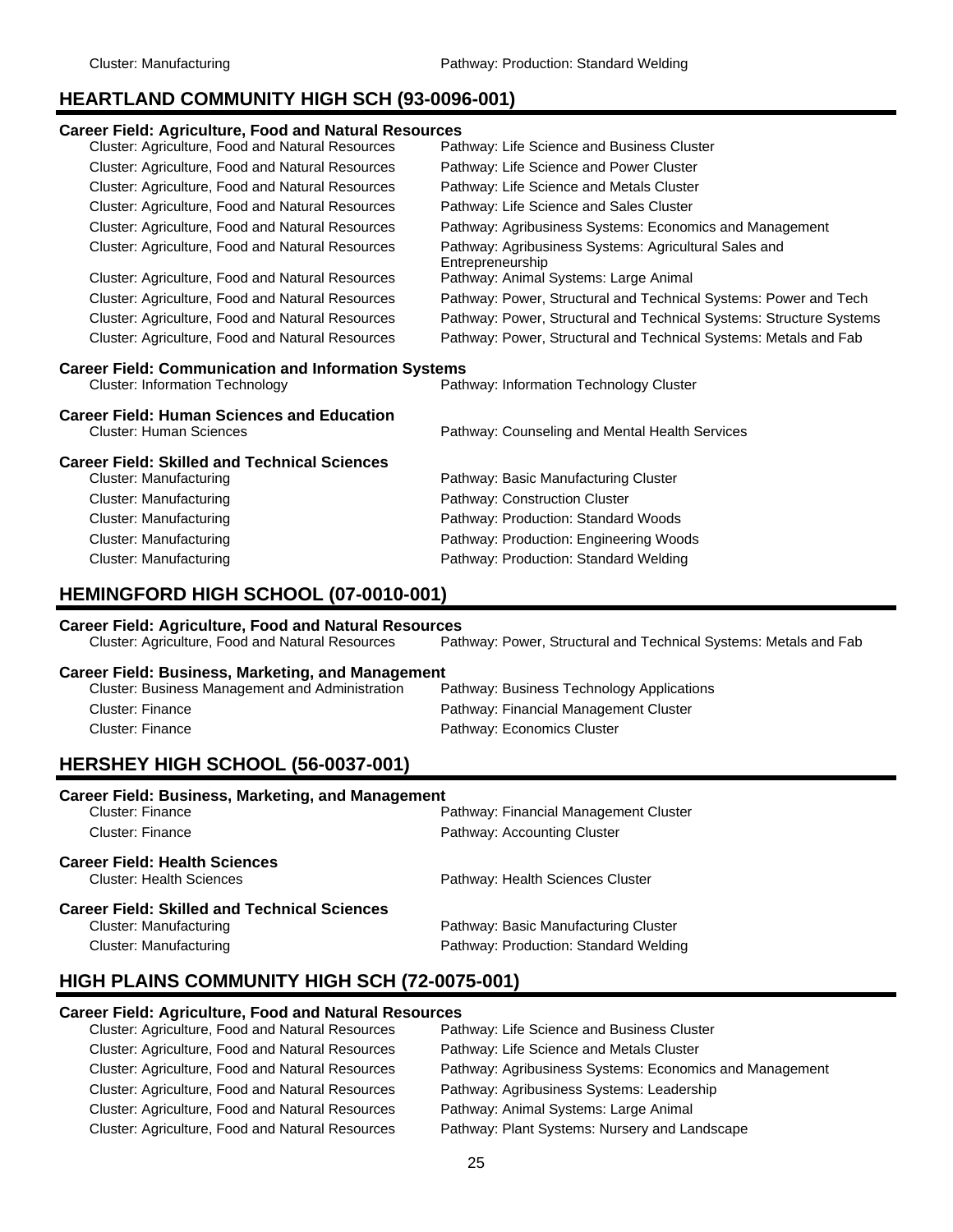| Cluster: Manufacturing | Pathway: Production: Standard Welding |
|---|---|

## HEARTLAND COMMUNITY HIGH SCH (93-0096-001)

**Career Field: Agriculture, Food and Natural Resources**

| Cluster | Pathway |
|---|---|
| Cluster: Agriculture, Food and Natural Resources | Pathway: Life Science and Business Cluster |
| Cluster: Agriculture, Food and Natural Resources | Pathway: Life Science and Power Cluster |
| Cluster: Agriculture, Food and Natural Resources | Pathway: Life Science and Metals Cluster |
| Cluster: Agriculture, Food and Natural Resources | Pathway: Life Science and Sales Cluster |
| Cluster: Agriculture, Food and Natural Resources | Pathway: Agribusiness Systems: Economics and Management |
| Cluster: Agriculture, Food and Natural Resources | Pathway: Agribusiness Systems: Agricultural Sales and Entrepreneurship |
| Cluster: Agriculture, Food and Natural Resources | Pathway: Animal Systems: Large Animal |
| Cluster: Agriculture, Food and Natural Resources | Pathway: Power, Structural and Technical Systems: Power and Tech |
| Cluster: Agriculture, Food and Natural Resources | Pathway: Power, Structural and Technical Systems: Structure Systems |
| Cluster: Agriculture, Food and Natural Resources | Pathway: Power, Structural and Technical Systems: Metals and Fab |

**Career Field: Communication and Information Systems**

| Cluster | Pathway |
|---|---|
| Cluster: Information Technology | Pathway: Information Technology Cluster |

**Career Field: Human Sciences and Education**

| Cluster | Pathway |
|---|---|
| Cluster: Human Sciences | Pathway: Counseling and Mental Health Services |

**Career Field: Skilled and Technical Sciences**

| Cluster | Pathway |
|---|---|
| Cluster: Manufacturing | Pathway: Basic Manufacturing Cluster |
| Cluster: Manufacturing | Pathway: Construction Cluster |
| Cluster: Manufacturing | Pathway: Production: Standard Woods |
| Cluster: Manufacturing | Pathway: Production: Engineering Woods |
| Cluster: Manufacturing | Pathway: Production: Standard Welding |

## HEMINGFORD HIGH SCHOOL (07-0010-001)

**Career Field: Agriculture, Food and Natural Resources**

| Cluster | Pathway |
|---|---|
| Cluster: Agriculture, Food and Natural Resources | Pathway: Power, Structural and Technical Systems: Metals and Fab |

**Career Field: Business, Marketing, and Management**

| Cluster | Pathway |
|---|---|
| Cluster: Business Management and Administration | Pathway: Business Technology Applications |
| Cluster: Finance | Pathway: Financial Management Cluster |
| Cluster: Finance | Pathway: Economics Cluster |

## HERSHEY HIGH SCHOOL (56-0037-001)

**Career Field: Business, Marketing, and Management**

| Cluster | Pathway |
|---|---|
| Cluster: Finance | Pathway: Financial Management Cluster |
| Cluster: Finance | Pathway: Accounting Cluster |

**Career Field: Health Sciences**

| Cluster | Pathway |
|---|---|
| Cluster: Health Sciences | Pathway: Health Sciences Cluster |

**Career Field: Skilled and Technical Sciences**

| Cluster | Pathway |
|---|---|
| Cluster: Manufacturing | Pathway: Basic Manufacturing Cluster |
| Cluster: Manufacturing | Pathway: Production: Standard Welding |

## HIGH PLAINS COMMUNITY HIGH SCH (72-0075-001)

**Career Field: Agriculture, Food and Natural Resources**

| Cluster | Pathway |
|---|---|
| Cluster: Agriculture, Food and Natural Resources | Pathway: Life Science and Business Cluster |
| Cluster: Agriculture, Food and Natural Resources | Pathway: Life Science and Metals Cluster |
| Cluster: Agriculture, Food and Natural Resources | Pathway: Agribusiness Systems: Economics and Management |
| Cluster: Agriculture, Food and Natural Resources | Pathway: Agribusiness Systems: Leadership |
| Cluster: Agriculture, Food and Natural Resources | Pathway: Animal Systems: Large Animal |
| Cluster: Agriculture, Food and Natural Resources | Pathway: Plant Systems: Nursery and Landscape |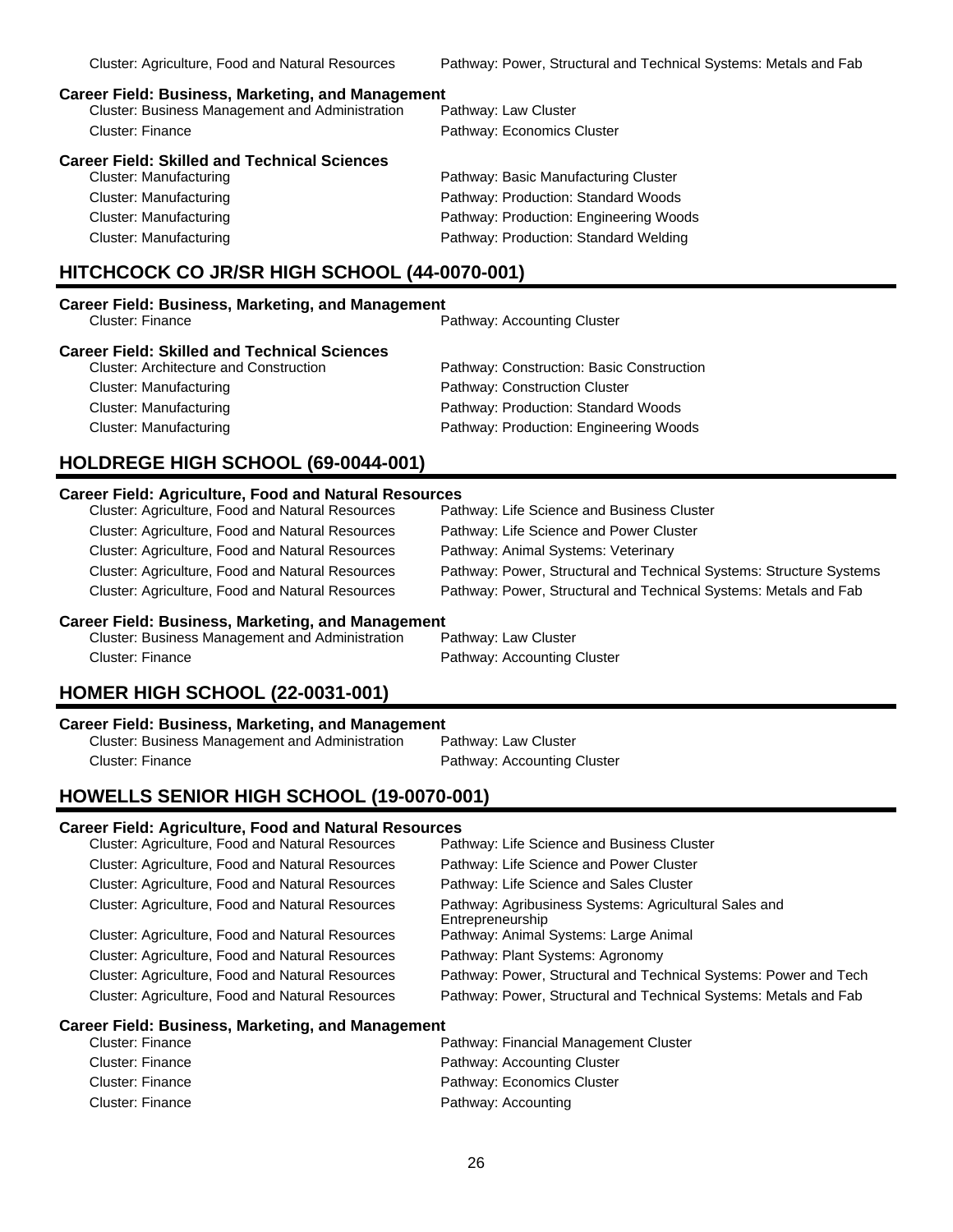Cluster: Agriculture, Food and Natural Resources | Pathway: Power, Structural and Technical Systems: Metals and Fab

**Career Field: Business, Marketing, and Management**

| Cluster | Pathway |
|---|---|
| Cluster: Business Management and Administration | Pathway: Law Cluster |
| Cluster: Finance | Pathway: Economics Cluster |

**Career Field: Skilled and Technical Sciences**

| Cluster | Pathway |
|---|---|
| Cluster: Manufacturing | Pathway: Basic Manufacturing Cluster |
| Cluster: Manufacturing | Pathway: Production: Standard Woods |
| Cluster: Manufacturing | Pathway: Production: Engineering Woods |
| Cluster: Manufacturing | Pathway: Production: Standard Welding |

## HITCHCOCK CO JR/SR HIGH SCHOOL (44-0070-001)

**Career Field: Business, Marketing, and Management**

| Cluster | Pathway |
|---|---|
| Cluster: Finance | Pathway: Accounting Cluster |

**Career Field: Skilled and Technical Sciences**

| Cluster | Pathway |
|---|---|
| Cluster: Architecture and Construction | Pathway: Construction: Basic Construction |
| Cluster: Manufacturing | Pathway: Construction Cluster |
| Cluster: Manufacturing | Pathway: Production: Standard Woods |
| Cluster: Manufacturing | Pathway: Production: Engineering Woods |

## HOLDREGE HIGH SCHOOL (69-0044-001)

**Career Field: Agriculture, Food and Natural Resources**

| Cluster | Pathway |
|---|---|
| Cluster: Agriculture, Food and Natural Resources | Pathway: Life Science and Business Cluster |
| Cluster: Agriculture, Food and Natural Resources | Pathway: Life Science and Power Cluster |
| Cluster: Agriculture, Food and Natural Resources | Pathway: Animal Systems: Veterinary |
| Cluster: Agriculture, Food and Natural Resources | Pathway: Power, Structural and Technical Systems: Structure Systems |
| Cluster: Agriculture, Food and Natural Resources | Pathway: Power, Structural and Technical Systems: Metals and Fab |

**Career Field: Business, Marketing, and Management**

| Cluster | Pathway |
|---|---|
| Cluster: Business Management and Administration | Pathway: Law Cluster |
| Cluster: Finance | Pathway: Accounting Cluster |

## HOMER HIGH SCHOOL (22-0031-001)

**Career Field: Business, Marketing, and Management**

| Cluster | Pathway |
|---|---|
| Cluster: Business Management and Administration | Pathway: Law Cluster |
| Cluster: Finance | Pathway: Accounting Cluster |

## HOWELLS SENIOR HIGH SCHOOL (19-0070-001)

**Career Field: Agriculture, Food and Natural Resources**

| Cluster | Pathway |
|---|---|
| Cluster: Agriculture, Food and Natural Resources | Pathway: Life Science and Business Cluster |
| Cluster: Agriculture, Food and Natural Resources | Pathway: Life Science and Power Cluster |
| Cluster: Agriculture, Food and Natural Resources | Pathway: Life Science and Sales Cluster |
| Cluster: Agriculture, Food and Natural Resources | Pathway: Agribusiness Systems: Agricultural Sales and Entrepreneurship |
| Cluster: Agriculture, Food and Natural Resources | Pathway: Animal Systems: Large Animal |
| Cluster: Agriculture, Food and Natural Resources | Pathway: Plant Systems: Agronomy |
| Cluster: Agriculture, Food and Natural Resources | Pathway: Power, Structural and Technical Systems: Power and Tech |
| Cluster: Agriculture, Food and Natural Resources | Pathway: Power, Structural and Technical Systems: Metals and Fab |

**Career Field: Business, Marketing, and Management**

| Cluster | Pathway |
|---|---|
| Cluster: Finance | Pathway: Financial Management Cluster |
| Cluster: Finance | Pathway: Accounting Cluster |
| Cluster: Finance | Pathway: Economics Cluster |
| Cluster: Finance | Pathway: Accounting |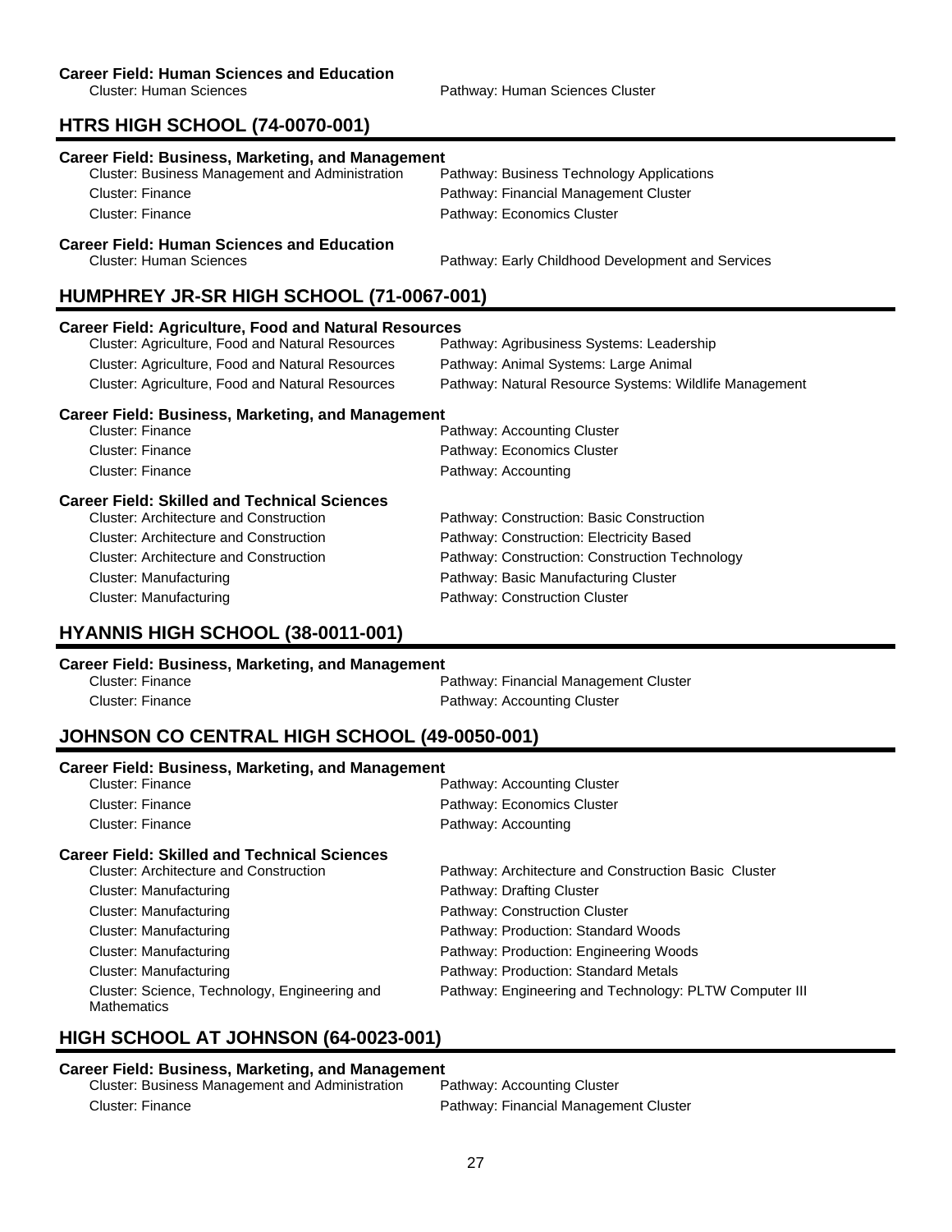**Career Field: Human Sciences and Education**

| Cluster | Pathway |
|---|---|
| Cluster: Human Sciences | Pathway: Human Sciences Cluster |

## HTRS HIGH SCHOOL (74-0070-001)

**Career Field: Business, Marketing, and Management**

| Cluster | Pathway |
|---|---|
| Cluster: Business Management and Administration | Pathway: Business Technology Applications |
| Cluster: Finance | Pathway: Financial Management Cluster |
| Cluster: Finance | Pathway: Economics Cluster |

**Career Field: Human Sciences and Education**

| Cluster | Pathway |
|---|---|
| Cluster: Human Sciences | Pathway: Early Childhood Development and Services |

## HUMPHREY JR-SR HIGH SCHOOL (71-0067-001)

**Career Field: Agriculture, Food and Natural Resources**

| Cluster | Pathway |
|---|---|
| Cluster: Agriculture, Food and Natural Resources | Pathway: Agribusiness Systems: Leadership |
| Cluster: Agriculture, Food and Natural Resources | Pathway: Animal Systems: Large Animal |
| Cluster: Agriculture, Food and Natural Resources | Pathway: Natural Resource Systems: Wildlife Management |

**Career Field: Business, Marketing, and Management**

| Cluster | Pathway |
|---|---|
| Cluster: Finance | Pathway: Accounting Cluster |
| Cluster: Finance | Pathway: Economics Cluster |
| Cluster: Finance | Pathway: Accounting |

**Career Field: Skilled and Technical Sciences**

| Cluster | Pathway |
|---|---|
| Cluster: Architecture and Construction | Pathway: Construction: Basic Construction |
| Cluster: Architecture and Construction | Pathway: Construction: Electricity Based |
| Cluster: Architecture and Construction | Pathway: Construction: Construction Technology |
| Cluster: Manufacturing | Pathway: Basic Manufacturing Cluster |
| Cluster: Manufacturing | Pathway: Construction Cluster |

## HYANNIS HIGH SCHOOL (38-0011-001)

**Career Field: Business, Marketing, and Management**

| Cluster | Pathway |
|---|---|
| Cluster: Finance | Pathway: Financial Management Cluster |
| Cluster: Finance | Pathway: Accounting Cluster |

## JOHNSON CO CENTRAL HIGH SCHOOL (49-0050-001)

**Career Field: Business, Marketing, and Management**

| Cluster | Pathway |
|---|---|
| Cluster: Finance | Pathway: Accounting Cluster |
| Cluster: Finance | Pathway: Economics Cluster |
| Cluster: Finance | Pathway: Accounting |

**Career Field: Skilled and Technical Sciences**

| Cluster | Pathway |
|---|---|
| Cluster: Architecture and Construction | Pathway: Architecture and Construction Basic Cluster |
| Cluster: Manufacturing | Pathway: Drafting Cluster |
| Cluster: Manufacturing | Pathway: Construction Cluster |
| Cluster: Manufacturing | Pathway: Production: Standard Woods |
| Cluster: Manufacturing | Pathway: Production: Engineering Woods |
| Cluster: Manufacturing | Pathway: Production: Standard Metals |
| Cluster: Science, Technology, Engineering and Mathematics | Pathway: Engineering and Technology: PLTW Computer III |

## HIGH SCHOOL AT JOHNSON (64-0023-001)

**Career Field: Business, Marketing, and Management**

| Cluster | Pathway |
|---|---|
| Cluster: Business Management and Administration | Pathway: Accounting Cluster |
| Cluster: Finance | Pathway: Financial Management Cluster |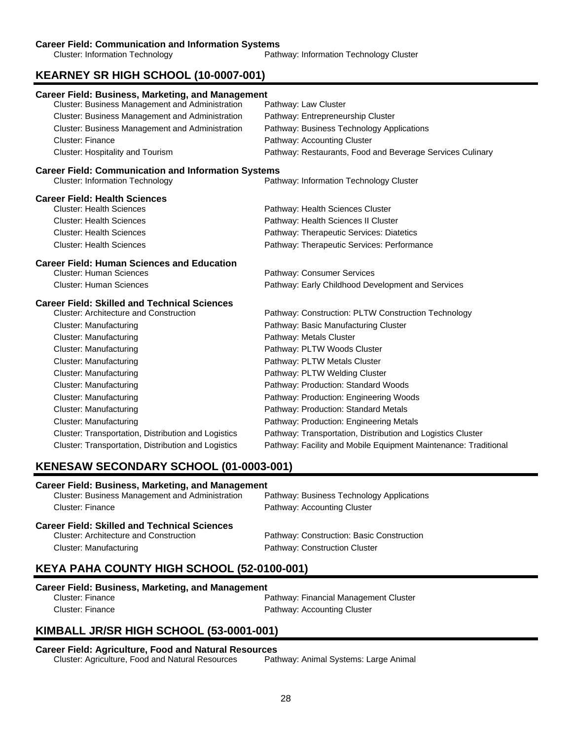**Career Field: Communication and Information Systems**

| Cluster | Pathway |
|---|---|
| Cluster: Information Technology | Pathway: Information Technology Cluster |

## KEARNEY SR HIGH SCHOOL (10-0007-001)

**Career Field: Business, Marketing, and Management**

| Cluster | Pathway |
|---|---|
| Cluster: Business Management and Administration | Pathway: Law Cluster |
| Cluster: Business Management and Administration | Pathway: Entrepreneurship Cluster |
| Cluster: Business Management and Administration | Pathway: Business Technology Applications |
| Cluster: Finance | Pathway: Accounting Cluster |
| Cluster: Hospitality and Tourism | Pathway: Restaurants, Food and Beverage Services Culinary |

**Career Field: Communication and Information Systems**

| Cluster | Pathway |
|---|---|
| Cluster: Information Technology | Pathway: Information Technology Cluster |

**Career Field: Health Sciences**

| Cluster | Pathway |
|---|---|
| Cluster: Health Sciences | Pathway: Health Sciences Cluster |
| Cluster: Health Sciences | Pathway: Health Sciences II Cluster |
| Cluster: Health Sciences | Pathway: Therapeutic Services: Diatetics |
| Cluster: Health Sciences | Pathway: Therapeutic Services: Performance |

**Career Field: Human Sciences and Education**

| Cluster | Pathway |
|---|---|
| Cluster: Human Sciences | Pathway: Consumer Services |
| Cluster: Human Sciences | Pathway: Early Childhood Development and Services |

**Career Field: Skilled and Technical Sciences**

| Cluster | Pathway |
|---|---|
| Cluster: Architecture and Construction | Pathway: Construction: PLTW Construction Technology |
| Cluster: Manufacturing | Pathway: Basic Manufacturing Cluster |
| Cluster: Manufacturing | Pathway: Metals Cluster |
| Cluster: Manufacturing | Pathway: PLTW Woods Cluster |
| Cluster: Manufacturing | Pathway: PLTW Metals Cluster |
| Cluster: Manufacturing | Pathway: PLTW Welding Cluster |
| Cluster: Manufacturing | Pathway: Production: Standard Woods |
| Cluster: Manufacturing | Pathway: Production: Engineering Woods |
| Cluster: Manufacturing | Pathway: Production: Standard Metals |
| Cluster: Manufacturing | Pathway: Production: Engineering Metals |
| Cluster: Transportation, Distribution and Logistics | Pathway: Transportation, Distribution and Logistics Cluster |
| Cluster: Transportation, Distribution and Logistics | Pathway: Facility and Mobile Equipment Maintenance: Traditional |

## KENESAW SECONDARY SCHOOL (01-0003-001)

**Career Field: Business, Marketing, and Management**

| Cluster | Pathway |
|---|---|
| Cluster: Business Management and Administration | Pathway: Business Technology Applications |
| Cluster: Finance | Pathway: Accounting Cluster |

**Career Field: Skilled and Technical Sciences**

| Cluster | Pathway |
|---|---|
| Cluster: Architecture and Construction | Pathway: Construction: Basic Construction |
| Cluster: Manufacturing | Pathway: Construction Cluster |

## KEYA PAHA COUNTY HIGH SCHOOL (52-0100-001)

**Career Field: Business, Marketing, and Management**

| Cluster | Pathway |
|---|---|
| Cluster: Finance | Pathway: Financial Management Cluster |
| Cluster: Finance | Pathway: Accounting Cluster |

## KIMBALL JR/SR HIGH SCHOOL (53-0001-001)

**Career Field: Agriculture, Food and Natural Resources**

| Cluster | Pathway |
|---|---|
| Cluster: Agriculture, Food and Natural Resources | Pathway: Animal Systems: Large Animal |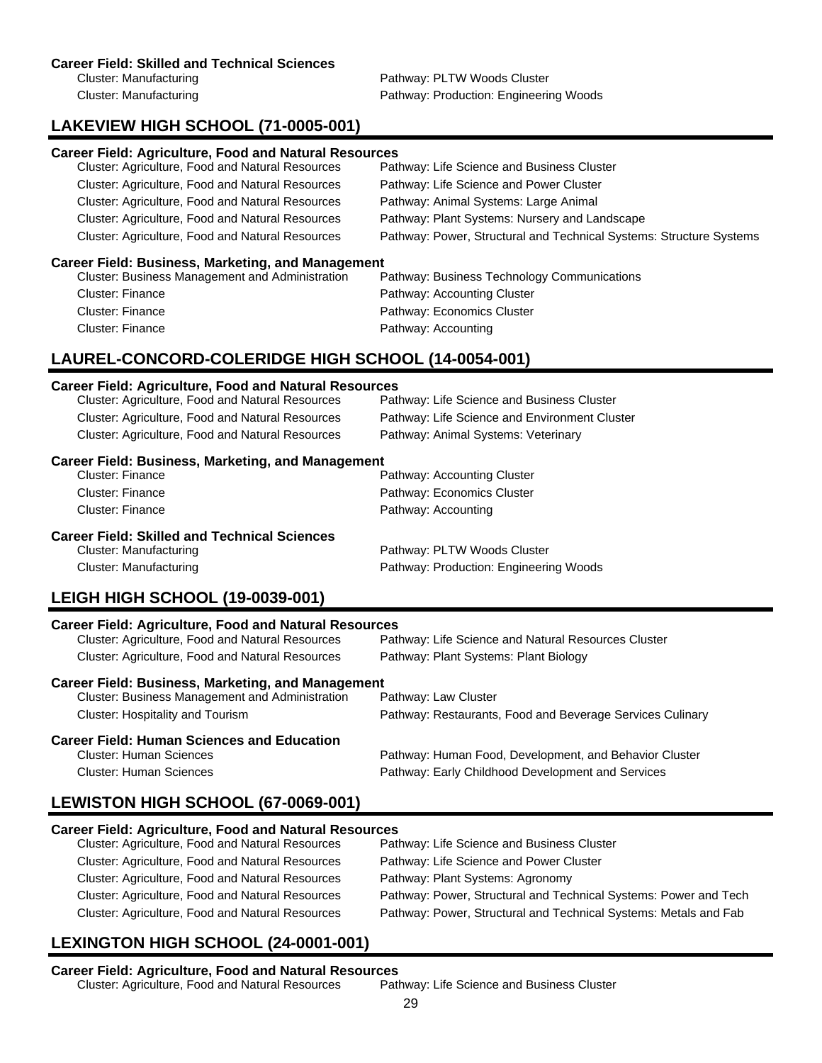**Career Field: Skilled and Technical Sciences**

| Cluster | Pathway |
|---|---|
| Cluster: Manufacturing | Pathway: PLTW Woods Cluster |
| Cluster: Manufacturing | Pathway: Production: Engineering Woods |

## LAKEVIEW HIGH SCHOOL (71-0005-001)

**Career Field: Agriculture, Food and Natural Resources**

| Cluster | Pathway |
|---|---|
| Cluster: Agriculture, Food and Natural Resources | Pathway: Life Science and Business Cluster |
| Cluster: Agriculture, Food and Natural Resources | Pathway: Life Science and Power Cluster |
| Cluster: Agriculture, Food and Natural Resources | Pathway: Animal Systems: Large Animal |
| Cluster: Agriculture, Food and Natural Resources | Pathway: Plant Systems: Nursery and Landscape |
| Cluster: Agriculture, Food and Natural Resources | Pathway: Power, Structural and Technical Systems: Structure Systems |

**Career Field: Business, Marketing, and Management**

| Cluster | Pathway |
|---|---|
| Cluster: Business Management and Administration | Pathway: Business Technology Communications |
| Cluster: Finance | Pathway: Accounting Cluster |
| Cluster: Finance | Pathway: Economics Cluster |
| Cluster: Finance | Pathway: Accounting |

## LAUREL-CONCORD-COLERIDGE HIGH SCHOOL (14-0054-001)

**Career Field: Agriculture, Food and Natural Resources**

| Cluster | Pathway |
|---|---|
| Cluster: Agriculture, Food and Natural Resources | Pathway: Life Science and Business Cluster |
| Cluster: Agriculture, Food and Natural Resources | Pathway: Life Science and Environment Cluster |
| Cluster: Agriculture, Food and Natural Resources | Pathway: Animal Systems: Veterinary |

**Career Field: Business, Marketing, and Management**

| Cluster | Pathway |
|---|---|
| Cluster: Finance | Pathway: Accounting Cluster |
| Cluster: Finance | Pathway: Economics Cluster |
| Cluster: Finance | Pathway: Accounting |

**Career Field: Skilled and Technical Sciences**

| Cluster | Pathway |
|---|---|
| Cluster: Manufacturing | Pathway: PLTW Woods Cluster |
| Cluster: Manufacturing | Pathway: Production: Engineering Woods |

## LEIGH HIGH SCHOOL (19-0039-001)

**Career Field: Agriculture, Food and Natural Resources**

| Cluster | Pathway |
|---|---|
| Cluster: Agriculture, Food and Natural Resources | Pathway: Life Science and Natural Resources Cluster |
| Cluster: Agriculture, Food and Natural Resources | Pathway: Plant Systems: Plant Biology |

**Career Field: Business, Marketing, and Management**

| Cluster | Pathway |
|---|---|
| Cluster: Business Management and Administration | Pathway: Law Cluster |
| Cluster: Hospitality and Tourism | Pathway: Restaurants, Food and Beverage Services Culinary |

**Career Field: Human Sciences and Education**

| Cluster | Pathway |
|---|---|
| Cluster: Human Sciences | Pathway: Human Food, Development, and Behavior Cluster |
| Cluster: Human Sciences | Pathway: Early Childhood Development and Services |

## LEWISTON HIGH SCHOOL (67-0069-001)

**Career Field: Agriculture, Food and Natural Resources**

| Cluster | Pathway |
|---|---|
| Cluster: Agriculture, Food and Natural Resources | Pathway: Life Science and Business Cluster |
| Cluster: Agriculture, Food and Natural Resources | Pathway: Life Science and Power Cluster |
| Cluster: Agriculture, Food and Natural Resources | Pathway: Plant Systems: Agronomy |
| Cluster: Agriculture, Food and Natural Resources | Pathway: Power, Structural and Technical Systems: Power and Tech |
| Cluster: Agriculture, Food and Natural Resources | Pathway: Power, Structural and Technical Systems: Metals and Fab |

## LEXINGTON HIGH SCHOOL (24-0001-001)

**Career Field: Agriculture, Food and Natural Resources**

| Cluster | Pathway |
|---|---|
| Cluster: Agriculture, Food and Natural Resources | Pathway: Life Science and Business Cluster |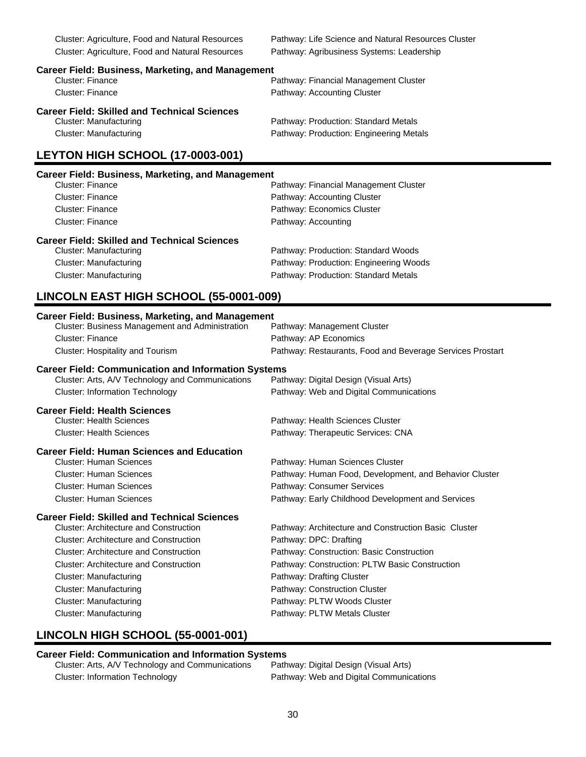Cluster: Agriculture, Food and Natural Resources — Pathway: Life Science and Natural Resources Cluster
Cluster: Agriculture, Food and Natural Resources — Pathway: Agribusiness Systems: Leadership

**Career Field: Business, Marketing, and Management**

Cluster: Finance — Pathway: Financial Management Cluster
Cluster: Finance — Pathway: Accounting Cluster

**Career Field: Skilled and Technical Sciences**

Cluster: Manufacturing — Pathway: Production: Standard Metals
Cluster: Manufacturing — Pathway: Production: Engineering Metals

## LEYTON HIGH SCHOOL (17-0003-001)

**Career Field: Business, Marketing, and Management**

Cluster: Finance — Pathway: Financial Management Cluster
Cluster: Finance — Pathway: Accounting Cluster
Cluster: Finance — Pathway: Economics Cluster
Cluster: Finance — Pathway: Accounting

**Career Field: Skilled and Technical Sciences**

Cluster: Manufacturing — Pathway: Production: Standard Woods
Cluster: Manufacturing — Pathway: Production: Engineering Woods
Cluster: Manufacturing — Pathway: Production: Standard Metals

## LINCOLN EAST HIGH SCHOOL (55-0001-009)

**Career Field: Business, Marketing, and Management**

Cluster: Business Management and Administration — Pathway: Management Cluster
Cluster: Finance — Pathway: AP Economics
Cluster: Hospitality and Tourism — Pathway: Restaurants, Food and Beverage Services Prostart

**Career Field: Communication and Information Systems**

Cluster: Arts, A/V Technology and Communications — Pathway: Digital Design (Visual Arts)
Cluster: Information Technology — Pathway: Web and Digital Communications

**Career Field: Health Sciences**

Cluster: Health Sciences — Pathway: Health Sciences Cluster
Cluster: Health Sciences — Pathway: Therapeutic Services: CNA

**Career Field: Human Sciences and Education**

Cluster: Human Sciences — Pathway: Human Sciences Cluster
Cluster: Human Sciences — Pathway: Human Food, Development, and Behavior Cluster
Cluster: Human Sciences — Pathway: Consumer Services
Cluster: Human Sciences — Pathway: Early Childhood Development and Services

**Career Field: Skilled and Technical Sciences**

Cluster: Architecture and Construction — Pathway: Architecture and Construction Basic Cluster
Cluster: Architecture and Construction — Pathway: DPC: Drafting
Cluster: Architecture and Construction — Pathway: Construction: Basic Construction
Cluster: Architecture and Construction — Pathway: Construction: PLTW Basic Construction
Cluster: Manufacturing — Pathway: Drafting Cluster
Cluster: Manufacturing — Pathway: Construction Cluster
Cluster: Manufacturing — Pathway: PLTW Woods Cluster
Cluster: Manufacturing — Pathway: PLTW Metals Cluster

## LINCOLN HIGH SCHOOL (55-0001-001)

**Career Field: Communication and Information Systems**

Cluster: Arts, A/V Technology and Communications — Pathway: Digital Design (Visual Arts)
Cluster: Information Technology — Pathway: Web and Digital Communications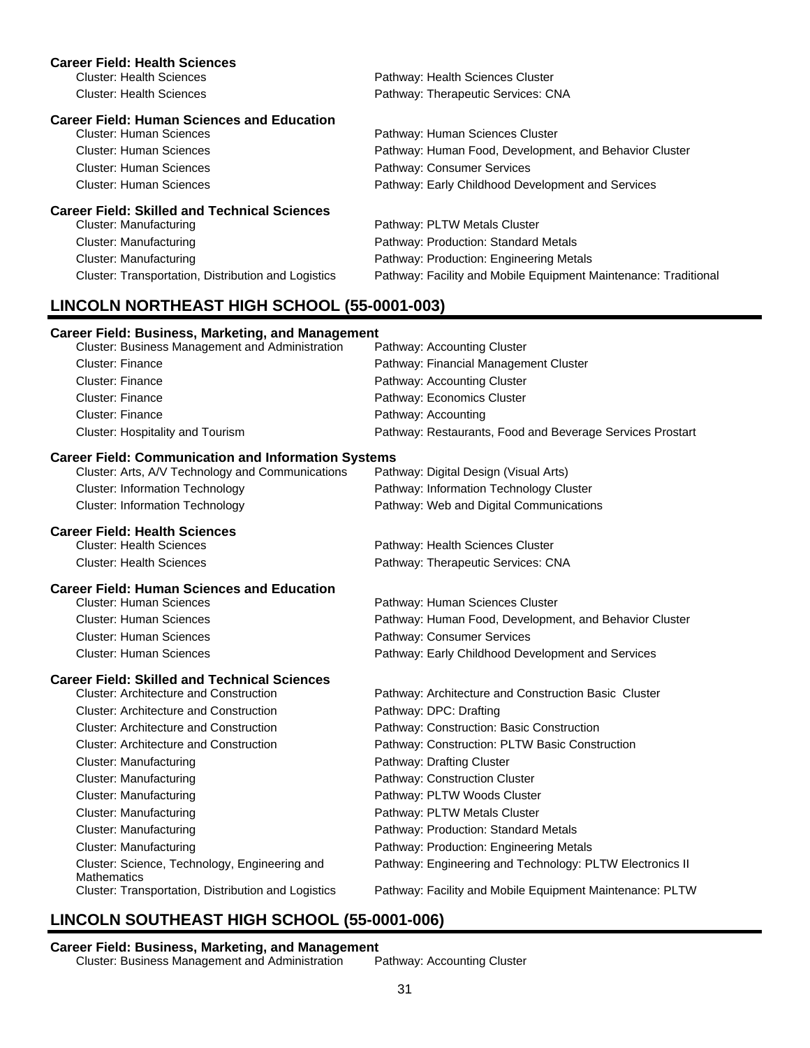**Career Field: Health Sciences**

| Cluster | Pathway |
|---|---|
| Cluster: Health Sciences | Pathway: Health Sciences Cluster |
| Cluster: Health Sciences | Pathway: Therapeutic Services: CNA |

**Career Field: Human Sciences and Education**

| Cluster | Pathway |
|---|---|
| Cluster: Human Sciences | Pathway: Human Sciences Cluster |
| Cluster: Human Sciences | Pathway: Human Food, Development, and Behavior Cluster |
| Cluster: Human Sciences | Pathway: Consumer Services |
| Cluster: Human Sciences | Pathway: Early Childhood Development and Services |

**Career Field: Skilled and Technical Sciences**

| Cluster | Pathway |
|---|---|
| Cluster: Manufacturing | Pathway: PLTW Metals Cluster |
| Cluster: Manufacturing | Pathway: Production: Standard Metals |
| Cluster: Manufacturing | Pathway: Production: Engineering Metals |
| Cluster: Transportation, Distribution and Logistics | Pathway: Facility and Mobile Equipment Maintenance: Traditional |

## LINCOLN NORTHEAST HIGH SCHOOL (55-0001-003)

**Career Field: Business, Marketing, and Management**

| Cluster | Pathway |
|---|---|
| Cluster: Business Management and Administration | Pathway: Accounting Cluster |
| Cluster: Finance | Pathway: Financial Management Cluster |
| Cluster: Finance | Pathway: Accounting Cluster |
| Cluster: Finance | Pathway: Economics Cluster |
| Cluster: Finance | Pathway: Accounting |
| Cluster: Hospitality and Tourism | Pathway: Restaurants, Food and Beverage Services Prostart |

**Career Field: Communication and Information Systems**

| Cluster | Pathway |
|---|---|
| Cluster: Arts, A/V Technology and Communications | Pathway: Digital Design (Visual Arts) |
| Cluster: Information Technology | Pathway: Information Technology Cluster |
| Cluster: Information Technology | Pathway: Web and Digital Communications |

**Career Field: Health Sciences**

| Cluster | Pathway |
|---|---|
| Cluster: Health Sciences | Pathway: Health Sciences Cluster |
| Cluster: Health Sciences | Pathway: Therapeutic Services: CNA |

**Career Field: Human Sciences and Education**

| Cluster | Pathway |
|---|---|
| Cluster: Human Sciences | Pathway: Human Sciences Cluster |
| Cluster: Human Sciences | Pathway: Human Food, Development, and Behavior Cluster |
| Cluster: Human Sciences | Pathway: Consumer Services |
| Cluster: Human Sciences | Pathway: Early Childhood Development and Services |

**Career Field: Skilled and Technical Sciences**

| Cluster | Pathway |
|---|---|
| Cluster: Architecture and Construction | Pathway: Architecture and Construction Basic Cluster |
| Cluster: Architecture and Construction | Pathway: DPC: Drafting |
| Cluster: Architecture and Construction | Pathway: Construction: Basic Construction |
| Cluster: Architecture and Construction | Pathway: Construction: PLTW Basic Construction |
| Cluster: Manufacturing | Pathway: Drafting Cluster |
| Cluster: Manufacturing | Pathway: Construction Cluster |
| Cluster: Manufacturing | Pathway: PLTW Woods Cluster |
| Cluster: Manufacturing | Pathway: PLTW Metals Cluster |
| Cluster: Manufacturing | Pathway: Production: Standard Metals |
| Cluster: Manufacturing | Pathway: Production: Engineering Metals |
| Cluster: Science, Technology, Engineering and Mathematics | Pathway: Engineering and Technology: PLTW Electronics II |
| Cluster: Transportation, Distribution and Logistics | Pathway: Facility and Mobile Equipment Maintenance: PLTW |

## LINCOLN SOUTHEAST HIGH SCHOOL (55-0001-006)

**Career Field: Business, Marketing, and Management**

| Cluster | Pathway |
|---|---|
| Cluster: Business Management and Administration | Pathway: Accounting Cluster |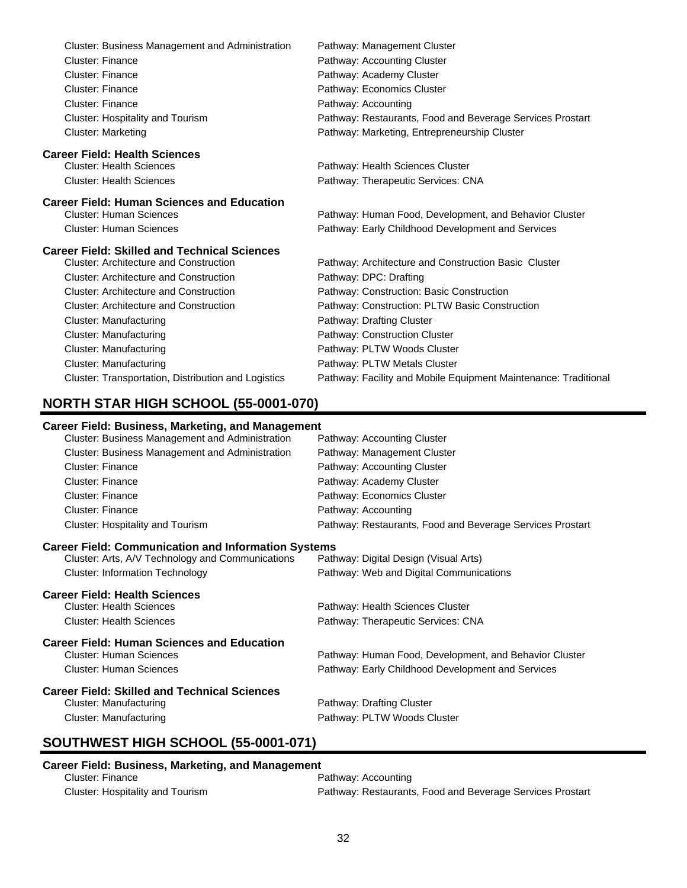| Cluster | Pathway |
|---|---|
| Cluster: Business Management and Administration | Pathway: Management Cluster |
| Cluster: Finance | Pathway: Accounting Cluster |
| Cluster: Finance | Pathway: Academy Cluster |
| Cluster: Finance | Pathway: Economics Cluster |
| Cluster: Finance | Pathway: Accounting |
| Cluster: Hospitality and Tourism | Pathway: Restaurants, Food and Beverage Services Prostart |
| Cluster: Marketing | Pathway: Marketing, Entrepreneurship Cluster |

### Career Field: Health Sciences

| Cluster | Pathway |
|---|---|
| Cluster: Health Sciences | Pathway: Health Sciences Cluster |
| Cluster: Health Sciences | Pathway: Therapeutic Services: CNA |

### Career Field: Human Sciences and Education

| Cluster | Pathway |
|---|---|
| Cluster: Human Sciences | Pathway: Human Food, Development, and Behavior Cluster |
| Cluster: Human Sciences | Pathway: Early Childhood Development and Services |

### Career Field: Skilled and Technical Sciences

| Cluster | Pathway |
|---|---|
| Cluster: Architecture and Construction | Pathway: Architecture and Construction Basic Cluster |
| Cluster: Architecture and Construction | Pathway: DPC: Drafting |
| Cluster: Architecture and Construction | Pathway: Construction: Basic Construction |
| Cluster: Architecture and Construction | Pathway: Construction: PLTW Basic Construction |
| Cluster: Manufacturing | Pathway: Drafting Cluster |
| Cluster: Manufacturing | Pathway: Construction Cluster |
| Cluster: Manufacturing | Pathway: PLTW Woods Cluster |
| Cluster: Manufacturing | Pathway: PLTW Metals Cluster |
| Cluster: Transportation, Distribution and Logistics | Pathway: Facility and Mobile Equipment Maintenance: Traditional |

## NORTH STAR HIGH SCHOOL (55-0001-070)

### Career Field: Business, Marketing, and Management

| Cluster | Pathway |
|---|---|
| Cluster: Business Management and Administration | Pathway: Accounting Cluster |
| Cluster: Business Management and Administration | Pathway: Management Cluster |
| Cluster: Finance | Pathway: Accounting Cluster |
| Cluster: Finance | Pathway: Academy Cluster |
| Cluster: Finance | Pathway: Economics Cluster |
| Cluster: Finance | Pathway: Accounting |
| Cluster: Hospitality and Tourism | Pathway: Restaurants, Food and Beverage Services Prostart |

### Career Field: Communication and Information Systems

| Cluster | Pathway |
|---|---|
| Cluster: Arts, A/V Technology and Communications | Pathway: Digital Design (Visual Arts) |
| Cluster: Information Technology | Pathway: Web and Digital Communications |

### Career Field: Health Sciences

| Cluster | Pathway |
|---|---|
| Cluster: Health Sciences | Pathway: Health Sciences Cluster |
| Cluster: Health Sciences | Pathway: Therapeutic Services: CNA |

### Career Field: Human Sciences and Education

| Cluster | Pathway |
|---|---|
| Cluster: Human Sciences | Pathway: Human Food, Development, and Behavior Cluster |
| Cluster: Human Sciences | Pathway: Early Childhood Development and Services |

### Career Field: Skilled and Technical Sciences

| Cluster | Pathway |
|---|---|
| Cluster: Manufacturing | Pathway: Drafting Cluster |
| Cluster: Manufacturing | Pathway: PLTW Woods Cluster |

## SOUTHWEST HIGH SCHOOL (55-0001-071)

### Career Field: Business, Marketing, and Management

| Cluster | Pathway |
|---|---|
| Cluster: Finance | Pathway: Accounting |
| Cluster: Hospitality and Tourism | Pathway: Restaurants, Food and Beverage Services Prostart |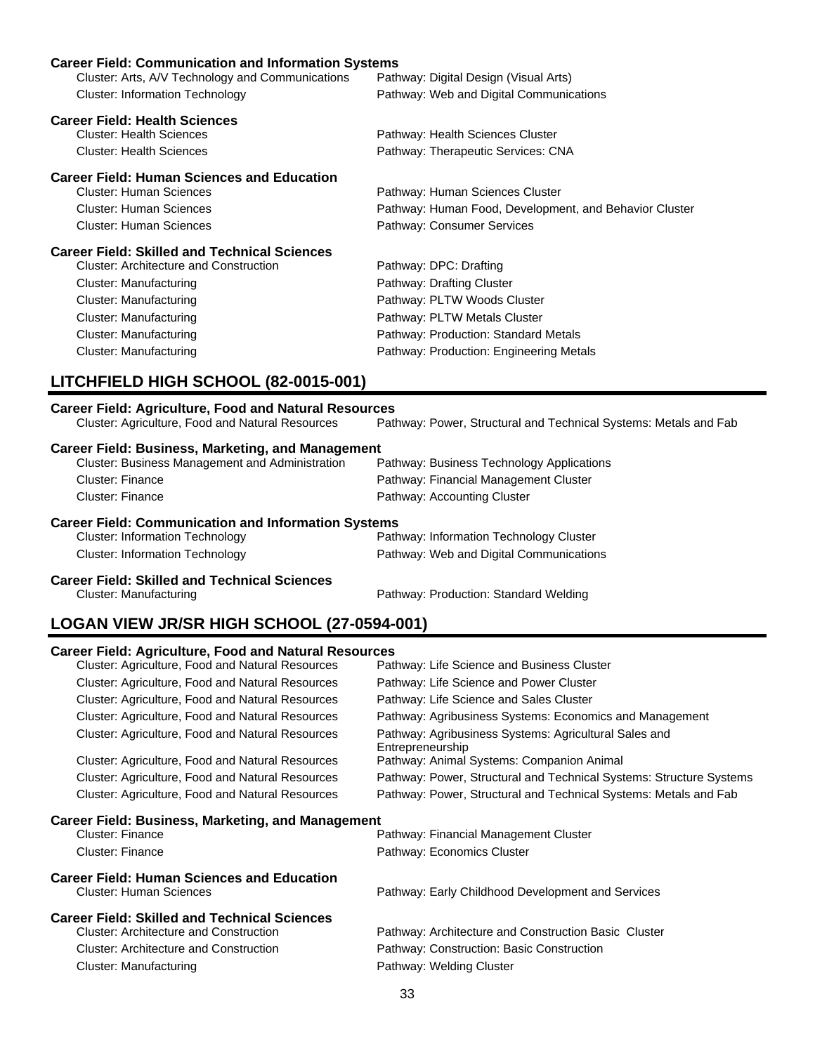#### Career Field: Communication and Information Systems

| Cluster | Pathway |
|---|---|
| Cluster: Arts, A/V Technology and Communications | Pathway: Digital Design (Visual Arts) |
| Cluster: Information Technology | Pathway: Web and Digital Communications |

#### Career Field: Health Sciences

| Cluster | Pathway |
|---|---|
| Cluster: Health Sciences | Pathway: Health Sciences Cluster |
| Cluster: Health Sciences | Pathway: Therapeutic Services: CNA |

#### Career Field: Human Sciences and Education

| Cluster | Pathway |
|---|---|
| Cluster: Human Sciences | Pathway: Human Sciences Cluster |
| Cluster: Human Sciences | Pathway: Human Food, Development, and Behavior Cluster |
| Cluster: Human Sciences | Pathway: Consumer Services |

#### Career Field: Skilled and Technical Sciences

| Cluster | Pathway |
|---|---|
| Cluster: Architecture and Construction | Pathway: DPC: Drafting |
| Cluster: Manufacturing | Pathway: Drafting Cluster |
| Cluster: Manufacturing | Pathway: PLTW Woods Cluster |
| Cluster: Manufacturing | Pathway: PLTW Metals Cluster |
| Cluster: Manufacturing | Pathway: Production: Standard Metals |
| Cluster: Manufacturing | Pathway: Production: Engineering Metals |

## LITCHFIELD HIGH SCHOOL (82-0015-001)

#### Career Field: Agriculture, Food and Natural Resources

| Cluster | Pathway |
|---|---|
| Cluster: Agriculture, Food and Natural Resources | Pathway: Power, Structural and Technical Systems: Metals and Fab |

#### Career Field: Business, Marketing, and Management

| Cluster | Pathway |
|---|---|
| Cluster: Business Management and Administration | Pathway: Business Technology Applications |
| Cluster: Finance | Pathway: Financial Management Cluster |
| Cluster: Finance | Pathway: Accounting Cluster |

#### Career Field: Communication and Information Systems

| Cluster | Pathway |
|---|---|
| Cluster: Information Technology | Pathway: Information Technology Cluster |
| Cluster: Information Technology | Pathway: Web and Digital Communications |

#### Career Field: Skilled and Technical Sciences

| Cluster | Pathway |
|---|---|
| Cluster: Manufacturing | Pathway: Production: Standard Welding |

## LOGAN VIEW JR/SR HIGH SCHOOL (27-0594-001)

#### Career Field: Agriculture, Food and Natural Resources

| Cluster | Pathway |
|---|---|
| Cluster: Agriculture, Food and Natural Resources | Pathway: Life Science and Business Cluster |
| Cluster: Agriculture, Food and Natural Resources | Pathway: Life Science and Power Cluster |
| Cluster: Agriculture, Food and Natural Resources | Pathway: Life Science and Sales Cluster |
| Cluster: Agriculture, Food and Natural Resources | Pathway: Agribusiness Systems: Economics and Management |
| Cluster: Agriculture, Food and Natural Resources | Pathway: Agribusiness Systems: Agricultural Sales and Entrepreneurship |
| Cluster: Agriculture, Food and Natural Resources | Pathway: Animal Systems: Companion Animal |
| Cluster: Agriculture, Food and Natural Resources | Pathway: Power, Structural and Technical Systems: Structure Systems |
| Cluster: Agriculture, Food and Natural Resources | Pathway: Power, Structural and Technical Systems: Metals and Fab |

#### Career Field: Business, Marketing, and Management

| Cluster | Pathway |
|---|---|
| Cluster: Finance | Pathway: Financial Management Cluster |
| Cluster: Finance | Pathway: Economics Cluster |

#### Career Field: Human Sciences and Education

| Cluster | Pathway |
|---|---|
| Cluster: Human Sciences | Pathway: Early Childhood Development and Services |

#### Career Field: Skilled and Technical Sciences

| Cluster | Pathway |
|---|---|
| Cluster: Architecture and Construction | Pathway: Architecture and Construction Basic Cluster |
| Cluster: Architecture and Construction | Pathway: Construction: Basic Construction |
| Cluster: Manufacturing | Pathway: Welding Cluster |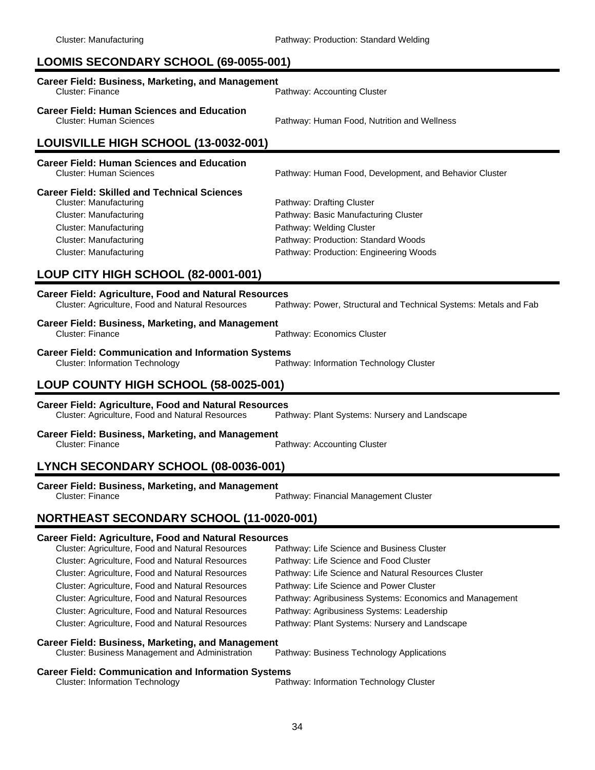Cluster: Manufacturing — Pathway: Production: Standard Welding

## LOOMIS SECONDARY SCHOOL (69-0055-001)

**Career Field: Business, Marketing, and Management**

| Cluster | Pathway |
|---|---|
| Cluster: Finance | Pathway: Accounting Cluster |

**Career Field: Human Sciences and Education**

| Cluster | Pathway |
|---|---|
| Cluster: Human Sciences | Pathway: Human Food, Nutrition and Wellness |

## LOUISVILLE HIGH SCHOOL (13-0032-001)

**Career Field: Human Sciences and Education**

| Cluster | Pathway |
|---|---|
| Cluster: Human Sciences | Pathway: Human Food, Development, and Behavior Cluster |

**Career Field: Skilled and Technical Sciences**

| Cluster | Pathway |
|---|---|
| Cluster: Manufacturing | Pathway: Drafting Cluster |
| Cluster: Manufacturing | Pathway: Basic Manufacturing Cluster |
| Cluster: Manufacturing | Pathway: Welding Cluster |
| Cluster: Manufacturing | Pathway: Production: Standard Woods |
| Cluster: Manufacturing | Pathway: Production: Engineering Woods |

## LOUP CITY HIGH SCHOOL (82-0001-001)

**Career Field: Agriculture, Food and Natural Resources**

| Cluster | Pathway |
|---|---|
| Cluster: Agriculture, Food and Natural Resources | Pathway: Power, Structural and Technical Systems: Metals and Fab |

**Career Field: Business, Marketing, and Management**

| Cluster | Pathway |
|---|---|
| Cluster: Finance | Pathway: Economics Cluster |

**Career Field: Communication and Information Systems**

| Cluster | Pathway |
|---|---|
| Cluster: Information Technology | Pathway: Information Technology Cluster |

## LOUP COUNTY HIGH SCHOOL (58-0025-001)

**Career Field: Agriculture, Food and Natural Resources**

| Cluster | Pathway |
|---|---|
| Cluster: Agriculture, Food and Natural Resources | Pathway: Plant Systems: Nursery and Landscape |

**Career Field: Business, Marketing, and Management**

| Cluster | Pathway |
|---|---|
| Cluster: Finance | Pathway: Accounting Cluster |

## LYNCH SECONDARY SCHOOL (08-0036-001)

**Career Field: Business, Marketing, and Management**

| Cluster | Pathway |
|---|---|
| Cluster: Finance | Pathway: Financial Management Cluster |

## NORTHEAST SECONDARY SCHOOL (11-0020-001)

**Career Field: Agriculture, Food and Natural Resources**

| Cluster | Pathway |
|---|---|
| Cluster: Agriculture, Food and Natural Resources | Pathway: Life Science and Business Cluster |
| Cluster: Agriculture, Food and Natural Resources | Pathway: Life Science and Food Cluster |
| Cluster: Agriculture, Food and Natural Resources | Pathway: Life Science and Natural Resources Cluster |
| Cluster: Agriculture, Food and Natural Resources | Pathway: Life Science and Power Cluster |
| Cluster: Agriculture, Food and Natural Resources | Pathway: Agribusiness Systems: Economics and Management |
| Cluster: Agriculture, Food and Natural Resources | Pathway: Agribusiness Systems: Leadership |
| Cluster: Agriculture, Food and Natural Resources | Pathway: Plant Systems: Nursery and Landscape |

**Career Field: Business, Marketing, and Management**

| Cluster | Pathway |
|---|---|
| Cluster: Business Management and Administration | Pathway: Business Technology Applications |

**Career Field: Communication and Information Systems**

| Cluster | Pathway |
|---|---|
| Cluster: Information Technology | Pathway: Information Technology Cluster |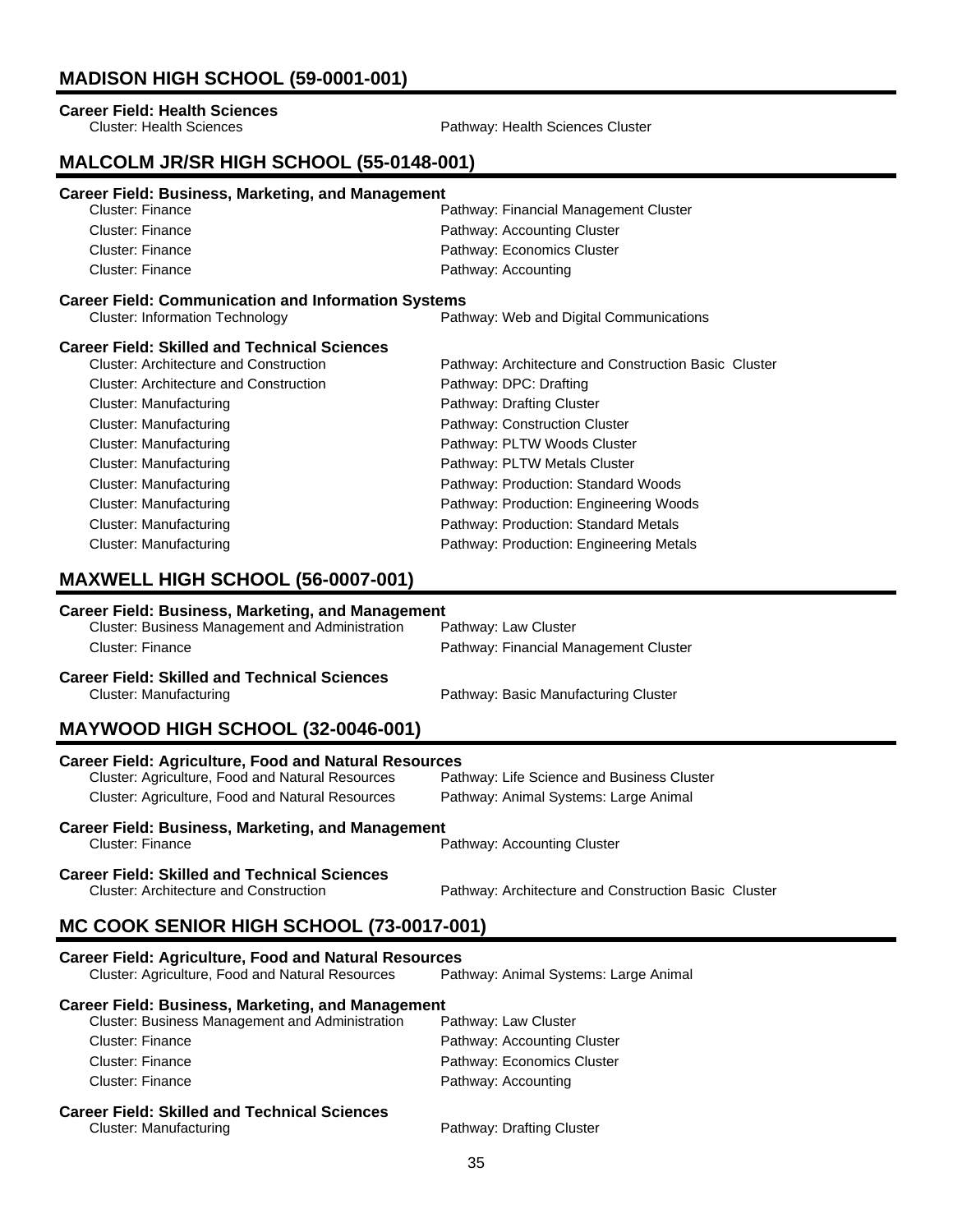## MADISON HIGH SCHOOL (59-0001-001)

**Career Field: Health Sciences**

| Cluster | Pathway |
|---|---|
| Cluster: Health Sciences | Pathway: Health Sciences Cluster |

## MALCOLM JR/SR HIGH SCHOOL (55-0148-001)

**Career Field: Business, Marketing, and Management**

| Cluster | Pathway |
|---|---|
| Cluster: Finance | Pathway: Financial Management Cluster |
| Cluster: Finance | Pathway: Accounting Cluster |
| Cluster: Finance | Pathway: Economics Cluster |
| Cluster: Finance | Pathway: Accounting |

**Career Field: Communication and Information Systems**

| Cluster | Pathway |
|---|---|
| Cluster: Information Technology | Pathway: Web and Digital Communications |

**Career Field: Skilled and Technical Sciences**

| Cluster | Pathway |
|---|---|
| Cluster: Architecture and Construction | Pathway: Architecture and Construction Basic Cluster |
| Cluster: Architecture and Construction | Pathway: DPC: Drafting |
| Cluster: Manufacturing | Pathway: Drafting Cluster |
| Cluster: Manufacturing | Pathway: Construction Cluster |
| Cluster: Manufacturing | Pathway: PLTW Woods Cluster |
| Cluster: Manufacturing | Pathway: PLTW Metals Cluster |
| Cluster: Manufacturing | Pathway: Production: Standard Woods |
| Cluster: Manufacturing | Pathway: Production: Engineering Woods |
| Cluster: Manufacturing | Pathway: Production: Standard Metals |
| Cluster: Manufacturing | Pathway: Production: Engineering Metals |

## MAXWELL HIGH SCHOOL (56-0007-001)

**Career Field: Business, Marketing, and Management**

| Cluster | Pathway |
|---|---|
| Cluster: Business Management and Administration | Pathway: Law Cluster |
| Cluster: Finance | Pathway: Financial Management Cluster |

**Career Field: Skilled and Technical Sciences**

| Cluster | Pathway |
|---|---|
| Cluster: Manufacturing | Pathway: Basic Manufacturing Cluster |

## MAYWOOD HIGH SCHOOL (32-0046-001)

**Career Field: Agriculture, Food and Natural Resources**

| Cluster | Pathway |
|---|---|
| Cluster: Agriculture, Food and Natural Resources | Pathway: Life Science and Business Cluster |
| Cluster: Agriculture, Food and Natural Resources | Pathway: Animal Systems: Large Animal |

**Career Field: Business, Marketing, and Management**

| Cluster | Pathway |
|---|---|
| Cluster: Finance | Pathway: Accounting Cluster |

**Career Field: Skilled and Technical Sciences**

| Cluster | Pathway |
|---|---|
| Cluster: Architecture and Construction | Pathway: Architecture and Construction Basic Cluster |

## MC COOK SENIOR HIGH SCHOOL (73-0017-001)

**Career Field: Agriculture, Food and Natural Resources**

| Cluster | Pathway |
|---|---|
| Cluster: Agriculture, Food and Natural Resources | Pathway: Animal Systems: Large Animal |

**Career Field: Business, Marketing, and Management**

| Cluster | Pathway |
|---|---|
| Cluster: Business Management and Administration | Pathway: Law Cluster |
| Cluster: Finance | Pathway: Accounting Cluster |
| Cluster: Finance | Pathway: Economics Cluster |
| Cluster: Finance | Pathway: Accounting |

**Career Field: Skilled and Technical Sciences**

| Cluster | Pathway |
|---|---|
| Cluster: Manufacturing | Pathway: Drafting Cluster |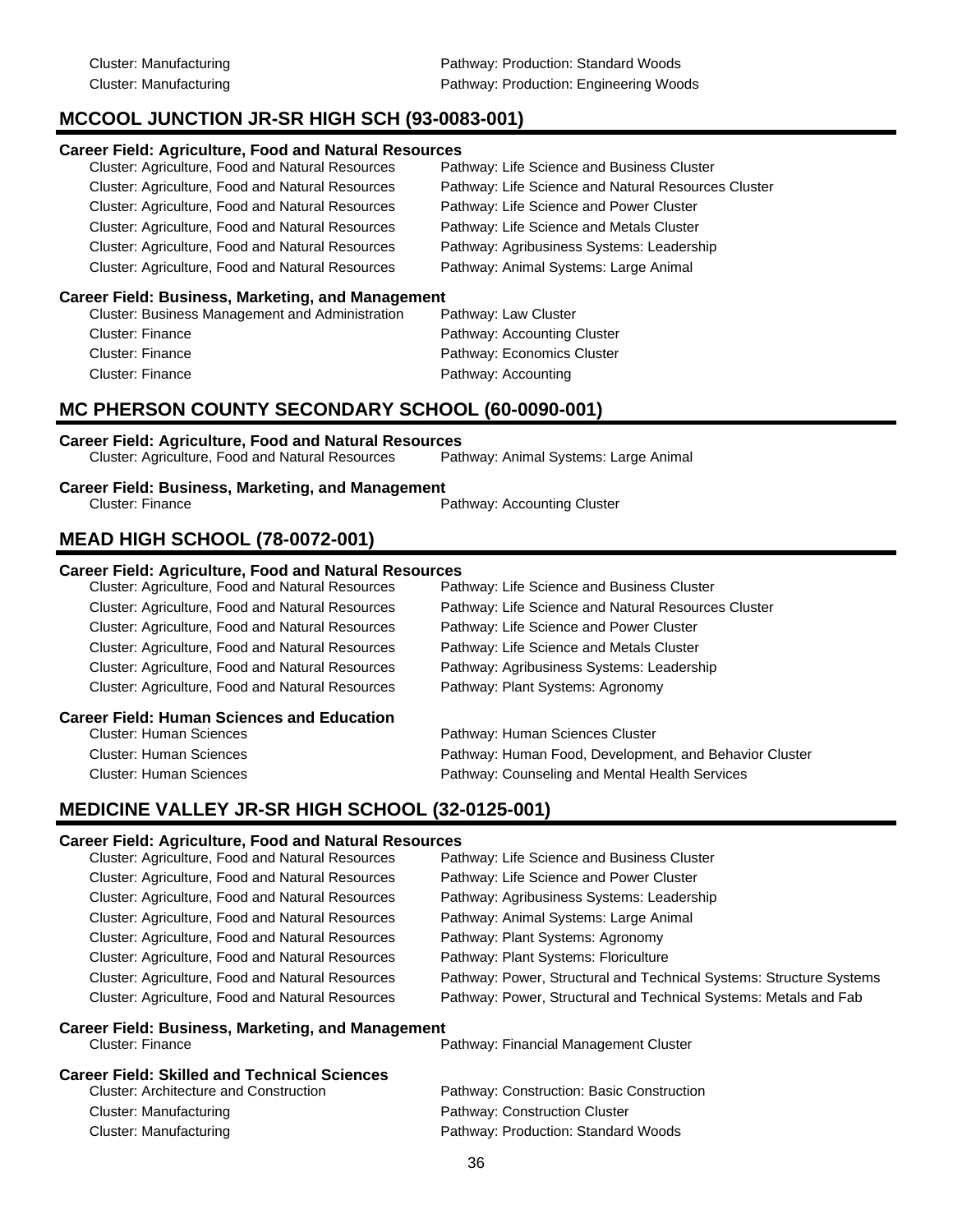Cluster: Manufacturing — Pathway: Production: Standard Woods
Cluster: Manufacturing — Pathway: Production: Engineering Woods

## MCCOOL JUNCTION JR-SR HIGH SCH (93-0083-001)

### Career Field: Agriculture, Food and Natural Resources

| Cluster | Pathway |
|---|---|
| Cluster: Agriculture, Food and Natural Resources | Pathway: Life Science and Business Cluster |
| Cluster: Agriculture, Food and Natural Resources | Pathway: Life Science and Natural Resources Cluster |
| Cluster: Agriculture, Food and Natural Resources | Pathway: Life Science and Power Cluster |
| Cluster: Agriculture, Food and Natural Resources | Pathway: Life Science and Metals Cluster |
| Cluster: Agriculture, Food and Natural Resources | Pathway: Agribusiness Systems: Leadership |
| Cluster: Agriculture, Food and Natural Resources | Pathway: Animal Systems: Large Animal |

### Career Field: Business, Marketing, and Management

| Cluster | Pathway |
|---|---|
| Cluster: Business Management and Administration | Pathway: Law Cluster |
| Cluster: Finance | Pathway: Accounting Cluster |
| Cluster: Finance | Pathway: Economics Cluster |
| Cluster: Finance | Pathway: Accounting |

## MC PHERSON COUNTY SECONDARY SCHOOL (60-0090-001)

### Career Field: Agriculture, Food and Natural Resources

| Cluster | Pathway |
|---|---|
| Cluster: Agriculture, Food and Natural Resources | Pathway: Animal Systems: Large Animal |

### Career Field: Business, Marketing, and Management

| Cluster | Pathway |
|---|---|
| Cluster: Finance | Pathway: Accounting Cluster |

## MEAD HIGH SCHOOL (78-0072-001)

### Career Field: Agriculture, Food and Natural Resources

| Cluster | Pathway |
|---|---|
| Cluster: Agriculture, Food and Natural Resources | Pathway: Life Science and Business Cluster |
| Cluster: Agriculture, Food and Natural Resources | Pathway: Life Science and Natural Resources Cluster |
| Cluster: Agriculture, Food and Natural Resources | Pathway: Life Science and Power Cluster |
| Cluster: Agriculture, Food and Natural Resources | Pathway: Life Science and Metals Cluster |
| Cluster: Agriculture, Food and Natural Resources | Pathway: Agribusiness Systems: Leadership |
| Cluster: Agriculture, Food and Natural Resources | Pathway: Plant Systems: Agronomy |

### Career Field: Human Sciences and Education

| Cluster | Pathway |
|---|---|
| Cluster: Human Sciences | Pathway: Human Sciences Cluster |
| Cluster: Human Sciences | Pathway: Human Food, Development, and Behavior Cluster |
| Cluster: Human Sciences | Pathway: Counseling and Mental Health Services |

## MEDICINE VALLEY JR-SR HIGH SCHOOL (32-0125-001)

### Career Field: Agriculture, Food and Natural Resources

| Cluster | Pathway |
|---|---|
| Cluster: Agriculture, Food and Natural Resources | Pathway: Life Science and Business Cluster |
| Cluster: Agriculture, Food and Natural Resources | Pathway: Life Science and Power Cluster |
| Cluster: Agriculture, Food and Natural Resources | Pathway: Agribusiness Systems: Leadership |
| Cluster: Agriculture, Food and Natural Resources | Pathway: Animal Systems: Large Animal |
| Cluster: Agriculture, Food and Natural Resources | Pathway: Plant Systems: Agronomy |
| Cluster: Agriculture, Food and Natural Resources | Pathway: Plant Systems: Floriculture |
| Cluster: Agriculture, Food and Natural Resources | Pathway: Power, Structural and Technical Systems: Structure Systems |
| Cluster: Agriculture, Food and Natural Resources | Pathway: Power, Structural and Technical Systems: Metals and Fab |

### Career Field: Business, Marketing, and Management

| Cluster | Pathway |
|---|---|
| Cluster: Finance | Pathway: Financial Management Cluster |

### Career Field: Skilled and Technical Sciences

| Cluster | Pathway |
|---|---|
| Cluster: Architecture and Construction | Pathway: Construction: Basic Construction |
| Cluster: Manufacturing | Pathway: Construction Cluster |
| Cluster: Manufacturing | Pathway: Production: Standard Woods |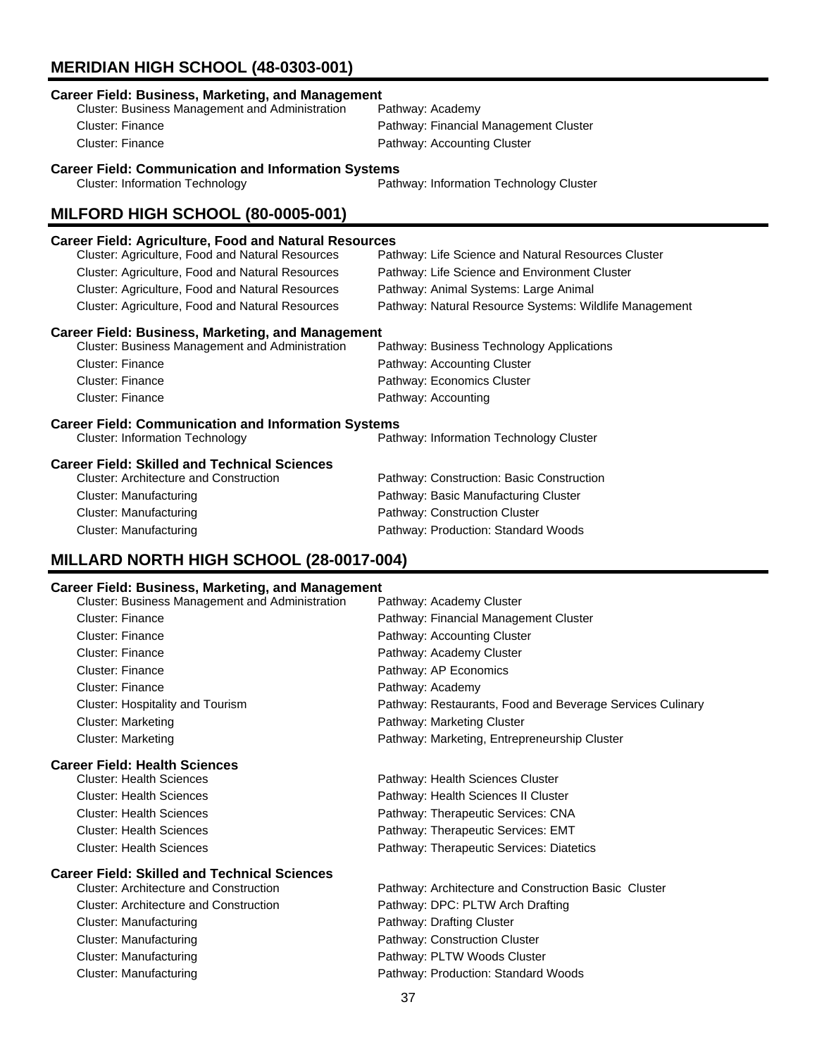## MERIDIAN HIGH SCHOOL (48-0303-001)

### Career Field: Business, Marketing, and Management

| Cluster | Pathway |
|---|---|
| Cluster: Business Management and Administration | Pathway: Academy |
| Cluster: Finance | Pathway: Financial Management Cluster |
| Cluster: Finance | Pathway: Accounting Cluster |

### Career Field: Communication and Information Systems

| Cluster | Pathway |
|---|---|
| Cluster: Information Technology | Pathway: Information Technology Cluster |

## MILFORD HIGH SCHOOL (80-0005-001)

### Career Field: Agriculture, Food and Natural Resources

| Cluster | Pathway |
|---|---|
| Cluster: Agriculture, Food and Natural Resources | Pathway: Life Science and Natural Resources Cluster |
| Cluster: Agriculture, Food and Natural Resources | Pathway: Life Science and Environment Cluster |
| Cluster: Agriculture, Food and Natural Resources | Pathway: Animal Systems: Large Animal |
| Cluster: Agriculture, Food and Natural Resources | Pathway: Natural Resource Systems: Wildlife Management |

### Career Field: Business, Marketing, and Management

| Cluster | Pathway |
|---|---|
| Cluster: Business Management and Administration | Pathway: Business Technology Applications |
| Cluster: Finance | Pathway: Accounting Cluster |
| Cluster: Finance | Pathway: Economics Cluster |
| Cluster: Finance | Pathway: Accounting |

### Career Field: Communication and Information Systems

| Cluster | Pathway |
|---|---|
| Cluster: Information Technology | Pathway: Information Technology Cluster |

### Career Field: Skilled and Technical Sciences

| Cluster | Pathway |
|---|---|
| Cluster: Architecture and Construction | Pathway: Construction: Basic Construction |
| Cluster: Manufacturing | Pathway: Basic Manufacturing Cluster |
| Cluster: Manufacturing | Pathway: Construction Cluster |
| Cluster: Manufacturing | Pathway: Production: Standard Woods |

## MILLARD NORTH HIGH SCHOOL (28-0017-004)

### Career Field: Business, Marketing, and Management

| Cluster | Pathway |
|---|---|
| Cluster: Business Management and Administration | Pathway: Academy Cluster |
| Cluster: Finance | Pathway: Financial Management Cluster |
| Cluster: Finance | Pathway: Accounting Cluster |
| Cluster: Finance | Pathway: Academy Cluster |
| Cluster: Finance | Pathway: AP Economics |
| Cluster: Finance | Pathway: Academy |
| Cluster: Hospitality and Tourism | Pathway: Restaurants, Food and Beverage Services Culinary |
| Cluster: Marketing | Pathway: Marketing Cluster |
| Cluster: Marketing | Pathway: Marketing, Entrepreneurship Cluster |

### Career Field: Health Sciences

| Cluster | Pathway |
|---|---|
| Cluster: Health Sciences | Pathway: Health Sciences Cluster |
| Cluster: Health Sciences | Pathway: Health Sciences II Cluster |
| Cluster: Health Sciences | Pathway: Therapeutic Services: CNA |
| Cluster: Health Sciences | Pathway: Therapeutic Services: EMT |
| Cluster: Health Sciences | Pathway: Therapeutic Services: Diatetics |

### Career Field: Skilled and Technical Sciences

| Cluster | Pathway |
|---|---|
| Cluster: Architecture and Construction | Pathway: Architecture and Construction Basic Cluster |
| Cluster: Architecture and Construction | Pathway: DPC: PLTW Arch Drafting |
| Cluster: Manufacturing | Pathway: Drafting Cluster |
| Cluster: Manufacturing | Pathway: Construction Cluster |
| Cluster: Manufacturing | Pathway: PLTW Woods Cluster |
| Cluster: Manufacturing | Pathway: Production: Standard Woods |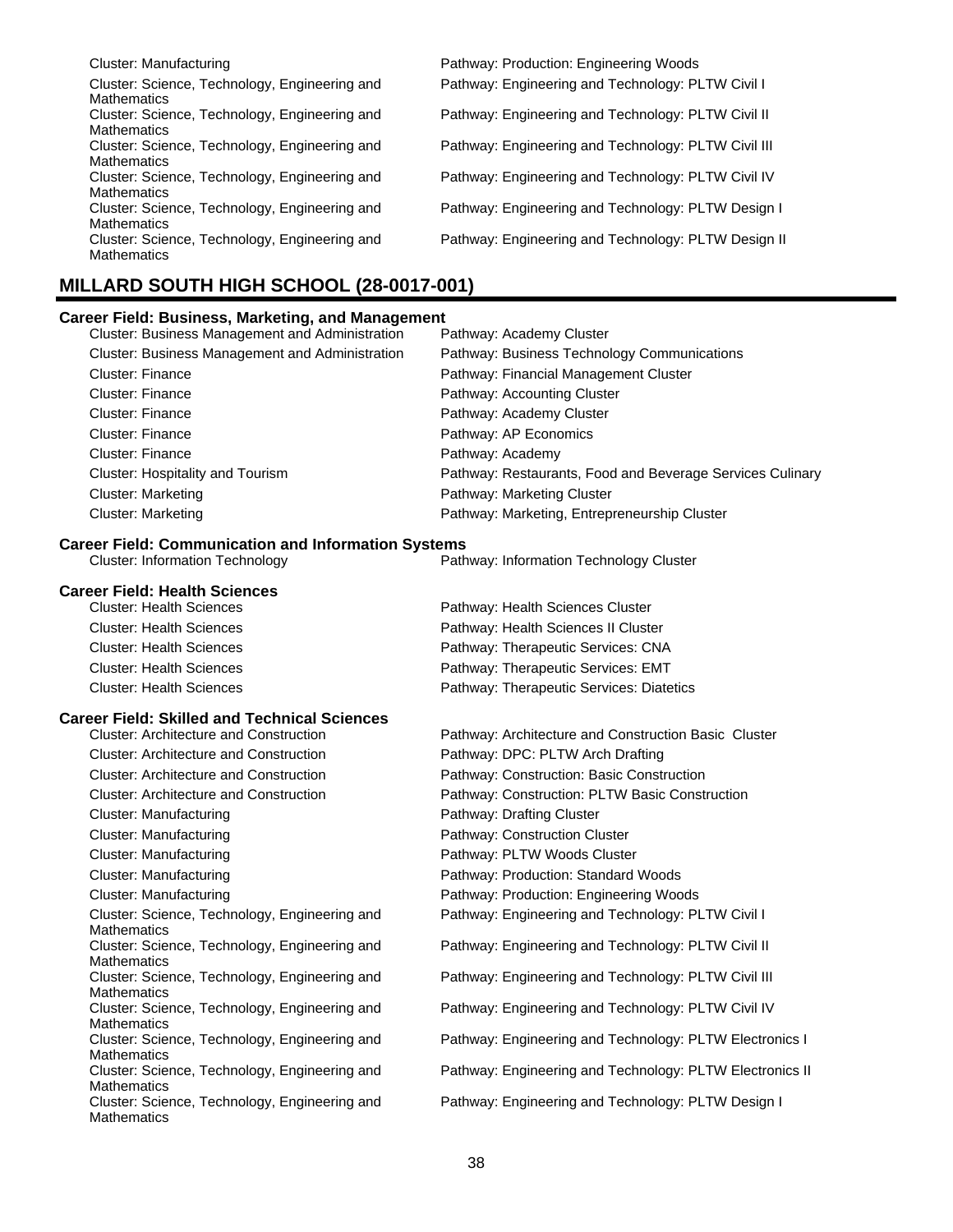Cluster: Manufacturing — Pathway: Production: Engineering Woods
Cluster: Science, Technology, Engineering and Mathematics — Pathway: Engineering and Technology: PLTW Civil I
Cluster: Science, Technology, Engineering and Mathematics — Pathway: Engineering and Technology: PLTW Civil II
Cluster: Science, Technology, Engineering and Mathematics — Pathway: Engineering and Technology: PLTW Civil III
Cluster: Science, Technology, Engineering and Mathematics — Pathway: Engineering and Technology: PLTW Civil IV
Cluster: Science, Technology, Engineering and Mathematics — Pathway: Engineering and Technology: PLTW Design I
Cluster: Science, Technology, Engineering and Mathematics — Pathway: Engineering and Technology: PLTW Design II

## MILLARD SOUTH HIGH SCHOOL (28-0017-001)

### Career Field: Business, Marketing, and Management

| Cluster | Pathway |
|---|---|
| Cluster: Business Management and Administration | Pathway: Academy Cluster |
| Cluster: Business Management and Administration | Pathway: Business Technology Communications |
| Cluster: Finance | Pathway: Financial Management Cluster |
| Cluster: Finance | Pathway: Accounting Cluster |
| Cluster: Finance | Pathway: Academy Cluster |
| Cluster: Finance | Pathway: AP Economics |
| Cluster: Finance | Pathway: Academy |
| Cluster: Hospitality and Tourism | Pathway: Restaurants, Food and Beverage Services Culinary |
| Cluster: Marketing | Pathway: Marketing Cluster |
| Cluster: Marketing | Pathway: Marketing, Entrepreneurship Cluster |

### Career Field: Communication and Information Systems

| Cluster | Pathway |
|---|---|
| Cluster: Information Technology | Pathway: Information Technology Cluster |

### Career Field: Health Sciences

| Cluster | Pathway |
|---|---|
| Cluster: Health Sciences | Pathway: Health Sciences Cluster |
| Cluster: Health Sciences | Pathway: Health Sciences II Cluster |
| Cluster: Health Sciences | Pathway: Therapeutic Services: CNA |
| Cluster: Health Sciences | Pathway: Therapeutic Services: EMT |
| Cluster: Health Sciences | Pathway: Therapeutic Services: Diatetics |

### Career Field: Skilled and Technical Sciences

| Cluster | Pathway |
|---|---|
| Cluster: Architecture and Construction | Pathway: Architecture and Construction Basic Cluster |
| Cluster: Architecture and Construction | Pathway: DPC: PLTW Arch Drafting |
| Cluster: Architecture and Construction | Pathway: Construction: Basic Construction |
| Cluster: Architecture and Construction | Pathway: Construction: PLTW Basic Construction |
| Cluster: Manufacturing | Pathway: Drafting Cluster |
| Cluster: Manufacturing | Pathway: Construction Cluster |
| Cluster: Manufacturing | Pathway: PLTW Woods Cluster |
| Cluster: Manufacturing | Pathway: Production: Standard Woods |
| Cluster: Manufacturing | Pathway: Production: Engineering Woods |
| Cluster: Science, Technology, Engineering and Mathematics | Pathway: Engineering and Technology: PLTW Civil I |
| Cluster: Science, Technology, Engineering and Mathematics | Pathway: Engineering and Technology: PLTW Civil II |
| Cluster: Science, Technology, Engineering and Mathematics | Pathway: Engineering and Technology: PLTW Civil III |
| Cluster: Science, Technology, Engineering and Mathematics | Pathway: Engineering and Technology: PLTW Civil IV |
| Cluster: Science, Technology, Engineering and Mathematics | Pathway: Engineering and Technology: PLTW Electronics I |
| Cluster: Science, Technology, Engineering and Mathematics | Pathway: Engineering and Technology: PLTW Electronics II |
| Cluster: Science, Technology, Engineering and Mathematics | Pathway: Engineering and Technology: PLTW Design I |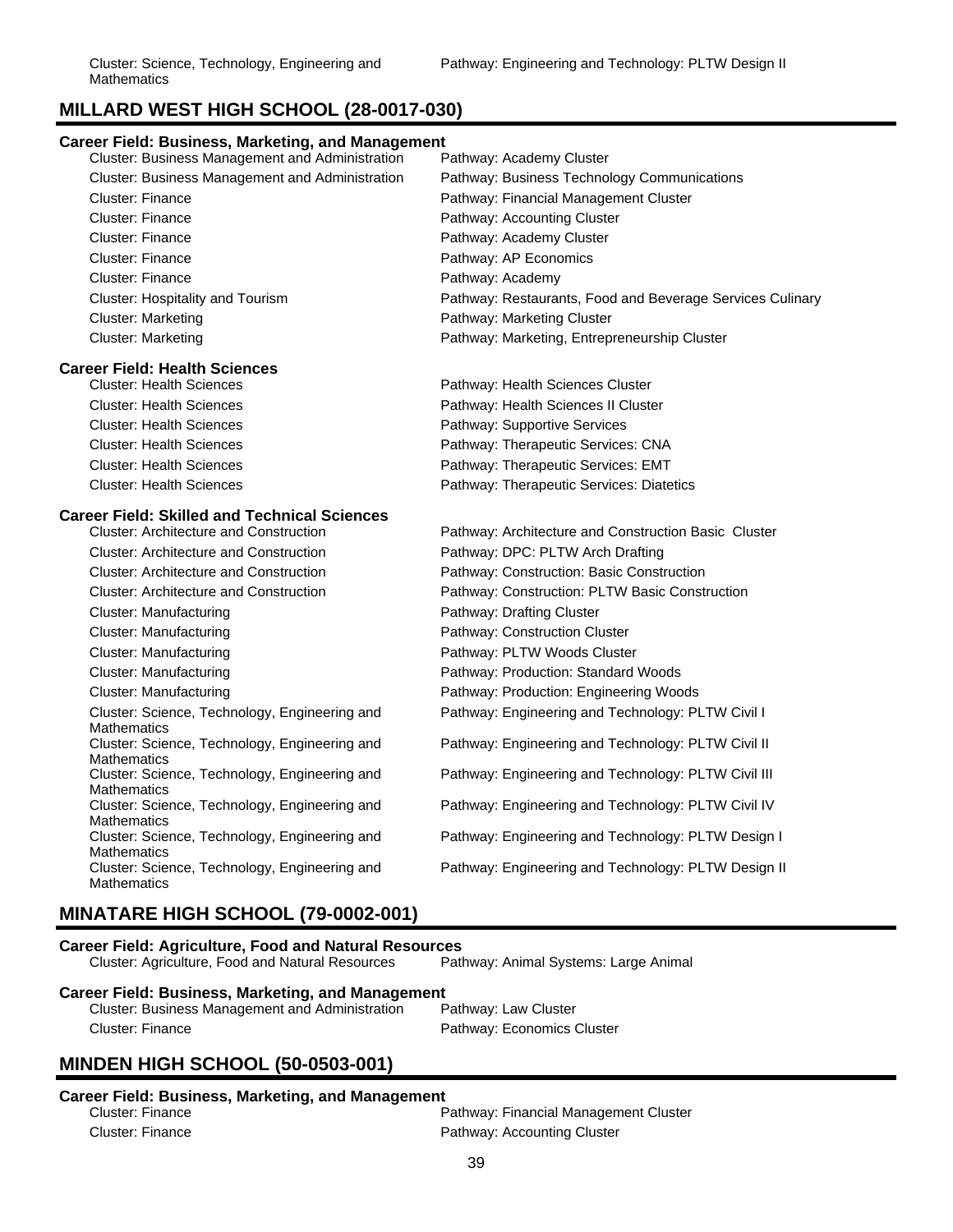Cluster: Science, Technology, Engineering and Mathematics — Pathway: Engineering and Technology: PLTW Design II

## MILLARD WEST HIGH SCHOOL (28-0017-030)

### Career Field: Business, Marketing, and Management

| Cluster | Pathway |
|---|---|
| Cluster: Business Management and Administration | Pathway: Academy Cluster |
| Cluster: Business Management and Administration | Pathway: Business Technology Communications |
| Cluster: Finance | Pathway: Financial Management Cluster |
| Cluster: Finance | Pathway: Accounting Cluster |
| Cluster: Finance | Pathway: Academy Cluster |
| Cluster: Finance | Pathway: AP Economics |
| Cluster: Finance | Pathway: Academy |
| Cluster: Hospitality and Tourism | Pathway: Restaurants, Food and Beverage Services Culinary |
| Cluster: Marketing | Pathway: Marketing Cluster |
| Cluster: Marketing | Pathway: Marketing, Entrepreneurship Cluster |

### Career Field: Health Sciences

| Cluster | Pathway |
|---|---|
| Cluster: Health Sciences | Pathway: Health Sciences Cluster |
| Cluster: Health Sciences | Pathway: Health Sciences II Cluster |
| Cluster: Health Sciences | Pathway: Supportive Services |
| Cluster: Health Sciences | Pathway: Therapeutic Services: CNA |
| Cluster: Health Sciences | Pathway: Therapeutic Services: EMT |
| Cluster: Health Sciences | Pathway: Therapeutic Services: Diatetics |

### Career Field: Skilled and Technical Sciences

| Cluster | Pathway |
|---|---|
| Cluster: Architecture and Construction | Pathway: Architecture and Construction Basic Cluster |
| Cluster: Architecture and Construction | Pathway: DPC: PLTW Arch Drafting |
| Cluster: Architecture and Construction | Pathway: Construction: Basic Construction |
| Cluster: Architecture and Construction | Pathway: Construction: PLTW Basic Construction |
| Cluster: Manufacturing | Pathway: Drafting Cluster |
| Cluster: Manufacturing | Pathway: Construction Cluster |
| Cluster: Manufacturing | Pathway: PLTW Woods Cluster |
| Cluster: Manufacturing | Pathway: Production: Standard Woods |
| Cluster: Manufacturing | Pathway: Production: Engineering Woods |
| Cluster: Science, Technology, Engineering and Mathematics | Pathway: Engineering and Technology: PLTW Civil I |
| Cluster: Science, Technology, Engineering and Mathematics | Pathway: Engineering and Technology: PLTW Civil II |
| Cluster: Science, Technology, Engineering and Mathematics | Pathway: Engineering and Technology: PLTW Civil III |
| Cluster: Science, Technology, Engineering and Mathematics | Pathway: Engineering and Technology: PLTW Civil IV |
| Cluster: Science, Technology, Engineering and Mathematics | Pathway: Engineering and Technology: PLTW Design I |
| Cluster: Science, Technology, Engineering and Mathematics | Pathway: Engineering and Technology: PLTW Design II |

## MINATARE HIGH SCHOOL (79-0002-001)

### Career Field: Agriculture, Food and Natural Resources

| Cluster | Pathway |
|---|---|
| Cluster: Agriculture, Food and Natural Resources | Pathway: Animal Systems: Large Animal |

### Career Field: Business, Marketing, and Management

| Cluster | Pathway |
|---|---|
| Cluster: Business Management and Administration | Pathway: Law Cluster |
| Cluster: Finance | Pathway: Economics Cluster |

## MINDEN HIGH SCHOOL (50-0503-001)

### Career Field: Business, Marketing, and Management

| Cluster | Pathway |
|---|---|
| Cluster: Finance | Pathway: Financial Management Cluster |
| Cluster: Finance | Pathway: Accounting Cluster |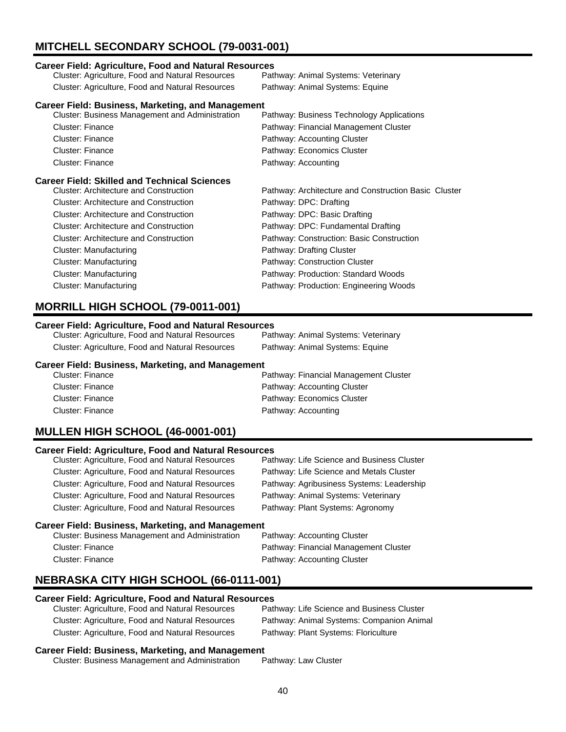## MITCHELL SECONDARY SCHOOL (79-0031-001)

### Career Field: Agriculture, Food and Natural Resources

| Cluster | Pathway |
|---|---|
| Cluster: Agriculture, Food and Natural Resources | Pathway: Animal Systems: Veterinary |
| Cluster: Agriculture, Food and Natural Resources | Pathway: Animal Systems: Equine |

### Career Field: Business, Marketing, and Management

| Cluster | Pathway |
|---|---|
| Cluster: Business Management and Administration | Pathway: Business Technology Applications |
| Cluster: Finance | Pathway: Financial Management Cluster |
| Cluster: Finance | Pathway: Accounting Cluster |
| Cluster: Finance | Pathway: Economics Cluster |
| Cluster: Finance | Pathway: Accounting |

### Career Field: Skilled and Technical Sciences

| Cluster | Pathway |
|---|---|
| Cluster: Architecture and Construction | Pathway: Architecture and Construction Basic Cluster |
| Cluster: Architecture and Construction | Pathway: DPC: Drafting |
| Cluster: Architecture and Construction | Pathway: DPC: Basic Drafting |
| Cluster: Architecture and Construction | Pathway: DPC: Fundamental Drafting |
| Cluster: Architecture and Construction | Pathway: Construction: Basic Construction |
| Cluster: Manufacturing | Pathway: Drafting Cluster |
| Cluster: Manufacturing | Pathway: Construction Cluster |
| Cluster: Manufacturing | Pathway: Production: Standard Woods |
| Cluster: Manufacturing | Pathway: Production: Engineering Woods |

## MORRILL HIGH SCHOOL (79-0011-001)

### Career Field: Agriculture, Food and Natural Resources

| Cluster | Pathway |
|---|---|
| Cluster: Agriculture, Food and Natural Resources | Pathway: Animal Systems: Veterinary |
| Cluster: Agriculture, Food and Natural Resources | Pathway: Animal Systems: Equine |

### Career Field: Business, Marketing, and Management

| Cluster | Pathway |
|---|---|
| Cluster: Finance | Pathway: Financial Management Cluster |
| Cluster: Finance | Pathway: Accounting Cluster |
| Cluster: Finance | Pathway: Economics Cluster |
| Cluster: Finance | Pathway: Accounting |

## MULLEN HIGH SCHOOL (46-0001-001)

### Career Field: Agriculture, Food and Natural Resources

| Cluster | Pathway |
|---|---|
| Cluster: Agriculture, Food and Natural Resources | Pathway: Life Science and Business Cluster |
| Cluster: Agriculture, Food and Natural Resources | Pathway: Life Science and Metals Cluster |
| Cluster: Agriculture, Food and Natural Resources | Pathway: Agribusiness Systems: Leadership |
| Cluster: Agriculture, Food and Natural Resources | Pathway: Animal Systems: Veterinary |
| Cluster: Agriculture, Food and Natural Resources | Pathway: Plant Systems: Agronomy |

### Career Field: Business, Marketing, and Management

| Cluster | Pathway |
|---|---|
| Cluster: Business Management and Administration | Pathway: Accounting Cluster |
| Cluster: Finance | Pathway: Financial Management Cluster |
| Cluster: Finance | Pathway: Accounting Cluster |

## NEBRASKA CITY HIGH SCHOOL (66-0111-001)

### Career Field: Agriculture, Food and Natural Resources

| Cluster | Pathway |
|---|---|
| Cluster: Agriculture, Food and Natural Resources | Pathway: Life Science and Business Cluster |
| Cluster: Agriculture, Food and Natural Resources | Pathway: Animal Systems: Companion Animal |
| Cluster: Agriculture, Food and Natural Resources | Pathway: Plant Systems: Floriculture |

### Career Field: Business, Marketing, and Management

| Cluster | Pathway |
|---|---|
| Cluster: Business Management and Administration | Pathway: Law Cluster |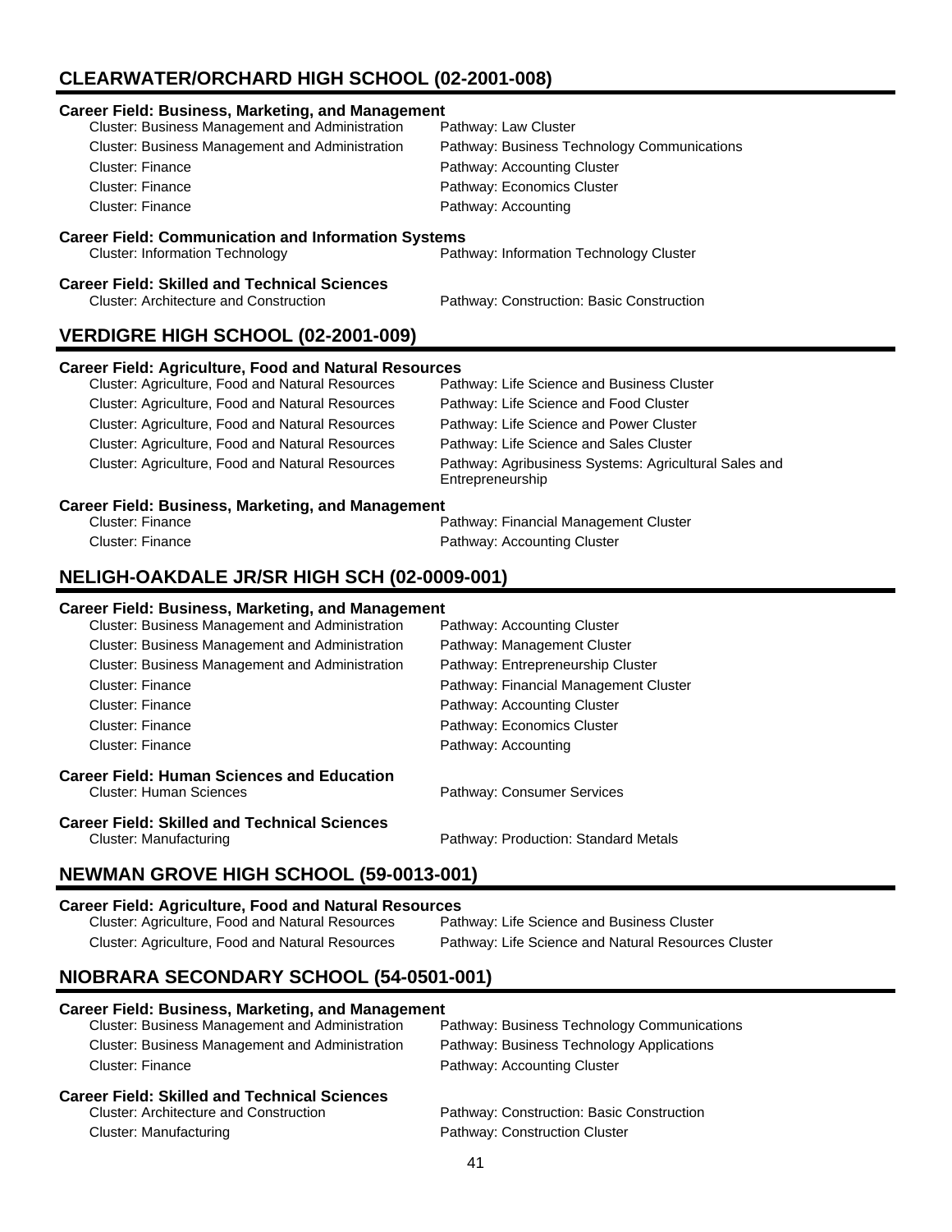## CLEARWATER/ORCHARD HIGH SCHOOL (02-2001-008)

**Career Field: Business, Marketing, and Management**

| Cluster | Pathway |
|---|---|
| Cluster: Business Management and Administration | Pathway: Law Cluster |
| Cluster: Business Management and Administration | Pathway: Business Technology Communications |
| Cluster: Finance | Pathway: Accounting Cluster |
| Cluster: Finance | Pathway: Economics Cluster |
| Cluster: Finance | Pathway: Accounting |

**Career Field: Communication and Information Systems**

| Cluster | Pathway |
|---|---|
| Cluster: Information Technology | Pathway: Information Technology Cluster |

**Career Field: Skilled and Technical Sciences**

| Cluster | Pathway |
|---|---|
| Cluster: Architecture and Construction | Pathway: Construction: Basic Construction |

## VERDIGRE HIGH SCHOOL (02-2001-009)

**Career Field: Agriculture, Food and Natural Resources**

| Cluster | Pathway |
|---|---|
| Cluster: Agriculture, Food and Natural Resources | Pathway: Life Science and Business Cluster |
| Cluster: Agriculture, Food and Natural Resources | Pathway: Life Science and Food Cluster |
| Cluster: Agriculture, Food and Natural Resources | Pathway: Life Science and Power Cluster |
| Cluster: Agriculture, Food and Natural Resources | Pathway: Life Science and Sales Cluster |
| Cluster: Agriculture, Food and Natural Resources | Pathway: Agribusiness Systems: Agricultural Sales and Entrepreneurship |

**Career Field: Business, Marketing, and Management**

| Cluster | Pathway |
|---|---|
| Cluster: Finance | Pathway: Financial Management Cluster |
| Cluster: Finance | Pathway: Accounting Cluster |

## NELIGH-OAKDALE JR/SR HIGH SCH (02-0009-001)

**Career Field: Business, Marketing, and Management**

| Cluster | Pathway |
|---|---|
| Cluster: Business Management and Administration | Pathway: Accounting Cluster |
| Cluster: Business Management and Administration | Pathway: Management Cluster |
| Cluster: Business Management and Administration | Pathway: Entrepreneurship Cluster |
| Cluster: Finance | Pathway: Financial Management Cluster |
| Cluster: Finance | Pathway: Accounting Cluster |
| Cluster: Finance | Pathway: Economics Cluster |
| Cluster: Finance | Pathway: Accounting |

**Career Field: Human Sciences and Education**

| Cluster | Pathway |
|---|---|
| Cluster: Human Sciences | Pathway: Consumer Services |

**Career Field: Skilled and Technical Sciences**

| Cluster | Pathway |
|---|---|
| Cluster: Manufacturing | Pathway: Production: Standard Metals |

## NEWMAN GROVE HIGH SCHOOL (59-0013-001)

**Career Field: Agriculture, Food and Natural Resources**

| Cluster | Pathway |
|---|---|
| Cluster: Agriculture, Food and Natural Resources | Pathway: Life Science and Business Cluster |
| Cluster: Agriculture, Food and Natural Resources | Pathway: Life Science and Natural Resources Cluster |

## NIOBRARA SECONDARY SCHOOL (54-0501-001)

**Career Field: Business, Marketing, and Management**

| Cluster | Pathway |
|---|---|
| Cluster: Business Management and Administration | Pathway: Business Technology Communications |
| Cluster: Business Management and Administration | Pathway: Business Technology Applications |
| Cluster: Finance | Pathway: Accounting Cluster |

**Career Field: Skilled and Technical Sciences**

| Cluster | Pathway |
|---|---|
| Cluster: Architecture and Construction | Pathway: Construction: Basic Construction |
| Cluster: Manufacturing | Pathway: Construction Cluster |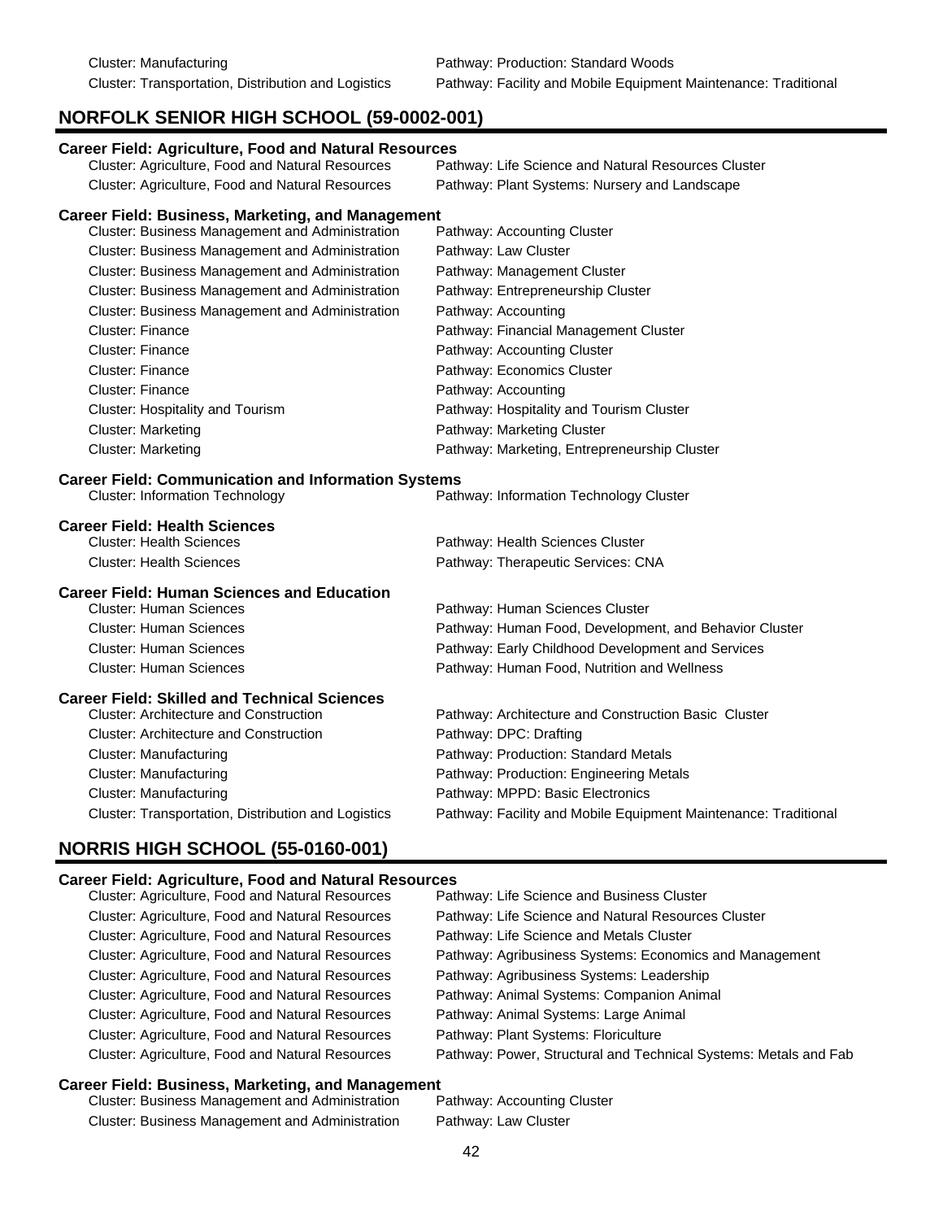Cluster: Manufacturing — Pathway: Production: Standard Woods

Cluster: Transportation, Distribution and Logistics — Pathway: Facility and Mobile Equipment Maintenance: Traditional

## NORFOLK SENIOR HIGH SCHOOL (59-0002-001)

### Career Field: Agriculture, Food and Natural Resources

| Cluster | Pathway |
|---|---|
| Cluster: Agriculture, Food and Natural Resources | Pathway: Life Science and Natural Resources Cluster |
| Cluster: Agriculture, Food and Natural Resources | Pathway: Plant Systems: Nursery and Landscape |

### Career Field: Business, Marketing, and Management

| Cluster | Pathway |
|---|---|
| Cluster: Business Management and Administration | Pathway: Accounting Cluster |
| Cluster: Business Management and Administration | Pathway: Law Cluster |
| Cluster: Business Management and Administration | Pathway: Management Cluster |
| Cluster: Business Management and Administration | Pathway: Entrepreneurship Cluster |
| Cluster: Business Management and Administration | Pathway: Accounting |
| Cluster: Finance | Pathway: Financial Management Cluster |
| Cluster: Finance | Pathway: Accounting Cluster |
| Cluster: Finance | Pathway: Economics Cluster |
| Cluster: Finance | Pathway: Accounting |
| Cluster: Hospitality and Tourism | Pathway: Hospitality and Tourism Cluster |
| Cluster: Marketing | Pathway: Marketing Cluster |
| Cluster: Marketing | Pathway: Marketing, Entrepreneurship Cluster |

### Career Field: Communication and Information Systems

| Cluster | Pathway |
|---|---|
| Cluster: Information Technology | Pathway: Information Technology Cluster |

### Career Field: Health Sciences

| Cluster | Pathway |
|---|---|
| Cluster: Health Sciences | Pathway: Health Sciences Cluster |
| Cluster: Health Sciences | Pathway: Therapeutic Services: CNA |

### Career Field: Human Sciences and Education

| Cluster | Pathway |
|---|---|
| Cluster: Human Sciences | Pathway: Human Sciences Cluster |
| Cluster: Human Sciences | Pathway: Human Food, Development, and Behavior Cluster |
| Cluster: Human Sciences | Pathway: Early Childhood Development and Services |
| Cluster: Human Sciences | Pathway: Human Food, Nutrition and Wellness |

### Career Field: Skilled and Technical Sciences

| Cluster | Pathway |
|---|---|
| Cluster: Architecture and Construction | Pathway: Architecture and Construction Basic Cluster |
| Cluster: Architecture and Construction | Pathway: DPC: Drafting |
| Cluster: Manufacturing | Pathway: Production: Standard Metals |
| Cluster: Manufacturing | Pathway: Production: Engineering Metals |
| Cluster: Manufacturing | Pathway: MPPD: Basic Electronics |
| Cluster: Transportation, Distribution and Logistics | Pathway: Facility and Mobile Equipment Maintenance: Traditional |

## NORRIS HIGH SCHOOL (55-0160-001)

### Career Field: Agriculture, Food and Natural Resources

| Cluster | Pathway |
|---|---|
| Cluster: Agriculture, Food and Natural Resources | Pathway: Life Science and Business Cluster |
| Cluster: Agriculture, Food and Natural Resources | Pathway: Life Science and Natural Resources Cluster |
| Cluster: Agriculture, Food and Natural Resources | Pathway: Life Science and Metals Cluster |
| Cluster: Agriculture, Food and Natural Resources | Pathway: Agribusiness Systems: Economics and Management |
| Cluster: Agriculture, Food and Natural Resources | Pathway: Agribusiness Systems: Leadership |
| Cluster: Agriculture, Food and Natural Resources | Pathway: Animal Systems: Companion Animal |
| Cluster: Agriculture, Food and Natural Resources | Pathway: Animal Systems: Large Animal |
| Cluster: Agriculture, Food and Natural Resources | Pathway: Plant Systems: Floriculture |
| Cluster: Agriculture, Food and Natural Resources | Pathway: Power, Structural and Technical Systems: Metals and Fab |

### Career Field: Business, Marketing, and Management

| Cluster | Pathway |
|---|---|
| Cluster: Business Management and Administration | Pathway: Accounting Cluster |
| Cluster: Business Management and Administration | Pathway: Law Cluster |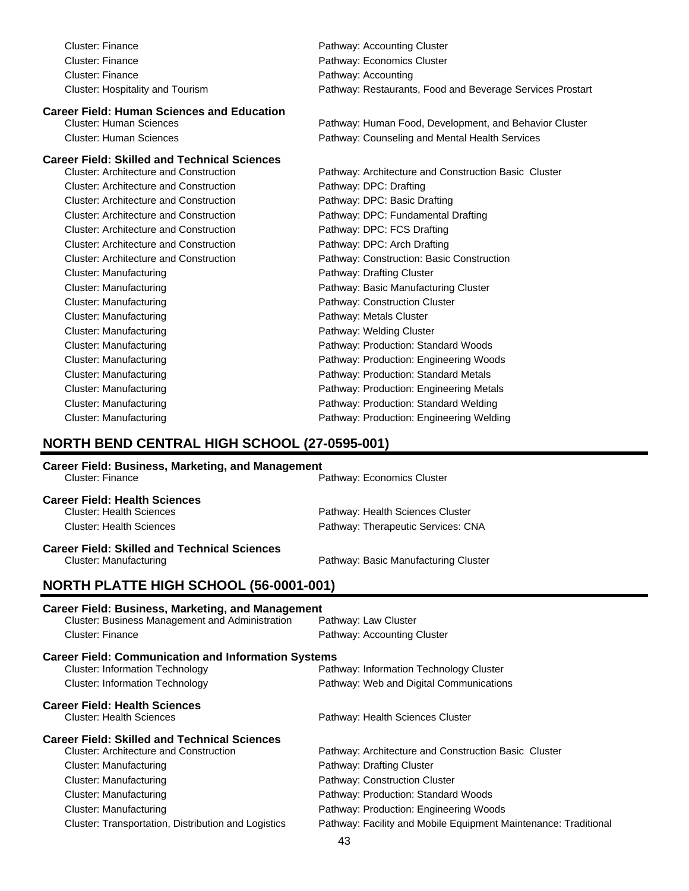Cluster: Finance — Pathway: Accounting Cluster
Cluster: Finance — Pathway: Economics Cluster
Cluster: Finance — Pathway: Accounting
Cluster: Hospitality and Tourism — Pathway: Restaurants, Food and Beverage Services Prostart

**Career Field: Human Sciences and Education**

Cluster: Human Sciences — Pathway: Human Food, Development, and Behavior Cluster
Cluster: Human Sciences — Pathway: Counseling and Mental Health Services

**Career Field: Skilled and Technical Sciences**

Cluster: Architecture and Construction — Pathway: Architecture and Construction Basic Cluster
Cluster: Architecture and Construction — Pathway: DPC: Drafting
Cluster: Architecture and Construction — Pathway: DPC: Basic Drafting
Cluster: Architecture and Construction — Pathway: DPC: Fundamental Drafting
Cluster: Architecture and Construction — Pathway: DPC: FCS Drafting
Cluster: Architecture and Construction — Pathway: DPC: Arch Drafting
Cluster: Architecture and Construction — Pathway: Construction: Basic Construction
Cluster: Manufacturing — Pathway: Drafting Cluster
Cluster: Manufacturing — Pathway: Basic Manufacturing Cluster
Cluster: Manufacturing — Pathway: Construction Cluster
Cluster: Manufacturing — Pathway: Metals Cluster
Cluster: Manufacturing — Pathway: Welding Cluster
Cluster: Manufacturing — Pathway: Production: Standard Woods
Cluster: Manufacturing — Pathway: Production: Engineering Woods
Cluster: Manufacturing — Pathway: Production: Standard Metals
Cluster: Manufacturing — Pathway: Production: Engineering Metals
Cluster: Manufacturing — Pathway: Production: Standard Welding
Cluster: Manufacturing — Pathway: Production: Engineering Welding

## NORTH BEND CENTRAL HIGH SCHOOL (27-0595-001)

**Career Field: Business, Marketing, and Management**

Cluster: Finance — Pathway: Economics Cluster

**Career Field: Health Sciences**

Cluster: Health Sciences — Pathway: Health Sciences Cluster
Cluster: Health Sciences — Pathway: Therapeutic Services: CNA

**Career Field: Skilled and Technical Sciences**

Cluster: Manufacturing — Pathway: Basic Manufacturing Cluster

## NORTH PLATTE HIGH SCHOOL (56-0001-001)

**Career Field: Business, Marketing, and Management**

Cluster: Business Management and Administration — Pathway: Law Cluster
Cluster: Finance — Pathway: Accounting Cluster

**Career Field: Communication and Information Systems**

Cluster: Information Technology — Pathway: Information Technology Cluster
Cluster: Information Technology — Pathway: Web and Digital Communications

**Career Field: Health Sciences**

Cluster: Health Sciences — Pathway: Health Sciences Cluster

**Career Field: Skilled and Technical Sciences**

Cluster: Architecture and Construction — Pathway: Architecture and Construction Basic Cluster
Cluster: Manufacturing — Pathway: Drafting Cluster
Cluster: Manufacturing — Pathway: Construction Cluster
Cluster: Manufacturing — Pathway: Production: Standard Woods
Cluster: Manufacturing — Pathway: Production: Engineering Woods
Cluster: Transportation, Distribution and Logistics — Pathway: Facility and Mobile Equipment Maintenance: Traditional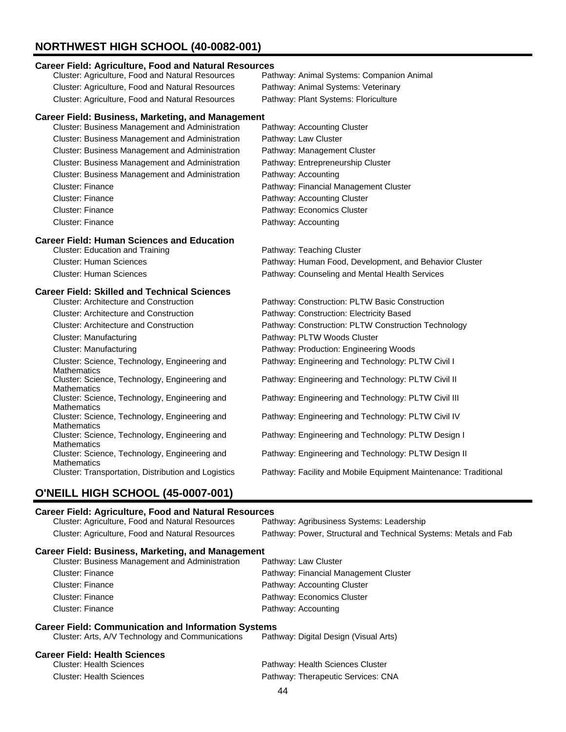## NORTHWEST HIGH SCHOOL (40-0082-001)

### Career Field: Agriculture, Food and Natural Resources

| Cluster | Pathway |
|---|---|
| Cluster: Agriculture, Food and Natural Resources | Pathway: Animal Systems: Companion Animal |
| Cluster: Agriculture, Food and Natural Resources | Pathway: Animal Systems: Veterinary |
| Cluster: Agriculture, Food and Natural Resources | Pathway: Plant Systems: Floriculture |

### Career Field: Business, Marketing, and Management

| Cluster | Pathway |
|---|---|
| Cluster: Business Management and Administration | Pathway: Accounting Cluster |
| Cluster: Business Management and Administration | Pathway: Law Cluster |
| Cluster: Business Management and Administration | Pathway: Management Cluster |
| Cluster: Business Management and Administration | Pathway: Entrepreneurship Cluster |
| Cluster: Business Management and Administration | Pathway: Accounting |
| Cluster: Finance | Pathway: Financial Management Cluster |
| Cluster: Finance | Pathway: Accounting Cluster |
| Cluster: Finance | Pathway: Economics Cluster |
| Cluster: Finance | Pathway: Accounting |

### Career Field: Human Sciences and Education

| Cluster | Pathway |
|---|---|
| Cluster: Education and Training | Pathway: Teaching Cluster |
| Cluster: Human Sciences | Pathway: Human Food, Development, and Behavior Cluster |
| Cluster: Human Sciences | Pathway: Counseling and Mental Health Services |

### Career Field: Skilled and Technical Sciences

| Cluster | Pathway |
|---|---|
| Cluster: Architecture and Construction | Pathway: Construction: PLTW Basic Construction |
| Cluster: Architecture and Construction | Pathway: Construction: Electricity Based |
| Cluster: Architecture and Construction | Pathway: Construction: PLTW Construction Technology |
| Cluster: Manufacturing | Pathway: PLTW Woods Cluster |
| Cluster: Manufacturing | Pathway: Production: Engineering Woods |
| Cluster: Science, Technology, Engineering and Mathematics | Pathway: Engineering and Technology: PLTW Civil I |
| Cluster: Science, Technology, Engineering and Mathematics | Pathway: Engineering and Technology: PLTW Civil II |
| Cluster: Science, Technology, Engineering and Mathematics | Pathway: Engineering and Technology: PLTW Civil III |
| Cluster: Science, Technology, Engineering and Mathematics | Pathway: Engineering and Technology: PLTW Civil IV |
| Cluster: Science, Technology, Engineering and Mathematics | Pathway: Engineering and Technology: PLTW Design I |
| Cluster: Science, Technology, Engineering and Mathematics | Pathway: Engineering and Technology: PLTW Design II |
| Cluster: Transportation, Distribution and Logistics | Pathway: Facility and Mobile Equipment Maintenance: Traditional |

## O'NEILL HIGH SCHOOL (45-0007-001)

### Career Field: Agriculture, Food and Natural Resources

| Cluster | Pathway |
|---|---|
| Cluster: Agriculture, Food and Natural Resources | Pathway: Agribusiness Systems: Leadership |
| Cluster: Agriculture, Food and Natural Resources | Pathway: Power, Structural and Technical Systems: Metals and Fab |

### Career Field: Business, Marketing, and Management

| Cluster | Pathway |
|---|---|
| Cluster: Business Management and Administration | Pathway: Law Cluster |
| Cluster: Finance | Pathway: Financial Management Cluster |
| Cluster: Finance | Pathway: Accounting Cluster |
| Cluster: Finance | Pathway: Economics Cluster |
| Cluster: Finance | Pathway: Accounting |

### Career Field: Communication and Information Systems

| Cluster | Pathway |
|---|---|
| Cluster: Arts, A/V Technology and Communications | Pathway: Digital Design (Visual Arts) |

### Career Field: Health Sciences

| Cluster | Pathway |
|---|---|
| Cluster: Health Sciences | Pathway: Health Sciences Cluster |
| Cluster: Health Sciences | Pathway: Therapeutic Services: CNA |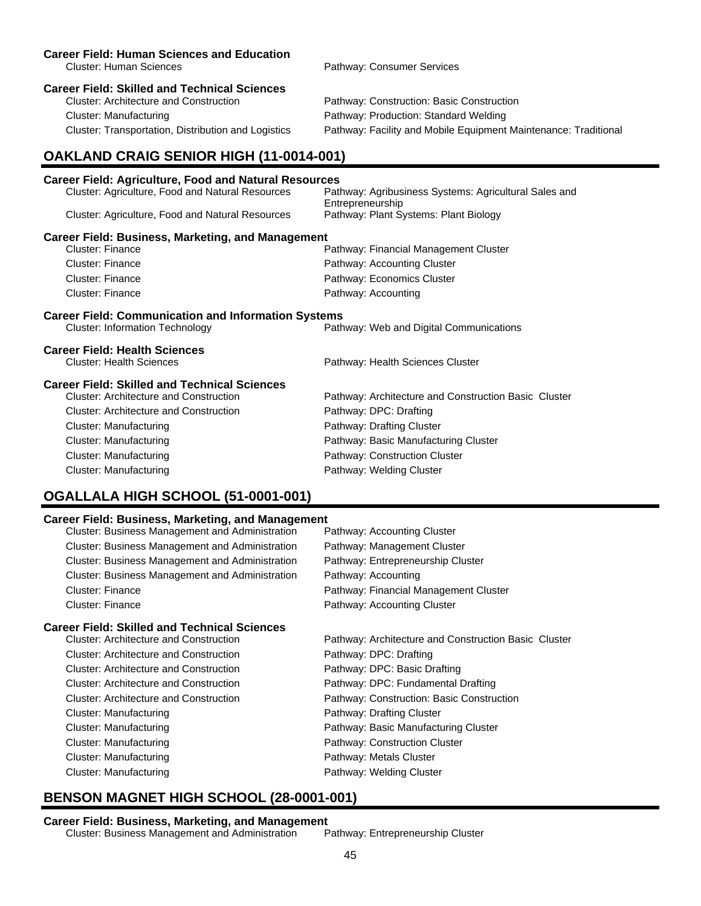**Career Field: Human Sciences and Education**

| | |
|---|---|
| Cluster: Human Sciences | Pathway: Consumer Services |

**Career Field: Skilled and Technical Sciences**

| | |
|---|---|
| Cluster: Architecture and Construction | Pathway: Construction: Basic Construction |
| Cluster: Manufacturing | Pathway: Production: Standard Welding |
| Cluster: Transportation, Distribution and Logistics | Pathway: Facility and Mobile Equipment Maintenance: Traditional |

## OAKLAND CRAIG SENIOR HIGH (11-0014-001)

**Career Field: Agriculture, Food and Natural Resources**

| | |
|---|---|
| Cluster: Agriculture, Food and Natural Resources | Pathway: Agribusiness Systems: Agricultural Sales and Entrepreneurship |
| Cluster: Agriculture, Food and Natural Resources | Pathway: Plant Systems: Plant Biology |

**Career Field: Business, Marketing, and Management**

| | |
|---|---|
| Cluster: Finance | Pathway: Financial Management Cluster |
| Cluster: Finance | Pathway: Accounting Cluster |
| Cluster: Finance | Pathway: Economics Cluster |
| Cluster: Finance | Pathway: Accounting |

**Career Field: Communication and Information Systems**

| | |
|---|---|
| Cluster: Information Technology | Pathway: Web and Digital Communications |

**Career Field: Health Sciences**

| | |
|---|---|
| Cluster: Health Sciences | Pathway: Health Sciences Cluster |

**Career Field: Skilled and Technical Sciences**

| | |
|---|---|
| Cluster: Architecture and Construction | Pathway: Architecture and Construction Basic Cluster |
| Cluster: Architecture and Construction | Pathway: DPC: Drafting |
| Cluster: Manufacturing | Pathway: Drafting Cluster |
| Cluster: Manufacturing | Pathway: Basic Manufacturing Cluster |
| Cluster: Manufacturing | Pathway: Construction Cluster |
| Cluster: Manufacturing | Pathway: Welding Cluster |

## OGALLALA HIGH SCHOOL (51-0001-001)

**Career Field: Business, Marketing, and Management**

| | |
|---|---|
| Cluster: Business Management and Administration | Pathway: Accounting Cluster |
| Cluster: Business Management and Administration | Pathway: Management Cluster |
| Cluster: Business Management and Administration | Pathway: Entrepreneurship Cluster |
| Cluster: Business Management and Administration | Pathway: Accounting |
| Cluster: Finance | Pathway: Financial Management Cluster |
| Cluster: Finance | Pathway: Accounting Cluster |

**Career Field: Skilled and Technical Sciences**

| | |
|---|---|
| Cluster: Architecture and Construction | Pathway: Architecture and Construction Basic Cluster |
| Cluster: Architecture and Construction | Pathway: DPC: Drafting |
| Cluster: Architecture and Construction | Pathway: DPC: Basic Drafting |
| Cluster: Architecture and Construction | Pathway: DPC: Fundamental Drafting |
| Cluster: Architecture and Construction | Pathway: Construction: Basic Construction |
| Cluster: Manufacturing | Pathway: Drafting Cluster |
| Cluster: Manufacturing | Pathway: Basic Manufacturing Cluster |
| Cluster: Manufacturing | Pathway: Construction Cluster |
| Cluster: Manufacturing | Pathway: Metals Cluster |
| Cluster: Manufacturing | Pathway: Welding Cluster |

## BENSON MAGNET HIGH SCHOOL (28-0001-001)

**Career Field: Business, Marketing, and Management**

| | |
|---|---|
| Cluster: Business Management and Administration | Pathway: Entrepreneurship Cluster |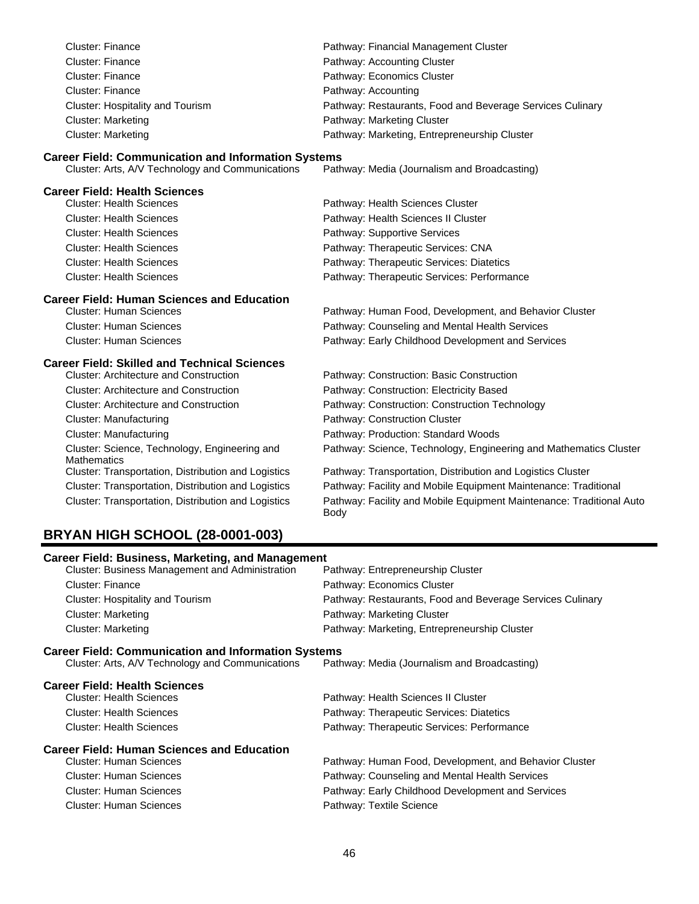Cluster: Finance — Pathway: Financial Management Cluster
Cluster: Finance — Pathway: Accounting Cluster
Cluster: Finance — Pathway: Economics Cluster
Cluster: Finance — Pathway: Accounting
Cluster: Hospitality and Tourism — Pathway: Restaurants, Food and Beverage Services Culinary
Cluster: Marketing — Pathway: Marketing Cluster
Cluster: Marketing — Pathway: Marketing, Entrepreneurship Cluster

**Career Field: Communication and Information Systems**

| Cluster | Pathway |
|---|---|
| Cluster: Arts, A/V Technology and Communications | Pathway: Media (Journalism and Broadcasting) |

**Career Field: Health Sciences**

| Cluster | Pathway |
|---|---|
| Cluster: Health Sciences | Pathway: Health Sciences Cluster |
| Cluster: Health Sciences | Pathway: Health Sciences II Cluster |
| Cluster: Health Sciences | Pathway: Supportive Services |
| Cluster: Health Sciences | Pathway: Therapeutic Services: CNA |
| Cluster: Health Sciences | Pathway: Therapeutic Services: Diatetics |
| Cluster: Health Sciences | Pathway: Therapeutic Services: Performance |

**Career Field: Human Sciences and Education**

| Cluster | Pathway |
|---|---|
| Cluster: Human Sciences | Pathway: Human Food, Development, and Behavior Cluster |
| Cluster: Human Sciences | Pathway: Counseling and Mental Health Services |
| Cluster: Human Sciences | Pathway: Early Childhood Development and Services |

**Career Field: Skilled and Technical Sciences**

| Cluster | Pathway |
|---|---|
| Cluster: Architecture and Construction | Pathway: Construction: Basic Construction |
| Cluster: Architecture and Construction | Pathway: Construction: Electricity Based |
| Cluster: Architecture and Construction | Pathway: Construction: Construction Technology |
| Cluster: Manufacturing | Pathway: Construction Cluster |
| Cluster: Manufacturing | Pathway: Production: Standard Woods |
| Cluster: Science, Technology, Engineering and Mathematics | Pathway: Science, Technology, Engineering and Mathematics Cluster |
| Cluster: Transportation, Distribution and Logistics | Pathway: Transportation, Distribution and Logistics Cluster |
| Cluster: Transportation, Distribution and Logistics | Pathway: Facility and Mobile Equipment Maintenance: Traditional |
| Cluster: Transportation, Distribution and Logistics | Pathway: Facility and Mobile Equipment Maintenance: Traditional Auto Body |

## BRYAN HIGH SCHOOL (28-0001-003)

**Career Field: Business, Marketing, and Management**

| Cluster | Pathway |
|---|---|
| Cluster: Business Management and Administration | Pathway: Entrepreneurship Cluster |
| Cluster: Finance | Pathway: Economics Cluster |
| Cluster: Hospitality and Tourism | Pathway: Restaurants, Food and Beverage Services Culinary |
| Cluster: Marketing | Pathway: Marketing Cluster |
| Cluster: Marketing | Pathway: Marketing, Entrepreneurship Cluster |

**Career Field: Communication and Information Systems**

| Cluster | Pathway |
|---|---|
| Cluster: Arts, A/V Technology and Communications | Pathway: Media (Journalism and Broadcasting) |

**Career Field: Health Sciences**

| Cluster | Pathway |
|---|---|
| Cluster: Health Sciences | Pathway: Health Sciences II Cluster |
| Cluster: Health Sciences | Pathway: Therapeutic Services: Diatetics |
| Cluster: Health Sciences | Pathway: Therapeutic Services: Performance |

**Career Field: Human Sciences and Education**

| Cluster | Pathway |
|---|---|
| Cluster: Human Sciences | Pathway: Human Food, Development, and Behavior Cluster |
| Cluster: Human Sciences | Pathway: Counseling and Mental Health Services |
| Cluster: Human Sciences | Pathway: Early Childhood Development and Services |
| Cluster: Human Sciences | Pathway: Textile Science |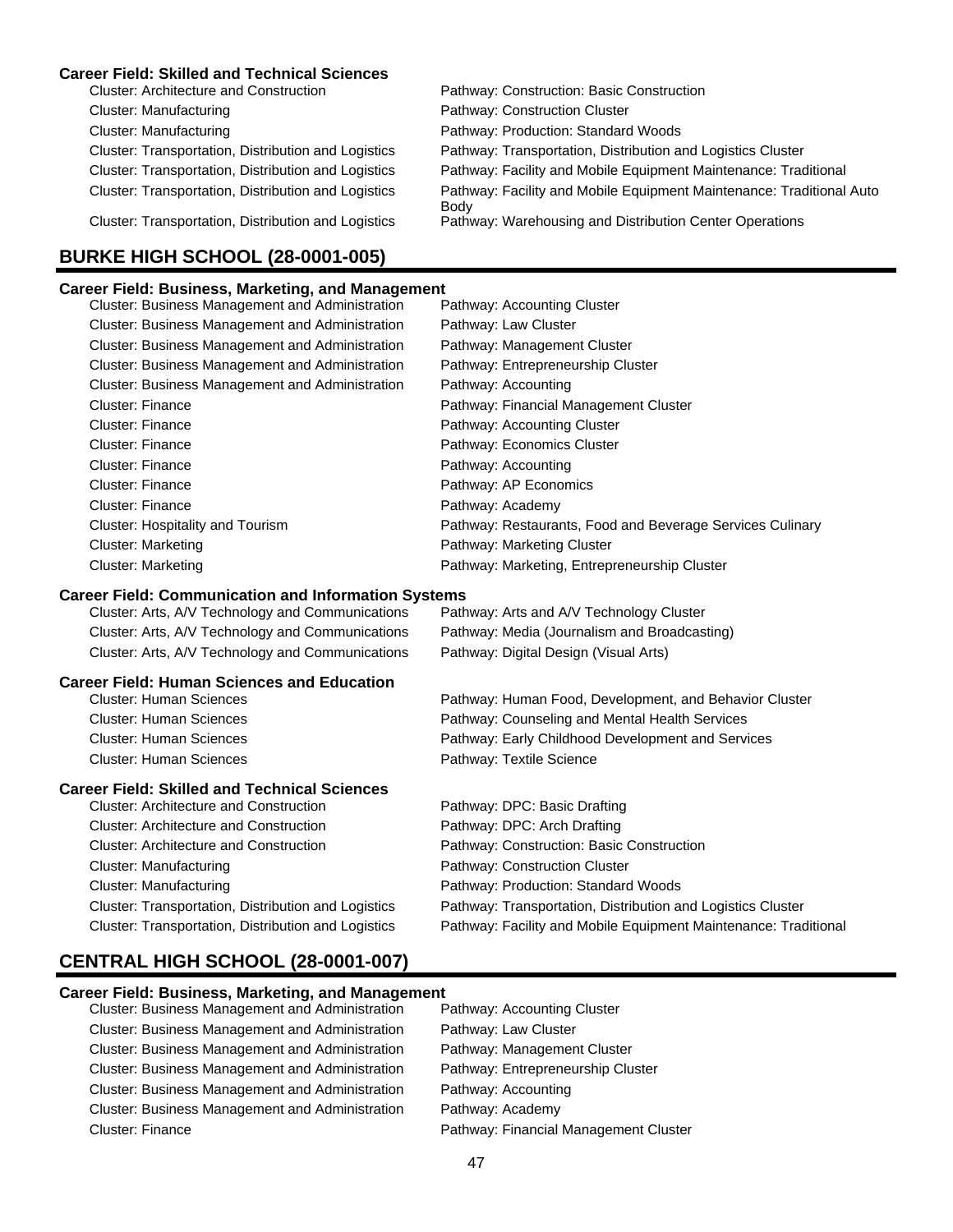### Career Field: Skilled and Technical Sciences

| Cluster | Pathway |
|---|---|
| Cluster: Architecture and Construction | Pathway: Construction: Basic Construction |
| Cluster: Manufacturing | Pathway: Construction Cluster |
| Cluster: Manufacturing | Pathway: Production: Standard Woods |
| Cluster: Transportation, Distribution and Logistics | Pathway: Transportation, Distribution and Logistics Cluster |
| Cluster: Transportation, Distribution and Logistics | Pathway: Facility and Mobile Equipment Maintenance: Traditional |
| Cluster: Transportation, Distribution and Logistics | Pathway: Facility and Mobile Equipment Maintenance: Traditional Auto Body |
| Cluster: Transportation, Distribution and Logistics | Pathway: Warehousing and Distribution Center Operations |

## BURKE HIGH SCHOOL (28-0001-005)

### Career Field: Business, Marketing, and Management

| Cluster | Pathway |
|---|---|
| Cluster: Business Management and Administration | Pathway: Accounting Cluster |
| Cluster: Business Management and Administration | Pathway: Law Cluster |
| Cluster: Business Management and Administration | Pathway: Management Cluster |
| Cluster: Business Management and Administration | Pathway: Entrepreneurship Cluster |
| Cluster: Business Management and Administration | Pathway: Accounting |
| Cluster: Finance | Pathway: Financial Management Cluster |
| Cluster: Finance | Pathway: Accounting Cluster |
| Cluster: Finance | Pathway: Economics Cluster |
| Cluster: Finance | Pathway: Accounting |
| Cluster: Finance | Pathway: AP Economics |
| Cluster: Finance | Pathway: Academy |
| Cluster: Hospitality and Tourism | Pathway: Restaurants, Food and Beverage Services Culinary |
| Cluster: Marketing | Pathway: Marketing Cluster |
| Cluster: Marketing | Pathway: Marketing, Entrepreneurship Cluster |

### Career Field: Communication and Information Systems

| Cluster | Pathway |
|---|---|
| Cluster: Arts, A/V Technology and Communications | Pathway: Arts and A/V Technology Cluster |
| Cluster: Arts, A/V Technology and Communications | Pathway: Media (Journalism and Broadcasting) |
| Cluster: Arts, A/V Technology and Communications | Pathway: Digital Design (Visual Arts) |

### Career Field: Human Sciences and Education

| Cluster | Pathway |
|---|---|
| Cluster: Human Sciences | Pathway: Human Food, Development, and Behavior Cluster |
| Cluster: Human Sciences | Pathway: Counseling and Mental Health Services |
| Cluster: Human Sciences | Pathway: Early Childhood Development and Services |
| Cluster: Human Sciences | Pathway: Textile Science |

### Career Field: Skilled and Technical Sciences

| Cluster | Pathway |
|---|---|
| Cluster: Architecture and Construction | Pathway: DPC: Basic Drafting |
| Cluster: Architecture and Construction | Pathway: DPC: Arch Drafting |
| Cluster: Architecture and Construction | Pathway: Construction: Basic Construction |
| Cluster: Manufacturing | Pathway: Construction Cluster |
| Cluster: Manufacturing | Pathway: Production: Standard Woods |
| Cluster: Transportation, Distribution and Logistics | Pathway: Transportation, Distribution and Logistics Cluster |
| Cluster: Transportation, Distribution and Logistics | Pathway: Facility and Mobile Equipment Maintenance: Traditional |

## CENTRAL HIGH SCHOOL (28-0001-007)

### Career Field: Business, Marketing, and Management

| Cluster | Pathway |
|---|---|
| Cluster: Business Management and Administration | Pathway: Accounting Cluster |
| Cluster: Business Management and Administration | Pathway: Law Cluster |
| Cluster: Business Management and Administration | Pathway: Management Cluster |
| Cluster: Business Management and Administration | Pathway: Entrepreneurship Cluster |
| Cluster: Business Management and Administration | Pathway: Accounting |
| Cluster: Business Management and Administration | Pathway: Academy |
| Cluster: Finance | Pathway: Financial Management Cluster |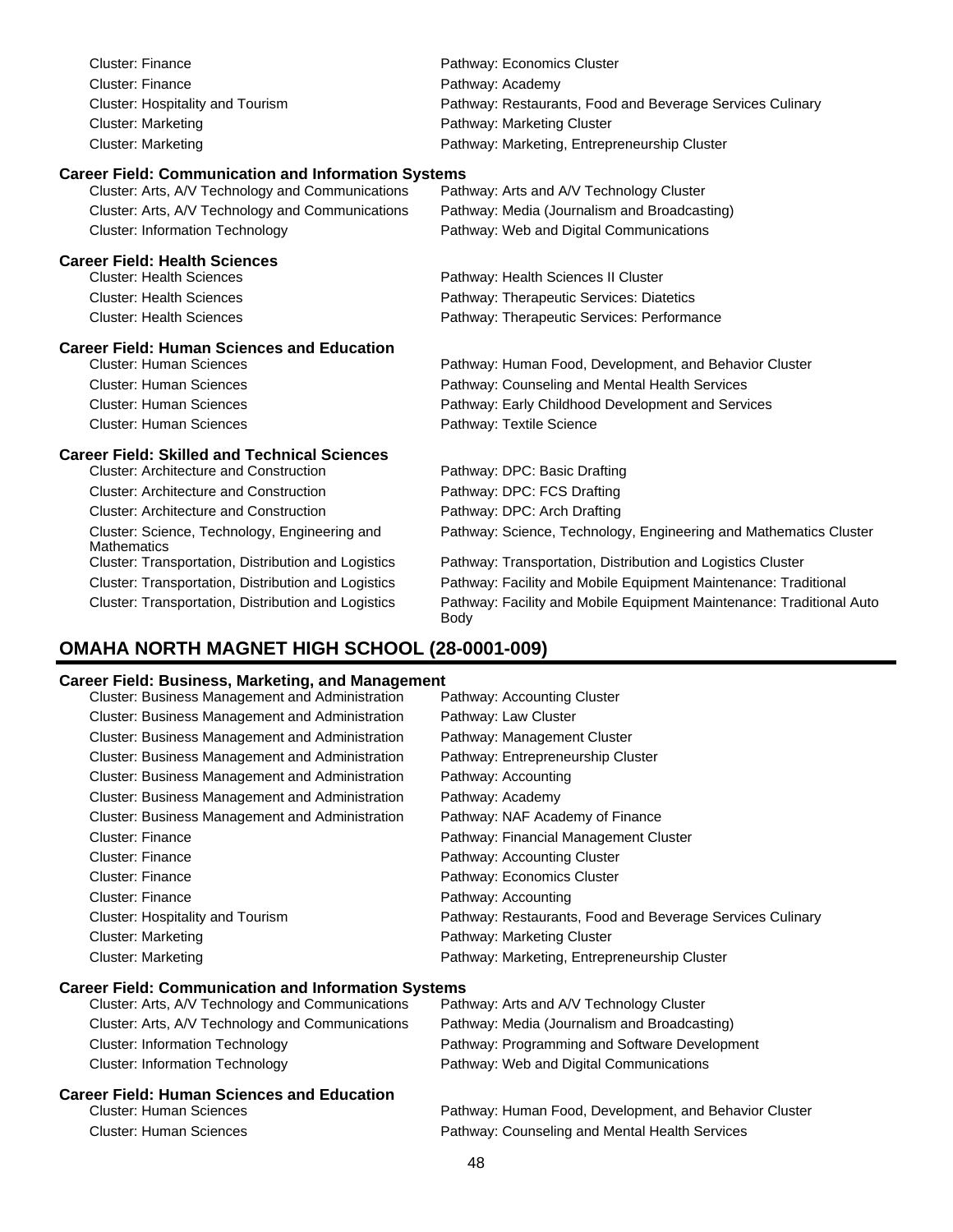| | |
|---|---|
| Cluster: Finance | Pathway: Economics Cluster |
| Cluster: Finance | Pathway: Academy |
| Cluster: Hospitality and Tourism | Pathway: Restaurants, Food and Beverage Services Culinary |
| Cluster: Marketing | Pathway: Marketing Cluster |
| Cluster: Marketing | Pathway: Marketing, Entrepreneurship Cluster |

**Career Field: Communication and Information Systems**

| | |
|---|---|
| Cluster: Arts, A/V Technology and Communications | Pathway: Arts and A/V Technology Cluster |
| Cluster: Arts, A/V Technology and Communications | Pathway: Media (Journalism and Broadcasting) |
| Cluster: Information Technology | Pathway: Web and Digital Communications |

**Career Field: Health Sciences**

| | |
|---|---|
| Cluster: Health Sciences | Pathway: Health Sciences II Cluster |
| Cluster: Health Sciences | Pathway: Therapeutic Services: Diatetics |
| Cluster: Health Sciences | Pathway: Therapeutic Services: Performance |

**Career Field: Human Sciences and Education**

| | |
|---|---|
| Cluster: Human Sciences | Pathway: Human Food, Development, and Behavior Cluster |
| Cluster: Human Sciences | Pathway: Counseling and Mental Health Services |
| Cluster: Human Sciences | Pathway: Early Childhood Development and Services |
| Cluster: Human Sciences | Pathway: Textile Science |

**Career Field: Skilled and Technical Sciences**

| | |
|---|---|
| Cluster: Architecture and Construction | Pathway: DPC: Basic Drafting |
| Cluster: Architecture and Construction | Pathway: DPC: FCS Drafting |
| Cluster: Architecture and Construction | Pathway: DPC: Arch Drafting |
| Cluster: Science, Technology, Engineering and Mathematics | Pathway: Science, Technology, Engineering and Mathematics Cluster |
| Cluster: Transportation, Distribution and Logistics | Pathway: Transportation, Distribution and Logistics Cluster |
| Cluster: Transportation, Distribution and Logistics | Pathway: Facility and Mobile Equipment Maintenance: Traditional |
| Cluster: Transportation, Distribution and Logistics | Pathway: Facility and Mobile Equipment Maintenance: Traditional Auto Body |

## OMAHA NORTH MAGNET HIGH SCHOOL (28-0001-009)

**Career Field: Business, Marketing, and Management**

| | |
|---|---|
| Cluster: Business Management and Administration | Pathway: Accounting Cluster |
| Cluster: Business Management and Administration | Pathway: Law Cluster |
| Cluster: Business Management and Administration | Pathway: Management Cluster |
| Cluster: Business Management and Administration | Pathway: Entrepreneurship Cluster |
| Cluster: Business Management and Administration | Pathway: Accounting |
| Cluster: Business Management and Administration | Pathway: Academy |
| Cluster: Business Management and Administration | Pathway: NAF Academy of Finance |
| Cluster: Finance | Pathway: Financial Management Cluster |
| Cluster: Finance | Pathway: Accounting Cluster |
| Cluster: Finance | Pathway: Economics Cluster |
| Cluster: Finance | Pathway: Accounting |
| Cluster: Hospitality and Tourism | Pathway: Restaurants, Food and Beverage Services Culinary |
| Cluster: Marketing | Pathway: Marketing Cluster |
| Cluster: Marketing | Pathway: Marketing, Entrepreneurship Cluster |

**Career Field: Communication and Information Systems**

| | |
|---|---|
| Cluster: Arts, A/V Technology and Communications | Pathway: Arts and A/V Technology Cluster |
| Cluster: Arts, A/V Technology and Communications | Pathway: Media (Journalism and Broadcasting) |
| Cluster: Information Technology | Pathway: Programming and Software Development |
| Cluster: Information Technology | Pathway: Web and Digital Communications |

**Career Field: Human Sciences and Education**

| | |
|---|---|
| Cluster: Human Sciences | Pathway: Human Food, Development, and Behavior Cluster |
| Cluster: Human Sciences | Pathway: Counseling and Mental Health Services |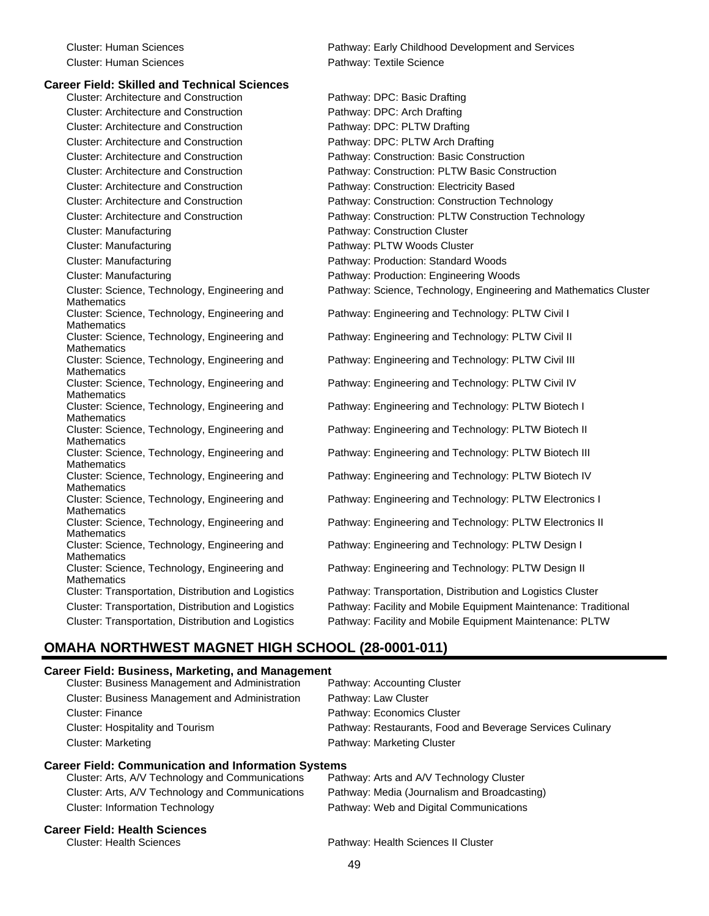Cluster: Human Sciences — Pathway: Early Childhood Development and Services
Cluster: Human Sciences — Pathway: Textile Science

**Career Field: Skilled and Technical Sciences**

| Cluster | Pathway |
|---|---|
| Cluster: Architecture and Construction | Pathway: DPC: Basic Drafting |
| Cluster: Architecture and Construction | Pathway: DPC: Arch Drafting |
| Cluster: Architecture and Construction | Pathway: DPC: PLTW Drafting |
| Cluster: Architecture and Construction | Pathway: DPC: PLTW Arch Drafting |
| Cluster: Architecture and Construction | Pathway: Construction: Basic Construction |
| Cluster: Architecture and Construction | Pathway: Construction: PLTW Basic Construction |
| Cluster: Architecture and Construction | Pathway: Construction: Electricity Based |
| Cluster: Architecture and Construction | Pathway: Construction: Construction Technology |
| Cluster: Architecture and Construction | Pathway: Construction: PLTW Construction Technology |
| Cluster: Manufacturing | Pathway: Construction Cluster |
| Cluster: Manufacturing | Pathway: PLTW Woods Cluster |
| Cluster: Manufacturing | Pathway: Production: Standard Woods |
| Cluster: Manufacturing | Pathway: Production: Engineering Woods |
| Cluster: Science, Technology, Engineering and Mathematics | Pathway: Science, Technology, Engineering and Mathematics Cluster |
| Cluster: Science, Technology, Engineering and Mathematics | Pathway: Engineering and Technology: PLTW Civil I |
| Cluster: Science, Technology, Engineering and Mathematics | Pathway: Engineering and Technology: PLTW Civil II |
| Cluster: Science, Technology, Engineering and Mathematics | Pathway: Engineering and Technology: PLTW Civil III |
| Cluster: Science, Technology, Engineering and Mathematics | Pathway: Engineering and Technology: PLTW Civil IV |
| Cluster: Science, Technology, Engineering and Mathematics | Pathway: Engineering and Technology: PLTW Biotech I |
| Cluster: Science, Technology, Engineering and Mathematics | Pathway: Engineering and Technology: PLTW Biotech II |
| Cluster: Science, Technology, Engineering and Mathematics | Pathway: Engineering and Technology: PLTW Biotech III |
| Cluster: Science, Technology, Engineering and Mathematics | Pathway: Engineering and Technology: PLTW Biotech IV |
| Cluster: Science, Technology, Engineering and Mathematics | Pathway: Engineering and Technology: PLTW Electronics I |
| Cluster: Science, Technology, Engineering and Mathematics | Pathway: Engineering and Technology: PLTW Electronics II |
| Cluster: Science, Technology, Engineering and Mathematics | Pathway: Engineering and Technology: PLTW Design I |
| Cluster: Science, Technology, Engineering and Mathematics | Pathway: Engineering and Technology: PLTW Design II |
| Cluster: Transportation, Distribution and Logistics | Pathway: Transportation, Distribution and Logistics Cluster |
| Cluster: Transportation, Distribution and Logistics | Pathway: Facility and Mobile Equipment Maintenance: Traditional |
| Cluster: Transportation, Distribution and Logistics | Pathway: Facility and Mobile Equipment Maintenance: PLTW |

## OMAHA NORTHWEST MAGNET HIGH SCHOOL (28-0001-011)

**Career Field: Business, Marketing, and Management**

| Cluster | Pathway |
|---|---|
| Cluster: Business Management and Administration | Pathway: Accounting Cluster |
| Cluster: Business Management and Administration | Pathway: Law Cluster |
| Cluster: Finance | Pathway: Economics Cluster |
| Cluster: Hospitality and Tourism | Pathway: Restaurants, Food and Beverage Services Culinary |
| Cluster: Marketing | Pathway: Marketing Cluster |

**Career Field: Communication and Information Systems**

| Cluster | Pathway |
|---|---|
| Cluster: Arts, A/V Technology and Communications | Pathway: Arts and A/V Technology Cluster |
| Cluster: Arts, A/V Technology and Communications | Pathway: Media (Journalism and Broadcasting) |
| Cluster: Information Technology | Pathway: Web and Digital Communications |

**Career Field: Health Sciences**

| Cluster | Pathway |
|---|---|
| Cluster: Health Sciences | Pathway: Health Sciences II Cluster |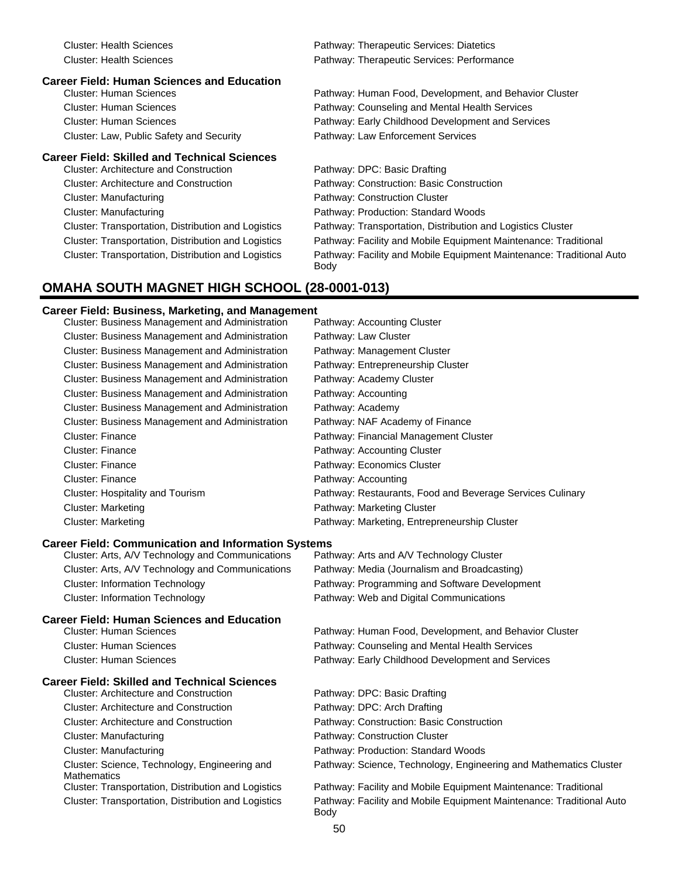| Cluster | Pathway |
|---|---|
| Cluster: Health Sciences | Pathway: Therapeutic Services: Diatetics |
| Cluster: Health Sciences | Pathway: Therapeutic Services: Performance |

**Career Field: Human Sciences and Education**

| Cluster | Pathway |
|---|---|
| Cluster: Human Sciences | Pathway: Human Food, Development, and Behavior Cluster |
| Cluster: Human Sciences | Pathway: Counseling and Mental Health Services |
| Cluster: Human Sciences | Pathway: Early Childhood Development and Services |
| Cluster: Law, Public Safety and Security | Pathway: Law Enforcement Services |

**Career Field: Skilled and Technical Sciences**

| Cluster | Pathway |
|---|---|
| Cluster: Architecture and Construction | Pathway: DPC: Basic Drafting |
| Cluster: Architecture and Construction | Pathway: Construction: Basic Construction |
| Cluster: Manufacturing | Pathway: Construction Cluster |
| Cluster: Manufacturing | Pathway: Production: Standard Woods |
| Cluster: Transportation, Distribution and Logistics | Pathway: Transportation, Distribution and Logistics Cluster |
| Cluster: Transportation, Distribution and Logistics | Pathway: Facility and Mobile Equipment Maintenance: Traditional |
| Cluster: Transportation, Distribution and Logistics | Pathway: Facility and Mobile Equipment Maintenance: Traditional Auto Body |

## OMAHA SOUTH MAGNET HIGH SCHOOL (28-0001-013)

**Career Field: Business, Marketing, and Management**

| Cluster | Pathway |
|---|---|
| Cluster: Business Management and Administration | Pathway: Accounting Cluster |
| Cluster: Business Management and Administration | Pathway: Law Cluster |
| Cluster: Business Management and Administration | Pathway: Management Cluster |
| Cluster: Business Management and Administration | Pathway: Entrepreneurship Cluster |
| Cluster: Business Management and Administration | Pathway: Academy Cluster |
| Cluster: Business Management and Administration | Pathway: Accounting |
| Cluster: Business Management and Administration | Pathway: Academy |
| Cluster: Business Management and Administration | Pathway: NAF Academy of Finance |
| Cluster: Finance | Pathway: Financial Management Cluster |
| Cluster: Finance | Pathway: Accounting Cluster |
| Cluster: Finance | Pathway: Economics Cluster |
| Cluster: Finance | Pathway: Accounting |
| Cluster: Hospitality and Tourism | Pathway: Restaurants, Food and Beverage Services Culinary |
| Cluster: Marketing | Pathway: Marketing Cluster |
| Cluster: Marketing | Pathway: Marketing, Entrepreneurship Cluster |

**Career Field: Communication and Information Systems**

| Cluster | Pathway |
|---|---|
| Cluster: Arts, A/V Technology and Communications | Pathway: Arts and A/V Technology Cluster |
| Cluster: Arts, A/V Technology and Communications | Pathway: Media (Journalism and Broadcasting) |
| Cluster: Information Technology | Pathway: Programming and Software Development |
| Cluster: Information Technology | Pathway: Web and Digital Communications |

**Career Field: Human Sciences and Education**

| Cluster | Pathway |
|---|---|
| Cluster: Human Sciences | Pathway: Human Food, Development, and Behavior Cluster |
| Cluster: Human Sciences | Pathway: Counseling and Mental Health Services |
| Cluster: Human Sciences | Pathway: Early Childhood Development and Services |

**Career Field: Skilled and Technical Sciences**

| Cluster | Pathway |
|---|---|
| Cluster: Architecture and Construction | Pathway: DPC: Basic Drafting |
| Cluster: Architecture and Construction | Pathway: DPC: Arch Drafting |
| Cluster: Architecture and Construction | Pathway: Construction: Basic Construction |
| Cluster: Manufacturing | Pathway: Construction Cluster |
| Cluster: Manufacturing | Pathway: Production: Standard Woods |
| Cluster: Science, Technology, Engineering and Mathematics | Pathway: Science, Technology, Engineering and Mathematics Cluster |
| Cluster: Transportation, Distribution and Logistics | Pathway: Facility and Mobile Equipment Maintenance: Traditional |
| Cluster: Transportation, Distribution and Logistics | Pathway: Facility and Mobile Equipment Maintenance: Traditional Auto Body |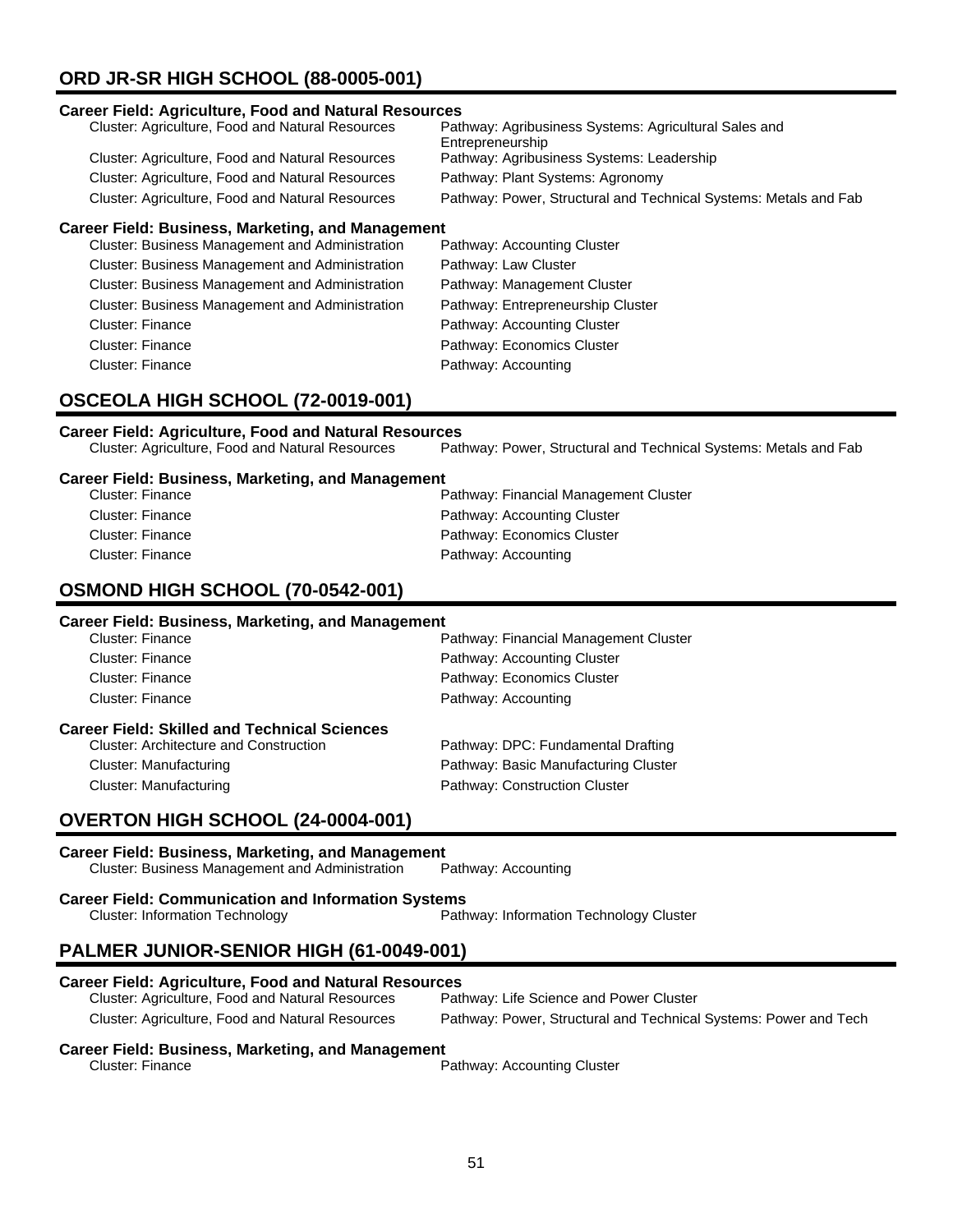## ORD JR-SR HIGH SCHOOL (88-0005-001)

**Career Field: Agriculture, Food and Natural Resources**

| Cluster | Pathway |
|---|---|
| Cluster: Agriculture, Food and Natural Resources | Pathway: Agribusiness Systems: Agricultural Sales and Entrepreneurship |
| Cluster: Agriculture, Food and Natural Resources | Pathway: Agribusiness Systems: Leadership |
| Cluster: Agriculture, Food and Natural Resources | Pathway: Plant Systems: Agronomy |
| Cluster: Agriculture, Food and Natural Resources | Pathway: Power, Structural and Technical Systems: Metals and Fab |

**Career Field: Business, Marketing, and Management**

| Cluster | Pathway |
|---|---|
| Cluster: Business Management and Administration | Pathway: Accounting Cluster |
| Cluster: Business Management and Administration | Pathway: Law Cluster |
| Cluster: Business Management and Administration | Pathway: Management Cluster |
| Cluster: Business Management and Administration | Pathway: Entrepreneurship Cluster |
| Cluster: Finance | Pathway: Accounting Cluster |
| Cluster: Finance | Pathway: Economics Cluster |
| Cluster: Finance | Pathway: Accounting |

## OSCEOLA HIGH SCHOOL (72-0019-001)

**Career Field: Agriculture, Food and Natural Resources**

| Cluster | Pathway |
|---|---|
| Cluster: Agriculture, Food and Natural Resources | Pathway: Power, Structural and Technical Systems: Metals and Fab |

**Career Field: Business, Marketing, and Management**

| Cluster | Pathway |
|---|---|
| Cluster: Finance | Pathway: Financial Management Cluster |
| Cluster: Finance | Pathway: Accounting Cluster |
| Cluster: Finance | Pathway: Economics Cluster |
| Cluster: Finance | Pathway: Accounting |

## OSMOND HIGH SCHOOL (70-0542-001)

**Career Field: Business, Marketing, and Management**

| Cluster | Pathway |
|---|---|
| Cluster: Finance | Pathway: Financial Management Cluster |
| Cluster: Finance | Pathway: Accounting Cluster |
| Cluster: Finance | Pathway: Economics Cluster |
| Cluster: Finance | Pathway: Accounting |

**Career Field: Skilled and Technical Sciences**

| Cluster | Pathway |
|---|---|
| Cluster: Architecture and Construction | Pathway: DPC: Fundamental Drafting |
| Cluster: Manufacturing | Pathway: Basic Manufacturing Cluster |
| Cluster: Manufacturing | Pathway: Construction Cluster |

## OVERTON HIGH SCHOOL (24-0004-001)

**Career Field: Business, Marketing, and Management**

| Cluster | Pathway |
|---|---|
| Cluster: Business Management and Administration | Pathway: Accounting |

**Career Field: Communication and Information Systems**

| Cluster | Pathway |
|---|---|
| Cluster: Information Technology | Pathway: Information Technology Cluster |

## PALMER JUNIOR-SENIOR HIGH (61-0049-001)

**Career Field: Agriculture, Food and Natural Resources**

| Cluster | Pathway |
|---|---|
| Cluster: Agriculture, Food and Natural Resources | Pathway: Life Science and Power Cluster |
| Cluster: Agriculture, Food and Natural Resources | Pathway: Power, Structural and Technical Systems: Power and Tech |

**Career Field: Business, Marketing, and Management**

| Cluster | Pathway |
|---|---|
| Cluster: Finance | Pathway: Accounting Cluster |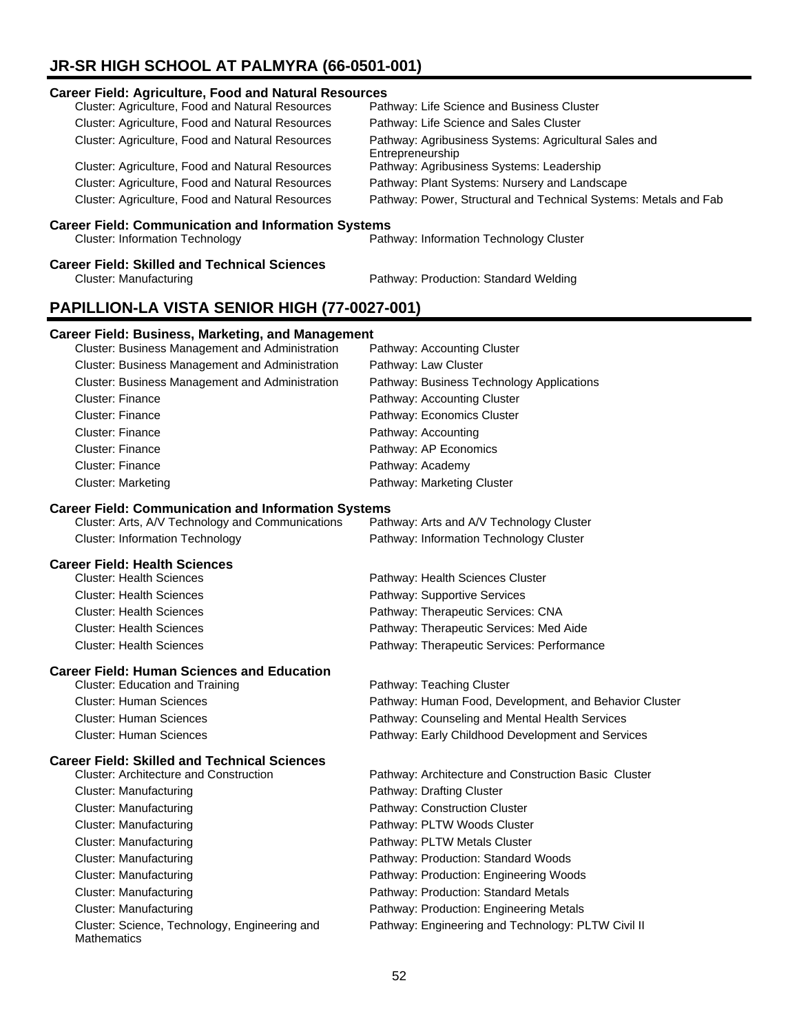## JR-SR HIGH SCHOOL AT PALMYRA (66-0501-001)

### Career Field: Agriculture, Food and Natural Resources

| Cluster | Pathway |
|---|---|
| Cluster: Agriculture, Food and Natural Resources | Pathway: Life Science and Business Cluster |
| Cluster: Agriculture, Food and Natural Resources | Pathway: Life Science and Sales Cluster |
| Cluster: Agriculture, Food and Natural Resources | Pathway: Agribusiness Systems: Agricultural Sales and Entrepreneurship |
| Cluster: Agriculture, Food and Natural Resources | Pathway: Agribusiness Systems: Leadership |
| Cluster: Agriculture, Food and Natural Resources | Pathway: Plant Systems: Nursery and Landscape |
| Cluster: Agriculture, Food and Natural Resources | Pathway: Power, Structural and Technical Systems: Metals and Fab |

### Career Field: Communication and Information Systems

| Cluster | Pathway |
|---|---|
| Cluster: Information Technology | Pathway: Information Technology Cluster |

### Career Field: Skilled and Technical Sciences

| Cluster | Pathway |
|---|---|
| Cluster: Manufacturing | Pathway: Production: Standard Welding |

## PAPILLION-LA VISTA SENIOR HIGH (77-0027-001)

### Career Field: Business, Marketing, and Management

| Cluster | Pathway |
|---|---|
| Cluster: Business Management and Administration | Pathway: Accounting Cluster |
| Cluster: Business Management and Administration | Pathway: Law Cluster |
| Cluster: Business Management and Administration | Pathway: Business Technology Applications |
| Cluster: Finance | Pathway: Accounting Cluster |
| Cluster: Finance | Pathway: Economics Cluster |
| Cluster: Finance | Pathway: Accounting |
| Cluster: Finance | Pathway: AP Economics |
| Cluster: Finance | Pathway: Academy |
| Cluster: Marketing | Pathway: Marketing Cluster |

### Career Field: Communication and Information Systems

| Cluster | Pathway |
|---|---|
| Cluster: Arts, A/V Technology and Communications | Pathway: Arts and A/V Technology Cluster |
| Cluster: Information Technology | Pathway: Information Technology Cluster |

### Career Field: Health Sciences

| Cluster | Pathway |
|---|---|
| Cluster: Health Sciences | Pathway: Health Sciences Cluster |
| Cluster: Health Sciences | Pathway: Supportive Services |
| Cluster: Health Sciences | Pathway: Therapeutic Services: CNA |
| Cluster: Health Sciences | Pathway: Therapeutic Services: Med Aide |
| Cluster: Health Sciences | Pathway: Therapeutic Services: Performance |

### Career Field: Human Sciences and Education

| Cluster | Pathway |
|---|---|
| Cluster: Education and Training | Pathway: Teaching Cluster |
| Cluster: Human Sciences | Pathway: Human Food, Development, and Behavior Cluster |
| Cluster: Human Sciences | Pathway: Counseling and Mental Health Services |
| Cluster: Human Sciences | Pathway: Early Childhood Development and Services |

### Career Field: Skilled and Technical Sciences

| Cluster | Pathway |
|---|---|
| Cluster: Architecture and Construction | Pathway: Architecture and Construction Basic Cluster |
| Cluster: Manufacturing | Pathway: Drafting Cluster |
| Cluster: Manufacturing | Pathway: Construction Cluster |
| Cluster: Manufacturing | Pathway: PLTW Woods Cluster |
| Cluster: Manufacturing | Pathway: PLTW Metals Cluster |
| Cluster: Manufacturing | Pathway: Production: Standard Woods |
| Cluster: Manufacturing | Pathway: Production: Engineering Woods |
| Cluster: Manufacturing | Pathway: Production: Standard Metals |
| Cluster: Manufacturing | Pathway: Production: Engineering Metals |
| Cluster: Science, Technology, Engineering and Mathematics | Pathway: Engineering and Technology: PLTW Civil II |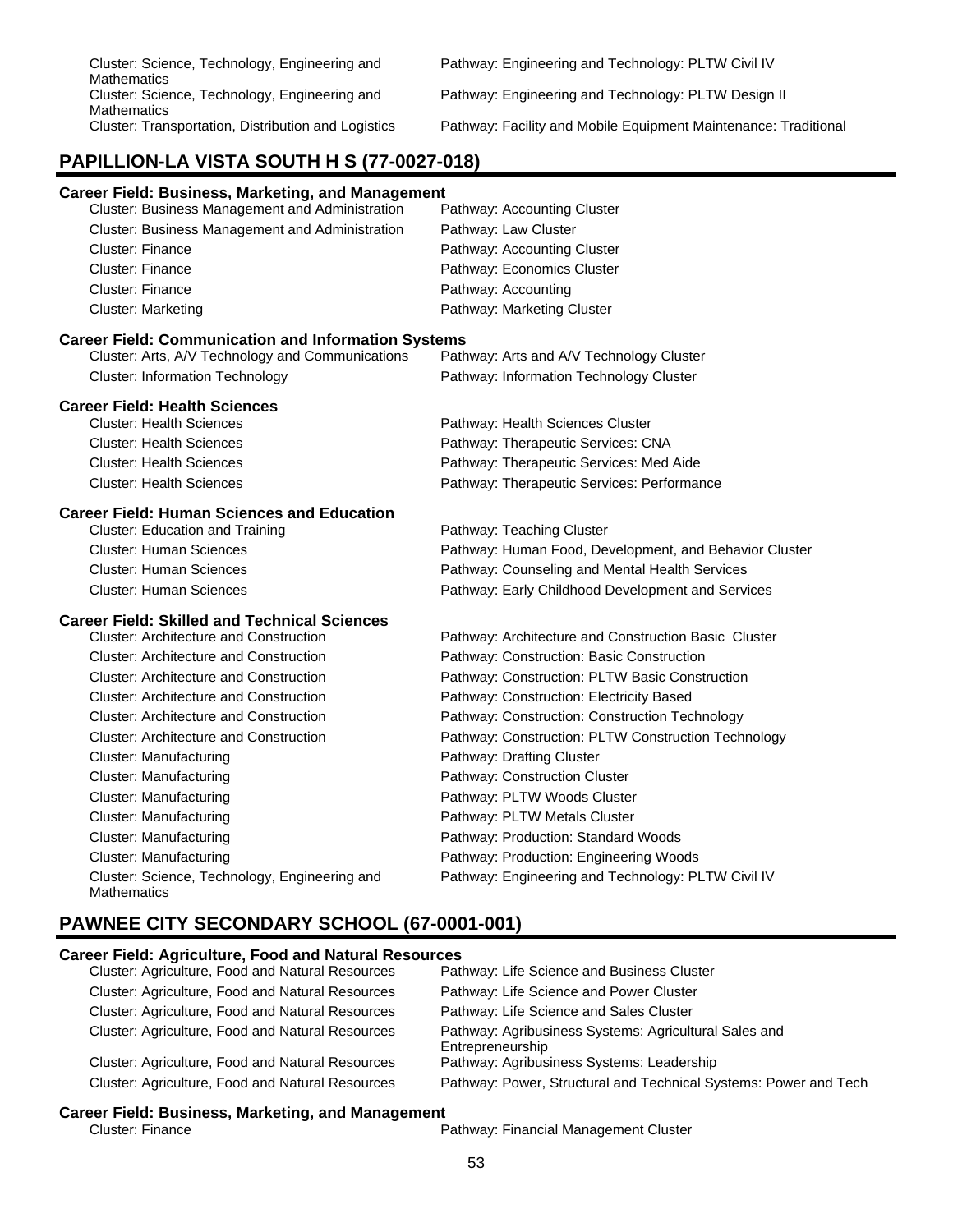| Cluster | Pathway |
|---|---|
| Cluster: Science, Technology, Engineering and Mathematics | Pathway: Engineering and Technology: PLTW Civil IV |
| Cluster: Science, Technology, Engineering and Mathematics | Pathway: Engineering and Technology: PLTW Design II |
| Cluster: Transportation, Distribution and Logistics | Pathway: Facility and Mobile Equipment Maintenance: Traditional |

## PAPILLION-LA VISTA SOUTH H S (77-0027-018)

### Career Field: Business, Marketing, and Management

| Cluster | Pathway |
|---|---|
| Cluster: Business Management and Administration | Pathway: Accounting Cluster |
| Cluster: Business Management and Administration | Pathway: Law Cluster |
| Cluster: Finance | Pathway: Accounting Cluster |
| Cluster: Finance | Pathway: Economics Cluster |
| Cluster: Finance | Pathway: Accounting |
| Cluster: Marketing | Pathway: Marketing Cluster |

### Career Field: Communication and Information Systems

| Cluster | Pathway |
|---|---|
| Cluster: Arts, A/V Technology and Communications | Pathway: Arts and A/V Technology Cluster |
| Cluster: Information Technology | Pathway: Information Technology Cluster |

### Career Field: Health Sciences

| Cluster | Pathway |
|---|---|
| Cluster: Health Sciences | Pathway: Health Sciences Cluster |
| Cluster: Health Sciences | Pathway: Therapeutic Services: CNA |
| Cluster: Health Sciences | Pathway: Therapeutic Services: Med Aide |
| Cluster: Health Sciences | Pathway: Therapeutic Services: Performance |

### Career Field: Human Sciences and Education

| Cluster | Pathway |
|---|---|
| Cluster: Education and Training | Pathway: Teaching Cluster |
| Cluster: Human Sciences | Pathway: Human Food, Development, and Behavior Cluster |
| Cluster: Human Sciences | Pathway: Counseling and Mental Health Services |
| Cluster: Human Sciences | Pathway: Early Childhood Development and Services |

### Career Field: Skilled and Technical Sciences

| Cluster | Pathway |
|---|---|
| Cluster: Architecture and Construction | Pathway: Architecture and Construction Basic Cluster |
| Cluster: Architecture and Construction | Pathway: Construction: Basic Construction |
| Cluster: Architecture and Construction | Pathway: Construction: PLTW Basic Construction |
| Cluster: Architecture and Construction | Pathway: Construction: Electricity Based |
| Cluster: Architecture and Construction | Pathway: Construction: Construction Technology |
| Cluster: Architecture and Construction | Pathway: Construction: PLTW Construction Technology |
| Cluster: Manufacturing | Pathway: Drafting Cluster |
| Cluster: Manufacturing | Pathway: Construction Cluster |
| Cluster: Manufacturing | Pathway: PLTW Woods Cluster |
| Cluster: Manufacturing | Pathway: PLTW Metals Cluster |
| Cluster: Manufacturing | Pathway: Production: Standard Woods |
| Cluster: Manufacturing | Pathway: Production: Engineering Woods |
| Cluster: Science, Technology, Engineering and Mathematics | Pathway: Engineering and Technology: PLTW Civil IV |

## PAWNEE CITY SECONDARY SCHOOL (67-0001-001)

### Career Field: Agriculture, Food and Natural Resources

| Cluster | Pathway |
|---|---|
| Cluster: Agriculture, Food and Natural Resources | Pathway: Life Science and Business Cluster |
| Cluster: Agriculture, Food and Natural Resources | Pathway: Life Science and Power Cluster |
| Cluster: Agriculture, Food and Natural Resources | Pathway: Life Science and Sales Cluster |
| Cluster: Agriculture, Food and Natural Resources | Pathway: Agribusiness Systems: Agricultural Sales and Entrepreneurship |
| Cluster: Agriculture, Food and Natural Resources | Pathway: Agribusiness Systems: Leadership |
| Cluster: Agriculture, Food and Natural Resources | Pathway: Power, Structural and Technical Systems: Power and Tech |

### Career Field: Business, Marketing, and Management

| Cluster | Pathway |
|---|---|
| Cluster: Finance | Pathway: Financial Management Cluster |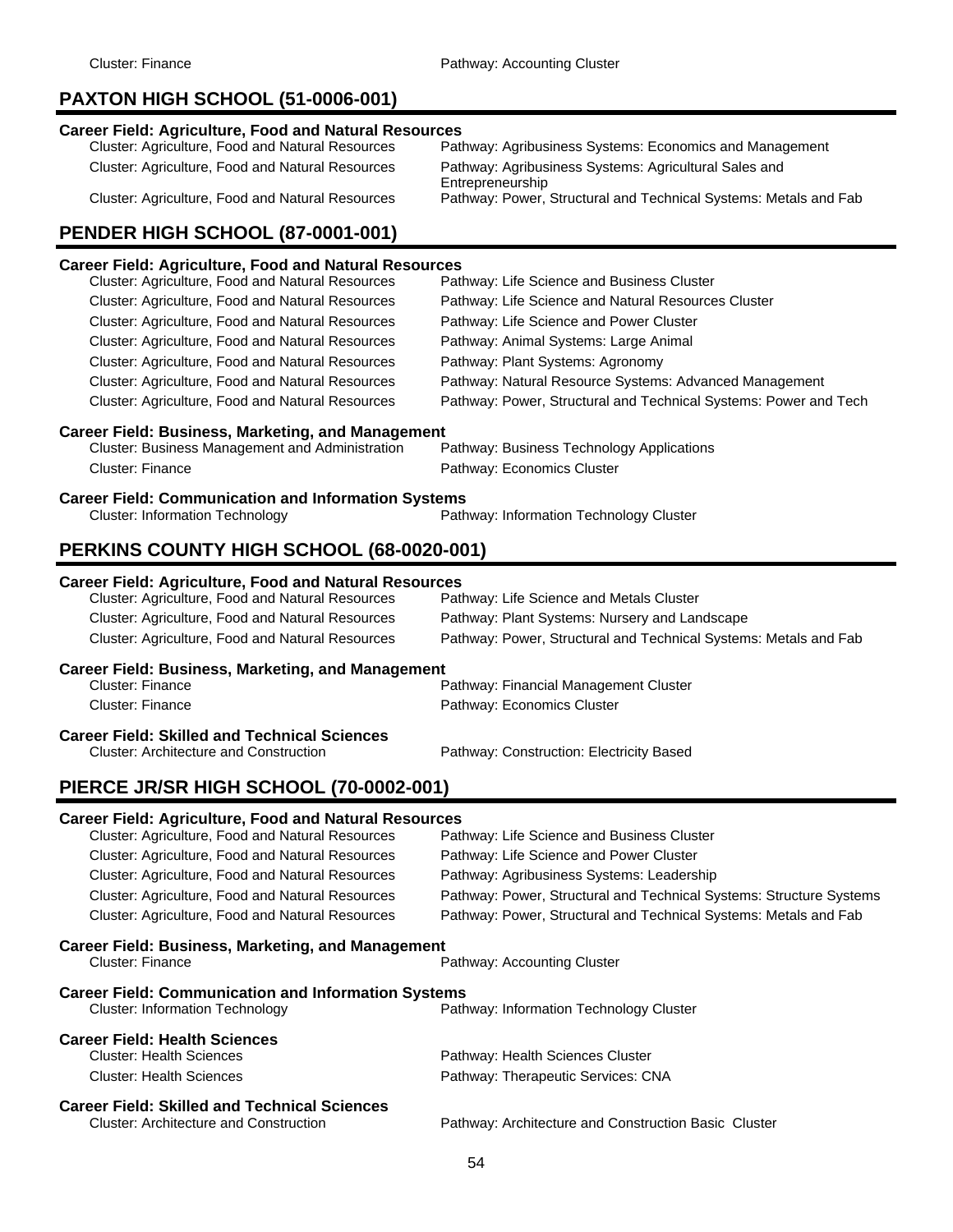Cluster: Finance | Pathway: Accounting Cluster

## PAXTON HIGH SCHOOL (51-0006-001)

**Career Field: Agriculture, Food and Natural Resources**

| Cluster | Pathway |
|---|---|
| Cluster: Agriculture, Food and Natural Resources | Pathway: Agribusiness Systems: Economics and Management |
| Cluster: Agriculture, Food and Natural Resources | Pathway: Agribusiness Systems: Agricultural Sales and Entrepreneurship |
| Cluster: Agriculture, Food and Natural Resources | Pathway: Power, Structural and Technical Systems: Metals and Fab |

## PENDER HIGH SCHOOL (87-0001-001)

**Career Field: Agriculture, Food and Natural Resources**

| Cluster | Pathway |
|---|---|
| Cluster: Agriculture, Food and Natural Resources | Pathway: Life Science and Business Cluster |
| Cluster: Agriculture, Food and Natural Resources | Pathway: Life Science and Natural Resources Cluster |
| Cluster: Agriculture, Food and Natural Resources | Pathway: Life Science and Power Cluster |
| Cluster: Agriculture, Food and Natural Resources | Pathway: Animal Systems: Large Animal |
| Cluster: Agriculture, Food and Natural Resources | Pathway: Plant Systems: Agronomy |
| Cluster: Agriculture, Food and Natural Resources | Pathway: Natural Resource Systems: Advanced Management |
| Cluster: Agriculture, Food and Natural Resources | Pathway: Power, Structural and Technical Systems: Power and Tech |

**Career Field: Business, Marketing, and Management**

| Cluster | Pathway |
|---|---|
| Cluster: Business Management and Administration | Pathway: Business Technology Applications |
| Cluster: Finance | Pathway: Economics Cluster |

**Career Field: Communication and Information Systems**

| Cluster | Pathway |
|---|---|
| Cluster: Information Technology | Pathway: Information Technology Cluster |

## PERKINS COUNTY HIGH SCHOOL (68-0020-001)

**Career Field: Agriculture, Food and Natural Resources**

| Cluster | Pathway |
|---|---|
| Cluster: Agriculture, Food and Natural Resources | Pathway: Life Science and Metals Cluster |
| Cluster: Agriculture, Food and Natural Resources | Pathway: Plant Systems: Nursery and Landscape |
| Cluster: Agriculture, Food and Natural Resources | Pathway: Power, Structural and Technical Systems: Metals and Fab |

**Career Field: Business, Marketing, and Management**

| Cluster | Pathway |
|---|---|
| Cluster: Finance | Pathway: Financial Management Cluster |
| Cluster: Finance | Pathway: Economics Cluster |

**Career Field: Skilled and Technical Sciences**

| Cluster | Pathway |
|---|---|
| Cluster: Architecture and Construction | Pathway: Construction: Electricity Based |

## PIERCE JR/SR HIGH SCHOOL (70-0002-001)

**Career Field: Agriculture, Food and Natural Resources**

| Cluster | Pathway |
|---|---|
| Cluster: Agriculture, Food and Natural Resources | Pathway: Life Science and Business Cluster |
| Cluster: Agriculture, Food and Natural Resources | Pathway: Life Science and Power Cluster |
| Cluster: Agriculture, Food and Natural Resources | Pathway: Agribusiness Systems: Leadership |
| Cluster: Agriculture, Food and Natural Resources | Pathway: Power, Structural and Technical Systems: Structure Systems |
| Cluster: Agriculture, Food and Natural Resources | Pathway: Power, Structural and Technical Systems: Metals and Fab |

**Career Field: Business, Marketing, and Management**

| Cluster | Pathway |
|---|---|
| Cluster: Finance | Pathway: Accounting Cluster |

**Career Field: Communication and Information Systems**

| Cluster | Pathway |
|---|---|
| Cluster: Information Technology | Pathway: Information Technology Cluster |

**Career Field: Health Sciences**

| Cluster | Pathway |
|---|---|
| Cluster: Health Sciences | Pathway: Health Sciences Cluster |
| Cluster: Health Sciences | Pathway: Therapeutic Services: CNA |

**Career Field: Skilled and Technical Sciences**

| Cluster | Pathway |
|---|---|
| Cluster: Architecture and Construction | Pathway: Architecture and Construction Basic Cluster |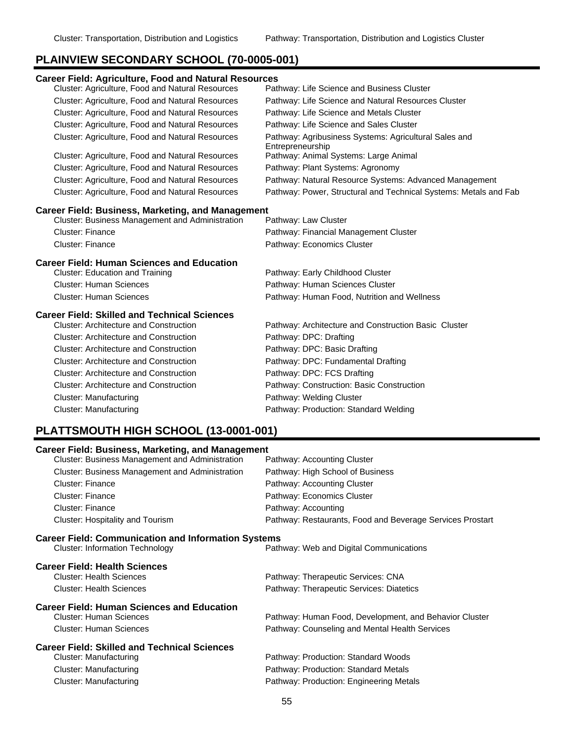Cluster: Transportation, Distribution and Logistics — Pathway: Transportation, Distribution and Logistics Cluster

## PLAINVIEW SECONDARY SCHOOL (70-0005-001)

### Career Field: Agriculture, Food and Natural Resources

| Cluster | Pathway |
|---|---|
| Cluster: Agriculture, Food and Natural Resources | Pathway: Life Science and Business Cluster |
| Cluster: Agriculture, Food and Natural Resources | Pathway: Life Science and Natural Resources Cluster |
| Cluster: Agriculture, Food and Natural Resources | Pathway: Life Science and Metals Cluster |
| Cluster: Agriculture, Food and Natural Resources | Pathway: Life Science and Sales Cluster |
| Cluster: Agriculture, Food and Natural Resources | Pathway: Agribusiness Systems: Agricultural Sales and Entrepreneurship |
| Cluster: Agriculture, Food and Natural Resources | Pathway: Animal Systems: Large Animal |
| Cluster: Agriculture, Food and Natural Resources | Pathway: Plant Systems: Agronomy |
| Cluster: Agriculture, Food and Natural Resources | Pathway: Natural Resource Systems: Advanced Management |
| Cluster: Agriculture, Food and Natural Resources | Pathway: Power, Structural and Technical Systems: Metals and Fab |

### Career Field: Business, Marketing, and Management

| Cluster | Pathway |
|---|---|
| Cluster: Business Management and Administration | Pathway: Law Cluster |
| Cluster: Finance | Pathway: Financial Management Cluster |
| Cluster: Finance | Pathway: Economics Cluster |

### Career Field: Human Sciences and Education

| Cluster | Pathway |
|---|---|
| Cluster: Education and Training | Pathway: Early Childhood Cluster |
| Cluster: Human Sciences | Pathway: Human Sciences Cluster |
| Cluster: Human Sciences | Pathway: Human Food, Nutrition and Wellness |

### Career Field: Skilled and Technical Sciences

| Cluster | Pathway |
|---|---|
| Cluster: Architecture and Construction | Pathway: Architecture and Construction Basic Cluster |
| Cluster: Architecture and Construction | Pathway: DPC: Drafting |
| Cluster: Architecture and Construction | Pathway: DPC: Basic Drafting |
| Cluster: Architecture and Construction | Pathway: DPC: Fundamental Drafting |
| Cluster: Architecture and Construction | Pathway: DPC: FCS Drafting |
| Cluster: Architecture and Construction | Pathway: Construction: Basic Construction |
| Cluster: Manufacturing | Pathway: Welding Cluster |
| Cluster: Manufacturing | Pathway: Production: Standard Welding |

## PLATTSMOUTH HIGH SCHOOL (13-0001-001)

### Career Field: Business, Marketing, and Management

| Cluster | Pathway |
|---|---|
| Cluster: Business Management and Administration | Pathway: Accounting Cluster |
| Cluster: Business Management and Administration | Pathway: High School of Business |
| Cluster: Finance | Pathway: Accounting Cluster |
| Cluster: Finance | Pathway: Economics Cluster |
| Cluster: Finance | Pathway: Accounting |
| Cluster: Hospitality and Tourism | Pathway: Restaurants, Food and Beverage Services Prostart |

### Career Field: Communication and Information Systems

| Cluster | Pathway |
|---|---|
| Cluster: Information Technology | Pathway: Web and Digital Communications |

### Career Field: Health Sciences

| Cluster | Pathway |
|---|---|
| Cluster: Health Sciences | Pathway: Therapeutic Services: CNA |
| Cluster: Health Sciences | Pathway: Therapeutic Services: Diatetics |

### Career Field: Human Sciences and Education

| Cluster | Pathway |
|---|---|
| Cluster: Human Sciences | Pathway: Human Food, Development, and Behavior Cluster |
| Cluster: Human Sciences | Pathway: Counseling and Mental Health Services |

### Career Field: Skilled and Technical Sciences

| Cluster | Pathway |
|---|---|
| Cluster: Manufacturing | Pathway: Production: Standard Woods |
| Cluster: Manufacturing | Pathway: Production: Standard Metals |
| Cluster: Manufacturing | Pathway: Production: Engineering Metals |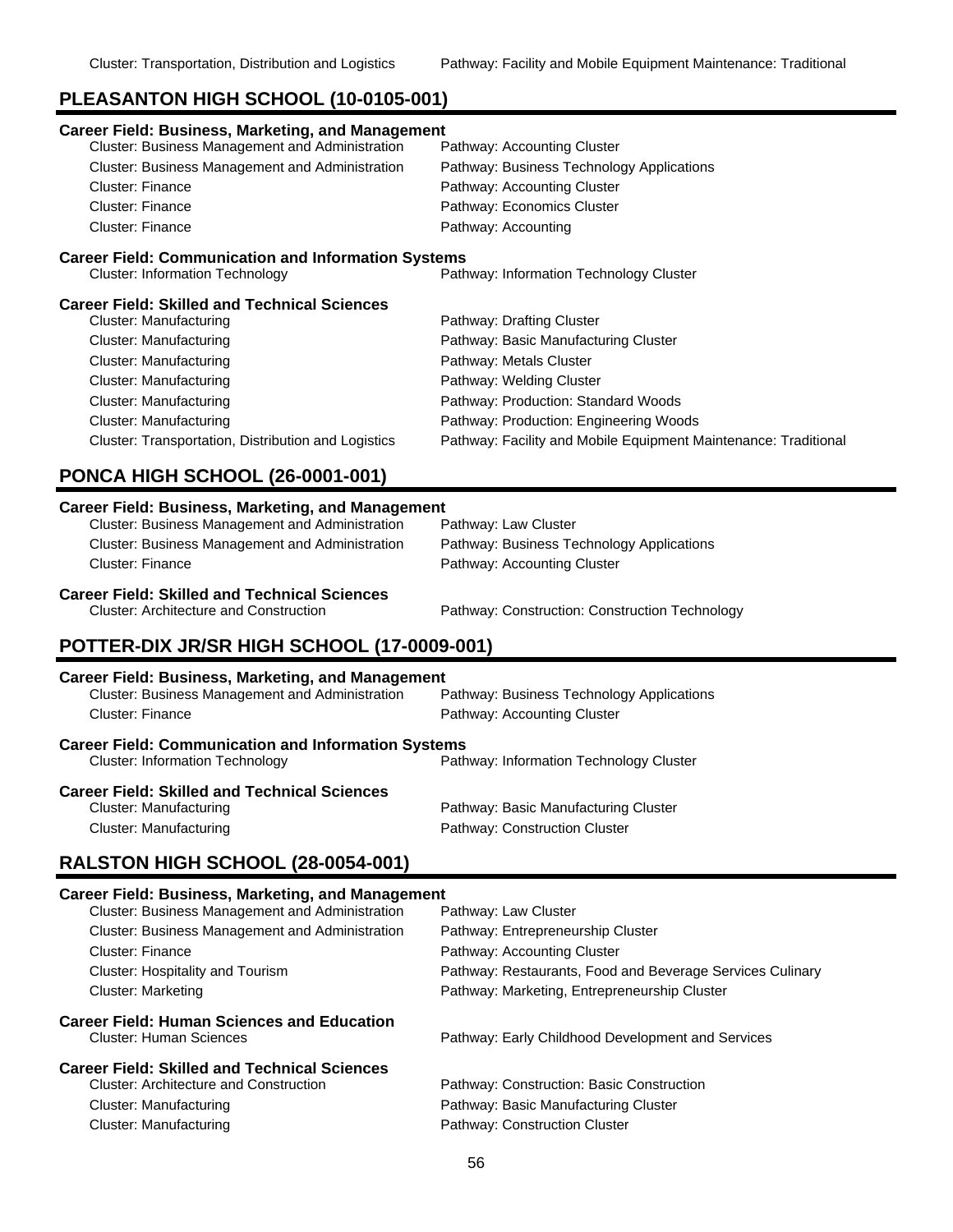Cluster: Transportation, Distribution and Logistics — Pathway: Facility and Mobile Equipment Maintenance: Traditional

## PLEASANTON HIGH SCHOOL (10-0105-001)

**Career Field: Business, Marketing, and Management**

| Cluster | Pathway |
|---|---|
| Cluster: Business Management and Administration | Pathway: Accounting Cluster |
| Cluster: Business Management and Administration | Pathway: Business Technology Applications |
| Cluster: Finance | Pathway: Accounting Cluster |
| Cluster: Finance | Pathway: Economics Cluster |
| Cluster: Finance | Pathway: Accounting |

**Career Field: Communication and Information Systems**

| Cluster | Pathway |
|---|---|
| Cluster: Information Technology | Pathway: Information Technology Cluster |

**Career Field: Skilled and Technical Sciences**

| Cluster | Pathway |
|---|---|
| Cluster: Manufacturing | Pathway: Drafting Cluster |
| Cluster: Manufacturing | Pathway: Basic Manufacturing Cluster |
| Cluster: Manufacturing | Pathway: Metals Cluster |
| Cluster: Manufacturing | Pathway: Welding Cluster |
| Cluster: Manufacturing | Pathway: Production: Standard Woods |
| Cluster: Manufacturing | Pathway: Production: Engineering Woods |
| Cluster: Transportation, Distribution and Logistics | Pathway: Facility and Mobile Equipment Maintenance: Traditional |

## PONCA HIGH SCHOOL (26-0001-001)

**Career Field: Business, Marketing, and Management**

| Cluster | Pathway |
|---|---|
| Cluster: Business Management and Administration | Pathway: Law Cluster |
| Cluster: Business Management and Administration | Pathway: Business Technology Applications |
| Cluster: Finance | Pathway: Accounting Cluster |

**Career Field: Skilled and Technical Sciences**

| Cluster | Pathway |
|---|---|
| Cluster: Architecture and Construction | Pathway: Construction: Construction Technology |

## POTTER-DIX JR/SR HIGH SCHOOL (17-0009-001)

**Career Field: Business, Marketing, and Management**

| Cluster | Pathway |
|---|---|
| Cluster: Business Management and Administration | Pathway: Business Technology Applications |
| Cluster: Finance | Pathway: Accounting Cluster |

**Career Field: Communication and Information Systems**

| Cluster | Pathway |
|---|---|
| Cluster: Information Technology | Pathway: Information Technology Cluster |

**Career Field: Skilled and Technical Sciences**

| Cluster | Pathway |
|---|---|
| Cluster: Manufacturing | Pathway: Basic Manufacturing Cluster |
| Cluster: Manufacturing | Pathway: Construction Cluster |

## RALSTON HIGH SCHOOL (28-0054-001)

**Career Field: Business, Marketing, and Management**

| Cluster | Pathway |
|---|---|
| Cluster: Business Management and Administration | Pathway: Law Cluster |
| Cluster: Business Management and Administration | Pathway: Entrepreneurship Cluster |
| Cluster: Finance | Pathway: Accounting Cluster |
| Cluster: Hospitality and Tourism | Pathway: Restaurants, Food and Beverage Services Culinary |
| Cluster: Marketing | Pathway: Marketing, Entrepreneurship Cluster |

**Career Field: Human Sciences and Education**

| Cluster | Pathway |
|---|---|
| Cluster: Human Sciences | Pathway: Early Childhood Development and Services |

**Career Field: Skilled and Technical Sciences**

| Cluster | Pathway |
|---|---|
| Cluster: Architecture and Construction | Pathway: Construction: Basic Construction |
| Cluster: Manufacturing | Pathway: Basic Manufacturing Cluster |
| Cluster: Manufacturing | Pathway: Construction Cluster |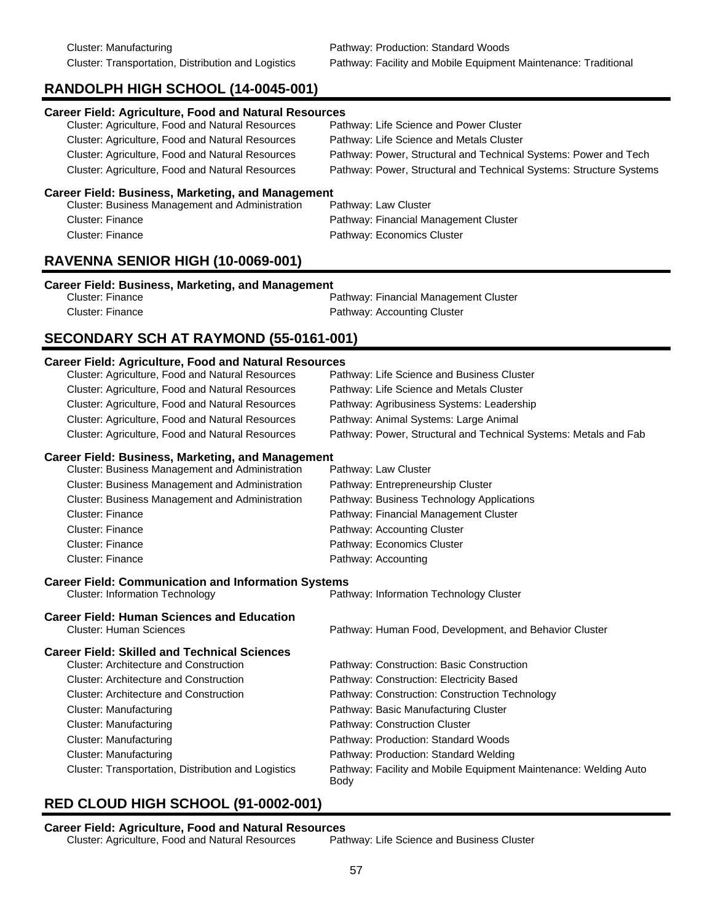Cluster: Manufacturing — Pathway: Production: Standard Woods
Cluster: Transportation, Distribution and Logistics — Pathway: Facility and Mobile Equipment Maintenance: Traditional

## RANDOLPH HIGH SCHOOL (14-0045-001)

### Career Field: Agriculture, Food and Natural Resources

| Cluster | Pathway |
|---|---|
| Cluster: Agriculture, Food and Natural Resources | Pathway: Life Science and Power Cluster |
| Cluster: Agriculture, Food and Natural Resources | Pathway: Life Science and Metals Cluster |
| Cluster: Agriculture, Food and Natural Resources | Pathway: Power, Structural and Technical Systems: Power and Tech |
| Cluster: Agriculture, Food and Natural Resources | Pathway: Power, Structural and Technical Systems: Structure Systems |

### Career Field: Business, Marketing, and Management

| Cluster | Pathway |
|---|---|
| Cluster: Business Management and Administration | Pathway: Law Cluster |
| Cluster: Finance | Pathway: Financial Management Cluster |
| Cluster: Finance | Pathway: Economics Cluster |

## RAVENNA SENIOR HIGH (10-0069-001)

### Career Field: Business, Marketing, and Management

| Cluster | Pathway |
|---|---|
| Cluster: Finance | Pathway: Financial Management Cluster |
| Cluster: Finance | Pathway: Accounting Cluster |

## SECONDARY SCH AT RAYMOND (55-0161-001)

### Career Field: Agriculture, Food and Natural Resources

| Cluster | Pathway |
|---|---|
| Cluster: Agriculture, Food and Natural Resources | Pathway: Life Science and Business Cluster |
| Cluster: Agriculture, Food and Natural Resources | Pathway: Life Science and Metals Cluster |
| Cluster: Agriculture, Food and Natural Resources | Pathway: Agribusiness Systems: Leadership |
| Cluster: Agriculture, Food and Natural Resources | Pathway: Animal Systems: Large Animal |
| Cluster: Agriculture, Food and Natural Resources | Pathway: Power, Structural and Technical Systems: Metals and Fab |

### Career Field: Business, Marketing, and Management

| Cluster | Pathway |
|---|---|
| Cluster: Business Management and Administration | Pathway: Law Cluster |
| Cluster: Business Management and Administration | Pathway: Entrepreneurship Cluster |
| Cluster: Business Management and Administration | Pathway: Business Technology Applications |
| Cluster: Finance | Pathway: Financial Management Cluster |
| Cluster: Finance | Pathway: Accounting Cluster |
| Cluster: Finance | Pathway: Economics Cluster |
| Cluster: Finance | Pathway: Accounting |

### Career Field: Communication and Information Systems

| Cluster | Pathway |
|---|---|
| Cluster: Information Technology | Pathway: Information Technology Cluster |

### Career Field: Human Sciences and Education

| Cluster | Pathway |
|---|---|
| Cluster: Human Sciences | Pathway: Human Food, Development, and Behavior Cluster |

### Career Field: Skilled and Technical Sciences

| Cluster | Pathway |
|---|---|
| Cluster: Architecture and Construction | Pathway: Construction: Basic Construction |
| Cluster: Architecture and Construction | Pathway: Construction: Electricity Based |
| Cluster: Architecture and Construction | Pathway: Construction: Construction Technology |
| Cluster: Manufacturing | Pathway: Basic Manufacturing Cluster |
| Cluster: Manufacturing | Pathway: Construction Cluster |
| Cluster: Manufacturing | Pathway: Production: Standard Woods |
| Cluster: Manufacturing | Pathway: Production: Standard Welding |
| Cluster: Transportation, Distribution and Logistics | Pathway: Facility and Mobile Equipment Maintenance: Welding Auto Body |

## RED CLOUD HIGH SCHOOL (91-0002-001)

### Career Field: Agriculture, Food and Natural Resources

| Cluster | Pathway |
|---|---|
| Cluster: Agriculture, Food and Natural Resources | Pathway: Life Science and Business Cluster |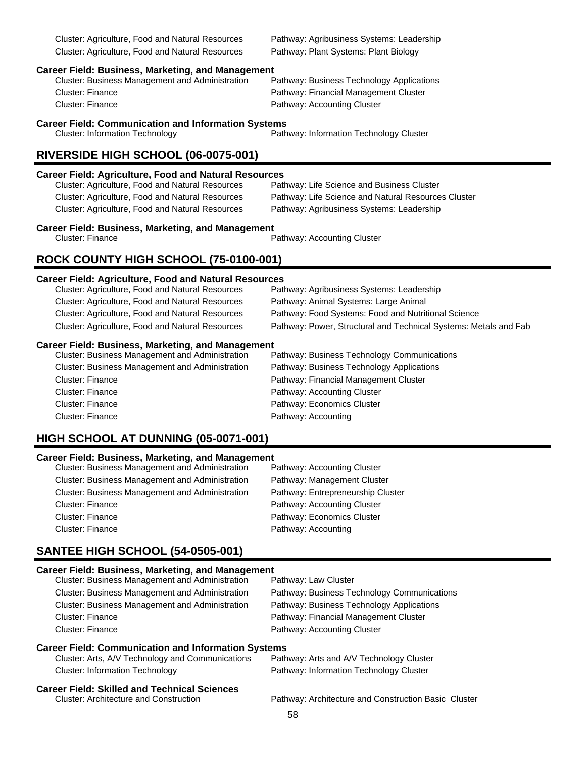Cluster: Agriculture, Food and Natural Resources — Pathway: Agribusiness Systems: Leadership
Cluster: Agriculture, Food and Natural Resources — Pathway: Plant Systems: Plant Biology

**Career Field: Business, Marketing, and Management**

| Cluster | Pathway |
|---|---|
| Cluster: Business Management and Administration | Pathway: Business Technology Applications |
| Cluster: Finance | Pathway: Financial Management Cluster |
| Cluster: Finance | Pathway: Accounting Cluster |

**Career Field: Communication and Information Systems**

| Cluster | Pathway |
|---|---|
| Cluster: Information Technology | Pathway: Information Technology Cluster |

## RIVERSIDE HIGH SCHOOL (06-0075-001)

**Career Field: Agriculture, Food and Natural Resources**

| Cluster | Pathway |
|---|---|
| Cluster: Agriculture, Food and Natural Resources | Pathway: Life Science and Business Cluster |
| Cluster: Agriculture, Food and Natural Resources | Pathway: Life Science and Natural Resources Cluster |
| Cluster: Agriculture, Food and Natural Resources | Pathway: Agribusiness Systems: Leadership |

**Career Field: Business, Marketing, and Management**

| Cluster | Pathway |
|---|---|
| Cluster: Finance | Pathway: Accounting Cluster |

## ROCK COUNTY HIGH SCHOOL (75-0100-001)

**Career Field: Agriculture, Food and Natural Resources**

| Cluster | Pathway |
|---|---|
| Cluster: Agriculture, Food and Natural Resources | Pathway: Agribusiness Systems: Leadership |
| Cluster: Agriculture, Food and Natural Resources | Pathway: Animal Systems: Large Animal |
| Cluster: Agriculture, Food and Natural Resources | Pathway: Food Systems: Food and Nutritional Science |
| Cluster: Agriculture, Food and Natural Resources | Pathway: Power, Structural and Technical Systems: Metals and Fab |

**Career Field: Business, Marketing, and Management**

| Cluster | Pathway |
|---|---|
| Cluster: Business Management and Administration | Pathway: Business Technology Communications |
| Cluster: Business Management and Administration | Pathway: Business Technology Applications |
| Cluster: Finance | Pathway: Financial Management Cluster |
| Cluster: Finance | Pathway: Accounting Cluster |
| Cluster: Finance | Pathway: Economics Cluster |
| Cluster: Finance | Pathway: Accounting |

## HIGH SCHOOL AT DUNNING (05-0071-001)

**Career Field: Business, Marketing, and Management**

| Cluster | Pathway |
|---|---|
| Cluster: Business Management and Administration | Pathway: Accounting Cluster |
| Cluster: Business Management and Administration | Pathway: Management Cluster |
| Cluster: Business Management and Administration | Pathway: Entrepreneurship Cluster |
| Cluster: Finance | Pathway: Accounting Cluster |
| Cluster: Finance | Pathway: Economics Cluster |
| Cluster: Finance | Pathway: Accounting |

## SANTEE HIGH SCHOOL (54-0505-001)

**Career Field: Business, Marketing, and Management**

| Cluster | Pathway |
|---|---|
| Cluster: Business Management and Administration | Pathway: Law Cluster |
| Cluster: Business Management and Administration | Pathway: Business Technology Communications |
| Cluster: Business Management and Administration | Pathway: Business Technology Applications |
| Cluster: Finance | Pathway: Financial Management Cluster |
| Cluster: Finance | Pathway: Accounting Cluster |

**Career Field: Communication and Information Systems**

| Cluster | Pathway |
|---|---|
| Cluster: Arts, A/V Technology and Communications | Pathway: Arts and A/V Technology Cluster |
| Cluster: Information Technology | Pathway: Information Technology Cluster |

**Career Field: Skilled and Technical Sciences**

| Cluster | Pathway |
|---|---|
| Cluster: Architecture and Construction | Pathway: Architecture and Construction Basic Cluster |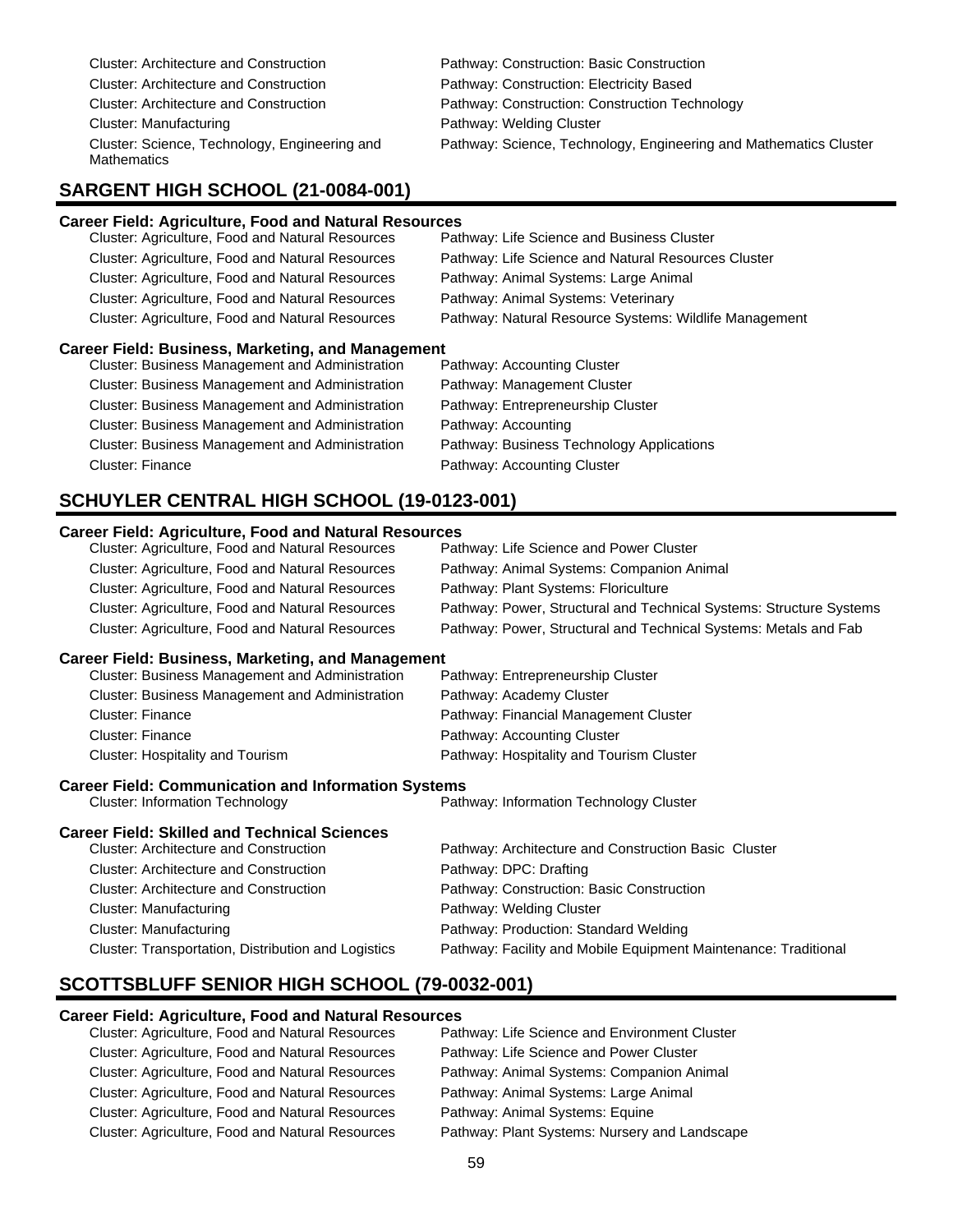Cluster: Architecture and Construction — Pathway: Construction: Basic Construction
Cluster: Architecture and Construction — Pathway: Construction: Electricity Based
Cluster: Architecture and Construction — Pathway: Construction: Construction Technology
Cluster: Manufacturing — Pathway: Welding Cluster
Cluster: Science, Technology, Engineering and Mathematics — Pathway: Science, Technology, Engineering and Mathematics Cluster

## SARGENT HIGH SCHOOL (21-0084-001)

### Career Field: Agriculture, Food and Natural Resources

| Cluster | Pathway |
|---|---|
| Cluster: Agriculture, Food and Natural Resources | Pathway: Life Science and Business Cluster |
| Cluster: Agriculture, Food and Natural Resources | Pathway: Life Science and Natural Resources Cluster |
| Cluster: Agriculture, Food and Natural Resources | Pathway: Animal Systems: Large Animal |
| Cluster: Agriculture, Food and Natural Resources | Pathway: Animal Systems: Veterinary |
| Cluster: Agriculture, Food and Natural Resources | Pathway: Natural Resource Systems: Wildlife Management |

### Career Field: Business, Marketing, and Management

| Cluster | Pathway |
|---|---|
| Cluster: Business Management and Administration | Pathway: Accounting Cluster |
| Cluster: Business Management and Administration | Pathway: Management Cluster |
| Cluster: Business Management and Administration | Pathway: Entrepreneurship Cluster |
| Cluster: Business Management and Administration | Pathway: Accounting |
| Cluster: Business Management and Administration | Pathway: Business Technology Applications |
| Cluster: Finance | Pathway: Accounting Cluster |

## SCHUYLER CENTRAL HIGH SCHOOL (19-0123-001)

### Career Field: Agriculture, Food and Natural Resources

| Cluster | Pathway |
|---|---|
| Cluster: Agriculture, Food and Natural Resources | Pathway: Life Science and Power Cluster |
| Cluster: Agriculture, Food and Natural Resources | Pathway: Animal Systems: Companion Animal |
| Cluster: Agriculture, Food and Natural Resources | Pathway: Plant Systems: Floriculture |
| Cluster: Agriculture, Food and Natural Resources | Pathway: Power, Structural and Technical Systems: Structure Systems |
| Cluster: Agriculture, Food and Natural Resources | Pathway: Power, Structural and Technical Systems: Metals and Fab |

### Career Field: Business, Marketing, and Management

| Cluster | Pathway |
|---|---|
| Cluster: Business Management and Administration | Pathway: Entrepreneurship Cluster |
| Cluster: Business Management and Administration | Pathway: Academy Cluster |
| Cluster: Finance | Pathway: Financial Management Cluster |
| Cluster: Finance | Pathway: Accounting Cluster |
| Cluster: Hospitality and Tourism | Pathway: Hospitality and Tourism Cluster |

### Career Field: Communication and Information Systems

| Cluster | Pathway |
|---|---|
| Cluster: Information Technology | Pathway: Information Technology Cluster |

### Career Field: Skilled and Technical Sciences

| Cluster | Pathway |
|---|---|
| Cluster: Architecture and Construction | Pathway: Architecture and Construction Basic Cluster |
| Cluster: Architecture and Construction | Pathway: DPC: Drafting |
| Cluster: Architecture and Construction | Pathway: Construction: Basic Construction |
| Cluster: Manufacturing | Pathway: Welding Cluster |
| Cluster: Manufacturing | Pathway: Production: Standard Welding |
| Cluster: Transportation, Distribution and Logistics | Pathway: Facility and Mobile Equipment Maintenance: Traditional |

## SCOTTSBLUFF SENIOR HIGH SCHOOL (79-0032-001)

### Career Field: Agriculture, Food and Natural Resources

| Cluster | Pathway |
|---|---|
| Cluster: Agriculture, Food and Natural Resources | Pathway: Life Science and Environment Cluster |
| Cluster: Agriculture, Food and Natural Resources | Pathway: Life Science and Power Cluster |
| Cluster: Agriculture, Food and Natural Resources | Pathway: Animal Systems: Companion Animal |
| Cluster: Agriculture, Food and Natural Resources | Pathway: Animal Systems: Large Animal |
| Cluster: Agriculture, Food and Natural Resources | Pathway: Animal Systems: Equine |
| Cluster: Agriculture, Food and Natural Resources | Pathway: Plant Systems: Nursery and Landscape |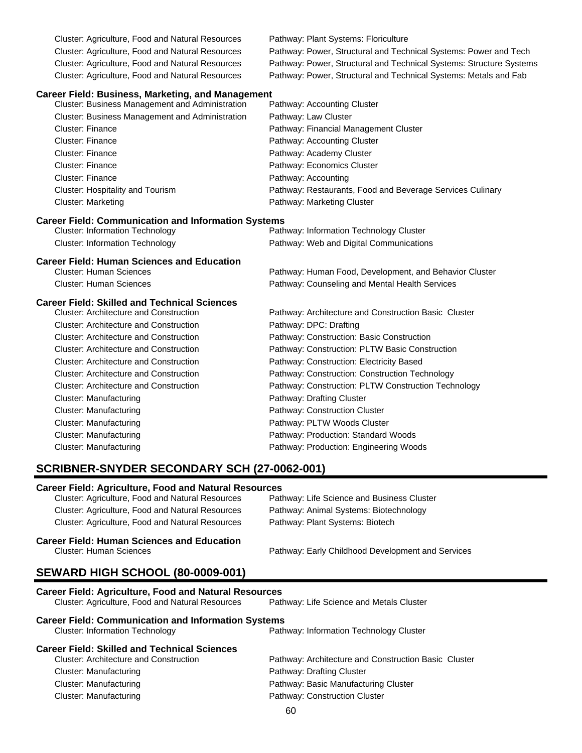Cluster: Agriculture, Food and Natural Resources — Pathway: Plant Systems: Floriculture
Cluster: Agriculture, Food and Natural Resources — Pathway: Power, Structural and Technical Systems: Power and Tech
Cluster: Agriculture, Food and Natural Resources — Pathway: Power, Structural and Technical Systems: Structure Systems
Cluster: Agriculture, Food and Natural Resources — Pathway: Power, Structural and Technical Systems: Metals and Fab

**Career Field: Business, Marketing, and Management**

| Cluster | Pathway |
| --- | --- |
| Cluster: Business Management and Administration | Pathway: Accounting Cluster |
| Cluster: Business Management and Administration | Pathway: Law Cluster |
| Cluster: Finance | Pathway: Financial Management Cluster |
| Cluster: Finance | Pathway: Accounting Cluster |
| Cluster: Finance | Pathway: Academy Cluster |
| Cluster: Finance | Pathway: Economics Cluster |
| Cluster: Finance | Pathway: Accounting |
| Cluster: Hospitality and Tourism | Pathway: Restaurants, Food and Beverage Services Culinary |
| Cluster: Marketing | Pathway: Marketing Cluster |

**Career Field: Communication and Information Systems**

| Cluster | Pathway |
| --- | --- |
| Cluster: Information Technology | Pathway: Information Technology Cluster |
| Cluster: Information Technology | Pathway: Web and Digital Communications |

**Career Field: Human Sciences and Education**

| Cluster | Pathway |
| --- | --- |
| Cluster: Human Sciences | Pathway: Human Food, Development, and Behavior Cluster |
| Cluster: Human Sciences | Pathway: Counseling and Mental Health Services |

**Career Field: Skilled and Technical Sciences**

| Cluster | Pathway |
| --- | --- |
| Cluster: Architecture and Construction | Pathway: Architecture and Construction Basic Cluster |
| Cluster: Architecture and Construction | Pathway: DPC: Drafting |
| Cluster: Architecture and Construction | Pathway: Construction: Basic Construction |
| Cluster: Architecture and Construction | Pathway: Construction: PLTW Basic Construction |
| Cluster: Architecture and Construction | Pathway: Construction: Electricity Based |
| Cluster: Architecture and Construction | Pathway: Construction: Construction Technology |
| Cluster: Architecture and Construction | Pathway: Construction: PLTW Construction Technology |
| Cluster: Manufacturing | Pathway: Drafting Cluster |
| Cluster: Manufacturing | Pathway: Construction Cluster |
| Cluster: Manufacturing | Pathway: PLTW Woods Cluster |
| Cluster: Manufacturing | Pathway: Production: Standard Woods |
| Cluster: Manufacturing | Pathway: Production: Engineering Woods |

## SCRIBNER-SNYDER SECONDARY SCH (27-0062-001)

**Career Field: Agriculture, Food and Natural Resources**

| Cluster | Pathway |
| --- | --- |
| Cluster: Agriculture, Food and Natural Resources | Pathway: Life Science and Business Cluster |
| Cluster: Agriculture, Food and Natural Resources | Pathway: Animal Systems: Biotechnology |
| Cluster: Agriculture, Food and Natural Resources | Pathway: Plant Systems: Biotech |

**Career Field: Human Sciences and Education**

| Cluster | Pathway |
| --- | --- |
| Cluster: Human Sciences | Pathway: Early Childhood Development and Services |

## SEWARD HIGH SCHOOL (80-0009-001)

**Career Field: Agriculture, Food and Natural Resources**

| Cluster | Pathway |
| --- | --- |
| Cluster: Agriculture, Food and Natural Resources | Pathway: Life Science and Metals Cluster |

**Career Field: Communication and Information Systems**

| Cluster | Pathway |
| --- | --- |
| Cluster: Information Technology | Pathway: Information Technology Cluster |

**Career Field: Skilled and Technical Sciences**

| Cluster | Pathway |
| --- | --- |
| Cluster: Architecture and Construction | Pathway: Architecture and Construction Basic Cluster |
| Cluster: Manufacturing | Pathway: Drafting Cluster |
| Cluster: Manufacturing | Pathway: Basic Manufacturing Cluster |
| Cluster: Manufacturing | Pathway: Construction Cluster |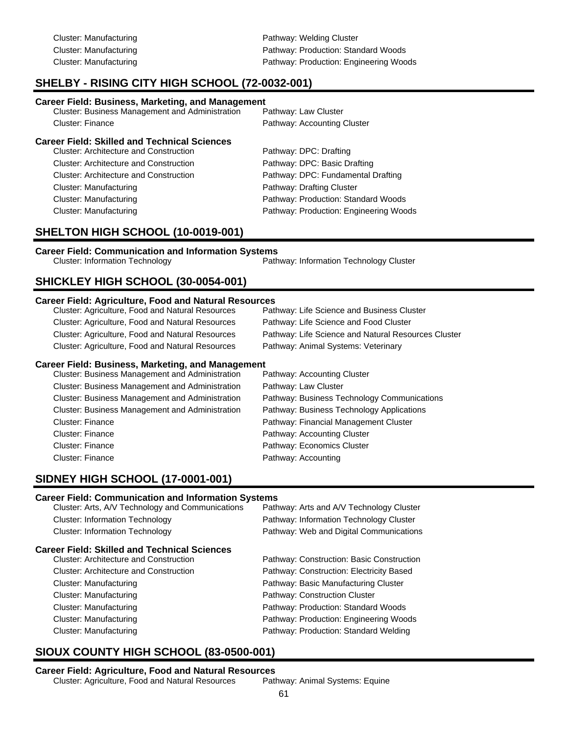Cluster: Manufacturing — Pathway: Welding Cluster
Cluster: Manufacturing — Pathway: Production: Standard Woods
Cluster: Manufacturing — Pathway: Production: Engineering Woods

## SHELBY - RISING CITY HIGH SCHOOL (72-0032-001)

**Career Field: Business, Marketing, and Management**

| Cluster | Pathway |
| --- | --- |
| Cluster: Business Management and Administration | Pathway: Law Cluster |
| Cluster: Finance | Pathway: Accounting Cluster |

**Career Field: Skilled and Technical Sciences**

| Cluster | Pathway |
| --- | --- |
| Cluster: Architecture and Construction | Pathway: DPC: Drafting |
| Cluster: Architecture and Construction | Pathway: DPC: Basic Drafting |
| Cluster: Architecture and Construction | Pathway: DPC: Fundamental Drafting |
| Cluster: Manufacturing | Pathway: Drafting Cluster |
| Cluster: Manufacturing | Pathway: Production: Standard Woods |
| Cluster: Manufacturing | Pathway: Production: Engineering Woods |

## SHELTON HIGH SCHOOL (10-0019-001)

**Career Field: Communication and Information Systems**

| Cluster | Pathway |
| --- | --- |
| Cluster: Information Technology | Pathway: Information Technology Cluster |

## SHICKLEY HIGH SCHOOL (30-0054-001)

**Career Field: Agriculture, Food and Natural Resources**

| Cluster | Pathway |
| --- | --- |
| Cluster: Agriculture, Food and Natural Resources | Pathway: Life Science and Business Cluster |
| Cluster: Agriculture, Food and Natural Resources | Pathway: Life Science and Food Cluster |
| Cluster: Agriculture, Food and Natural Resources | Pathway: Life Science and Natural Resources Cluster |
| Cluster: Agriculture, Food and Natural Resources | Pathway: Animal Systems: Veterinary |

**Career Field: Business, Marketing, and Management**

| Cluster | Pathway |
| --- | --- |
| Cluster: Business Management and Administration | Pathway: Accounting Cluster |
| Cluster: Business Management and Administration | Pathway: Law Cluster |
| Cluster: Business Management and Administration | Pathway: Business Technology Communications |
| Cluster: Business Management and Administration | Pathway: Business Technology Applications |
| Cluster: Finance | Pathway: Financial Management Cluster |
| Cluster: Finance | Pathway: Accounting Cluster |
| Cluster: Finance | Pathway: Economics Cluster |
| Cluster: Finance | Pathway: Accounting |

## SIDNEY HIGH SCHOOL (17-0001-001)

**Career Field: Communication and Information Systems**

| Cluster | Pathway |
| --- | --- |
| Cluster: Arts, A/V Technology and Communications | Pathway: Arts and A/V Technology Cluster |
| Cluster: Information Technology | Pathway: Information Technology Cluster |
| Cluster: Information Technology | Pathway: Web and Digital Communications |

**Career Field: Skilled and Technical Sciences**

| Cluster | Pathway |
| --- | --- |
| Cluster: Architecture and Construction | Pathway: Construction: Basic Construction |
| Cluster: Architecture and Construction | Pathway: Construction: Electricity Based |
| Cluster: Manufacturing | Pathway: Basic Manufacturing Cluster |
| Cluster: Manufacturing | Pathway: Construction Cluster |
| Cluster: Manufacturing | Pathway: Production: Standard Woods |
| Cluster: Manufacturing | Pathway: Production: Engineering Woods |
| Cluster: Manufacturing | Pathway: Production: Standard Welding |

## SIOUX COUNTY HIGH SCHOOL (83-0500-001)

**Career Field: Agriculture, Food and Natural Resources**

| Cluster | Pathway |
| --- | --- |
| Cluster: Agriculture, Food and Natural Resources | Pathway: Animal Systems: Equine |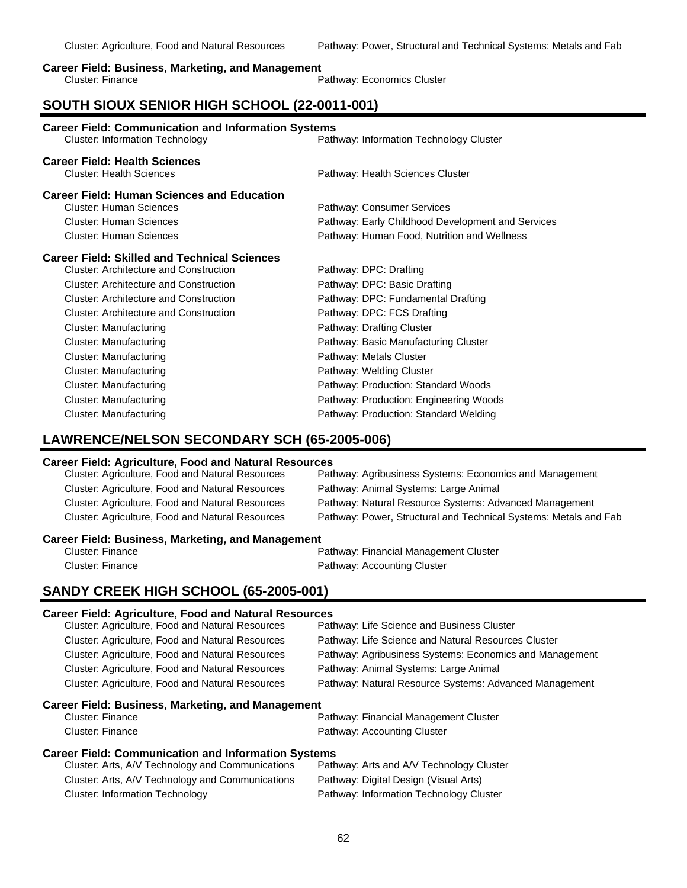Cluster: Agriculture, Food and Natural Resources — Pathway: Power, Structural and Technical Systems: Metals and Fab

**Career Field: Business, Marketing, and Management**

| Cluster | Pathway |
|---|---|
| Cluster: Finance | Pathway: Economics Cluster |

## SOUTH SIOUX SENIOR HIGH SCHOOL (22-0011-001)

**Career Field: Communication and Information Systems**

| Cluster | Pathway |
|---|---|
| Cluster: Information Technology | Pathway: Information Technology Cluster |

**Career Field: Health Sciences**

| Cluster | Pathway |
|---|---|
| Cluster: Health Sciences | Pathway: Health Sciences Cluster |

**Career Field: Human Sciences and Education**

| Cluster | Pathway |
|---|---|
| Cluster: Human Sciences | Pathway: Consumer Services |
| Cluster: Human Sciences | Pathway: Early Childhood Development and Services |
| Cluster: Human Sciences | Pathway: Human Food, Nutrition and Wellness |

**Career Field: Skilled and Technical Sciences**

| Cluster | Pathway |
|---|---|
| Cluster: Architecture and Construction | Pathway: DPC: Drafting |
| Cluster: Architecture and Construction | Pathway: DPC: Basic Drafting |
| Cluster: Architecture and Construction | Pathway: DPC: Fundamental Drafting |
| Cluster: Architecture and Construction | Pathway: DPC: FCS Drafting |
| Cluster: Manufacturing | Pathway: Drafting Cluster |
| Cluster: Manufacturing | Pathway: Basic Manufacturing Cluster |
| Cluster: Manufacturing | Pathway: Metals Cluster |
| Cluster: Manufacturing | Pathway: Welding Cluster |
| Cluster: Manufacturing | Pathway: Production: Standard Woods |
| Cluster: Manufacturing | Pathway: Production: Engineering Woods |
| Cluster: Manufacturing | Pathway: Production: Standard Welding |

## LAWRENCE/NELSON SECONDARY SCH (65-2005-006)

**Career Field: Agriculture, Food and Natural Resources**

| Cluster | Pathway |
|---|---|
| Cluster: Agriculture, Food and Natural Resources | Pathway: Agribusiness Systems: Economics and Management |
| Cluster: Agriculture, Food and Natural Resources | Pathway: Animal Systems: Large Animal |
| Cluster: Agriculture, Food and Natural Resources | Pathway: Natural Resource Systems: Advanced Management |
| Cluster: Agriculture, Food and Natural Resources | Pathway: Power, Structural and Technical Systems: Metals and Fab |

**Career Field: Business, Marketing, and Management**

| Cluster | Pathway |
|---|---|
| Cluster: Finance | Pathway: Financial Management Cluster |
| Cluster: Finance | Pathway: Accounting Cluster |

## SANDY CREEK HIGH SCHOOL (65-2005-001)

**Career Field: Agriculture, Food and Natural Resources**

| Cluster | Pathway |
|---|---|
| Cluster: Agriculture, Food and Natural Resources | Pathway: Life Science and Business Cluster |
| Cluster: Agriculture, Food and Natural Resources | Pathway: Life Science and Natural Resources Cluster |
| Cluster: Agriculture, Food and Natural Resources | Pathway: Agribusiness Systems: Economics and Management |
| Cluster: Agriculture, Food and Natural Resources | Pathway: Animal Systems: Large Animal |
| Cluster: Agriculture, Food and Natural Resources | Pathway: Natural Resource Systems: Advanced Management |

**Career Field: Business, Marketing, and Management**

| Cluster | Pathway |
|---|---|
| Cluster: Finance | Pathway: Financial Management Cluster |
| Cluster: Finance | Pathway: Accounting Cluster |

**Career Field: Communication and Information Systems**

| Cluster | Pathway |
|---|---|
| Cluster: Arts, A/V Technology and Communications | Pathway: Arts and A/V Technology Cluster |
| Cluster: Arts, A/V Technology and Communications | Pathway: Digital Design (Visual Arts) |
| Cluster: Information Technology | Pathway: Information Technology Cluster |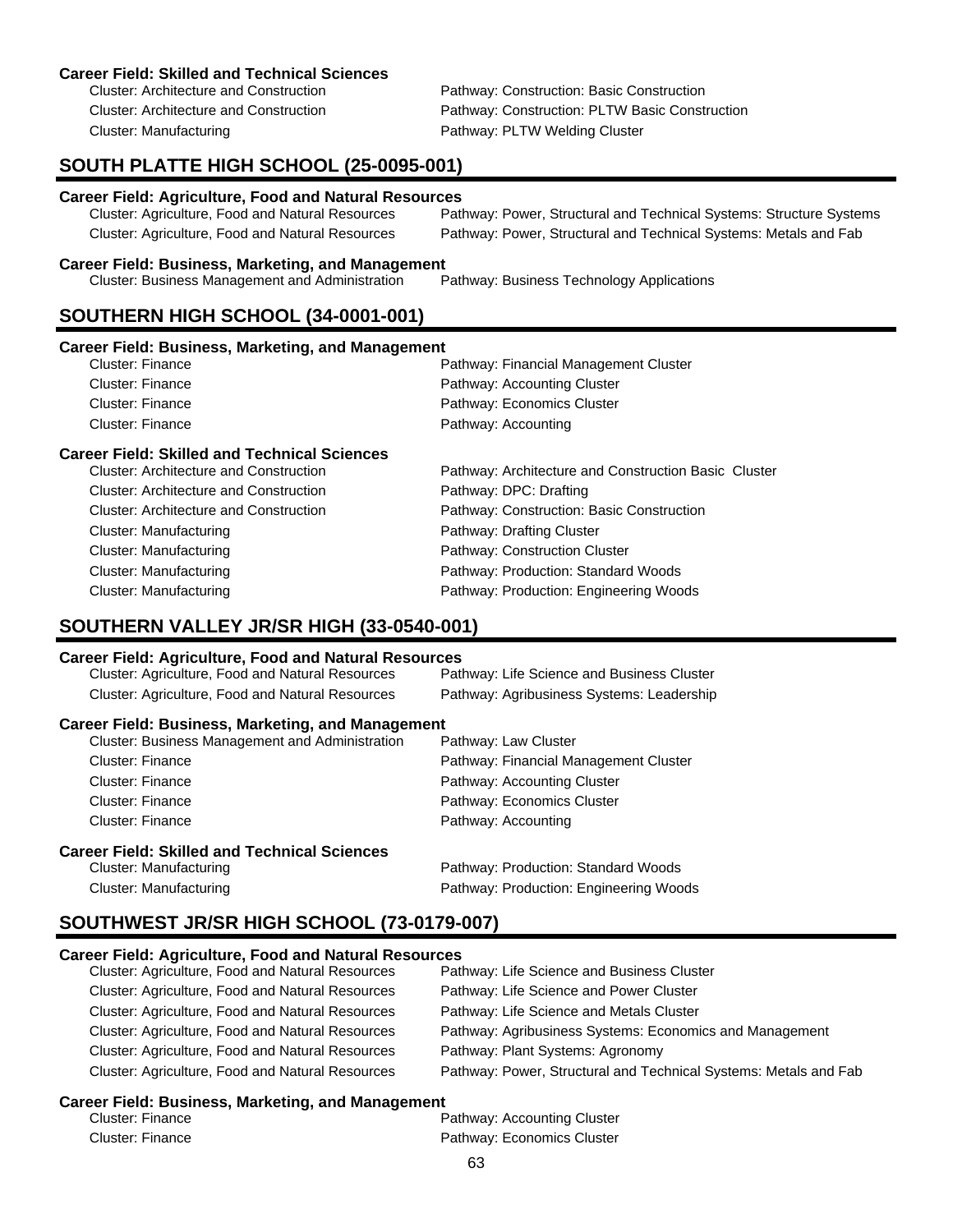**Career Field: Skilled and Technical Sciences**

| Cluster | Pathway |
|---|---|
| Cluster: Architecture and Construction | Pathway: Construction: Basic Construction |
| Cluster: Architecture and Construction | Pathway: Construction: PLTW Basic Construction |
| Cluster: Manufacturing | Pathway: PLTW Welding Cluster |

## SOUTH PLATTE HIGH SCHOOL (25-0095-001)

**Career Field: Agriculture, Food and Natural Resources**

| Cluster | Pathway |
|---|---|
| Cluster: Agriculture, Food and Natural Resources | Pathway: Power, Structural and Technical Systems: Structure Systems |
| Cluster: Agriculture, Food and Natural Resources | Pathway: Power, Structural and Technical Systems: Metals and Fab |

**Career Field: Business, Marketing, and Management**

| Cluster | Pathway |
|---|---|
| Cluster: Business Management and Administration | Pathway: Business Technology Applications |

## SOUTHERN HIGH SCHOOL (34-0001-001)

**Career Field: Business, Marketing, and Management**

| Cluster | Pathway |
|---|---|
| Cluster: Finance | Pathway: Financial Management Cluster |
| Cluster: Finance | Pathway: Accounting Cluster |
| Cluster: Finance | Pathway: Economics Cluster |
| Cluster: Finance | Pathway: Accounting |

**Career Field: Skilled and Technical Sciences**

| Cluster | Pathway |
|---|---|
| Cluster: Architecture and Construction | Pathway: Architecture and Construction Basic Cluster |
| Cluster: Architecture and Construction | Pathway: DPC: Drafting |
| Cluster: Architecture and Construction | Pathway: Construction: Basic Construction |
| Cluster: Manufacturing | Pathway: Drafting Cluster |
| Cluster: Manufacturing | Pathway: Construction Cluster |
| Cluster: Manufacturing | Pathway: Production: Standard Woods |
| Cluster: Manufacturing | Pathway: Production: Engineering Woods |

## SOUTHERN VALLEY JR/SR HIGH (33-0540-001)

**Career Field: Agriculture, Food and Natural Resources**

| Cluster | Pathway |
|---|---|
| Cluster: Agriculture, Food and Natural Resources | Pathway: Life Science and Business Cluster |
| Cluster: Agriculture, Food and Natural Resources | Pathway: Agribusiness Systems: Leadership |

**Career Field: Business, Marketing, and Management**

| Cluster | Pathway |
|---|---|
| Cluster: Business Management and Administration | Pathway: Law Cluster |
| Cluster: Finance | Pathway: Financial Management Cluster |
| Cluster: Finance | Pathway: Accounting Cluster |
| Cluster: Finance | Pathway: Economics Cluster |
| Cluster: Finance | Pathway: Accounting |

**Career Field: Skilled and Technical Sciences**

| Cluster | Pathway |
|---|---|
| Cluster: Manufacturing | Pathway: Production: Standard Woods |
| Cluster: Manufacturing | Pathway: Production: Engineering Woods |

## SOUTHWEST JR/SR HIGH SCHOOL (73-0179-007)

**Career Field: Agriculture, Food and Natural Resources**

| Cluster | Pathway |
|---|---|
| Cluster: Agriculture, Food and Natural Resources | Pathway: Life Science and Business Cluster |
| Cluster: Agriculture, Food and Natural Resources | Pathway: Life Science and Power Cluster |
| Cluster: Agriculture, Food and Natural Resources | Pathway: Life Science and Metals Cluster |
| Cluster: Agriculture, Food and Natural Resources | Pathway: Agribusiness Systems: Economics and Management |
| Cluster: Agriculture, Food and Natural Resources | Pathway: Plant Systems: Agronomy |
| Cluster: Agriculture, Food and Natural Resources | Pathway: Power, Structural and Technical Systems: Metals and Fab |

**Career Field: Business, Marketing, and Management**

| Cluster | Pathway |
|---|---|
| Cluster: Finance | Pathway: Accounting Cluster |
| Cluster: Finance | Pathway: Economics Cluster |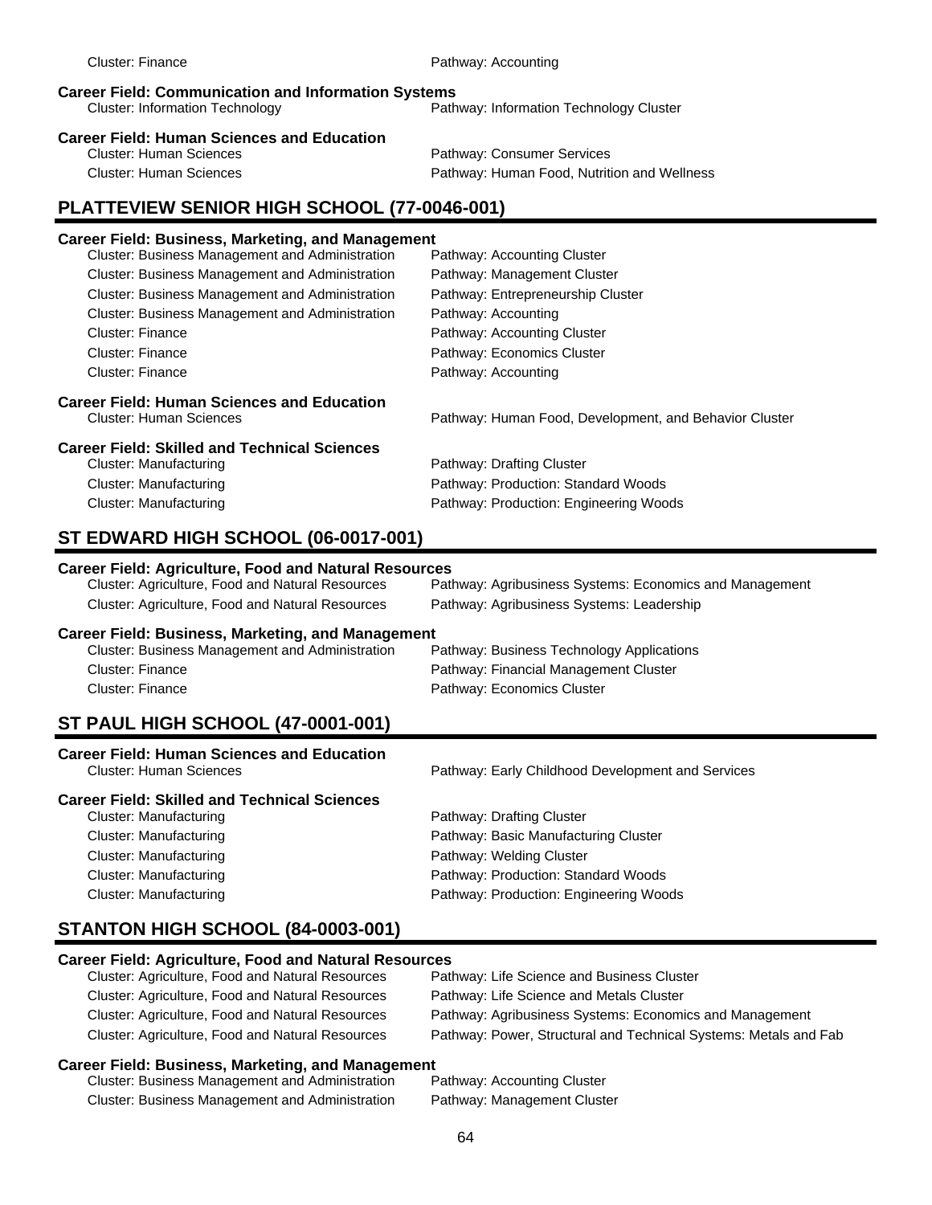| Cluster: Finance | Pathway: Accounting |
|---|---|

**Career Field: Communication and Information Systems**

| Cluster: Information Technology | Pathway: Information Technology Cluster |
|---|---|

**Career Field: Human Sciences and Education**

| Cluster | Pathway |
|---|---|
| Cluster: Human Sciences | Pathway: Consumer Services |
| Cluster: Human Sciences | Pathway: Human Food, Nutrition and Wellness |

## PLATTEVIEW SENIOR HIGH SCHOOL (77-0046-001)

**Career Field: Business, Marketing, and Management**

| Cluster | Pathway |
|---|---|
| Cluster: Business Management and Administration | Pathway: Accounting Cluster |
| Cluster: Business Management and Administration | Pathway: Management Cluster |
| Cluster: Business Management and Administration | Pathway: Entrepreneurship Cluster |
| Cluster: Business Management and Administration | Pathway: Accounting |
| Cluster: Finance | Pathway: Accounting Cluster |
| Cluster: Finance | Pathway: Economics Cluster |
| Cluster: Finance | Pathway: Accounting |

**Career Field: Human Sciences and Education**

| Cluster | Pathway |
|---|---|
| Cluster: Human Sciences | Pathway: Human Food, Development, and Behavior Cluster |

**Career Field: Skilled and Technical Sciences**

| Cluster | Pathway |
|---|---|
| Cluster: Manufacturing | Pathway: Drafting Cluster |
| Cluster: Manufacturing | Pathway: Production: Standard Woods |
| Cluster: Manufacturing | Pathway: Production: Engineering Woods |

## ST EDWARD HIGH SCHOOL (06-0017-001)

**Career Field: Agriculture, Food and Natural Resources**

| Cluster | Pathway |
|---|---|
| Cluster: Agriculture, Food and Natural Resources | Pathway: Agribusiness Systems: Economics and Management |
| Cluster: Agriculture, Food and Natural Resources | Pathway: Agribusiness Systems: Leadership |

**Career Field: Business, Marketing, and Management**

| Cluster | Pathway |
|---|---|
| Cluster: Business Management and Administration | Pathway: Business Technology Applications |
| Cluster: Finance | Pathway: Financial Management Cluster |
| Cluster: Finance | Pathway: Economics Cluster |

## ST PAUL HIGH SCHOOL (47-0001-001)

**Career Field: Human Sciences and Education**

| Cluster | Pathway |
|---|---|
| Cluster: Human Sciences | Pathway: Early Childhood Development and Services |

**Career Field: Skilled and Technical Sciences**

| Cluster | Pathway |
|---|---|
| Cluster: Manufacturing | Pathway: Drafting Cluster |
| Cluster: Manufacturing | Pathway: Basic Manufacturing Cluster |
| Cluster: Manufacturing | Pathway: Welding Cluster |
| Cluster: Manufacturing | Pathway: Production: Standard Woods |
| Cluster: Manufacturing | Pathway: Production: Engineering Woods |

## STANTON HIGH SCHOOL (84-0003-001)

**Career Field: Agriculture, Food and Natural Resources**

| Cluster | Pathway |
|---|---|
| Cluster: Agriculture, Food and Natural Resources | Pathway: Life Science and Business Cluster |
| Cluster: Agriculture, Food and Natural Resources | Pathway: Life Science and Metals Cluster |
| Cluster: Agriculture, Food and Natural Resources | Pathway: Agribusiness Systems: Economics and Management |
| Cluster: Agriculture, Food and Natural Resources | Pathway: Power, Structural and Technical Systems: Metals and Fab |

**Career Field: Business, Marketing, and Management**

| Cluster | Pathway |
|---|---|
| Cluster: Business Management and Administration | Pathway: Accounting Cluster |
| Cluster: Business Management and Administration | Pathway: Management Cluster |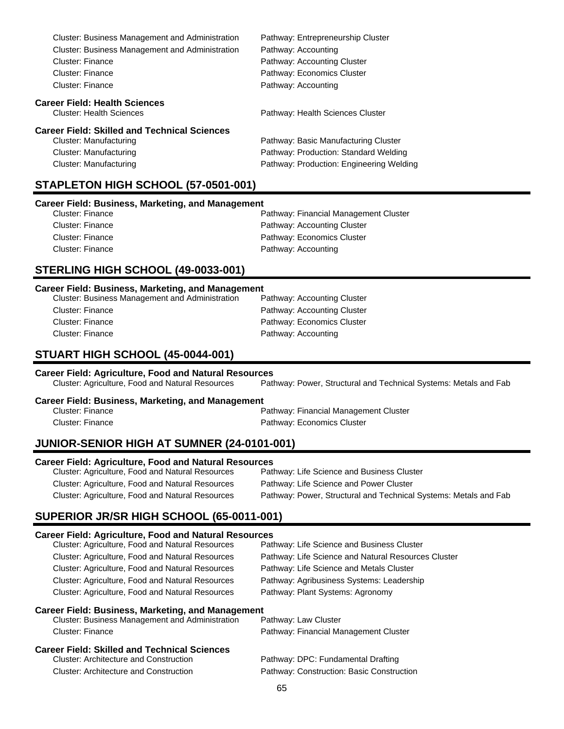Cluster: Business Management and Administration — Pathway: Entrepreneurship Cluster
Cluster: Business Management and Administration — Pathway: Accounting
Cluster: Finance — Pathway: Accounting Cluster
Cluster: Finance — Pathway: Economics Cluster
Cluster: Finance — Pathway: Accounting

**Career Field: Health Sciences**

Cluster: Health Sciences — Pathway: Health Sciences Cluster

**Career Field: Skilled and Technical Sciences**

Cluster: Manufacturing — Pathway: Basic Manufacturing Cluster
Cluster: Manufacturing — Pathway: Production: Standard Welding
Cluster: Manufacturing — Pathway: Production: Engineering Welding

## STAPLETON HIGH SCHOOL (57-0501-001)

**Career Field: Business, Marketing, and Management**

Cluster: Finance — Pathway: Financial Management Cluster
Cluster: Finance — Pathway: Accounting Cluster
Cluster: Finance — Pathway: Economics Cluster
Cluster: Finance — Pathway: Accounting

## STERLING HIGH SCHOOL (49-0033-001)

**Career Field: Business, Marketing, and Management**

Cluster: Business Management and Administration — Pathway: Accounting Cluster
Cluster: Finance — Pathway: Accounting Cluster
Cluster: Finance — Pathway: Economics Cluster
Cluster: Finance — Pathway: Accounting

## STUART HIGH SCHOOL (45-0044-001)

**Career Field: Agriculture, Food and Natural Resources**

Cluster: Agriculture, Food and Natural Resources — Pathway: Power, Structural and Technical Systems: Metals and Fab

**Career Field: Business, Marketing, and Management**

Cluster: Finance — Pathway: Financial Management Cluster
Cluster: Finance — Pathway: Economics Cluster

## JUNIOR-SENIOR HIGH AT SUMNER (24-0101-001)

**Career Field: Agriculture, Food and Natural Resources**

Cluster: Agriculture, Food and Natural Resources — Pathway: Life Science and Business Cluster
Cluster: Agriculture, Food and Natural Resources — Pathway: Life Science and Power Cluster
Cluster: Agriculture, Food and Natural Resources — Pathway: Power, Structural and Technical Systems: Metals and Fab

## SUPERIOR JR/SR HIGH SCHOOL (65-0011-001)

**Career Field: Agriculture, Food and Natural Resources**

Cluster: Agriculture, Food and Natural Resources — Pathway: Life Science and Business Cluster
Cluster: Agriculture, Food and Natural Resources — Pathway: Life Science and Natural Resources Cluster
Cluster: Agriculture, Food and Natural Resources — Pathway: Life Science and Metals Cluster
Cluster: Agriculture, Food and Natural Resources — Pathway: Agribusiness Systems: Leadership
Cluster: Agriculture, Food and Natural Resources — Pathway: Plant Systems: Agronomy

**Career Field: Business, Marketing, and Management**

Cluster: Business Management and Administration — Pathway: Law Cluster
Cluster: Finance — Pathway: Financial Management Cluster

**Career Field: Skilled and Technical Sciences**

Cluster: Architecture and Construction — Pathway: DPC: Fundamental Drafting
Cluster: Architecture and Construction — Pathway: Construction: Basic Construction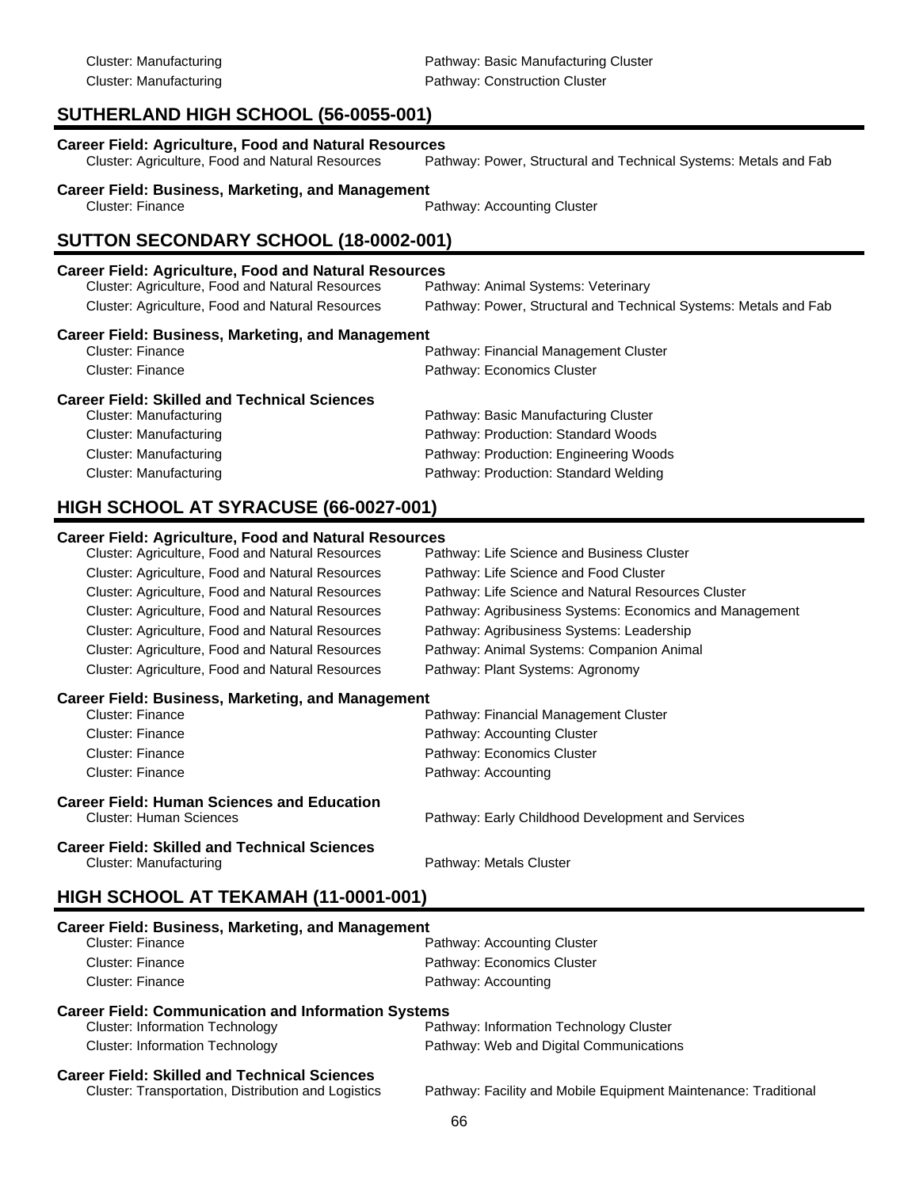Cluster: Manufacturing — Pathway: Basic Manufacturing Cluster
Cluster: Manufacturing — Pathway: Construction Cluster

## SUTHERLAND HIGH SCHOOL (56-0055-001)

**Career Field: Agriculture, Food and Natural Resources**

| Cluster | Pathway |
|---|---|
| Cluster: Agriculture, Food and Natural Resources | Pathway: Power, Structural and Technical Systems: Metals and Fab |

**Career Field: Business, Marketing, and Management**

| Cluster | Pathway |
|---|---|
| Cluster: Finance | Pathway: Accounting Cluster |

## SUTTON SECONDARY SCHOOL (18-0002-001)

**Career Field: Agriculture, Food and Natural Resources**

| Cluster | Pathway |
|---|---|
| Cluster: Agriculture, Food and Natural Resources | Pathway: Animal Systems: Veterinary |
| Cluster: Agriculture, Food and Natural Resources | Pathway: Power, Structural and Technical Systems: Metals and Fab |

**Career Field: Business, Marketing, and Management**

| Cluster | Pathway |
|---|---|
| Cluster: Finance | Pathway: Financial Management Cluster |
| Cluster: Finance | Pathway: Economics Cluster |

**Career Field: Skilled and Technical Sciences**

| Cluster | Pathway |
|---|---|
| Cluster: Manufacturing | Pathway: Basic Manufacturing Cluster |
| Cluster: Manufacturing | Pathway: Production: Standard Woods |
| Cluster: Manufacturing | Pathway: Production: Engineering Woods |
| Cluster: Manufacturing | Pathway: Production: Standard Welding |

## HIGH SCHOOL AT SYRACUSE (66-0027-001)

**Career Field: Agriculture, Food and Natural Resources**

| Cluster | Pathway |
|---|---|
| Cluster: Agriculture, Food and Natural Resources | Pathway: Life Science and Business Cluster |
| Cluster: Agriculture, Food and Natural Resources | Pathway: Life Science and Food Cluster |
| Cluster: Agriculture, Food and Natural Resources | Pathway: Life Science and Natural Resources Cluster |
| Cluster: Agriculture, Food and Natural Resources | Pathway: Agribusiness Systems: Economics and Management |
| Cluster: Agriculture, Food and Natural Resources | Pathway: Agribusiness Systems: Leadership |
| Cluster: Agriculture, Food and Natural Resources | Pathway: Animal Systems: Companion Animal |
| Cluster: Agriculture, Food and Natural Resources | Pathway: Plant Systems: Agronomy |

**Career Field: Business, Marketing, and Management**

| Cluster | Pathway |
|---|---|
| Cluster: Finance | Pathway: Financial Management Cluster |
| Cluster: Finance | Pathway: Accounting Cluster |
| Cluster: Finance | Pathway: Economics Cluster |
| Cluster: Finance | Pathway: Accounting |

**Career Field: Human Sciences and Education**

| Cluster | Pathway |
|---|---|
| Cluster: Human Sciences | Pathway: Early Childhood Development and Services |

**Career Field: Skilled and Technical Sciences**

| Cluster | Pathway |
|---|---|
| Cluster: Manufacturing | Pathway: Metals Cluster |

## HIGH SCHOOL AT TEKAMAH (11-0001-001)

**Career Field: Business, Marketing, and Management**

| Cluster | Pathway |
|---|---|
| Cluster: Finance | Pathway: Accounting Cluster |
| Cluster: Finance | Pathway: Economics Cluster |
| Cluster: Finance | Pathway: Accounting |

**Career Field: Communication and Information Systems**

| Cluster | Pathway |
|---|---|
| Cluster: Information Technology | Pathway: Information Technology Cluster |
| Cluster: Information Technology | Pathway: Web and Digital Communications |

**Career Field: Skilled and Technical Sciences**

| Cluster | Pathway |
|---|---|
| Cluster: Transportation, Distribution and Logistics | Pathway: Facility and Mobile Equipment Maintenance: Traditional |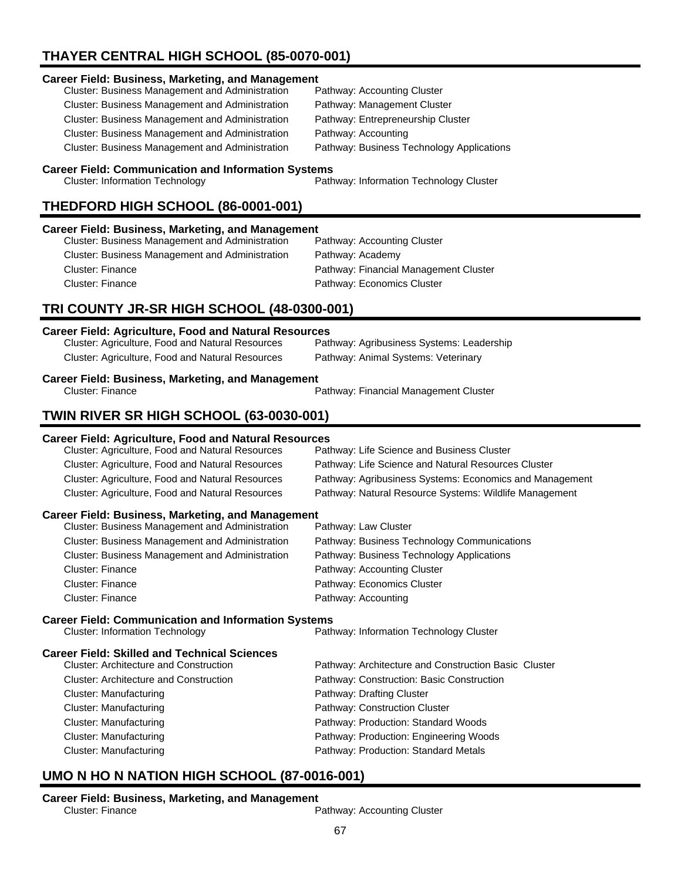## THAYER CENTRAL HIGH SCHOOL (85-0070-001)

### Career Field: Business, Marketing, and Management

| Cluster | Pathway |
|---|---|
| Cluster: Business Management and Administration | Pathway: Accounting Cluster |
| Cluster: Business Management and Administration | Pathway: Management Cluster |
| Cluster: Business Management and Administration | Pathway: Entrepreneurship Cluster |
| Cluster: Business Management and Administration | Pathway: Accounting |
| Cluster: Business Management and Administration | Pathway: Business Technology Applications |

### Career Field: Communication and Information Systems

| Cluster | Pathway |
|---|---|
| Cluster: Information Technology | Pathway: Information Technology Cluster |

## THEDFORD HIGH SCHOOL (86-0001-001)

### Career Field: Business, Marketing, and Management

| Cluster | Pathway |
|---|---|
| Cluster: Business Management and Administration | Pathway: Accounting Cluster |
| Cluster: Business Management and Administration | Pathway: Academy |
| Cluster: Finance | Pathway: Financial Management Cluster |
| Cluster: Finance | Pathway: Economics Cluster |

## TRI COUNTY JR-SR HIGH SCHOOL (48-0300-001)

### Career Field: Agriculture, Food and Natural Resources

| Cluster | Pathway |
|---|---|
| Cluster: Agriculture, Food and Natural Resources | Pathway: Agribusiness Systems: Leadership |
| Cluster: Agriculture, Food and Natural Resources | Pathway: Animal Systems: Veterinary |

### Career Field: Business, Marketing, and Management

| Cluster | Pathway |
|---|---|
| Cluster: Finance | Pathway: Financial Management Cluster |

## TWIN RIVER SR HIGH SCHOOL (63-0030-001)

### Career Field: Agriculture, Food and Natural Resources

| Cluster | Pathway |
|---|---|
| Cluster: Agriculture, Food and Natural Resources | Pathway: Life Science and Business Cluster |
| Cluster: Agriculture, Food and Natural Resources | Pathway: Life Science and Natural Resources Cluster |
| Cluster: Agriculture, Food and Natural Resources | Pathway: Agribusiness Systems: Economics and Management |
| Cluster: Agriculture, Food and Natural Resources | Pathway: Natural Resource Systems: Wildlife Management |

### Career Field: Business, Marketing, and Management

| Cluster | Pathway |
|---|---|
| Cluster: Business Management and Administration | Pathway: Law Cluster |
| Cluster: Business Management and Administration | Pathway: Business Technology Communications |
| Cluster: Business Management and Administration | Pathway: Business Technology Applications |
| Cluster: Finance | Pathway: Accounting Cluster |
| Cluster: Finance | Pathway: Economics Cluster |
| Cluster: Finance | Pathway: Accounting |

### Career Field: Communication and Information Systems

| Cluster | Pathway |
|---|---|
| Cluster: Information Technology | Pathway: Information Technology Cluster |

### Career Field: Skilled and Technical Sciences

| Cluster | Pathway |
|---|---|
| Cluster: Architecture and Construction | Pathway: Architecture and Construction Basic Cluster |
| Cluster: Architecture and Construction | Pathway: Construction: Basic Construction |
| Cluster: Manufacturing | Pathway: Drafting Cluster |
| Cluster: Manufacturing | Pathway: Construction Cluster |
| Cluster: Manufacturing | Pathway: Production: Standard Woods |
| Cluster: Manufacturing | Pathway: Production: Engineering Woods |
| Cluster: Manufacturing | Pathway: Production: Standard Metals |

## UMO N HO N NATION HIGH SCHOOL (87-0016-001)

### Career Field: Business, Marketing, and Management

| Cluster | Pathway |
|---|---|
| Cluster: Finance | Pathway: Accounting Cluster |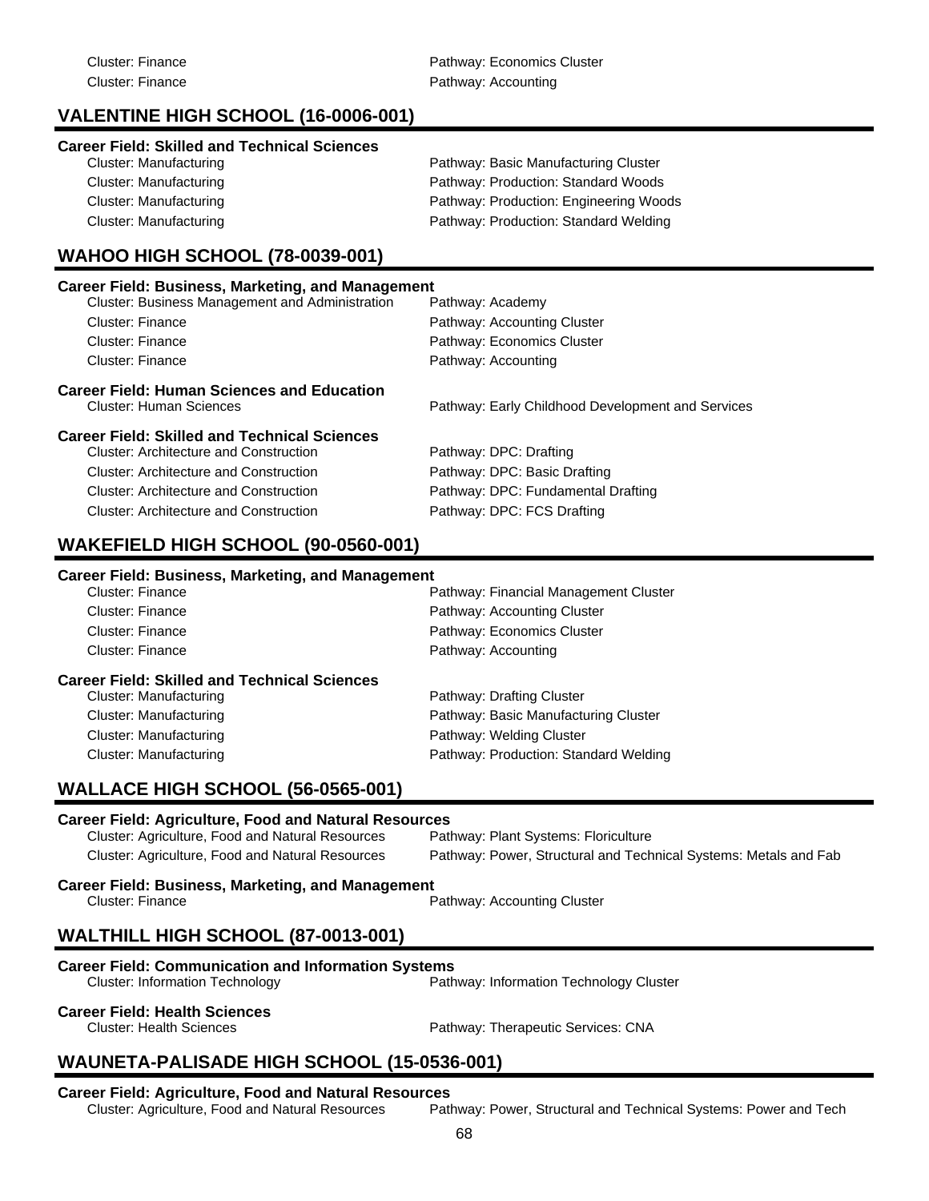Cluster: Finance — Pathway: Economics Cluster
Cluster: Finance — Pathway: Accounting

## VALENTINE HIGH SCHOOL (16-0006-001)

**Career Field: Skilled and Technical Sciences**

| Cluster | Pathway |
|---|---|
| Cluster: Manufacturing | Pathway: Basic Manufacturing Cluster |
| Cluster: Manufacturing | Pathway: Production: Standard Woods |
| Cluster: Manufacturing | Pathway: Production: Engineering Woods |
| Cluster: Manufacturing | Pathway: Production: Standard Welding |

## WAHOO HIGH SCHOOL (78-0039-001)

**Career Field: Business, Marketing, and Management**

| Cluster | Pathway |
|---|---|
| Cluster: Business Management and Administration | Pathway: Academy |
| Cluster: Finance | Pathway: Accounting Cluster |
| Cluster: Finance | Pathway: Economics Cluster |
| Cluster: Finance | Pathway: Accounting |

**Career Field: Human Sciences and Education**

| Cluster | Pathway |
|---|---|
| Cluster: Human Sciences | Pathway: Early Childhood Development and Services |

**Career Field: Skilled and Technical Sciences**

| Cluster | Pathway |
|---|---|
| Cluster: Architecture and Construction | Pathway: DPC: Drafting |
| Cluster: Architecture and Construction | Pathway: DPC: Basic Drafting |
| Cluster: Architecture and Construction | Pathway: DPC: Fundamental Drafting |
| Cluster: Architecture and Construction | Pathway: DPC: FCS Drafting |

## WAKEFIELD HIGH SCHOOL (90-0560-001)

**Career Field: Business, Marketing, and Management**

| Cluster | Pathway |
|---|---|
| Cluster: Finance | Pathway: Financial Management Cluster |
| Cluster: Finance | Pathway: Accounting Cluster |
| Cluster: Finance | Pathway: Economics Cluster |
| Cluster: Finance | Pathway: Accounting |

**Career Field: Skilled and Technical Sciences**

| Cluster | Pathway |
|---|---|
| Cluster: Manufacturing | Pathway: Drafting Cluster |
| Cluster: Manufacturing | Pathway: Basic Manufacturing Cluster |
| Cluster: Manufacturing | Pathway: Welding Cluster |
| Cluster: Manufacturing | Pathway: Production: Standard Welding |

## WALLACE HIGH SCHOOL (56-0565-001)

**Career Field: Agriculture, Food and Natural Resources**

| Cluster | Pathway |
|---|---|
| Cluster: Agriculture, Food and Natural Resources | Pathway: Plant Systems: Floriculture |
| Cluster: Agriculture, Food and Natural Resources | Pathway: Power, Structural and Technical Systems: Metals and Fab |

**Career Field: Business, Marketing, and Management**

| Cluster | Pathway |
|---|---|
| Cluster: Finance | Pathway: Accounting Cluster |

## WALTHILL HIGH SCHOOL (87-0013-001)

**Career Field: Communication and Information Systems**

| Cluster | Pathway |
|---|---|
| Cluster: Information Technology | Pathway: Information Technology Cluster |

**Career Field: Health Sciences**

| Cluster | Pathway |
|---|---|
| Cluster: Health Sciences | Pathway: Therapeutic Services: CNA |

## WAUNETA-PALISADE HIGH SCHOOL (15-0536-001)

**Career Field: Agriculture, Food and Natural Resources**

| Cluster | Pathway |
|---|---|
| Cluster: Agriculture, Food and Natural Resources | Pathway: Power, Structural and Technical Systems: Power and Tech |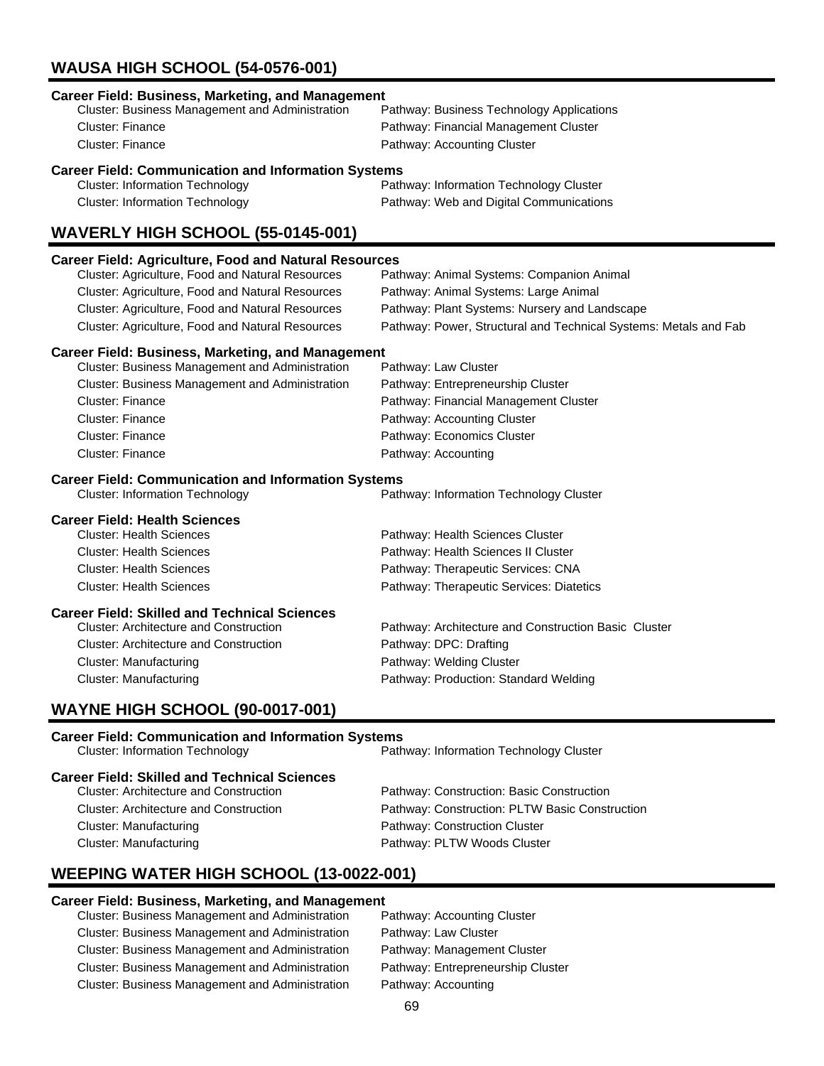## WAUSA HIGH SCHOOL (54-0576-001)

**Career Field: Business, Marketing, and Management**

| | |
|---|---|
| Cluster: Business Management and Administration | Pathway: Business Technology Applications |
| Cluster: Finance | Pathway: Financial Management Cluster |
| Cluster: Finance | Pathway: Accounting Cluster |

**Career Field: Communication and Information Systems**

| | |
|---|---|
| Cluster: Information Technology | Pathway: Information Technology Cluster |
| Cluster: Information Technology | Pathway: Web and Digital Communications |

## WAVERLY HIGH SCHOOL (55-0145-001)

**Career Field: Agriculture, Food and Natural Resources**

| | |
|---|---|
| Cluster: Agriculture, Food and Natural Resources | Pathway: Animal Systems: Companion Animal |
| Cluster: Agriculture, Food and Natural Resources | Pathway: Animal Systems: Large Animal |
| Cluster: Agriculture, Food and Natural Resources | Pathway: Plant Systems: Nursery and Landscape |
| Cluster: Agriculture, Food and Natural Resources | Pathway: Power, Structural and Technical Systems: Metals and Fab |

**Career Field: Business, Marketing, and Management**

| | |
|---|---|
| Cluster: Business Management and Administration | Pathway: Law Cluster |
| Cluster: Business Management and Administration | Pathway: Entrepreneurship Cluster |
| Cluster: Finance | Pathway: Financial Management Cluster |
| Cluster: Finance | Pathway: Accounting Cluster |
| Cluster: Finance | Pathway: Economics Cluster |
| Cluster: Finance | Pathway: Accounting |

**Career Field: Communication and Information Systems**

| | |
|---|---|
| Cluster: Information Technology | Pathway: Information Technology Cluster |

**Career Field: Health Sciences**

| | |
|---|---|
| Cluster: Health Sciences | Pathway: Health Sciences Cluster |
| Cluster: Health Sciences | Pathway: Health Sciences II Cluster |
| Cluster: Health Sciences | Pathway: Therapeutic Services: CNA |
| Cluster: Health Sciences | Pathway: Therapeutic Services: Diatetics |

**Career Field: Skilled and Technical Sciences**

| | |
|---|---|
| Cluster: Architecture and Construction | Pathway: Architecture and Construction Basic Cluster |
| Cluster: Architecture and Construction | Pathway: DPC: Drafting |
| Cluster: Manufacturing | Pathway: Welding Cluster |
| Cluster: Manufacturing | Pathway: Production: Standard Welding |

## WAYNE HIGH SCHOOL (90-0017-001)

**Career Field: Communication and Information Systems**

| | |
|---|---|
| Cluster: Information Technology | Pathway: Information Technology Cluster |

**Career Field: Skilled and Technical Sciences**

| | |
|---|---|
| Cluster: Architecture and Construction | Pathway: Construction: Basic Construction |
| Cluster: Architecture and Construction | Pathway: Construction: PLTW Basic Construction |
| Cluster: Manufacturing | Pathway: Construction Cluster |
| Cluster: Manufacturing | Pathway: PLTW Woods Cluster |

## WEEPING WATER HIGH SCHOOL (13-0022-001)

**Career Field: Business, Marketing, and Management**

| | |
|---|---|
| Cluster: Business Management and Administration | Pathway: Accounting Cluster |
| Cluster: Business Management and Administration | Pathway: Law Cluster |
| Cluster: Business Management and Administration | Pathway: Management Cluster |
| Cluster: Business Management and Administration | Pathway: Entrepreneurship Cluster |
| Cluster: Business Management and Administration | Pathway: Accounting |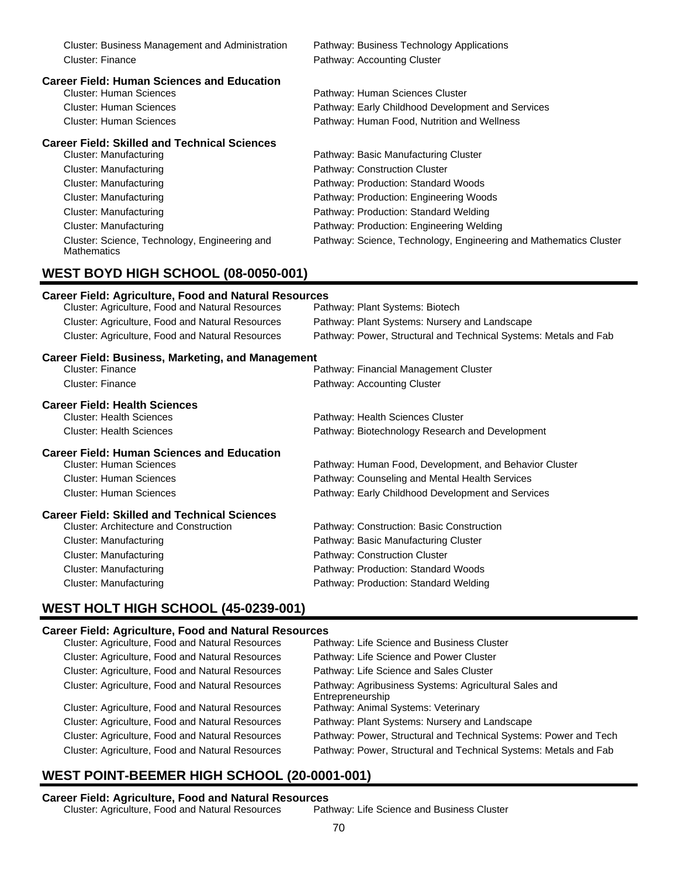Cluster: Business Management and Administration — Pathway: Business Technology Applications

Cluster: Finance — Pathway: Accounting Cluster

**Career Field: Human Sciences and Education**

Cluster: Human Sciences — Pathway: Human Sciences Cluster

Cluster: Human Sciences — Pathway: Early Childhood Development and Services

Cluster: Human Sciences — Pathway: Human Food, Nutrition and Wellness

**Career Field: Skilled and Technical Sciences**

Cluster: Manufacturing — Pathway: Basic Manufacturing Cluster

Cluster: Manufacturing — Pathway: Construction Cluster

Cluster: Manufacturing — Pathway: Production: Standard Woods

Cluster: Manufacturing — Pathway: Production: Engineering Woods

Cluster: Manufacturing — Pathway: Production: Standard Welding

Cluster: Manufacturing — Pathway: Production: Engineering Welding

Cluster: Science, Technology, Engineering and Mathematics — Pathway: Science, Technology, Engineering and Mathematics Cluster

## WEST BOYD HIGH SCHOOL (08-0050-001)

**Career Field: Agriculture, Food and Natural Resources**

Cluster: Agriculture, Food and Natural Resources — Pathway: Plant Systems: Biotech

Cluster: Agriculture, Food and Natural Resources — Pathway: Plant Systems: Nursery and Landscape

Cluster: Agriculture, Food and Natural Resources — Pathway: Power, Structural and Technical Systems: Metals and Fab

**Career Field: Business, Marketing, and Management**

Cluster: Finance — Pathway: Financial Management Cluster

Cluster: Finance — Pathway: Accounting Cluster

**Career Field: Health Sciences**

Cluster: Health Sciences — Pathway: Health Sciences Cluster

Cluster: Health Sciences — Pathway: Biotechnology Research and Development

**Career Field: Human Sciences and Education**

Cluster: Human Sciences — Pathway: Human Food, Development, and Behavior Cluster

Cluster: Human Sciences — Pathway: Counseling and Mental Health Services

Cluster: Human Sciences — Pathway: Early Childhood Development and Services

**Career Field: Skilled and Technical Sciences**

Cluster: Architecture and Construction — Pathway: Construction: Basic Construction

Cluster: Manufacturing — Pathway: Basic Manufacturing Cluster

Cluster: Manufacturing — Pathway: Construction Cluster

Cluster: Manufacturing — Pathway: Production: Standard Woods

Cluster: Manufacturing — Pathway: Production: Standard Welding

## WEST HOLT HIGH SCHOOL (45-0239-001)

**Career Field: Agriculture, Food and Natural Resources**

Cluster: Agriculture, Food and Natural Resources — Pathway: Life Science and Business Cluster

Cluster: Agriculture, Food and Natural Resources — Pathway: Life Science and Power Cluster

Cluster: Agriculture, Food and Natural Resources — Pathway: Life Science and Sales Cluster

Cluster: Agriculture, Food and Natural Resources — Pathway: Agribusiness Systems: Agricultural Sales and Entrepreneurship

Cluster: Agriculture, Food and Natural Resources — Pathway: Animal Systems: Veterinary

Cluster: Agriculture, Food and Natural Resources — Pathway: Plant Systems: Nursery and Landscape

Cluster: Agriculture, Food and Natural Resources — Pathway: Power, Structural and Technical Systems: Power and Tech

Cluster: Agriculture, Food and Natural Resources — Pathway: Power, Structural and Technical Systems: Metals and Fab

## WEST POINT-BEEMER HIGH SCHOOL (20-0001-001)

**Career Field: Agriculture, Food and Natural Resources**

Cluster: Agriculture, Food and Natural Resources — Pathway: Life Science and Business Cluster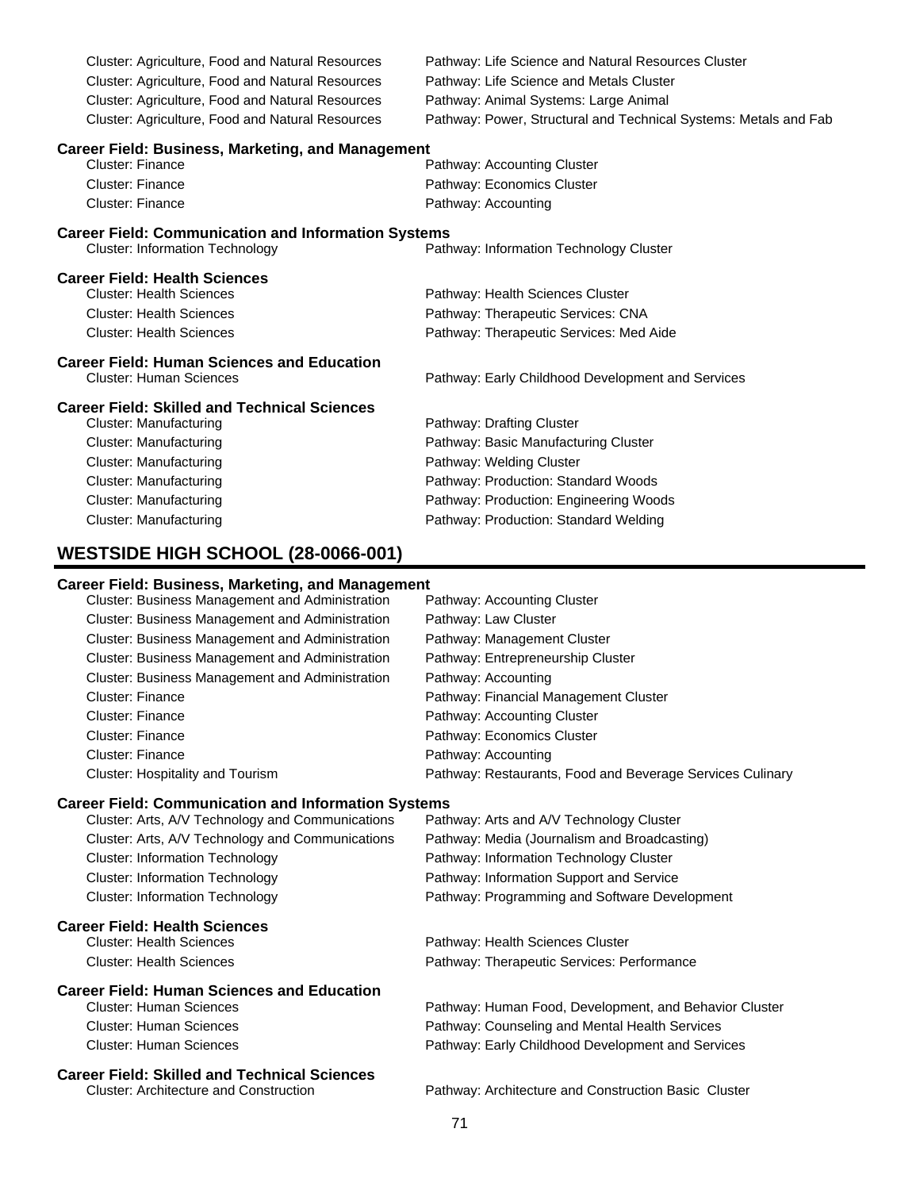Cluster: Agriculture, Food and Natural Resources — Pathway: Life Science and Natural Resources Cluster
Cluster: Agriculture, Food and Natural Resources — Pathway: Life Science and Metals Cluster
Cluster: Agriculture, Food and Natural Resources — Pathway: Animal Systems: Large Animal
Cluster: Agriculture, Food and Natural Resources — Pathway: Power, Structural and Technical Systems: Metals and Fab

**Career Field: Business, Marketing, and Management**

Cluster: Finance — Pathway: Accounting Cluster
Cluster: Finance — Pathway: Economics Cluster
Cluster: Finance — Pathway: Accounting

**Career Field: Communication and Information Systems**

Cluster: Information Technology — Pathway: Information Technology Cluster

**Career Field: Health Sciences**

Cluster: Health Sciences — Pathway: Health Sciences Cluster
Cluster: Health Sciences — Pathway: Therapeutic Services: CNA
Cluster: Health Sciences — Pathway: Therapeutic Services: Med Aide

**Career Field: Human Sciences and Education**

Cluster: Human Sciences — Pathway: Early Childhood Development and Services

**Career Field: Skilled and Technical Sciences**

Cluster: Manufacturing — Pathway: Drafting Cluster
Cluster: Manufacturing — Pathway: Basic Manufacturing Cluster
Cluster: Manufacturing — Pathway: Welding Cluster
Cluster: Manufacturing — Pathway: Production: Standard Woods
Cluster: Manufacturing — Pathway: Production: Engineering Woods
Cluster: Manufacturing — Pathway: Production: Standard Welding

## WESTSIDE HIGH SCHOOL (28-0066-001)

**Career Field: Business, Marketing, and Management**

Cluster: Business Management and Administration — Pathway: Accounting Cluster
Cluster: Business Management and Administration — Pathway: Law Cluster
Cluster: Business Management and Administration — Pathway: Management Cluster
Cluster: Business Management and Administration — Pathway: Entrepreneurship Cluster
Cluster: Business Management and Administration — Pathway: Accounting
Cluster: Finance — Pathway: Financial Management Cluster
Cluster: Finance — Pathway: Accounting Cluster
Cluster: Finance — Pathway: Economics Cluster
Cluster: Finance — Pathway: Accounting
Cluster: Hospitality and Tourism — Pathway: Restaurants, Food and Beverage Services Culinary

**Career Field: Communication and Information Systems**

Cluster: Arts, A/V Technology and Communications — Pathway: Arts and A/V Technology Cluster
Cluster: Arts, A/V Technology and Communications — Pathway: Media (Journalism and Broadcasting)
Cluster: Information Technology — Pathway: Information Technology Cluster
Cluster: Information Technology — Pathway: Information Support and Service
Cluster: Information Technology — Pathway: Programming and Software Development

**Career Field: Health Sciences**

Cluster: Health Sciences — Pathway: Health Sciences Cluster
Cluster: Health Sciences — Pathway: Therapeutic Services: Performance

**Career Field: Human Sciences and Education**

Cluster: Human Sciences — Pathway: Human Food, Development, and Behavior Cluster
Cluster: Human Sciences — Pathway: Counseling and Mental Health Services
Cluster: Human Sciences — Pathway: Early Childhood Development and Services

**Career Field: Skilled and Technical Sciences**

Cluster: Architecture and Construction — Pathway: Architecture and Construction Basic Cluster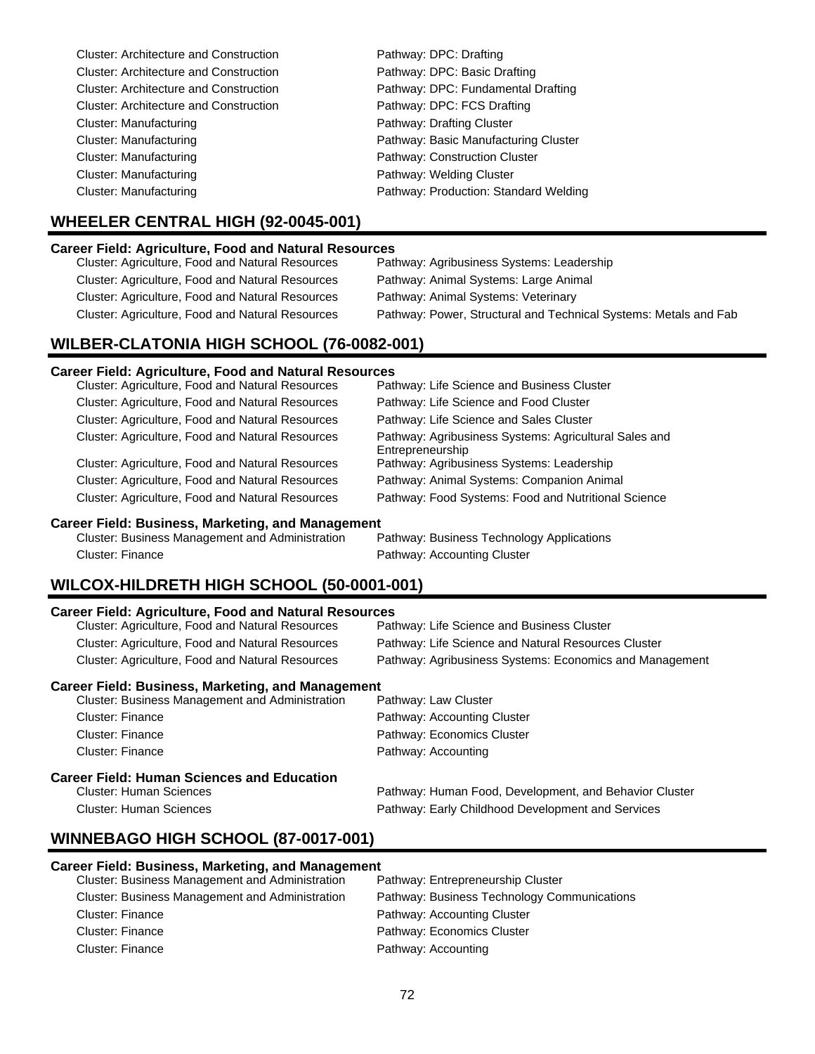Cluster: Architecture and Construction | Pathway: DPC: Drafting
Cluster: Architecture and Construction | Pathway: DPC: Basic Drafting
Cluster: Architecture and Construction | Pathway: DPC: Fundamental Drafting
Cluster: Architecture and Construction | Pathway: DPC: FCS Drafting
Cluster: Manufacturing | Pathway: Drafting Cluster
Cluster: Manufacturing | Pathway: Basic Manufacturing Cluster
Cluster: Manufacturing | Pathway: Construction Cluster
Cluster: Manufacturing | Pathway: Welding Cluster
Cluster: Manufacturing | Pathway: Production: Standard Welding

## WHEELER CENTRAL HIGH (92-0045-001)

**Career Field: Agriculture, Food and Natural Resources**

| Cluster | Pathway |
|---|---|
| Cluster: Agriculture, Food and Natural Resources | Pathway: Agribusiness Systems: Leadership |
| Cluster: Agriculture, Food and Natural Resources | Pathway: Animal Systems: Large Animal |
| Cluster: Agriculture, Food and Natural Resources | Pathway: Animal Systems: Veterinary |
| Cluster: Agriculture, Food and Natural Resources | Pathway: Power, Structural and Technical Systems: Metals and Fab |

## WILBER-CLATONIA HIGH SCHOOL (76-0082-001)

**Career Field: Agriculture, Food and Natural Resources**

| Cluster | Pathway |
|---|---|
| Cluster: Agriculture, Food and Natural Resources | Pathway: Life Science and Business Cluster |
| Cluster: Agriculture, Food and Natural Resources | Pathway: Life Science and Food Cluster |
| Cluster: Agriculture, Food and Natural Resources | Pathway: Life Science and Sales Cluster |
| Cluster: Agriculture, Food and Natural Resources | Pathway: Agribusiness Systems: Agricultural Sales and Entrepreneurship |
| Cluster: Agriculture, Food and Natural Resources | Pathway: Agribusiness Systems: Leadership |
| Cluster: Agriculture, Food and Natural Resources | Pathway: Animal Systems: Companion Animal |
| Cluster: Agriculture, Food and Natural Resources | Pathway: Food Systems: Food and Nutritional Science |

**Career Field: Business, Marketing, and Management**

| Cluster | Pathway |
|---|---|
| Cluster: Business Management and Administration | Pathway: Business Technology Applications |
| Cluster: Finance | Pathway: Accounting Cluster |

## WILCOX-HILDRETH HIGH SCHOOL (50-0001-001)

**Career Field: Agriculture, Food and Natural Resources**

| Cluster | Pathway |
|---|---|
| Cluster: Agriculture, Food and Natural Resources | Pathway: Life Science and Business Cluster |
| Cluster: Agriculture, Food and Natural Resources | Pathway: Life Science and Natural Resources Cluster |
| Cluster: Agriculture, Food and Natural Resources | Pathway: Agribusiness Systems: Economics and Management |

**Career Field: Business, Marketing, and Management**

| Cluster | Pathway |
|---|---|
| Cluster: Business Management and Administration | Pathway: Law Cluster |
| Cluster: Finance | Pathway: Accounting Cluster |
| Cluster: Finance | Pathway: Economics Cluster |
| Cluster: Finance | Pathway: Accounting |

**Career Field: Human Sciences and Education**

| Cluster | Pathway |
|---|---|
| Cluster: Human Sciences | Pathway: Human Food, Development, and Behavior Cluster |
| Cluster: Human Sciences | Pathway: Early Childhood Development and Services |

## WINNEBAGO HIGH SCHOOL (87-0017-001)

**Career Field: Business, Marketing, and Management**

| Cluster | Pathway |
|---|---|
| Cluster: Business Management and Administration | Pathway: Entrepreneurship Cluster |
| Cluster: Business Management and Administration | Pathway: Business Technology Communications |
| Cluster: Finance | Pathway: Accounting Cluster |
| Cluster: Finance | Pathway: Economics Cluster |
| Cluster: Finance | Pathway: Accounting |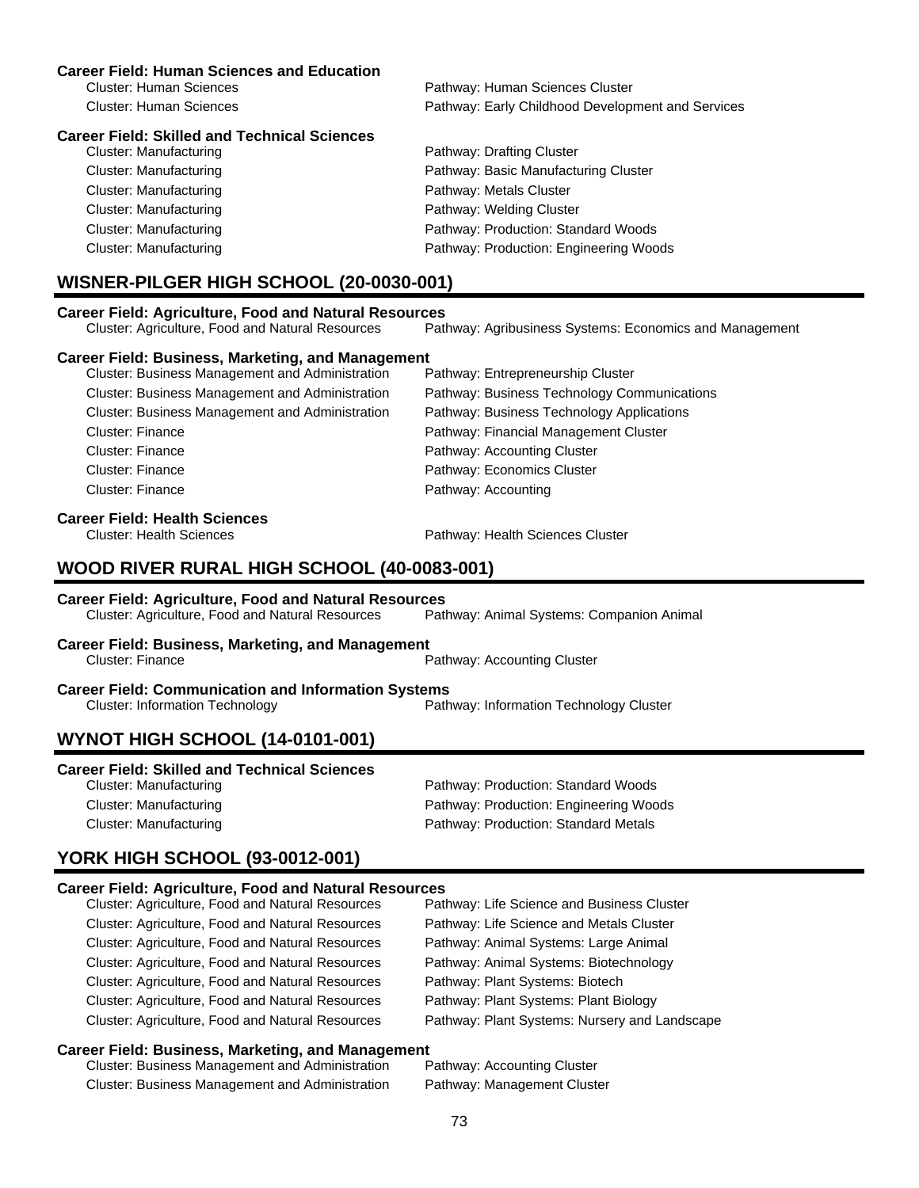**Career Field: Human Sciences and Education**

| Cluster | Pathway |
|---|---|
| Cluster: Human Sciences | Pathway: Human Sciences Cluster |
| Cluster: Human Sciences | Pathway: Early Childhood Development and Services |

**Career Field: Skilled and Technical Sciences**

| Cluster | Pathway |
|---|---|
| Cluster: Manufacturing | Pathway: Drafting Cluster |
| Cluster: Manufacturing | Pathway: Basic Manufacturing Cluster |
| Cluster: Manufacturing | Pathway: Metals Cluster |
| Cluster: Manufacturing | Pathway: Welding Cluster |
| Cluster: Manufacturing | Pathway: Production: Standard Woods |
| Cluster: Manufacturing | Pathway: Production: Engineering Woods |

## WISNER-PILGER HIGH SCHOOL (20-0030-001)

**Career Field: Agriculture, Food and Natural Resources**

| Cluster | Pathway |
|---|---|
| Cluster: Agriculture, Food and Natural Resources | Pathway: Agribusiness Systems: Economics and Management |

**Career Field: Business, Marketing, and Management**

| Cluster | Pathway |
|---|---|
| Cluster: Business Management and Administration | Pathway: Entrepreneurship Cluster |
| Cluster: Business Management and Administration | Pathway: Business Technology Communications |
| Cluster: Business Management and Administration | Pathway: Business Technology Applications |
| Cluster: Finance | Pathway: Financial Management Cluster |
| Cluster: Finance | Pathway: Accounting Cluster |
| Cluster: Finance | Pathway: Economics Cluster |
| Cluster: Finance | Pathway: Accounting |

**Career Field: Health Sciences**

| Cluster | Pathway |
|---|---|
| Cluster: Health Sciences | Pathway: Health Sciences Cluster |

## WOOD RIVER RURAL HIGH SCHOOL (40-0083-001)

**Career Field: Agriculture, Food and Natural Resources**

| Cluster | Pathway |
|---|---|
| Cluster: Agriculture, Food and Natural Resources | Pathway: Animal Systems: Companion Animal |

**Career Field: Business, Marketing, and Management**

| Cluster | Pathway |
|---|---|
| Cluster: Finance | Pathway: Accounting Cluster |

**Career Field: Communication and Information Systems**

| Cluster | Pathway |
|---|---|
| Cluster: Information Technology | Pathway: Information Technology Cluster |

## WYNOT HIGH SCHOOL (14-0101-001)

**Career Field: Skilled and Technical Sciences**

| Cluster | Pathway |
|---|---|
| Cluster: Manufacturing | Pathway: Production: Standard Woods |
| Cluster: Manufacturing | Pathway: Production: Engineering Woods |
| Cluster: Manufacturing | Pathway: Production: Standard Metals |

## YORK HIGH SCHOOL (93-0012-001)

**Career Field: Agriculture, Food and Natural Resources**

| Cluster | Pathway |
|---|---|
| Cluster: Agriculture, Food and Natural Resources | Pathway: Life Science and Business Cluster |
| Cluster: Agriculture, Food and Natural Resources | Pathway: Life Science and Metals Cluster |
| Cluster: Agriculture, Food and Natural Resources | Pathway: Animal Systems: Large Animal |
| Cluster: Agriculture, Food and Natural Resources | Pathway: Animal Systems: Biotechnology |
| Cluster: Agriculture, Food and Natural Resources | Pathway: Plant Systems: Biotech |
| Cluster: Agriculture, Food and Natural Resources | Pathway: Plant Systems: Plant Biology |
| Cluster: Agriculture, Food and Natural Resources | Pathway: Plant Systems: Nursery and Landscape |

**Career Field: Business, Marketing, and Management**

| Cluster | Pathway |
|---|---|
| Cluster: Business Management and Administration | Pathway: Accounting Cluster |
| Cluster: Business Management and Administration | Pathway: Management Cluster |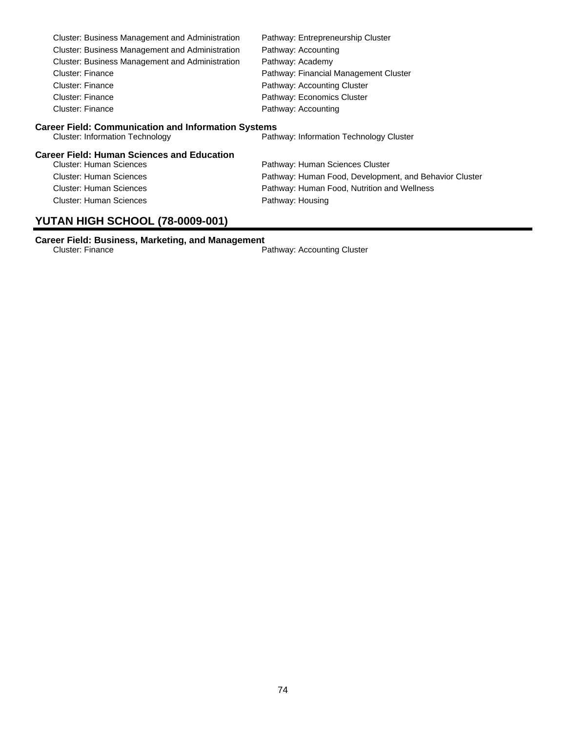| | |
|---|---|
| Cluster: Business Management and Administration | Pathway: Entrepreneurship Cluster |
| Cluster: Business Management and Administration | Pathway: Accounting |
| Cluster: Business Management and Administration | Pathway: Academy |
| Cluster: Finance | Pathway: Financial Management Cluster |
| Cluster: Finance | Pathway: Accounting Cluster |
| Cluster: Finance | Pathway: Economics Cluster |
| Cluster: Finance | Pathway: Accounting |

**Career Field: Communication and Information Systems**

| | |
|---|---|
| Cluster: Information Technology | Pathway: Information Technology Cluster |

**Career Field: Human Sciences and Education**

| | |
|---|---|
| Cluster: Human Sciences | Pathway: Human Sciences Cluster |
| Cluster: Human Sciences | Pathway: Human Food, Development, and Behavior Cluster |
| Cluster: Human Sciences | Pathway: Human Food, Nutrition and Wellness |
| Cluster: Human Sciences | Pathway: Housing |

## YUTAN HIGH SCHOOL (78-0009-001)

**Career Field: Business, Marketing, and Management**

| | |
|---|---|
| Cluster: Finance | Pathway: Accounting Cluster |